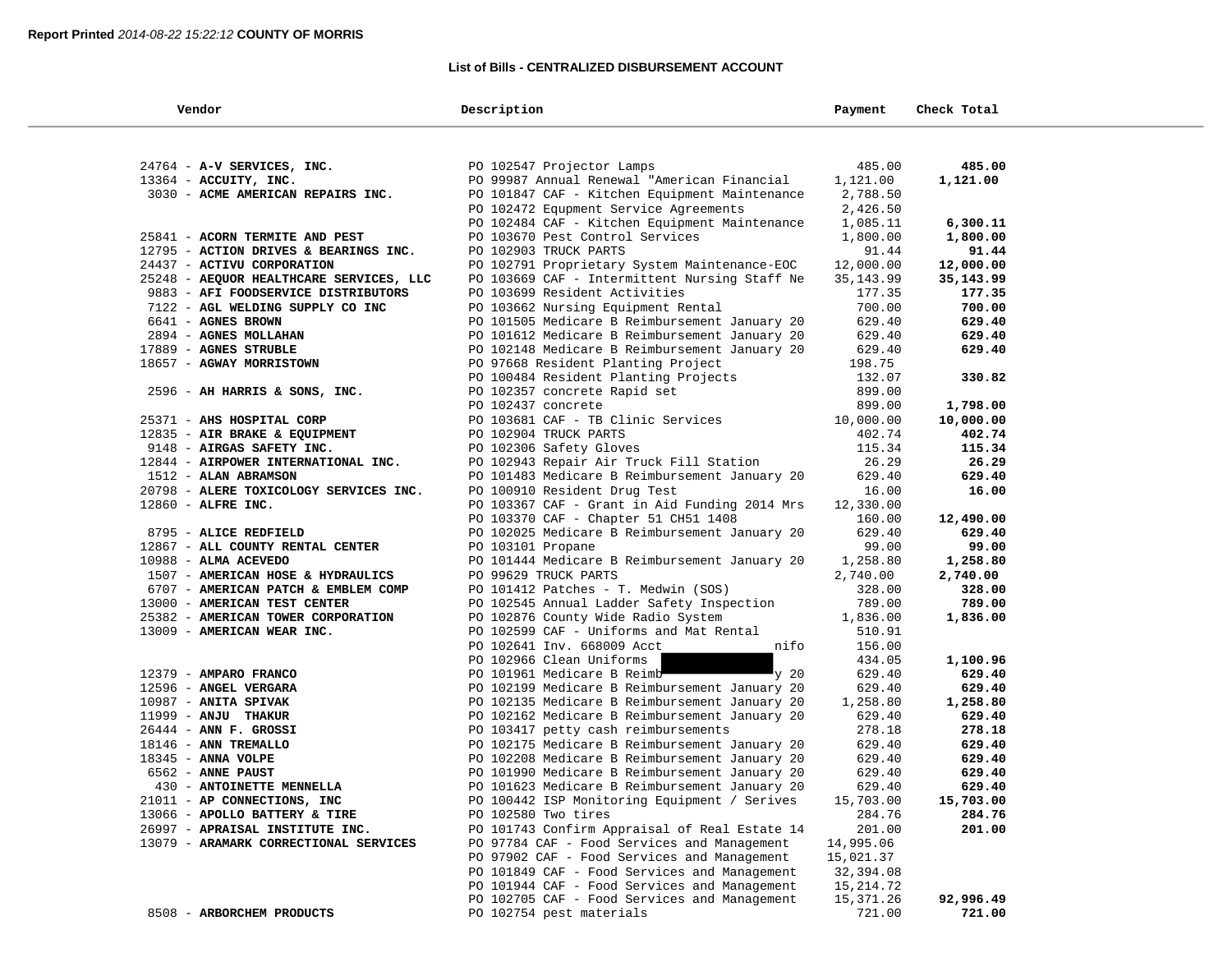**Report Printed** *2014-08-22 15:22:12* **COUNTY OF MORRIS**

**List of Bills - CENTRALIZED DISBURSEMENT ACCOUNT**

| Vendor | Description | Payment | Check Total |
|---|---|---|---|
| 24764 - **A-V SERVICES, INC.** | PO 102547 Projector Lamps | 485.00 | **485.00** |
| 13364 - **ACCUITY, INC.** | PO 99987 Annual Renewal "American Financial | 1,121.00 | **1,121.00** |
| 3030 - **ACME AMERICAN REPAIRS INC.** | PO 101847 CAF - Kitchen Equipment Maintenance | 2,788.50 | |
| | PO 102472 Equpment Service Agreements | 2,426.50 | |
| | PO 102484 CAF - Kitchen Equipment Maintenance | 1,085.11 | **6,300.11** |
| 25841 - **ACORN TERMITE AND PEST** | PO 103670 Pest Control Services | 1,800.00 | **1,800.00** |
| 12795 - **ACTION DRIVES & BEARINGS INC.** | PO 102903 TRUCK PARTS | 91.44 | **91.44** |
| 24437 - **ACTIVU CORPORATION** | PO 102791 Proprietary System Maintenance-EOC | 12,000.00 | **12,000.00** |
| 25248 - **AEQUOR HEALTHCARE SERVICES, LLC** | PO 103669 CAF - Intermittent Nursing Staff Ne | 35,143.99 | **35,143.99** |
| 9883 - **AFI FOODSERVICE DISTRIBUTORS** | PO 103699 Resident Activities | 177.35 | **177.35** |
| 7122 - **AGL WELDING SUPPLY CO INC** | PO 103662 Nursing Equipment Rental | 700.00 | **700.00** |
| 6641 - **AGNES BROWN** | PO 101505 Medicare B Reimbursement January 20 | 629.40 | **629.40** |
| 2894 - **AGNES MOLLAHAN** | PO 101612 Medicare B Reimbursement January 20 | 629.40 | **629.40** |
| 17889 - **AGNES STRUBLE** | PO 102148 Medicare B Reimbursement January 20 | 629.40 | **629.40** |
| 18657 - **AGWAY MORRISTOWN** | PO 97668 Resident Planting Project | 198.75 | |
| | PO 100484 Resident Planting Projects | 132.07 | **330.82** |
| 2596 - **AH HARRIS & SONS, INC.** | PO 102357 concrete Rapid set | 899.00 | |
| | PO 102437 concrete | 899.00 | **1,798.00** |
| 25371 - **AHS HOSPITAL CORP** | PO 103681 CAF - TB Clinic Services | 10,000.00 | **10,000.00** |
| 12835 - **AIR BRAKE & EQUIPMENT** | PO 102904 TRUCK PARTS | 402.74 | **402.74** |
| 9148 - **AIRGAS SAFETY INC.** | PO 102306 Safety Gloves | 115.34 | **115.34** |
| 12844 - **AIRPOWER INTERNATIONAL INC.** | PO 102943 Repair Air Truck Fill Station | 26.29 | **26.29** |
| 1512 - **ALAN ABRAMSON** | PO 101483 Medicare B Reimbursement January 20 | 629.40 | **629.40** |
| 20798 - **ALERE TOXICOLOGY SERVICES INC.** | PO 100910 Resident Drug Test | 16.00 | **16.00** |
| 12860 - **ALFRE INC.** | PO 103367 CAF - Grant in Aid Funding 2014 Mrs | 12,330.00 | |
| | PO 103370 CAF - Chapter 51 CH51 1408 | 160.00 | **12,490.00** |
| 8795 - **ALICE REDFIELD** | PO 102025 Medicare B Reimbursement January 20 | 629.40 | **629.40** |
| 12867 - **ALL COUNTY RENTAL CENTER** | PO 103101 Propane | 99.00 | **99.00** |
| 10988 - **ALMA ACEVEDO** | PO 101444 Medicare B Reimbursement January 20 | 1,258.80 | **1,258.80** |
| 1507 - **AMERICAN HOSE & HYDRAULICS** | PO 99629 TRUCK PARTS | 2,740.00 | **2,740.00** |
| 6707 - **AMERICAN PATCH & EMBLEM COMP** | PO 101412 Patches - T. Medwin (SOS) | 328.00 | **328.00** |
| 13000 - **AMERICAN TEST CENTER** | PO 102545 Annual Ladder Safety Inspection | 789.00 | **789.00** |
| 25382 - **AMERICAN TOWER CORPORATION** | PO 102876 County Wide Radio System | 1,836.00 | **1,836.00** |
| 13009 - **AMERICAN WEAR INC.** | PO 102599 CAF - Uniforms and Mat Rental | 510.91 | |
| | PO 102641 Inv. 668009 Acct [REDACTED] nifo | 156.00 | |
| | PO 102966 Clean Uniforms | 434.05 | **1,100.96** |
| 12379 - **AMPARO FRANCO** | PO 101961 Medicare B Reimb[REDACTED]y 20 | 629.40 | **629.40** |
| 12596 - **ANGEL VERGARA** | PO 102199 Medicare B Reimbursement January 20 | 629.40 | **629.40** |
| 10987 - **ANITA SPIVAK** | PO 102135 Medicare B Reimbursement January 20 | 1,258.80 | **1,258.80** |
| 11999 - **ANJU THAKUR** | PO 102162 Medicare B Reimbursement January 20 | 629.40 | **629.40** |
| 26444 - **ANN F. GROSSI** | PO 103417 petty cash reimbursements | 278.18 | **278.18** |
| 18146 - **ANN TREMALLO** | PO 102175 Medicare B Reimbursement January 20 | 629.40 | **629.40** |
| 18345 - **ANNA VOLPE** | PO 102208 Medicare B Reimbursement January 20 | 629.40 | **629.40** |
| 6562 - **ANNE PAUST** | PO 101990 Medicare B Reimbursement January 20 | 629.40 | **629.40** |
| 430 - **ANTOINETTE MENNELLA** | PO 101623 Medicare B Reimbursement January 20 | 629.40 | **629.40** |
| 21011 - **AP CONNECTIONS, INC** | PO 100442 ISP Monitoring Equipment / Serives | 15,703.00 | **15,703.00** |
| 13066 - **APOLLO BATTERY & TIRE** | PO 102580 Two tires | 284.76 | **284.76** |
| 26997 - **APRAISAL INSTITUTE INC.** | PO 101743 Confirm Appraisal of Real Estate 14 | 201.00 | **201.00** |
| 13079 - **ARAMARK CORRECTIONAL SERVICES** | PO 97784 CAF - Food Services and Management | 14,995.06 | |
| | PO 97902 CAF - Food Services and Management | 15,021.37 | |
| | PO 101849 CAF - Food Services and Management | 32,394.08 | |
| | PO 101944 CAF - Food Services and Management | 15,214.72 | |
| | PO 102705 CAF - Food Services and Management | 15,371.26 | **92,996.49** |
| 8508 - **ARBORCHEM PRODUCTS** | PO 102754 pest materials | 721.00 | **721.00** |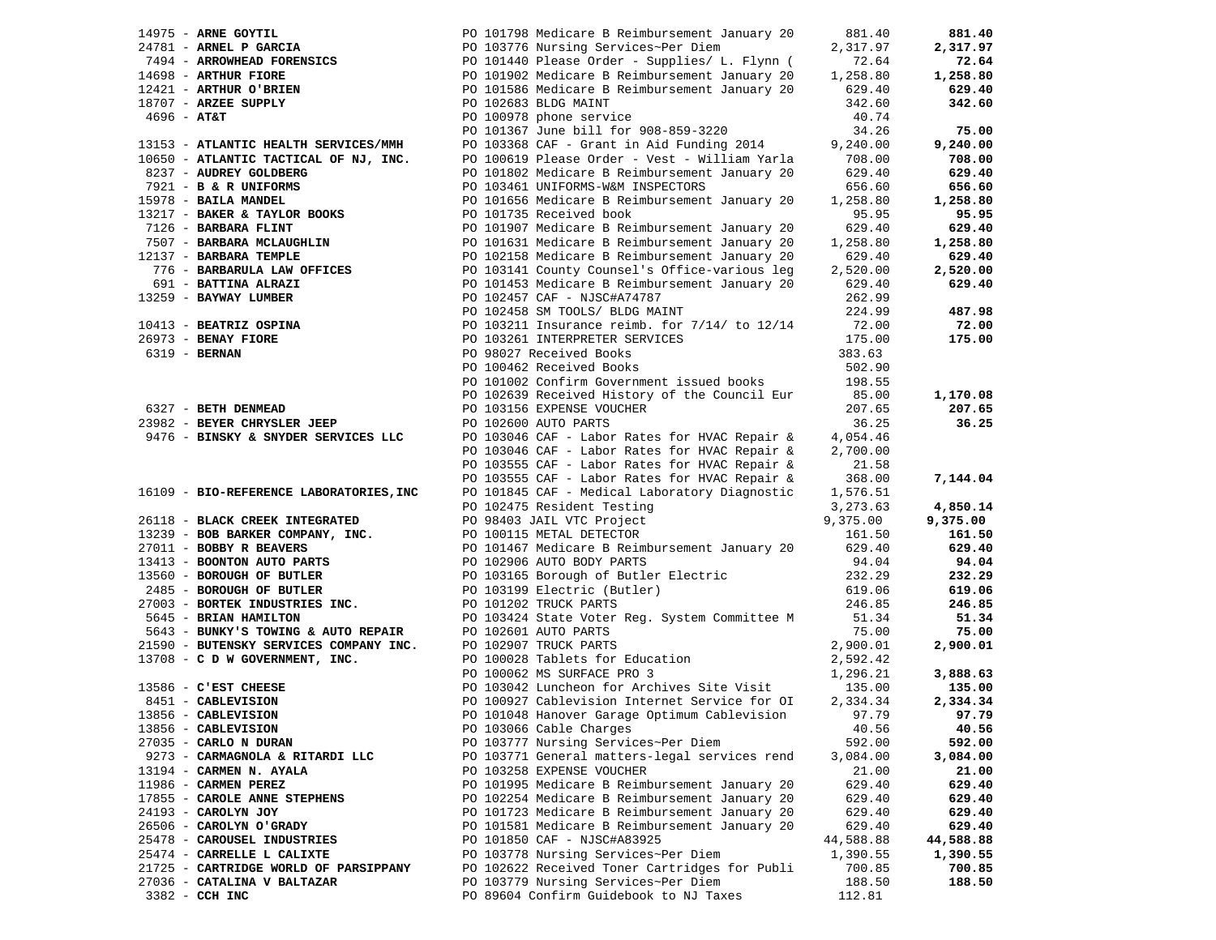| | | | |
|---|---|---|---|
| 14975 - **ARNE GOYTIL** | PO 101798 Medicare B Reimbursement January 20 | 881.40 | **881.40** |
| 24781 - **ARNEL P GARCIA** | PO 103776 Nursing Services~Per Diem | 2,317.97 | **2,317.97** |
| 7494 - **ARROWHEAD FORENSICS** | PO 101440 Please Order - Supplies/ L. Flynn ( | 72.64 | **72.64** |
| 14698 - **ARTHUR FIORE** | PO 101902 Medicare B Reimbursement January 20 | 1,258.80 | **1,258.80** |
| 12421 - **ARTHUR O'BRIEN** | PO 101586 Medicare B Reimbursement January 20 | 629.40 | **629.40** |
| 18707 - **ARZEE SUPPLY** | PO 102683 BLDG MAINT | 342.60 | **342.60** |
| 4696 - **AT&T** | PO 100978 phone service | 40.74 | |
| | PO 101367 June bill for 908-859-3220 | 34.26 | **75.00** |
| 13153 - **ATLANTIC HEALTH SERVICES/MMH** | PO 103368 CAF - Grant in Aid Funding 2014 | 9,240.00 | **9,240.00** |
| 10650 - **ATLANTIC TACTICAL OF NJ, INC.** | PO 100619 Please Order - Vest - William Yarla | 708.00 | **708.00** |
| 8237 - **AUDREY GOLDBERG** | PO 101802 Medicare B Reimbursement January 20 | 629.40 | **629.40** |
| 7921 - **B & R UNIFORMS** | PO 103461 UNIFORMS-W&M INSPECTORS | 656.60 | **656.60** |
| 15978 - **BAILA MANDEL** | PO 101656 Medicare B Reimbursement January 20 | 1,258.80 | **1,258.80** |
| 13217 - **BAKER & TAYLOR BOOKS** | PO 101735 Received book | 95.95 | **95.95** |
| 7126 - **BARBARA FLINT** | PO 101907 Medicare B Reimbursement January 20 | 629.40 | **629.40** |
| 7507 - **BARBARA MCLAUGHLIN** | PO 101631 Medicare B Reimbursement January 20 | 1,258.80 | **1,258.80** |
| 12137 - **BARBARA TEMPLE** | PO 102158 Medicare B Reimbursement January 20 | 629.40 | **629.40** |
| 776 - **BARBARULA LAW OFFICES** | PO 103141 County Counsel's Office-various leg | 2,520.00 | **2,520.00** |
| 691 - **BATTINA ALRAZI** | PO 101453 Medicare B Reimbursement January 20 | 629.40 | **629.40** |
| 13259 - **BAYWAY LUMBER** | PO 102457 CAF - NJSC#A74787 | 262.99 | |
| | PO 102458 SM TOOLS/ BLDG MAINT | 224.99 | **487.98** |
| 10413 - **BEATRIZ OSPINA** | PO 103211 Insurance reimb. for 7/14/ to 12/14 | 72.00 | **72.00** |
| 26973 - **BENAY FIORE** | PO 103261 INTERPRETER SERVICES | 175.00 | **175.00** |
| 6319 - **BERNAN** | PO 98027 Received Books | 383.63 | |
| | PO 100462 Received Books | 502.90 | |
| | PO 101002 Confirm Government issued books | 198.55 | |
| | PO 102639 Received History of the Council Eur | 85.00 | **1,170.08** |
| 6327 - **BETH DENMEAD** | PO 103156 EXPENSE VOUCHER | 207.65 | **207.65** |
| 23982 - **BEYER CHRYSLER JEEP** | PO 102600 AUTO PARTS | 36.25 | **36.25** |
| 9476 - **BINSKY & SNYDER SERVICES LLC** | PO 103046 CAF - Labor Rates for HVAC Repair & | 4,054.46 | |
| | PO 103046 CAF - Labor Rates for HVAC Repair & | 2,700.00 | |
| | PO 103555 CAF - Labor Rates for HVAC Repair & | 21.58 | |
| | PO 103555 CAF - Labor Rates for HVAC Repair & | 368.00 | **7,144.04** |
| 16109 - **BIO-REFERENCE LABORATORIES,INC** | PO 101845 CAF - Medical Laboratory Diagnostic | 1,576.51 | |
| | PO 102475 Resident Testing | 3,273.63 | **4,850.14** |
| 26118 - **BLACK CREEK INTEGRATED** | PO 98403 JAIL VTC Project | 9,375.00 | **9,375.00** |
| 13239 - **BOB BARKER COMPANY, INC.** | PO 100115 METAL DETECTOR | 161.50 | **161.50** |
| 27011 - **BOBBY R BEAVERS** | PO 101467 Medicare B Reimbursement January 20 | 629.40 | **629.40** |
| 13413 - **BOONTON AUTO PARTS** | PO 102906 AUTO BODY PARTS | 94.04 | **94.04** |
| 13560 - **BOROUGH OF BUTLER** | PO 103165 Borough of Butler Electric | 232.29 | **232.29** |
| 2485 - **BOROUGH OF BUTLER** | PO 103199 Electric (Butler) | 619.06 | **619.06** |
| 27003 - **BORTEK INDUSTRIES INC.** | PO 101202 TRUCK PARTS | 246.85 | **246.85** |
| 5645 - **BRIAN HAMILTON** | PO 103424 State Voter Reg. System Committee M | 51.34 | **51.34** |
| 5643 - **BUNKY'S TOWING & AUTO REPAIR** | PO 102601 AUTO PARTS | 75.00 | **75.00** |
| 21590 - **BUTENSKY SERVICES COMPANY INC.** | PO 102907 TRUCK PARTS | 2,900.01 | **2,900.01** |
| 13708 - **C D W GOVERNMENT, INC.** | PO 100028 Tablets for Education | 2,592.42 | |
| | PO 100062 MS SURFACE PRO 3 | 1,296.21 | **3,888.63** |
| 13586 - **C'EST CHEESE** | PO 103042 Luncheon for Archives Site Visit | 135.00 | **135.00** |
| 8451 - **CABLEVISION** | PO 100927 Cablevision Internet Service for OI | 2,334.34 | **2,334.34** |
| 13856 - **CABLEVISION** | PO 101048 Hanover Garage Optimum Cablevision | 97.79 | **97.79** |
| 13856 - **CABLEVISION** | PO 103066 Cable Charges | 40.56 | **40.56** |
| 27035 - **CARLO N DURAN** | PO 103777 Nursing Services~Per Diem | 592.00 | **592.00** |
| 9273 - **CARMAGNOLA & RITARDI LLC** | PO 103771 General matters-legal services rend | 3,084.00 | **3,084.00** |
| 13194 - **CARMEN N. AYALA** | PO 103258 EXPENSE VOUCHER | 21.00 | **21.00** |
| 11986 - **CARMEN PEREZ** | PO 101995 Medicare B Reimbursement January 20 | 629.40 | **629.40** |
| 17855 - **CAROLE ANNE STEPHENS** | PO 102254 Medicare B Reimbursement January 20 | 629.40 | **629.40** |
| 24193 - **CAROLYN JOY** | PO 101723 Medicare B Reimbursement January 20 | 629.40 | **629.40** |
| 26506 - **CAROLYN O'GRADY** | PO 101581 Medicare B Reimbursement January 20 | 629.40 | **629.40** |
| 25478 - **CAROUSEL INDUSTRIES** | PO 101850 CAF - NJSC#A83925 | 44,588.88 | **44,588.88** |
| 25474 - **CARRELLE L CALIXTE** | PO 103778 Nursing Services~Per Diem | 1,390.55 | **1,390.55** |
| 21725 - **CARTRIDGE WORLD OF PARSIPPANY** | PO 102622 Received Toner Cartridges for Publi | 700.85 | **700.85** |
| 27036 - **CATALINA V BALTAZAR** | PO 103779 Nursing Services~Per Diem | 188.50 | **188.50** |
| 3382 - **CCH INC** | PO 89604 Confirm Guidebook to NJ Taxes | 112.81 | |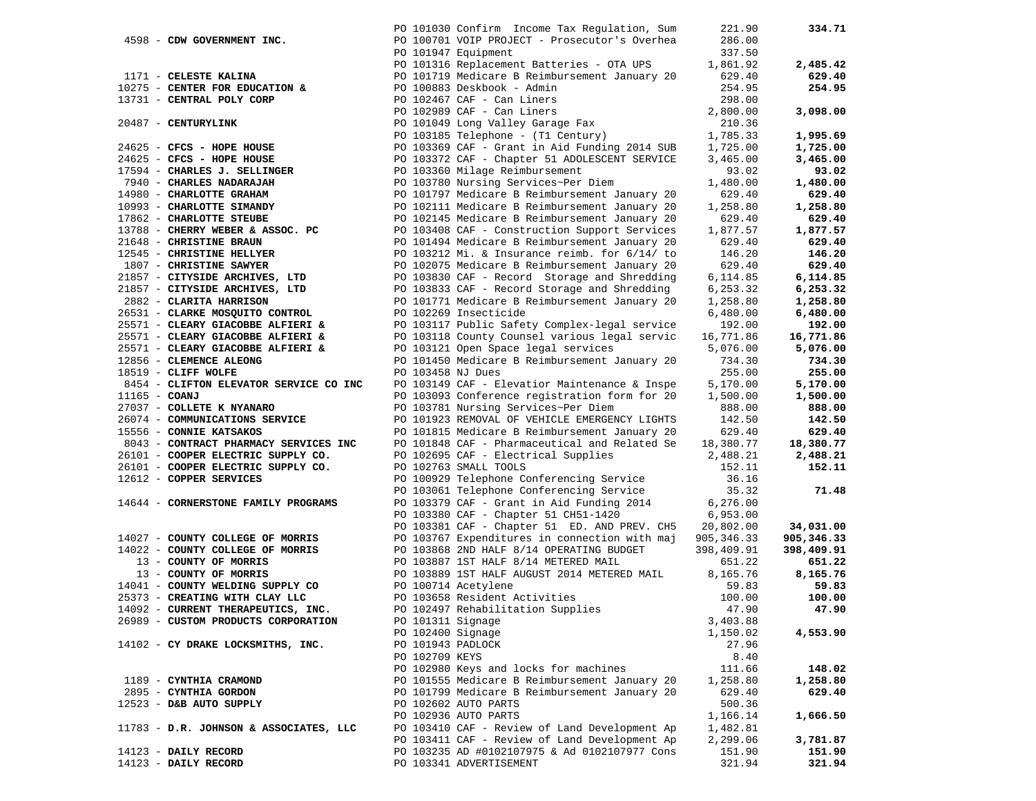| | | | |
|---|---|---|---|
| | PO 101030 Confirm Income Tax Regulation, Sum | 221.90 | **334.71** |
| 4598 - **CDW GOVERNMENT INC.** | PO 100701 VOIP PROJECT - Prosecutor's Overhea | 286.00 | |
| | PO 101947 Equipment | 337.50 | |
| | PO 101316 Replacement Batteries - OTA UPS | 1,861.92 | **2,485.42** |
| 1171 - **CELESTE KALINA** | PO 101719 Medicare B Reimbursement January 20 | 629.40 | **629.40** |
| 10275 - **CENTER FOR EDUCATION &** | PO 100883 Deskbook - Admin | 254.95 | **254.95** |
| 13731 - **CENTRAL POLY CORP** | PO 102467 CAF - Can Liners | 298.00 | |
| | PO 102989 CAF - Can Liners | 2,800.00 | **3,098.00** |
| 20487 - **CENTURYLINK** | PO 101049 Long Valley Garage Fax | 210.36 | |
| | PO 103185 Telephone - (T1 Century) | 1,785.33 | **1,995.69** |
| 24625 - **CFCS - HOPE HOUSE** | PO 103369 CAF - Grant in Aid Funding 2014 SUB | 1,725.00 | **1,725.00** |
| 24625 - **CFCS - HOPE HOUSE** | PO 103372 CAF - Chapter 51 ADOLESCENT SERVICE | 3,465.00 | **3,465.00** |
| 17594 - **CHARLES J. SELLINGER** | PO 103360 Milage Reimbursement | 93.02 | **93.02** |
| 7940 - **CHARLES NADARAJAH** | PO 103780 Nursing Services~Per Diem | 1,480.00 | **1,480.00** |
| 14980 - **CHARLOTTE GRAHAM** | PO 101797 Medicare B Reimbursement January 20 | 629.40 | **629.40** |
| 10993 - **CHARLOTTE SIMANDY** | PO 102111 Medicare B Reimbursement January 20 | 1,258.80 | **1,258.80** |
| 17862 - **CHARLOTTE STEUBE** | PO 102145 Medicare B Reimbursement January 20 | 629.40 | **629.40** |
| 13788 - **CHERRY WEBER & ASSOC. PC** | PO 103408 CAF - Construction Support Services | 1,877.57 | **1,877.57** |
| 21648 - **CHRISTINE BRAUN** | PO 101494 Medicare B Reimbursement January 20 | 629.40 | **629.40** |
| 12545 - **CHRISTINE HELLYER** | PO 103212 Mi. & Insurance reimb. for 6/14/ to | 146.20 | **146.20** |
| 1807 - **CHRISTINE SAWYER** | PO 102075 Medicare B Reimbursement January 20 | 629.40 | **629.40** |
| 21857 - **CITYSIDE ARCHIVES, LTD** | PO 103830 CAF - Record Storage and Shredding | 6,114.85 | **6,114.85** |
| 21857 - **CITYSIDE ARCHIVES, LTD** | PO 103833 CAF - Record Storage and Shredding | 6,253.32 | **6,253.32** |
| 2882 - **CLARITA HARRISON** | PO 101771 Medicare B Reimbursement January 20 | 1,258.80 | **1,258.80** |
| 26531 - **CLARKE MOSQUITO CONTROL** | PO 102269 Insecticide | 6,480.00 | **6,480.00** |
| 25571 - **CLEARY GIACOBBE ALFIERI &** | PO 103117 Public Safety Complex-legal service | 192.00 | **192.00** |
| 25571 - **CLEARY GIACOBBE ALFIERI &** | PO 103118 County Counsel various legal servic | 16,771.86 | **16,771.86** |
| 25571 - **CLEARY GIACOBBE ALFIERI &** | PO 103121 Open Space legal services | 5,076.00 | **5,076.00** |
| 12856 - **CLEMENCE ALEONG** | PO 101450 Medicare B Reimbursement January 20 | 734.30 | **734.30** |
| 18519 - **CLIFF WOLFE** | PO 103458 NJ Dues | 255.00 | **255.00** |
| 8454 - **CLIFTON ELEVATOR SERVICE CO INC** | PO 103149 CAF - Elevatior Maintenance & Inspe | 5,170.00 | **5,170.00** |
| 11165 - **COANJ** | PO 103093 Conference registration form for 20 | 1,500.00 | **1,500.00** |
| 27037 - **COLLETE K NYANARO** | PO 103781 Nursing Services~Per Diem | 888.00 | **888.00** |
| 26074 - **COMMUNICATIONS SERVICE** | PO 101923 REMOVAL OF VEHICLE EMERGENCY LIGHTS | 142.50 | **142.50** |
| 15556 - **CONNIE KATSAKOS** | PO 101815 Medicare B Reimbursement January 20 | 629.40 | **629.40** |
| 8043 - **CONTRACT PHARMACY SERVICES INC** | PO 101848 CAF - Pharmaceutical and Related Se | 18,380.77 | **18,380.77** |
| 26101 - **COOPER ELECTRIC SUPPLY CO.** | PO 102695 CAF - Electrical Supplies | 2,488.21 | **2,488.21** |
| 26101 - **COOPER ELECTRIC SUPPLY CO.** | PO 102763 SMALL TOOLS | 152.11 | **152.11** |
| 12612 - **COPPER SERVICES** | PO 100929 Telephone Conferencing Service | 36.16 | |
| | PO 103061 Telephone Conferencing Service | 35.32 | **71.48** |
| 14644 - **CORNERSTONE FAMILY PROGRAMS** | PO 103379 CAF - Grant in Aid Funding 2014 | 6,276.00 | |
| | PO 103380 CAF - Chapter 51 CH51-1420 | 6,953.00 | |
| | PO 103381 CAF - Chapter 51 ED. AND PREV. CH5 | 20,802.00 | **34,031.00** |
| 14027 - **COUNTY COLLEGE OF MORRIS** | PO 103767 Expenditures in connection with maj | 905,346.33 | **905,346.33** |
| 14022 - **COUNTY COLLEGE OF MORRIS** | PO 103868 2ND HALF 8/14 OPERATING BUDGET | 398,409.91 | **398,409.91** |
| 13 - **COUNTY OF MORRIS** | PO 103887 1ST HALF 8/14 METERED MAIL | 651.22 | **651.22** |
| 13 - **COUNTY OF MORRIS** | PO 103889 1ST HALF AUGUST 2014 METERED MAIL | 8,165.76 | **8,165.76** |
| 14041 - **COUNTY WELDING SUPPLY CO** | PO 100714 Acetylene | 59.83 | **59.83** |
| 25373 - **CREATING WITH CLAY LLC** | PO 103658 Resident Activities | 100.00 | **100.00** |
| 14092 - **CURRENT THERAPEUTICS, INC.** | PO 102497 Rehabilitation Supplies | 47.90 | **47.90** |
| 26989 - **CUSTOM PRODUCTS CORPORATION** | PO 101311 Signage | 3,403.88 | |
| | PO 102400 Signage | 1,150.02 | **4,553.90** |
| 14102 - **CY DRAKE LOCKSMITHS, INC.** | PO 101943 PADLOCK | 27.96 | |
| | PO 102709 KEYS | 8.40 | |
| | PO 102980 Keys and locks for machines | 111.66 | **148.02** |
| 1189 - **CYNTHIA CRAMOND** | PO 101555 Medicare B Reimbursement January 20 | 1,258.80 | **1,258.80** |
| 2895 - **CYNTHIA GORDON** | PO 101799 Medicare B Reimbursement January 20 | 629.40 | **629.40** |
| 12523 - **D&B AUTO SUPPLY** | PO 102602 AUTO PARTS | 500.36 | |
| | PO 102936 AUTO PARTS | 1,166.14 | **1,666.50** |
| 11783 - **D.R. JOHNSON & ASSOCIATES, LLC** | PO 103410 CAF - Review of Land Development Ap | 1,482.81 | |
| | PO 103411 CAF - Review of Land Development Ap | 2,299.06 | **3,781.87** |
| 14123 - **DAILY RECORD** | PO 103235 AD #0102107975 & Ad 0102107977 Cons | 151.90 | **151.90** |
| 14123 - **DAILY RECORD** | PO 103341 ADVERTISEMENT | 321.94 | **321.94** |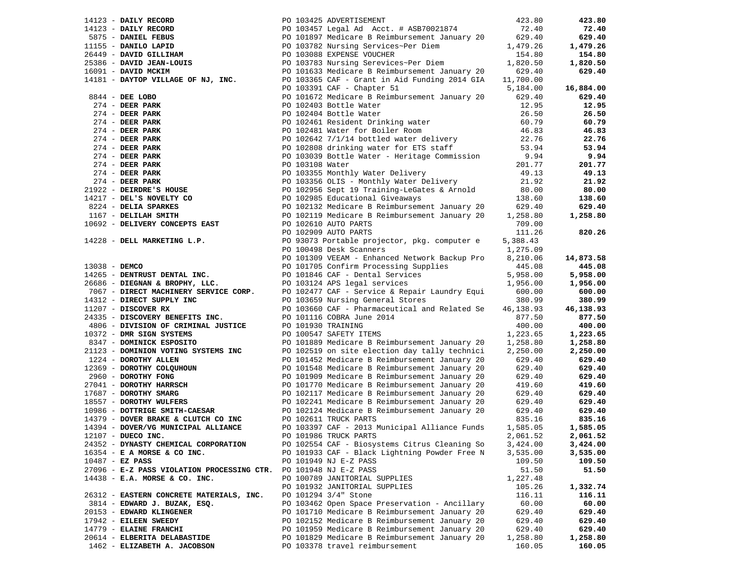| | | | |
|---|---|---|---|
| 14123 - **DAILY RECORD** | PO 103425 ADVERTISEMENT | 423.80 | **423.80** |
| 14123 - **DAILY RECORD** | PO 103457 Legal Ad Acct. # ASB70021874 | 72.40 | **72.40** |
| 5875 - **DANIEL FEBUS** | PO 101897 Medicare B Reimbursement January 20 | 629.40 | **629.40** |
| 11155 - **DANILO LAPID** | PO 103782 Nursing Services~Per Diem | 1,479.26 | **1,479.26** |
| 26449 - **DAVID GILLIHAM** | PO 103088 EXPENSE VOUCHER | 154.80 | **154.80** |
| 25386 - **DAVID JEAN-LOUIS** | PO 103783 Nursing Serevices~Per Diem | 1,820.50 | **1,820.50** |
| 16091 - **DAVID MCKIM** | PO 101633 Medicare B Reimbursement January 20 | 629.40 | **629.40** |
| 14181 - **DAYTOP VILLAGE OF NJ, INC.** | PO 103365 CAF - Grant in Aid Funding 2014 GIA | 11,700.00 | |
| | PO 103391 CAF - Chapter 51 | 5,184.00 | **16,884.00** |
| 8844 - **DEE LOBO** | PO 101672 Medicare B Reimbursement January 20 | 629.40 | **629.40** |
| 274 - **DEER PARK** | PO 102403 Bottle Water | 12.95 | **12.95** |
| 274 - **DEER PARK** | PO 102404 Bottle Water | 26.50 | **26.50** |
| 274 - **DEER PARK** | PO 102461 Resident Drinking water | 60.79 | **60.79** |
| 274 - **DEER PARK** | PO 102481 Water for Boiler Room | 46.83 | **46.83** |
| 274 - **DEER PARK** | PO 102642 7/1/14 bottled water delivery | 22.76 | **22.76** |
| 274 - **DEER PARK** | PO 102808 drinking water for ETS staff | 53.94 | **53.94** |
| 274 - **DEER PARK** | PO 103039 Bottle Water - Heritage Commission | 9.94 | **9.94** |
| 274 - **DEER PARK** | PO 103108 Water | 201.77 | **201.77** |
| 274 - **DEER PARK** | PO 103355 Monthly Water Delivery | 49.13 | **49.13** |
| 274 - **DEER PARK** | PO 103356 OLIS - Monthly Water Delivery | 21.92 | **21.92** |
| 21922 - **DEIRDRE'S HOUSE** | PO 102956 Sept 19 Training-LeGates & Arnold | 80.00 | **80.00** |
| 14217 - **DEL'S NOVELTY CO** | PO 102985 Educational Giveaways | 138.60 | **138.60** |
| 8224 - **DELIA SPARKES** | PO 102132 Medicare B Reimbursement January 20 | 629.40 | **629.40** |
| 1167 - **DELILAH SMITH** | PO 102119 Medicare B Reimbursement January 20 | 1,258.80 | **1,258.80** |
| 10692 - **DELIVERY CONCEPTS EAST** | PO 102610 AUTO PARTS | 709.00 | |
| | PO 102909 AUTO PARTS | 111.26 | **820.26** |
| 14228 - **DELL MARKETING L.P.** | PO 93073 Portable projector, pkg. computer e | 5,388.43 | |
| | PO 100498 Desk Scanners | 1,275.09 | |
| | PO 101309 VEEAM - Enhanced Network Backup Pro | 8,210.06 | **14,873.58** |
| 13038 - **DEMCO** | PO 101705 Confirm Processing Supplies | 445.08 | **445.08** |
| 14265 - **DENTRUST DENTAL INC.** | PO 101846 CAF - Dental Services | 5,958.00 | **5,958.00** |
| 26686 - **DIEGNAN & BROPHY, LLC.** | PO 103124 APS legal services | 1,956.00 | **1,956.00** |
| 7067 - **DIRECT MACHINERY SERVICE CORP.** | PO 102477 CAF - Service & Repair Laundry Equi | 600.00 | **600.00** |
| 14312 - **DIRECT SUPPLY INC** | PO 103659 Nursing General Stores | 380.99 | **380.99** |
| 11207 - **DISCOVER RX** | PO 103660 CAF - Pharmaceutical and Related Se | 46,138.93 | **46,138.93** |
| 24335 - **DISCOVERY BENEFITS INC.** | PO 101116 COBRA June 2014 | 877.50 | **877.50** |
| 4806 - **DIVISION OF CRIMINAL JUSTICE** | PO 101930 TRAINING | 400.00 | **400.00** |
| 10372 - **DMR SIGN SYSTEMS** | PO 100547 SAFETY ITEMS | 1,223.65 | **1,223.65** |
| 8347 - **DOMINICK ESPOSITO** | PO 101889 Medicare B Reimbursement January 20 | 1,258.80 | **1,258.80** |
| 21123 - **DOMINION VOTING SYSTEMS INC** | PO 102519 on site election day tally technici | 2,250.00 | **2,250.00** |
| 1224 - **DOROTHY ALLEN** | PO 101452 Medicare B Reimbursement January 20 | 629.40 | **629.40** |
| 12369 - **DOROTHY COLQUHOUN** | PO 101548 Medicare B Reimbursement January 20 | 629.40 | **629.40** |
| 2960 - **DOROTHY FONG** | PO 101909 Medicare B Reimbursement January 20 | 629.40 | **629.40** |
| 27041 - **DOROTHY HARRSCH** | PO 101770 Medicare B Reimbursement January 20 | 419.60 | **419.60** |
| 17687 - **DOROTHY SMARG** | PO 102117 Medicare B Reimbursement January 20 | 629.40 | **629.40** |
| 18557 - **DOROTHY WULFERS** | PO 102241 Medicare B Reimbursement January 20 | 629.40 | **629.40** |
| 10986 - **DOTTRIGE SMITH-CAESAR** | PO 102124 Medicare B Reimbursement January 20 | 629.40 | **629.40** |
| 14379 - **DOVER BRAKE & CLUTCH CO INC** | PO 102611 TRUCK PARTS | 835.16 | **835.16** |
| 14394 - **DOVER/VG MUNICIPAL ALLIANCE** | PO 103397 CAF - 2013 Municipal Alliance Funds | 1,585.05 | **1,585.05** |
| 12107 - **DUECO INC.** | PO 101986 TRUCK PARTS | 2,061.52 | **2,061.52** |
| 24352 - **DYNASTY CHEMICAL CORPORATION** | PO 102554 CAF - Biosystems Citrus Cleaning So | 3,424.00 | **3,424.00** |
| 16354 - **E A MORSE & CO INC.** | PO 101933 CAF - Black Lightning Powder Free N | 3,535.00 | **3,535.00** |
| 10487 - **EZ PASS** | PO 101949 NJ E-Z PASS | 109.50 | **109.50** |
| 27096 - **E-Z PASS VIOLATION PROCESSING CTR.** | PO 101948 NJ E-Z PASS | 51.50 | **51.50** |
| 14438 - **E.A. MORSE & CO. INC.** | PO 100789 JANITORIAL SUPPLIES | 1,227.48 | |
| | PO 101932 JANITORIAL SUPPLIES | 105.26 | **1,332.74** |
| 26312 - **EASTERN CONCRETE MATERIALS, INC.** | PO 101294 3/4" Stone | 116.11 | **116.11** |
| 3814 - **EDWARD J. BUZAK, ESQ.** | PO 103462 Open Space Preservation - Ancillary | 60.00 | **60.00** |
| 20153 - **EDWARD KLINGENER** | PO 101710 Medicare B Reimbursement January 20 | 629.40 | **629.40** |
| 17942 - **EILEEN SWEEDY** | PO 102152 Medicare B Reimbursement January 20 | 629.40 | **629.40** |
| 14779 - **ELAINE FRANCHI** | PO 101959 Medicare B Reimbursement January 20 | 629.40 | **629.40** |
| 20614 - **ELBERITA DELABASTIDE** | PO 101829 Medicare B Reimbursement January 20 | 1,258.80 | **1,258.80** |
| 1462 - **ELIZABETH A. JACOBSON** | PO 103378 travel reimbursement | 160.05 | **160.05** |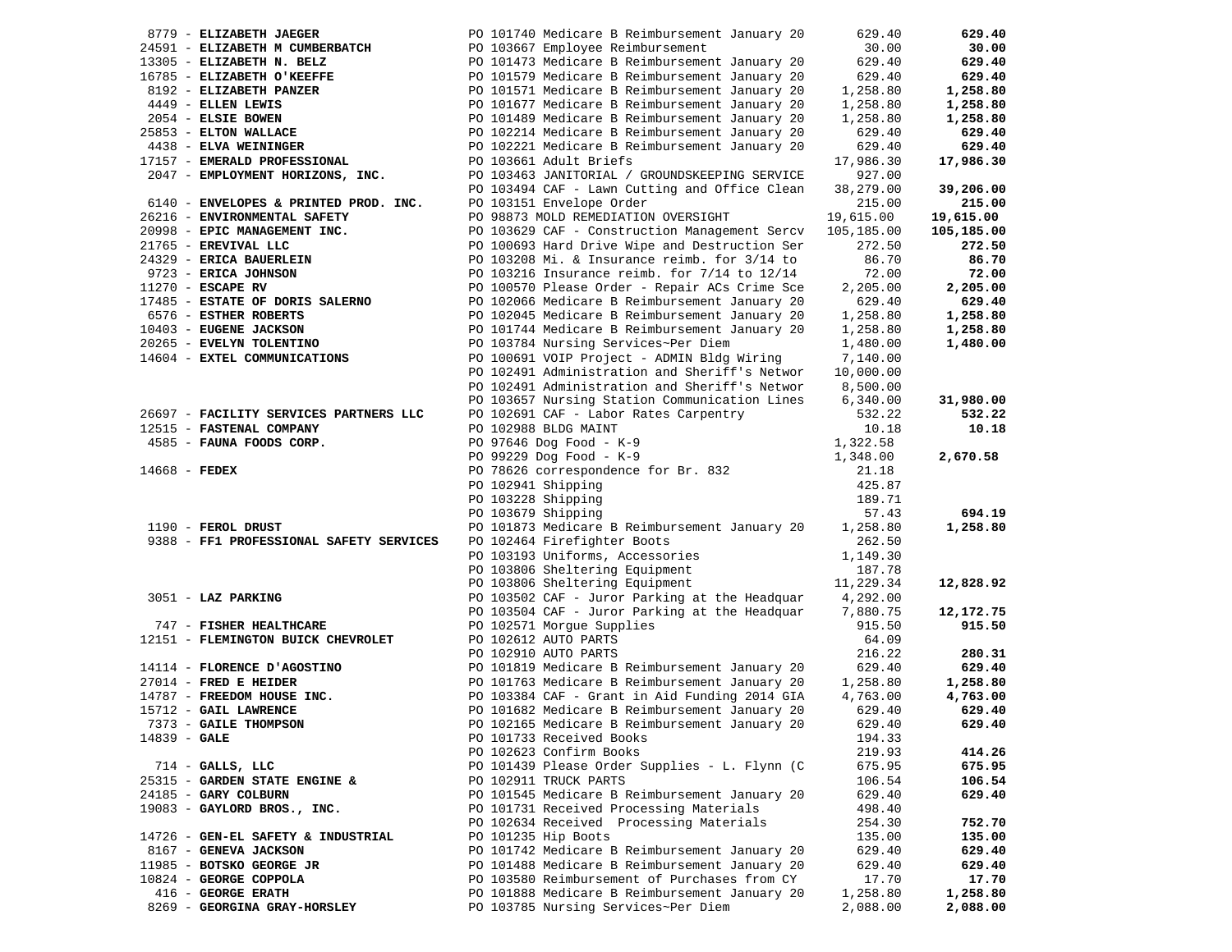| | | | |
|---|---|---|---|
| 8779 - **ELIZABETH JAEGER** | PO 101740 Medicare B Reimbursement January 20 | 629.40 | **629.40** |
| 24591 - **ELIZABETH M CUMBERBATCH** | PO 103667 Employee Reimbursement | 30.00 | **30.00** |
| 13305 - **ELIZABETH N. BELZ** | PO 101473 Medicare B Reimbursement January 20 | 629.40 | **629.40** |
| 16785 - **ELIZABETH O'KEEFFE** | PO 101579 Medicare B Reimbursement January 20 | 629.40 | **629.40** |
| 8192 - **ELIZABETH PANZER** | PO 101571 Medicare B Reimbursement January 20 | 1,258.80 | **1,258.80** |
| 4449 - **ELLEN LEWIS** | PO 101677 Medicare B Reimbursement January 20 | 1,258.80 | **1,258.80** |
| 2054 - **ELSIE BOWEN** | PO 101489 Medicare B Reimbursement January 20 | 1,258.80 | **1,258.80** |
| 25853 - **ELTON WALLACE** | PO 102214 Medicare B Reimbursement January 20 | 629.40 | **629.40** |
| 4438 - **ELVA WEININGER** | PO 102221 Medicare B Reimbursement January 20 | 629.40 | **629.40** |
| 17157 - **EMERALD PROFESSIONAL** | PO 103661 Adult Briefs | 17,986.30 | **17,986.30** |
| 2047 - **EMPLOYMENT HORIZONS, INC.** | PO 103463 JANITORIAL / GROUNDSKEEPING SERVICE | 927.00 | |
| | PO 103494 CAF - Lawn Cutting and Office Clean | 38,279.00 | **39,206.00** |
| 6140 - **ENVELOPES & PRINTED PROD. INC.** | PO 103151 Envelope Order | 215.00 | **215.00** |
| 26216 - **ENVIRONMENTAL SAFETY** | PO 98873 MOLD REMEDIATION OVERSIGHT | 19,615.00 | **19,615.00** |
| 20998 - **EPIC MANAGEMENT INC.** | PO 103629 CAF - Construction Management Sercv | 105,185.00 | **105,185.00** |
| 21765 - **EREVIVAL LLC** | PO 100693 Hard Drive Wipe and Destruction Ser | 272.50 | **272.50** |
| 24329 - **ERICA BAUERLEIN** | PO 103208 Mi. & Insurance reimb. for 3/14 to | 86.70 | **86.70** |
| 9723 - **ERICA JOHNSON** | PO 103216 Insurance reimb. for 7/14 to 12/14 | 72.00 | **72.00** |
| 11270 - **ESCAPE RV** | PO 100570 Please Order - Repair ACs Crime Sce | 2,205.00 | **2,205.00** |
| 17485 - **ESTATE OF DORIS SALERNO** | PO 102066 Medicare B Reimbursement January 20 | 629.40 | **629.40** |
| 6576 - **ESTHER ROBERTS** | PO 102045 Medicare B Reimbursement January 20 | 1,258.80 | **1,258.80** |
| 10403 - **EUGENE JACKSON** | PO 101744 Medicare B Reimbursement January 20 | 1,258.80 | **1,258.80** |
| 20265 - **EVELYN TOLENTINO** | PO 103784 Nursing Services~Per Diem | 1,480.00 | **1,480.00** |
| 14604 - **EXTEL COMMUNICATIONS** | PO 100691 VOIP Project - ADMIN Bldg Wiring | 7,140.00 | |
| | PO 102491 Administration and Sheriff's Networ | 10,000.00 | |
| | PO 102491 Administration and Sheriff's Networ | 8,500.00 | |
| | PO 103657 Nursing Station Communication Lines | 6,340.00 | **31,980.00** |
| 26697 - **FACILITY SERVICES PARTNERS LLC** | PO 102691 CAF - Labor Rates Carpentry | 532.22 | **532.22** |
| 12515 - **FASTENAL COMPANY** | PO 102988 BLDG MAINT | 10.18 | **10.18** |
| 4585 - **FAUNA FOODS CORP.** | PO 97646 Dog Food - K-9 | 1,322.58 | |
| | PO 99229 Dog Food - K-9 | 1,348.00 | **2,670.58** |
| 14668 - **FEDEX** | PO 78626 correspondence for Br. 832 | 21.18 | |
| | PO 102941 Shipping | 425.87 | |
| | PO 103228 Shipping | 189.71 | |
| | PO 103679 Shipping | 57.43 | **694.19** |
| 1190 - **FEROL DRUST** | PO 101873 Medicare B Reimbursement January 20 | 1,258.80 | **1,258.80** |
| 9388 - **FF1 PROFESSIONAL SAFETY SERVICES** | PO 102464 Firefighter Boots | 262.50 | |
| | PO 103193 Uniforms, Accessories | 1,149.30 | |
| | PO 103806 Sheltering Equipment | 187.78 | |
| | PO 103806 Sheltering Equipment | 11,229.34 | **12,828.92** |
| 3051 - **LAZ PARKING** | PO 103502 CAF - Juror Parking at the Headquar | 4,292.00 | |
| | PO 103504 CAF - Juror Parking at the Headquar | 7,880.75 | **12,172.75** |
| 747 - **FISHER HEALTHCARE** | PO 102571 Morgue Supplies | 915.50 | **915.50** |
| 12151 - **FLEMINGTON BUICK CHEVROLET** | PO 102612 AUTO PARTS | 64.09 | |
| | PO 102910 AUTO PARTS | 216.22 | **280.31** |
| 14114 - **FLORENCE D'AGOSTINO** | PO 101819 Medicare B Reimbursement January 20 | 629.40 | **629.40** |
| 27014 - **FRED E HEIDER** | PO 101763 Medicare B Reimbursement January 20 | 1,258.80 | **1,258.80** |
| 14787 - **FREEDOM HOUSE INC.** | PO 103384 CAF - Grant in Aid Funding 2014 GIA | 4,763.00 | **4,763.00** |
| 15712 - **GAIL LAWRENCE** | PO 101682 Medicare B Reimbursement January 20 | 629.40 | **629.40** |
| 7373 - **GAILE THOMPSON** | PO 102165 Medicare B Reimbursement January 20 | 629.40 | **629.40** |
| 14839 - **GALE** | PO 101733 Received Books | 194.33 | |
| | PO 102623 Confirm Books | 219.93 | **414.26** |
| 714 - **GALLS, LLC** | PO 101439 Please Order Supplies - L. Flynn (C | 675.95 | **675.95** |
| 25315 - **GARDEN STATE ENGINE &** | PO 102911 TRUCK PARTS | 106.54 | **106.54** |
| 24185 - **GARY COLBURN** | PO 101545 Medicare B Reimbursement January 20 | 629.40 | **629.40** |
| 19083 - **GAYLORD BROS., INC.** | PO 101731 Received Processing Materials | 498.40 | |
| | PO 102634 Received Processing Materials | 254.30 | **752.70** |
| 14726 - **GEN-EL SAFETY & INDUSTRIAL** | PO 101235 Hip Boots | 135.00 | **135.00** |
| 8167 - **GENEVA JACKSON** | PO 101742 Medicare B Reimbursement January 20 | 629.40 | **629.40** |
| 11985 - **BOTSKO GEORGE JR** | PO 101488 Medicare B Reimbursement January 20 | 629.40 | **629.40** |
| 10824 - **GEORGE COPPOLA** | PO 103580 Reimbursement of Purchases from CY | 17.70 | **17.70** |
| 416 - **GEORGE ERATH** | PO 101888 Medicare B Reimbursement January 20 | 1,258.80 | **1,258.80** |
| 8269 - **GEORGINA GRAY-HORSLEY** | PO 103785 Nursing Services~Per Diem | 2,088.00 | **2,088.00** |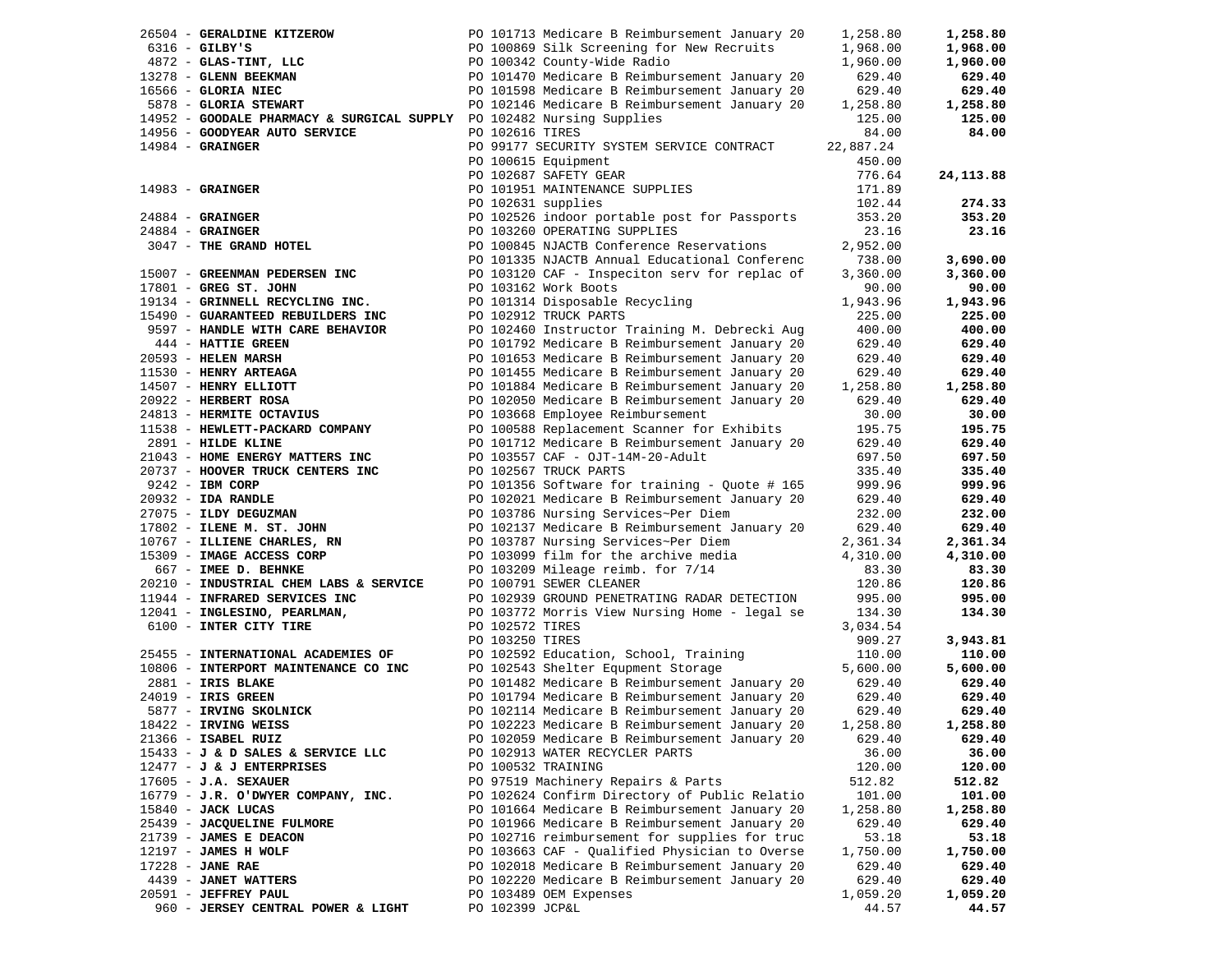| Vendor | PO / Description | Amount | Total |
|---|---|---|---|
| 26504 - **GERALDINE KITZEROW** | PO 101713 Medicare B Reimbursement January 20 | 1,258.80 | **1,258.80** |
| 6316 - **GILBY'S** | PO 100869 Silk Screening for New Recruits | 1,968.00 | **1,968.00** |
| 4872 - **GLAS-TINT, LLC** | PO 100342 County-Wide Radio | 1,960.00 | **1,960.00** |
| 13278 - **GLENN BEEKMAN** | PO 101470 Medicare B Reimbursement January 20 | 629.40 | **629.40** |
| 16566 - **GLORIA NIEC** | PO 101598 Medicare B Reimbursement January 20 | 629.40 | **629.40** |
| 5878 - **GLORIA STEWART** | PO 102146 Medicare B Reimbursement January 20 | 1,258.80 | **1,258.80** |
| 14952 - **GOODALE PHARMACY & SURGICAL SUPPLY** | PO 102482 Nursing Supplies | 125.00 | **125.00** |
| 14956 - **GOODYEAR AUTO SERVICE** | PO 102616 TIRES | 84.00 | **84.00** |
| 14984 - **GRAINGER** | PO 99177 SECURITY SYSTEM SERVICE CONTRACT | 22,887.24 | |
| | PO 100615 Equipment | 450.00 | |
| | PO 102687 SAFETY GEAR | 776.64 | **24,113.88** |
| 14983 - **GRAINGER** | PO 101951 MAINTENANCE SUPPLIES | 171.89 | |
| | PO 102631 supplies | 102.44 | **274.33** |
| 24884 - **GRAINGER** | PO 102526 indoor portable post for Passports | 353.20 | **353.20** |
| 24884 - **GRAINGER** | PO 103260 OPERATING SUPPLIES | 23.16 | **23.16** |
| 3047 - **THE GRAND HOTEL** | PO 100845 NJACTB Conference Reservations | 2,952.00 | |
| | PO 101335 NJACTB Annual Educational Conferenc | 738.00 | **3,690.00** |
| 15007 - **GREENMAN PEDERSEN INC** | PO 103120 CAF - Inspeciton serv for replac of | 3,360.00 | **3,360.00** |
| 17801 - **GREG ST. JOHN** | PO 103162 Work Boots | 90.00 | **90.00** |
| 19134 - **GRINNELL RECYCLING INC.** | PO 101314 Disposable Recycling | 1,943.96 | **1,943.96** |
| 15490 - **GUARANTEED REBUILDERS INC** | PO 102912 TRUCK PARTS | 225.00 | **225.00** |
| 9597 - **HANDLE WITH CARE BEHAVIOR** | PO 102460 Instructor Training M. Debrecki Aug | 400.00 | **400.00** |
| 444 - **HATTIE GREEN** | PO 101792 Medicare B Reimbursement January 20 | 629.40 | **629.40** |
| 20593 - **HELEN MARSH** | PO 101653 Medicare B Reimbursement January 20 | 629.40 | **629.40** |
| 11530 - **HENRY ARTEAGA** | PO 101455 Medicare B Reimbursement January 20 | 629.40 | **629.40** |
| 14507 - **HENRY ELLIOTT** | PO 101884 Medicare B Reimbursement January 20 | 1,258.80 | **1,258.80** |
| 20922 - **HERBERT ROSA** | PO 102050 Medicare B Reimbursement January 20 | 629.40 | **629.40** |
| 24813 - **HERMITE OCTAVIUS** | PO 103668 Employee Reimbursement | 30.00 | **30.00** |
| 11538 - **HEWLETT-PACKARD COMPANY** | PO 100588 Replacement Scanner for Exhibits | 195.75 | **195.75** |
| 2891 - **HILDE KLINE** | PO 101712 Medicare B Reimbursement January 20 | 629.40 | **629.40** |
| 21043 - **HOME ENERGY MATTERS INC** | PO 103557 CAF - OJT-14M-20-Adult | 697.50 | **697.50** |
| 20737 - **HOOVER TRUCK CENTERS INC** | PO 102567 TRUCK PARTS | 335.40 | **335.40** |
| 9242 - **IBM CORP** | PO 101356 Software for training - Quote # 165 | 999.96 | **999.96** |
| 20932 - **IDA RANDLE** | PO 102021 Medicare B Reimbursement January 20 | 629.40 | **629.40** |
| 27075 - **ILDY DEGUZMAN** | PO 103786 Nursing Services~Per Diem | 232.00 | **232.00** |
| 17802 - **ILENE M. ST. JOHN** | PO 102137 Medicare B Reimbursement January 20 | 629.40 | **629.40** |
| 10767 - **ILLIENE CHARLES, RN** | PO 103787 Nursing Services~Per Diem | 2,361.34 | **2,361.34** |
| 15309 - **IMAGE ACCESS CORP** | PO 103099 film for the archive media | 4,310.00 | **4,310.00** |
| 667 - **IMEE D. BEHNKE** | PO 103209 Mileage reimb. for 7/14 | 83.30 | **83.30** |
| 20210 - **INDUSTRIAL CHEM LABS & SERVICE** | PO 100791 SEWER CLEANER | 120.86 | **120.86** |
| 11944 - **INFRARED SERVICES INC** | PO 102939 GROUND PENETRATING RADAR DETECTION | 995.00 | **995.00** |
| 12041 - **INGLESINO, PEARLMAN,** | PO 103772 Morris View Nursing Home - legal se | 134.30 | **134.30** |
| 6100 - **INTER CITY TIRE** | PO 102572 TIRES | 3,034.54 | |
| | PO 103250 TIRES | 909.27 | **3,943.81** |
| 25455 - **INTERNATIONAL ACADEMIES OF** | PO 102592 Education, School, Training | 110.00 | **110.00** |
| 10806 - **INTERPORT MAINTENANCE CO INC** | PO 102543 Shelter Equpment Storage | 5,600.00 | **5,600.00** |
| 2881 - **IRIS BLAKE** | PO 101482 Medicare B Reimbursement January 20 | 629.40 | **629.40** |
| 24019 - **IRIS GREEN** | PO 101794 Medicare B Reimbursement January 20 | 629.40 | **629.40** |
| 5877 - **IRVING SKOLNICK** | PO 102114 Medicare B Reimbursement January 20 | 629.40 | **629.40** |
| 18422 - **IRVING WEISS** | PO 102223 Medicare B Reimbursement January 20 | 1,258.80 | **1,258.80** |
| 21366 - **ISABEL RUIZ** | PO 102059 Medicare B Reimbursement January 20 | 629.40 | **629.40** |
| 15433 - **J & D SALES & SERVICE LLC** | PO 102913 WATER RECYCLER PARTS | 36.00 | **36.00** |
| 12477 - **J & J ENTERPRISES** | PO 100532 TRAINING | 120.00 | **120.00** |
| 17605 - **J.A. SEXAUER** | PO 97519 Machinery Repairs & Parts | 512.82 | **512.82** |
| 16779 - **J.R. O'DWYER COMPANY, INC.** | PO 102624 Confirm Directory of Public Relatio | 101.00 | **101.00** |
| 15840 - **JACK LUCAS** | PO 101664 Medicare B Reimbursement January 20 | 1,258.80 | **1,258.80** |
| 25439 - **JACQUELINE FULMORE** | PO 101966 Medicare B Reimbursement January 20 | 629.40 | **629.40** |
| 21739 - **JAMES E DEACON** | PO 102716 reimbursement for supplies for truc | 53.18 | **53.18** |
| 12197 - **JAMES H WOLF** | PO 103663 CAF - Qualified Physician to Overse | 1,750.00 | **1,750.00** |
| 17228 - **JANE RAE** | PO 102018 Medicare B Reimbursement January 20 | 629.40 | **629.40** |
| 4439 - **JANET WATTERS** | PO 102220 Medicare B Reimbursement January 20 | 629.40 | **629.40** |
| 20591 - **JEFFREY PAUL** | PO 103489 OEM Expenses | 1,059.20 | **1,059.20** |
| 960 - **JERSEY CENTRAL POWER & LIGHT** | PO 102399 JCP&L | 44.57 | **44.57** |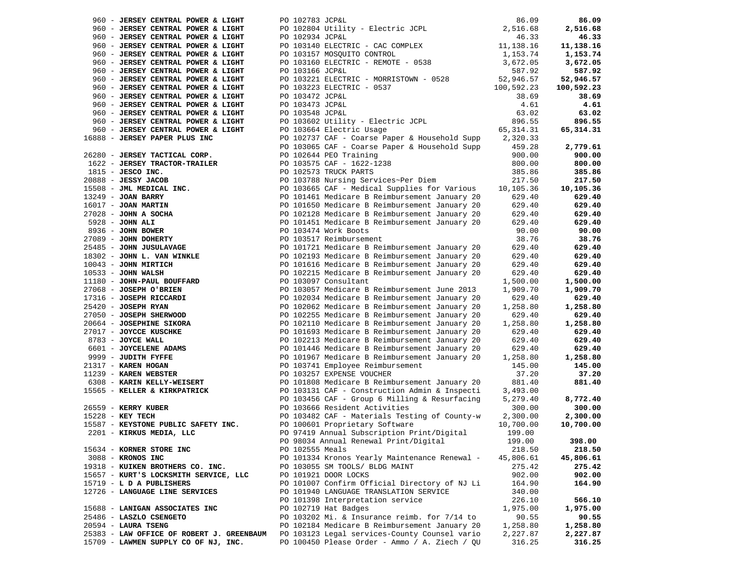| | | | |
|---|---|---|---|
| 960 - **JERSEY CENTRAL POWER & LIGHT** | PO 102783 JCP&L | 86.09 | **86.09** |
| 960 - **JERSEY CENTRAL POWER & LIGHT** | PO 102804 Utility - Electric JCPL | 2,516.68 | **2,516.68** |
| 960 - **JERSEY CENTRAL POWER & LIGHT** | PO 102934 JCP&L | 46.33 | **46.33** |
| 960 - **JERSEY CENTRAL POWER & LIGHT** | PO 103140 ELECTRIC - CAC COMPLEX | 11,138.16 | **11,138.16** |
| 960 - **JERSEY CENTRAL POWER & LIGHT** | PO 103157 MOSQUITO CONTROL | 1,153.74 | **1,153.74** |
| 960 - **JERSEY CENTRAL POWER & LIGHT** | PO 103160 ELECTRIC - REMOTE - 0538 | 3,672.05 | **3,672.05** |
| 960 - **JERSEY CENTRAL POWER & LIGHT** | PO 103166 JCP&L | 587.92 | **587.92** |
| 960 - **JERSEY CENTRAL POWER & LIGHT** | PO 103221 ELECTRIC - MORRISTOWN - 0528 | 52,946.57 | **52,946.57** |
| 960 - **JERSEY CENTRAL POWER & LIGHT** | PO 103223 ELECTRIC - 0537 | 100,592.23 | **100,592.23** |
| 960 - **JERSEY CENTRAL POWER & LIGHT** | PO 103472 JCP&L | 38.69 | **38.69** |
| 960 - **JERSEY CENTRAL POWER & LIGHT** | PO 103473 JCP&L | 4.61 | **4.61** |
| 960 - **JERSEY CENTRAL POWER & LIGHT** | PO 103548 JCP&L | 63.02 | **63.02** |
| 960 - **JERSEY CENTRAL POWER & LIGHT** | PO 103602 Utility - Electric JCPL | 896.55 | **896.55** |
| 960 - **JERSEY CENTRAL POWER & LIGHT** | PO 103664 Electric Usage | 65,314.31 | **65,314.31** |
| 16888 - **JERSEY PAPER PLUS INC** | PO 102737 CAF - Coarse Paper & Household Supp | 2,320.33 | |
| | PO 103065 CAF - Coarse Paper & Household Supp | 459.28 | **2,779.61** |
| 26280 - **JERSEY TACTICAL CORP.** | PO 102644 PEO Training | 900.00 | **900.00** |
| 1622 - **JERSEY TRACTOR-TRAILER** | PO 103575 CAF - 1622-1238 | 800.00 | **800.00** |
| 1815 - **JESCO INC.** | PO 102573 TRUCK PARTS | 385.86 | **385.86** |
| 20888 - **JESSY JACOB** | PO 103788 Nursing Services~Per Diem | 217.50 | **217.50** |
| 15508 - **JML MEDICAL INC.** | PO 103665 CAF - Medical Supplies for Various | 10,105.36 | **10,105.36** |
| 13249 - **JOAN BARRY** | PO 101461 Medicare B Reimbursement January 20 | 629.40 | **629.40** |
| 16017 - **JOAN MARTIN** | PO 101650 Medicare B Reimbursement January 20 | 629.40 | **629.40** |
| 27028 - **JOHN A SOCHA** | PO 102128 Medicare B Reimbursement January 20 | 629.40 | **629.40** |
| 5928 - **JOHN ALI** | PO 101451 Medicare B Reimbursement January 20 | 629.40 | **629.40** |
| 8936 - **JOHN BOWER** | PO 103474 Work Boots | 90.00 | **90.00** |
| 27089 - **JOHN DOHERTY** | PO 103517 Reimbursement | 38.76 | **38.76** |
| 25485 - **JOHN JUSULAVAGE** | PO 101721 Medicare B Reimbursement January 20 | 629.40 | **629.40** |
| 18302 - **JOHN L. VAN WINKLE** | PO 102193 Medicare B Reimbursement January 20 | 629.40 | **629.40** |
| 10043 - **JOHN MIRTICH** | PO 101616 Medicare B Reimbursement January 20 | 629.40 | **629.40** |
| 10533 - **JOHN WALSH** | PO 102215 Medicare B Reimbursement January 20 | 629.40 | **629.40** |
| 11180 - **JOHN-PAUL BOUFFARD** | PO 103097 Consultant | 1,500.00 | **1,500.00** |
| 27068 - **JOSEPH O'BRIEN** | PO 103057 Medicare B Reimbursement June 2013 | 1,909.70 | **1,909.70** |
| 17316 - **JOSEPH RICCARDI** | PO 102034 Medicare B Reimbursement January 20 | 629.40 | **629.40** |
| 25420 - **JOSEPH RYAN** | PO 102062 Medicare B Reimbursement January 20 | 1,258.80 | **1,258.80** |
| 27050 - **JOSEPH SHERWOOD** | PO 102255 Medicare B Reimbursement January 20 | 629.40 | **629.40** |
| 20664 - **JOSEPHINE SIKORA** | PO 102110 Medicare B Reimbursement January 20 | 1,258.80 | **1,258.80** |
| 27017 - **JOYCCE KUSCHKE** | PO 101693 Medicare B Reimbursement January 20 | 629.40 | **629.40** |
| 8783 - **JOYCE WALL** | PO 102213 Medicare B Reimbursement January 20 | 629.40 | **629.40** |
| 6601 - **JOYCELENE ADAMS** | PO 101446 Medicare B Reimbursement January 20 | 629.40 | **629.40** |
| 9999 - **JUDITH FYFFE** | PO 101967 Medicare B Reimbursement January 20 | 1,258.80 | **1,258.80** |
| 21317 - **KAREN HOGAN** | PO 103741 Employee Reimbursement | 145.00 | **145.00** |
| 11239 - **KAREN WEBSTER** | PO 103257 EXPENSE VOUCHER | 37.20 | **37.20** |
| 6308 - **KARIN KELLY-WEISERT** | PO 101808 Medicare B Reimbursement January 20 | 881.40 | **881.40** |
| 15565 - **KELLER & KIRKPATRICK** | PO 103131 CAF - Construction Admin & Inspecti | 3,493.00 | |
| | PO 103456 CAF - Group 6 Milling & Resurfacing | 5,279.40 | **8,772.40** |
| 26559 - **KERRY KUBER** | PO 103666 Resident Activities | 300.00 | **300.00** |
| 15228 - **KEY TECH** | PO 103482 CAF - Materials Testing of County-w | 2,300.00 | **2,300.00** |
| 15587 - **KEYSTONE PUBLIC SAFETY INC.** | PO 100601 Proprietary Software | 10,700.00 | **10,700.00** |
| 2201 - **KIRKUS MEDIA, LLC** | PO 97419 Annual Subscription Print/Digital | 199.00 | |
| | PO 98034 Annual Renewal Print/Digital | 199.00 | **398.00** |
| 15634 - **KORNER STORE INC** | PO 102555 Meals | 218.50 | **218.50** |
| 3088 - **KRONOS INC** | PO 101334 Kronos Yearly Maintenance Renewal - | 45,806.61 | **45,806.61** |
| 19318 - **KUIKEN BROTHERS CO. INC.** | PO 103055 SM TOOLS/ BLDG MAINT | 275.42 | **275.42** |
| 15657 - **KURT'S LOCKSMITH SERVICE, LLC** | PO 101921 DOOR LOCKS | 902.00 | **902.00** |
| 15719 - **L D A PUBLISHERS** | PO 101007 Confirm Official Directory of NJ Li | 164.90 | **164.90** |
| 12726 - **LANGUAGE LINE SERVICES** | PO 101940 LANGUAGE TRANSLATION SERVICE | 340.00 | |
| | PO 101398 Interpretation service | 226.10 | **566.10** |
| 15688 - **LANIGAN ASSOCIATES INC** | PO 102719 Hat Badges | 1,975.00 | **1,975.00** |
| 25486 - **LASZLO CSENGETO** | PO 103202 Mi. & Insurance reimb. for 7/14 to | 90.55 | **90.55** |
| 20594 - **LAURA TSENG** | PO 102184 Medicare B Reimbursement January 20 | 1,258.80 | **1,258.80** |
| 25383 - **LAW OFFICE OF ROBERT J. GREENBAUM** | PO 103123 Legal services-County Counsel vario | 2,227.87 | **2,227.87** |
| 15709 - **LAWMEN SUPPLY CO OF NJ, INC.** | PO 100450 Please Order - Ammo / A. Ziech / QU | 316.25 | **316.25** |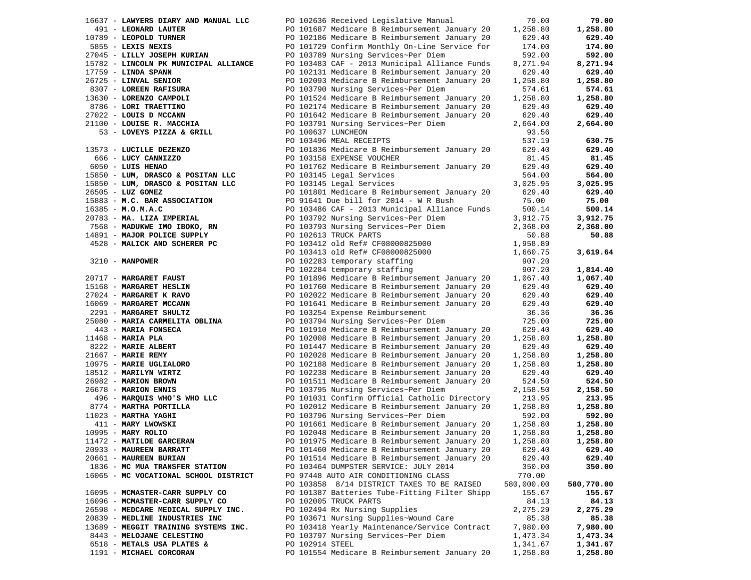| | | | |
|---|---|---|---|
| 16637 - **LAWYERS DIARY AND MANUAL LLC** | PO 102636 Received Legislative Manual | 79.00 | **79.00** |
| 491 - **LEONARD LAUTER** | PO 101687 Medicare B Reimbursement January 20 | 1,258.80 | **1,258.80** |
| 10789 - **LEOPOLD TURNER** | PO 102186 Medicare B Reimbursement January 20 | 629.40 | **629.40** |
| 5855 - **LEXIS NEXIS** | PO 101729 Confirm Monthly On-Line Service for | 174.00 | **174.00** |
| 27045 - **LILLY JOSEPH KURIAN** | PO 103789 Nursing Services~Per Diem | 592.00 | **592.00** |
| 15782 - **LINCOLN PK MUNICIPAL ALLIANCE** | PO 103483 CAF - 2013 Municipal Alliance Funds | 8,271.94 | **8,271.94** |
| 17759 - **LINDA SPANN** | PO 102131 Medicare B Reimbursement January 20 | 629.40 | **629.40** |
| 26725 - **LINVAL SENIOR** | PO 102093 Medicare B Reimbursement January 20 | 1,258.80 | **1,258.80** |
| 8307 - **LOREEN RAFISURA** | PO 103790 Nursing Services~Per Diem | 574.61 | **574.61** |
| 13630 - **LORENZO CAMPOLI** | PO 101524 Medicare B Reimbursement January 20 | 1,258.80 | **1,258.80** |
| 8786 - **LORI TRAETTINO** | PO 102174 Medicare B Reimbursement January 20 | 629.40 | **629.40** |
| 27022 - **LOUIS D MCCANN** | PO 101642 Medicare B Reimbursement January 20 | 629.40 | **629.40** |
| 21100 - **LOUISE R. MACCHIA** | PO 103791 Nursing Services~Per Diem | 2,664.00 | **2,664.00** |
| 53 - **LOVEYS PIZZA & GRILL** | PO 100637 LUNCHEON | 93.56 | |
| | PO 103496 MEAL RECEIPTS | 537.19 | **630.75** |
| 13573 - **LUCILLE DEZENZO** | PO 101836 Medicare B Reimbursement January 20 | 629.40 | **629.40** |
| 666 - **LUCY CANNIZZO** | PO 103158 EXPENSE VOUCHER | 81.45 | **81.45** |
| 6050 - **LUIS HENAO** | PO 101762 Medicare B Reimbursement January 20 | 629.40 | **629.40** |
| 15850 - **LUM, DRASCO & POSITAN LLC** | PO 103145 Legal Services | 564.00 | **564.00** |
| 15850 - **LUM, DRASCO & POSITAN LLC** | PO 103145 Legal Services | 3,025.95 | **3,025.95** |
| 26505 - **LUZ GOMEZ** | PO 101801 Medicare B Reimbursement January 20 | 629.40 | **629.40** |
| 15883 - **M.C. BAR ASSOCIATION** | PO 91641 Due bill for 2014 - W R Bush | 75.00 | **75.00** |
| 16385 - **M.O.M.A.C** | PO 103486 CAF - 2013 Municipal Alliance Funds | 500.14 | **500.14** |
| 20783 - **MA. LIZA IMPERIAL** | PO 103792 Nursing Services~Per Diem | 3,912.75 | **3,912.75** |
| 7568 - **MADUKWE IMO IBOKO, RN** | PO 103793 Nursing Services~Per Diem | 2,368.00 | **2,368.00** |
| 14891 - **MAJOR POLICE SUPPLY** | PO 102613 TRUCK PARTS | 50.88 | **50.88** |
| 4528 - **MALICK AND SCHERER PC** | PO 103412 old Ref# CF08000825000 | 1,958.89 | |
| | PO 103413 old Ref# CF08000825000 | 1,660.75 | **3,619.64** |
| 3210 - **MANPOWER** | PO 102283 temporary staffing | 907.20 | |
| | PO 102284 temporary staffing | 907.20 | **1,814.40** |
| 20717 - **MARGARET FAUST** | PO 101896 Medicare B Reimbursement January 20 | 1,067.40 | **1,067.40** |
| 15168 - **MARGARET HESLIN** | PO 101760 Medicare B Reimbursement January 20 | 629.40 | **629.40** |
| 27024 - **MARGARET K RAVO** | PO 102022 Medicare B Reimbursement January 20 | 629.40 | **629.40** |
| 16069 - **MARGARET MCCANN** | PO 101641 Medicare B Reimbursement January 20 | 629.40 | **629.40** |
| 2291 - **MARGARET SHULTZ** | PO 103254 Expense Reimbursement | 36.36 | **36.36** |
| 25080 - **MARIA CARMELITA OBLINA** | PO 103794 Nursing Services~Per Diem | 725.00 | **725.00** |
| 443 - **MARIA FONSECA** | PO 101910 Medicare B Reimbursement January 20 | 629.40 | **629.40** |
| 11468 - **MARIA PLA** | PO 102008 Medicare B Reimbursement January 20 | 1,258.80 | **1,258.80** |
| 8222 - **MARIE ALBERT** | PO 101447 Medicare B Reimbursement January 20 | 629.40 | **629.40** |
| 21667 - **MARIE REMY** | PO 102028 Medicare B Reimbursement January 20 | 1,258.80 | **1,258.80** |
| 10975 - **MARIE UGLIALORO** | PO 102188 Medicare B Reimbursement January 20 | 1,258.80 | **1,258.80** |
| 18512 - **MARILYN WIRTZ** | PO 102238 Medicare B Reimbursement January 20 | 629.40 | **629.40** |
| 26982 - **MARION BROWN** | PO 101511 Medicare B Reimbursement January 20 | 524.50 | **524.50** |
| 26678 - **MARION ENNIS** | PO 103795 Nursing Services~Per Diem | 2,158.50 | **2,158.50** |
| 496 - **MARQUIS WHO'S WHO LLC** | PO 101031 Confirm Official Catholic Directory | 213.95 | **213.95** |
| 8774 - **MARTHA PORTILLA** | PO 102012 Medicare B Reimbursement January 20 | 1,258.80 | **1,258.80** |
| 11023 - **MARTHA YAGHI** | PO 103796 Nursing Services~Per Diem | 592.00 | **592.00** |
| 411 - **MARY LWOWSKI** | PO 101661 Medicare B Reimbursement January 20 | 1,258.80 | **1,258.80** |
| 10995 - **MARY ROLIO** | PO 102048 Medicare B Reimbursement January 20 | 1,258.80 | **1,258.80** |
| 11472 - **MATILDE GARCERAN** | PO 101975 Medicare B Reimbursement January 20 | 1,258.80 | **1,258.80** |
| 20933 - **MAUREEN BARRATT** | PO 101460 Medicare B Reimbursement January 20 | 629.40 | **629.40** |
| 20661 - **MAUREEN BURIAN** | PO 101514 Medicare B Reimbursement January 20 | 629.40 | **629.40** |
| 1836 - **MC MUA TRANSFER STATION** | PO 103464 DUMPSTER SERVICE: JULY 2014 | 350.00 | **350.00** |
| 16065 - **MC VOCATIONAL SCHOOL DISTRICT** | PO 97448 AUTO AIR CONDITIONING CLASS | 770.00 | |
| | PO 103858 8/14 DISTRICT TAXES TO BE RAISED | 580,000.00 | **580,770.00** |
| 16095 - **MCMASTER-CARR SUPPLY CO** | PO 101387 Batteries Tube-Fitting Filter Shipp | 155.67 | **155.67** |
| 16096 - **MCMASTER-CARR SUPPLY CO** | PO 102005 TRUCK PARTS | 84.13 | **84.13** |
| 26598 - **MEDCARE MEDICAL SUPPLY INC.** | PO 102494 Rx Nursing Supplies | 2,275.29 | **2,275.29** |
| 20839 - **MEDLINE INDUSTRIES INC** | PO 103671 Nursing Supplies~Wound Care | 85.38 | **85.38** |
| 13689 - **MEGGIT TRAINING SYSTEMS INC.** | PO 103418 Yearly Maintenance/Service Contract | 7,980.00 | **7,980.00** |
| 8443 - **MELOJANE CELESTINO** | PO 103797 Nursing Services~Per Diem | 1,473.34 | **1,473.34** |
| 6518 - **METALS USA PLATES &** | PO 102914 STEEL | 1,341.67 | **1,341.67** |
| 1191 - **MICHAEL CORCORAN** | PO 101554 Medicare B Reimbursement January 20 | 1,258.80 | **1,258.80** |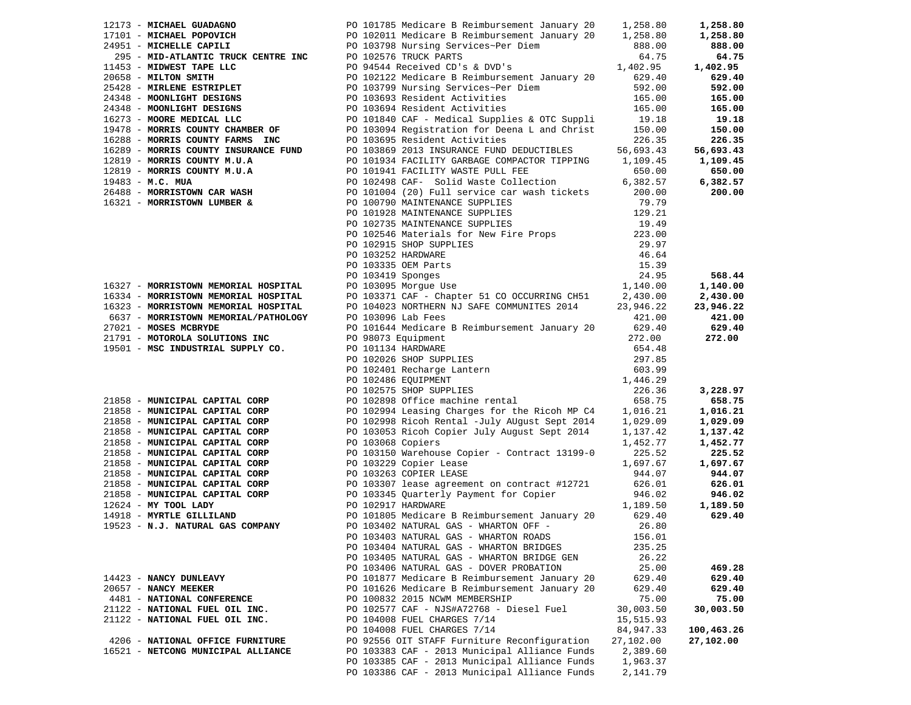| | | | |
|---|---|---|---|
| 12173 - **MICHAEL GUADAGNO** | PO 101785 Medicare B Reimbursement January 20 | 1,258.80 | **1,258.80** |
| 17101 - **MICHAEL POPOVICH** | PO 102011 Medicare B Reimbursement January 20 | 1,258.80 | **1,258.80** |
| 24951 - **MICHELLE CAPILI** | PO 103798 Nursing Services~Per Diem | 888.00 | **888.00** |
| 295 - **MID-ATLANTIC TRUCK CENTRE INC** | PO 102576 TRUCK PARTS | 64.75 | **64.75** |
| 11453 - **MIDWEST TAPE LLC** | PO 94544 Received CD's & DVD's | 1,402.95 | **1,402.95** |
| 20658 - **MILTON SMITH** | PO 102122 Medicare B Reimbursement January 20 | 629.40 | **629.40** |
| 25428 - **MIRLENE ESTRIPLET** | PO 103799 Nursing Services~Per Diem | 592.00 | **592.00** |
| 24348 - **MOONLIGHT DESIGNS** | PO 103693 Resident Activities | 165.00 | **165.00** |
| 24348 - **MOONLIGHT DESIGNS** | PO 103694 Resident Activities | 165.00 | **165.00** |
| 16273 - **MOORE MEDICAL LLC** | PO 101840 CAF - Medical Supplies & OTC Suppli | 19.18 | **19.18** |
| 19478 - **MORRIS COUNTY CHAMBER OF** | PO 103094 Registration for Deena L and Christ | 150.00 | **150.00** |
| 16288 - **MORRIS COUNTY FARMS INC** | PO 103695 Resident Activities | 226.35 | **226.35** |
| 16289 - **MORRIS COUNTY INSURANCE FUND** | PO 103869 2013 INSURANCE FUND DEDUCTIBLES | 56,693.43 | **56,693.43** |
| 12819 - **MORRIS COUNTY M.U.A** | PO 101934 FACILITY GARBAGE COMPACTOR TIPPING | 1,109.45 | **1,109.45** |
| 12819 - **MORRIS COUNTY M.U.A** | PO 101941 FACILITY WASTE PULL FEE | 650.00 | **650.00** |
| 19483 - **M.C. MUA** | PO 102498 CAF- Solid Waste Collection | 6,382.57 | **6,382.57** |
| 26488 - **MORRISTOWN CAR WASH** | PO 101004 (20) Full service car wash tickets | 200.00 | **200.00** |
| 16321 - **MORRISTOWN LUMBER &** | PO 100790 MAINTENANCE SUPPLIES | 79.79 | |
| | PO 101928 MAINTENANCE SUPPLIES | 129.21 | |
| | PO 102735 MAINTENANCE SUPPLIES | 19.49 | |
| | PO 102546 Materials for New Fire Props | 223.00 | |
| | PO 102915 SHOP SUPPLIES | 29.97 | |
| | PO 103252 HARDWARE | 46.64 | |
| | PO 103335 OEM Parts | 15.39 | |
| | PO 103419 Sponges | 24.95 | **568.44** |
| 16327 - **MORRISTOWN MEMORIAL HOSPITAL** | PO 103095 Morgue Use | 1,140.00 | **1,140.00** |
| 16334 - **MORRISTOWN MEMORIAL HOSPITAL** | PO 103371 CAF - Chapter 51 CO OCCURRING CH51 | 2,430.00 | **2,430.00** |
| 16323 - **MORRISTOWN MEMORIAL HOSPITAL** | PO 104023 NORTHERN NJ SAFE COMMUNITES 2014 | 23,946.22 | **23,946.22** |
| 6637 - **MORRISTOWN MEMORIAL/PATHOLOGY** | PO 103096 Lab Fees | 421.00 | **421.00** |
| 27021 - **MOSES MCBRYDE** | PO 101644 Medicare B Reimbursement January 20 | 629.40 | **629.40** |
| 21791 - **MOTOROLA SOLUTIONS INC** | PO 98073 Equipment | 272.00 | **272.00** |
| 19501 - **MSC INDUSTRIAL SUPPLY CO.** | PO 101134 HARDWARE | 654.48 | |
| | PO 102026 SHOP SUPPLIES | 297.85 | |
| | PO 102401 Recharge Lantern | 603.99 | |
| | PO 102486 EQUIPMENT | 1,446.29 | |
| | PO 102575 SHOP SUPPLIES | 226.36 | **3,228.97** |
| 21858 - **MUNICIPAL CAPITAL CORP** | PO 102898 Office machine rental | 658.75 | **658.75** |
| 21858 - **MUNICIPAL CAPITAL CORP** | PO 102994 Leasing Charges for the Ricoh MP C4 | 1,016.21 | **1,016.21** |
| 21858 - **MUNICIPAL CAPITAL CORP** | PO 102998 Ricoh Rental -July AUgust Sept 2014 | 1,029.09 | **1,029.09** |
| 21858 - **MUNICIPAL CAPITAL CORP** | PO 103053 Ricoh Copier July August Sept 2014 | 1,137.42 | **1,137.42** |
| 21858 - **MUNICIPAL CAPITAL CORP** | PO 103068 Copiers | 1,452.77 | **1,452.77** |
| 21858 - **MUNICIPAL CAPITAL CORP** | PO 103150 Warehouse Copier - Contract 13199-0 | 225.52 | **225.52** |
| 21858 - **MUNICIPAL CAPITAL CORP** | PO 103229 Copier Lease | 1,697.67 | **1,697.67** |
| 21858 - **MUNICIPAL CAPITAL CORP** | PO 103263 COPIER LEASE | 944.07 | **944.07** |
| 21858 - **MUNICIPAL CAPITAL CORP** | PO 103307 lease agreement on contract #12721 | 626.01 | **626.01** |
| 21858 - **MUNICIPAL CAPITAL CORP** | PO 103345 Quarterly Payment for Copier | 946.02 | **946.02** |
| 12624 - **MY TOOL LADY** | PO 102917 HARDWARE | 1,189.50 | **1,189.50** |
| 14918 - **MYRTLE GILLILAND** | PO 101805 Medicare B Reimbursement January 20 | 629.40 | **629.40** |
| 19523 - **N.J. NATURAL GAS COMPANY** | PO 103402 NATURAL GAS - WHARTON OFF - | 26.80 | |
| | PO 103403 NATURAL GAS - WHARTON ROADS | 156.01 | |
| | PO 103404 NATURAL GAS - WHARTON BRIDGES | 235.25 | |
| | PO 103405 NATURAL GAS - WHARTON BRIDGE GEN | 26.22 | |
| | PO 103406 NATURAL GAS - DOVER PROBATION | 25.00 | **469.28** |
| 14423 - **NANCY DUNLEAVY** | PO 101877 Medicare B Reimbursement January 20 | 629.40 | **629.40** |
| 20657 - **NANCY MEEKER** | PO 101626 Medicare B Reimbursement January 20 | 629.40 | **629.40** |
| 4481 - **NATIONAL CONFERENCE** | PO 100832 2015 NCWM MEMBERSHIP | 75.00 | **75.00** |
| 21122 - **NATIONAL FUEL OIL INC.** | PO 102577 CAF - NJS#A72768 - Diesel Fuel | 30,003.50 | **30,003.50** |
| 21122 - **NATIONAL FUEL OIL INC.** | PO 104008 FUEL CHARGES 7/14 | 15,515.93 | |
| | PO 104008 FUEL CHARGES 7/14 | 84,947.33 | **100,463.26** |
| 4206 - **NATIONAL OFFICE FURNITURE** | PO 92556 OIT STAFF Furniture Reconfiguration | 27,102.00 | **27,102.00** |
| 16521 - **NETCONG MUNICIPAL ALLIANCE** | PO 103383 CAF - 2013 Municipal Alliance Funds | 2,389.60 | |
| | PO 103385 CAF - 2013 Municipal Alliance Funds | 1,963.37 | |
| | PO 103386 CAF - 2013 Municipal Alliance Funds | 2,141.79 | |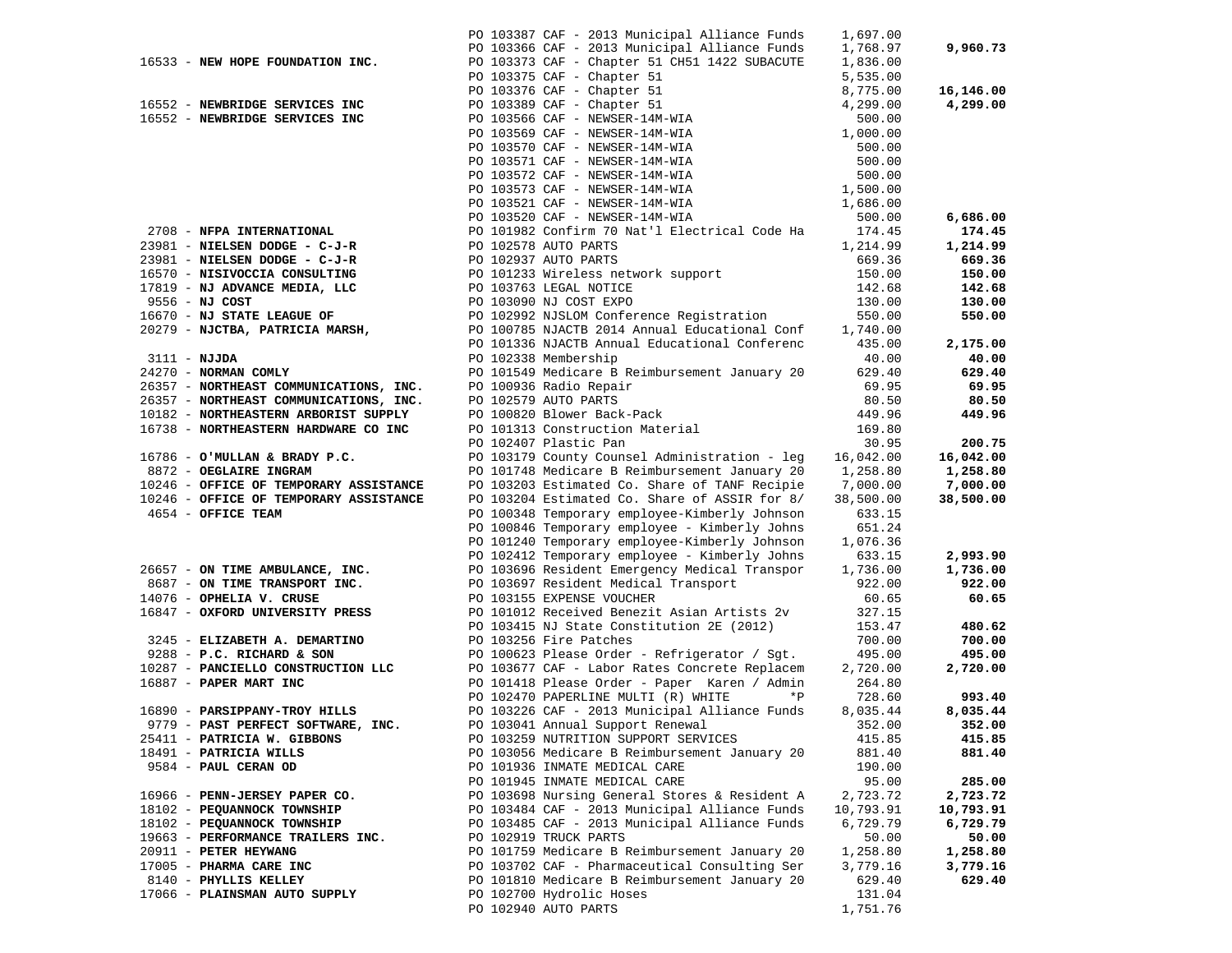| | | | |
|---|---|---|---|
| | PO 103387 CAF - 2013 Municipal Alliance Funds | 1,697.00 | |
| | PO 103366 CAF - 2013 Municipal Alliance Funds | 1,768.97 | **9,960.73** |
| 16533 - **NEW HOPE FOUNDATION INC.** | PO 103373 CAF - Chapter 51 CH51 1422 SUBACUTE | 1,836.00 | |
| | PO 103375 CAF - Chapter 51 | 5,535.00 | |
| | PO 103376 CAF - Chapter 51 | 8,775.00 | **16,146.00** |
| 16552 - **NEWBRIDGE SERVICES INC** | PO 103389 CAF - Chapter 51 | 4,299.00 | **4,299.00** |
| 16552 - **NEWBRIDGE SERVICES INC** | PO 103566 CAF - NEWSER-14M-WIA | 500.00 | |
| | PO 103569 CAF - NEWSER-14M-WIA | 1,000.00 | |
| | PO 103570 CAF - NEWSER-14M-WIA | 500.00 | |
| | PO 103571 CAF - NEWSER-14M-WIA | 500.00 | |
| | PO 103572 CAF - NEWSER-14M-WIA | 500.00 | |
| | PO 103573 CAF - NEWSER-14M-WIA | 1,500.00 | |
| | PO 103521 CAF - NEWSER-14M-WIA | 1,686.00 | |
| | PO 103520 CAF - NEWSER-14M-WIA | 500.00 | **6,686.00** |
| 2708 - **NFPA INTERNATIONAL** | PO 101982 Confirm 70 Nat'l Electrical Code Ha | 174.45 | **174.45** |
| 23981 - **NIELSEN DODGE - C-J-R** | PO 102578 AUTO PARTS | 1,214.99 | **1,214.99** |
| 23981 - **NIELSEN DODGE - C-J-R** | PO 102937 AUTO PARTS | 669.36 | **669.36** |
| 16570 - **NISIVOCCIA CONSULTING** | PO 101233 Wireless network support | 150.00 | **150.00** |
| 17819 - **NJ ADVANCE MEDIA, LLC** | PO 103763 LEGAL NOTICE | 142.68 | **142.68** |
| 9556 - **NJ COST** | PO 103090 NJ COST EXPO | 130.00 | **130.00** |
| 16670 - **NJ STATE LEAGUE OF** | PO 102992 NJSLOM Conference Registration | 550.00 | **550.00** |
| 20279 - **NJCTBA, PATRICIA MARSH,** | PO 100785 NJACTB 2014 Annual Educational Conf | 1,740.00 | |
| | PO 101336 NJACTB Annual Educational Conferenc | 435.00 | **2,175.00** |
| 3111 - **NJJDA** | PO 102338 Membership | 40.00 | **40.00** |
| 24270 - **NORMAN COMLY** | PO 101549 Medicare B Reimbursement January 20 | 629.40 | **629.40** |
| 26357 - **NORTHEAST COMMUNICATIONS, INC.** | PO 100936 Radio Repair | 69.95 | **69.95** |
| 26357 - **NORTHEAST COMMUNICATIONS, INC.** | PO 102579 AUTO PARTS | 80.50 | **80.50** |
| 10182 - **NORTHEASTERN ARBORIST SUPPLY** | PO 100820 Blower Back-Pack | 449.96 | **449.96** |
| 16738 - **NORTHEASTERN HARDWARE CO INC** | PO 101313 Construction Material | 169.80 | |
| | PO 102407 Plastic Pan | 30.95 | **200.75** |
| 16786 - **O'MULLAN & BRADY P.C.** | PO 103179 County Counsel Administration - leg | 16,042.00 | **16,042.00** |
| 8872 - **OEGLAIRE INGRAM** | PO 101748 Medicare B Reimbursement January 20 | 1,258.80 | **1,258.80** |
| 10246 - **OFFICE OF TEMPORARY ASSISTANCE** | PO 103203 Estimated Co. Share of TANF Recipie | 7,000.00 | **7,000.00** |
| 10246 - **OFFICE OF TEMPORARY ASSISTANCE** | PO 103204 Estimated Co. Share of ASSIR for 8/ | 38,500.00 | **38,500.00** |
| 4654 - **OFFICE TEAM** | PO 100348 Temporary employee-Kimberly Johnson | 633.15 | |
| | PO 100846 Temporary employee - Kimberly Johns | 651.24 | |
| | PO 101240 Temporary employee-Kimberly Johnson | 1,076.36 | |
| | PO 102412 Temporary employee - Kimberly Johns | 633.15 | **2,993.90** |
| 26657 - **ON TIME AMBULANCE, INC.** | PO 103696 Resident Emergency Medical Transpor | 1,736.00 | **1,736.00** |
| 8687 - **ON TIME TRANSPORT INC.** | PO 103697 Resident Medical Transport | 922.00 | **922.00** |
| 14076 - **OPHELIA V. CRUSE** | PO 103155 EXPENSE VOUCHER | 60.65 | **60.65** |
| 16847 - **OXFORD UNIVERSITY PRESS** | PO 101012 Received Benezit Asian Artists 2v | 327.15 | |
| | PO 103415 NJ State Constitution 2E (2012) | 153.47 | **480.62** |
| 3245 - **ELIZABETH A. DEMARTINO** | PO 103256 Fire Patches | 700.00 | **700.00** |
| 9288 - **P.C. RICHARD & SON** | PO 100623 Please Order - Refrigerator / Sgt. | 495.00 | **495.00** |
| 10287 - **PANCIELLO CONSTRUCTION LLC** | PO 103677 CAF - Labor Rates Concrete Replacem | 2,720.00 | **2,720.00** |
| 16887 - **PAPER MART INC** | PO 101418 Please Order - Paper Karen / Admin | 264.80 | |
| | PO 102470 PAPERLINE MULTI (R) WHITE *P | 728.60 | **993.40** |
| 16890 - **PARSIPPANY-TROY HILLS** | PO 103226 CAF - 2013 Municipal Alliance Funds | 8,035.44 | **8,035.44** |
| 9779 - **PAST PERFECT SOFTWARE, INC.** | PO 103041 Annual Support Renewal | 352.00 | **352.00** |
| 25411 - **PATRICIA W. GIBBONS** | PO 103259 NUTRITION SUPPORT SERVICES | 415.85 | **415.85** |
| 18491 - **PATRICIA WILLS** | PO 103056 Medicare B Reimbursement January 20 | 881.40 | **881.40** |
| 9584 - **PAUL CERAN OD** | PO 101936 INMATE MEDICAL CARE | 190.00 | |
| | PO 101945 INMATE MEDICAL CARE | 95.00 | **285.00** |
| 16966 - **PENN-JERSEY PAPER CO.** | PO 103698 Nursing General Stores & Resident A | 2,723.72 | **2,723.72** |
| 18102 - **PEQUANNOCK TOWNSHIP** | PO 103484 CAF - 2013 Municipal Alliance Funds | 10,793.91 | **10,793.91** |
| 18102 - **PEQUANNOCK TOWNSHIP** | PO 103485 CAF - 2013 Municipal Alliance Funds | 6,729.79 | **6,729.79** |
| 19663 - **PERFORMANCE TRAILERS INC.** | PO 102919 TRUCK PARTS | 50.00 | **50.00** |
| 20911 - **PETER HEYWANG** | PO 101759 Medicare B Reimbursement January 20 | 1,258.80 | **1,258.80** |
| 17005 - **PHARMA CARE INC** | PO 103702 CAF - Pharmaceutical Consulting Ser | 3,779.16 | **3,779.16** |
| 8140 - **PHYLLIS KELLEY** | PO 101810 Medicare B Reimbursement January 20 | 629.40 | **629.40** |
| 17066 - **PLAINSMAN AUTO SUPPLY** | PO 102700 Hydrolic Hoses | 131.04 | |
| | PO 102940 AUTO PARTS | 1,751.76 | |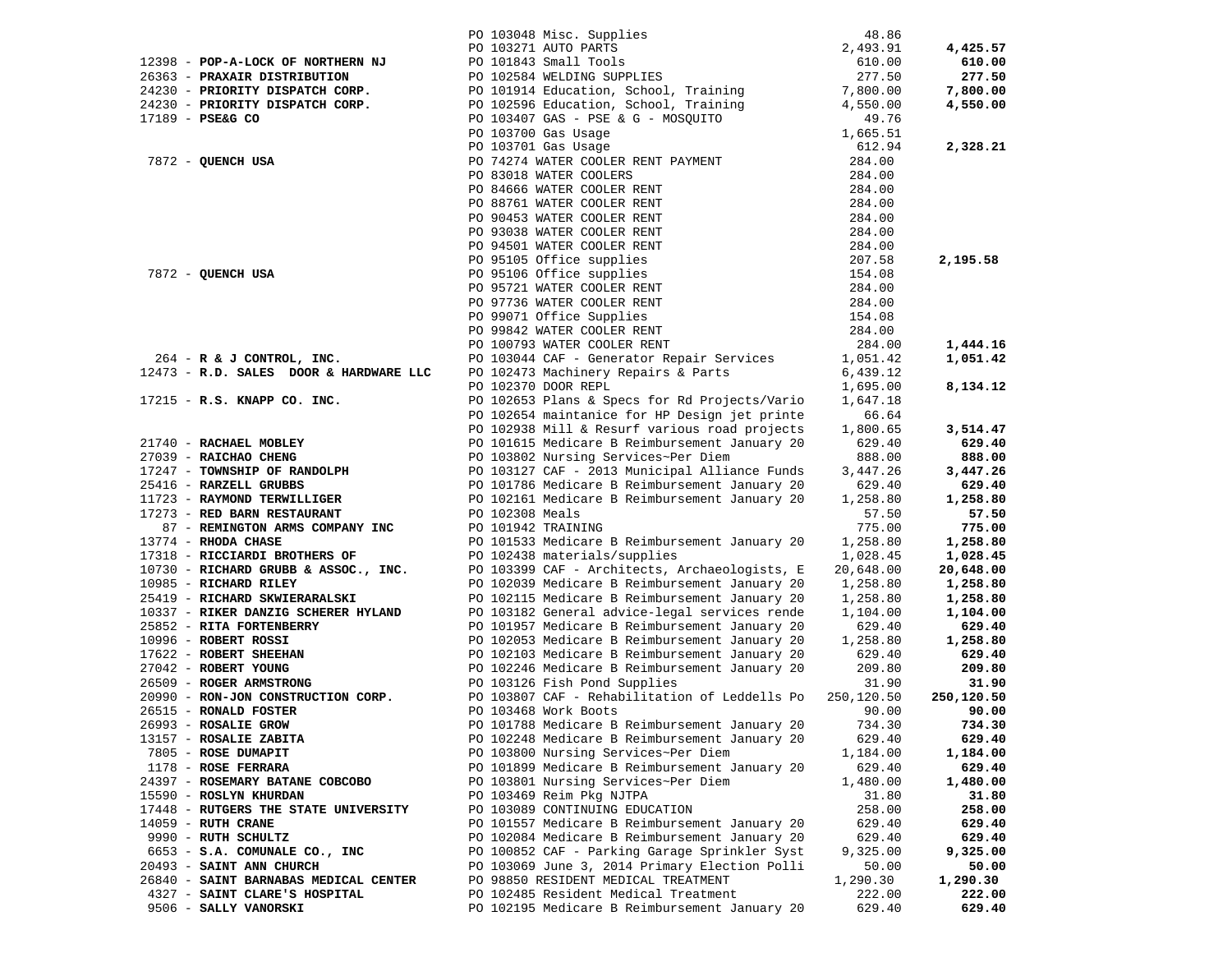| | | | |
|---|---|---|---|
| | PO 103048 Misc. Supplies | 48.86 | |
| | PO 103271 AUTO PARTS | 2,493.91 | **4,425.57** |
| 12398 - **POP-A-LOCK OF NORTHERN NJ** | PO 101843 Small Tools | 610.00 | **610.00** |
| 26363 - **PRAXAIR DISTRIBUTION** | PO 102584 WELDING SUPPLIES | 277.50 | **277.50** |
| 24230 - **PRIORITY DISPATCH CORP.** | PO 101914 Education, School, Training | 7,800.00 | **7,800.00** |
| 24230 - **PRIORITY DISPATCH CORP.** | PO 102596 Education, School, Training | 4,550.00 | **4,550.00** |
| 17189 - **PSE&G CO** | PO 103407 GAS - PSE & G - MOSQUITO | 49.76 | |
| | PO 103700 Gas Usage | 1,665.51 | |
| | PO 103701 Gas Usage | 612.94 | **2,328.21** |
| 7872 - **QUENCH USA** | PO 74274 WATER COOLER RENT PAYMENT | 284.00 | |
| | PO 83018 WATER COOLERS | 284.00 | |
| | PO 84666 WATER COOLER RENT | 284.00 | |
| | PO 88761 WATER COOLER RENT | 284.00 | |
| | PO 90453 WATER COOLER RENT | 284.00 | |
| | PO 93038 WATER COOLER RENT | 284.00 | |
| | PO 94501 WATER COOLER RENT | 284.00 | |
| | PO 95105 Office supplies | 207.58 | **2,195.58** |
| 7872 - **QUENCH USA** | PO 95106 Office supplies | 154.08 | |
| | PO 95721 WATER COOLER RENT | 284.00 | |
| | PO 97736 WATER COOLER RENT | 284.00 | |
| | PO 99071 Office Supplies | 154.08 | |
| | PO 99842 WATER COOLER RENT | 284.00 | |
| | PO 100793 WATER COOLER RENT | 284.00 | **1,444.16** |
| 264 - **R & J CONTROL, INC.** | PO 103044 CAF - Generator Repair Services | 1,051.42 | **1,051.42** |
| 12473 - **R.D. SALES DOOR & HARDWARE LLC** | PO 102473 Machinery Repairs & Parts | 6,439.12 | |
| | PO 102370 DOOR REPL | 1,695.00 | **8,134.12** |
| 17215 - **R.S. KNAPP CO. INC.** | PO 102653 Plans & Specs for Rd Projects/Vario | 1,647.18 | |
| | PO 102654 maintanice for HP Design jet printe | 66.64 | |
| | PO 102938 Mill & Resurf various road projects | 1,800.65 | **3,514.47** |
| 21740 - **RACHAEL MOBLEY** | PO 101615 Medicare B Reimbursement January 20 | 629.40 | **629.40** |
| 27039 - **RAICHAO CHENG** | PO 103802 Nursing Services~Per Diem | 888.00 | **888.00** |
| 17247 - **TOWNSHIP OF RANDOLPH** | PO 103127 CAF - 2013 Municipal Alliance Funds | 3,447.26 | **3,447.26** |
| 25416 - **RARZELL GRUBBS** | PO 101786 Medicare B Reimbursement January 20 | 629.40 | **629.40** |
| 11723 - **RAYMOND TERWILLIGER** | PO 102161 Medicare B Reimbursement January 20 | 1,258.80 | **1,258.80** |
| 17273 - **RED BARN RESTAURANT** | PO 102308 Meals | 57.50 | **57.50** |
| 87 - **REMINGTON ARMS COMPANY INC** | PO 101942 TRAINING | 775.00 | **775.00** |
| 13774 - **RHODA CHASE** | PO 101533 Medicare B Reimbursement January 20 | 1,258.80 | **1,258.80** |
| 17318 - **RICCIARDI BROTHERS OF** | PO 102438 materials/supplies | 1,028.45 | **1,028.45** |
| 10730 - **RICHARD GRUBB & ASSOC., INC.** | PO 103399 CAF - Architects, Archaeologists, E | 20,648.00 | **20,648.00** |
| 10985 - **RICHARD RILEY** | PO 102039 Medicare B Reimbursement January 20 | 1,258.80 | **1,258.80** |
| 25419 - **RICHARD SKWIERARALSKI** | PO 102115 Medicare B Reimbursement January 20 | 1,258.80 | **1,258.80** |
| 10337 - **RIKER DANZIG SCHERER HYLAND** | PO 103182 General advice-legal services rende | 1,104.00 | **1,104.00** |
| 25852 - **RITA FORTENBERRY** | PO 101957 Medicare B Reimbursement January 20 | 629.40 | **629.40** |
| 10996 - **ROBERT ROSSI** | PO 102053 Medicare B Reimbursement January 20 | 1,258.80 | **1,258.80** |
| 17622 - **ROBERT SHEEHAN** | PO 102103 Medicare B Reimbursement January 20 | 629.40 | **629.40** |
| 27042 - **ROBERT YOUNG** | PO 102246 Medicare B Reimbursement January 20 | 209.80 | **209.80** |
| 26509 - **ROGER ARMSTRONG** | PO 103126 Fish Pond Supplies | 31.90 | **31.90** |
| 20990 - **RON-JON CONSTRUCTION CORP.** | PO 103807 CAF - Rehabilitation of Leddells Po | 250,120.50 | **250,120.50** |
| 26515 - **RONALD FOSTER** | PO 103468 Work Boots | 90.00 | **90.00** |
| 26993 - **ROSALIE GROW** | PO 101788 Medicare B Reimbursement January 20 | 734.30 | **734.30** |
| 13157 - **ROSALIE ZABITA** | PO 102248 Medicare B Reimbursement January 20 | 629.40 | **629.40** |
| 7805 - **ROSE DUMAPIT** | PO 103800 Nursing Services~Per Diem | 1,184.00 | **1,184.00** |
| 1178 - **ROSE FERRARA** | PO 101899 Medicare B Reimbursement January 20 | 629.40 | **629.40** |
| 24397 - **ROSEMARY BATANE COBCOBO** | PO 103801 Nursing Services~Per Diem | 1,480.00 | **1,480.00** |
| 15590 - **ROSLYN KHURDAN** | PO 103469 Reim Pkg NJTPA | 31.80 | **31.80** |
| 17448 - **RUTGERS THE STATE UNIVERSITY** | PO 103089 CONTINUING EDUCATION | 258.00 | **258.00** |
| 14059 - **RUTH CRANE** | PO 101557 Medicare B Reimbursement January 20 | 629.40 | **629.40** |
| 9990 - **RUTH SCHULTZ** | PO 102084 Medicare B Reimbursement January 20 | 629.40 | **629.40** |
| 6653 - **S.A. COMUNALE CO., INC** | PO 100852 CAF - Parking Garage Sprinkler Syst | 9,325.00 | **9,325.00** |
| 20493 - **SAINT ANN CHURCH** | PO 103069 June 3, 2014 Primary Election Polli | 50.00 | **50.00** |
| 26840 - **SAINT BARNABAS MEDICAL CENTER** | PO 98850 RESIDENT MEDICAL TREATMENT | 1,290.30 | **1,290.30** |
| 4327 - **SAINT CLARE'S HOSPITAL** | PO 102485 Resident Medical Treatment | 222.00 | **222.00** |
| 9506 - **SALLY VANORSKI** | PO 102195 Medicare B Reimbursement January 20 | 629.40 | **629.40** |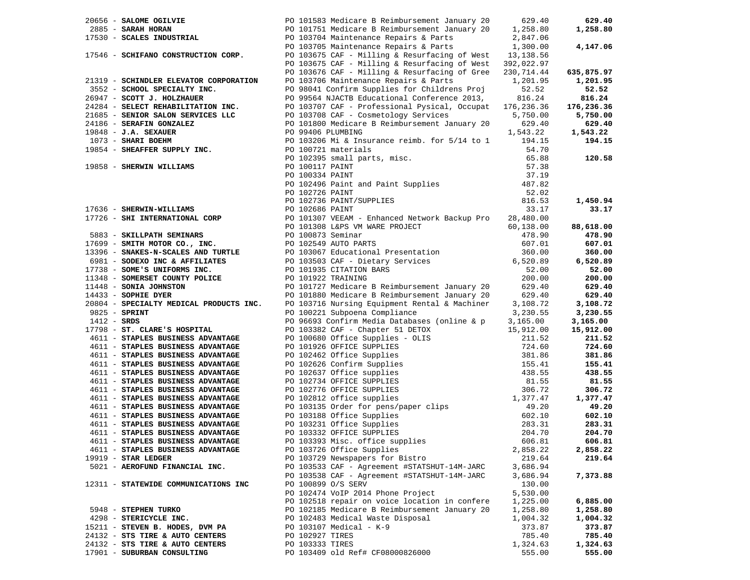| | | | |
|---|---|---|---|
| 20656 - **SALOME OGILVIE** | PO 101583 Medicare B Reimbursement January 20 | 629.40 | **629.40** |
| 2885 - **SARAH HORAN** | PO 101751 Medicare B Reimbursement January 20 | 1,258.80 | **1,258.80** |
| 17530 - **SCALES INDUSTRIAL** | PO 103704 Maintenance Repairs & Parts | 2,847.06 | |
| | PO 103705 Maintenance Repairs & Parts | 1,300.00 | **4,147.06** |
| 17546 - **SCHIFANO CONSTRUCTION CORP.** | PO 103675 CAF - Milling & Resurfacing of West | 13,138.56 | |
| | PO 103675 CAF - Milling & Resurfacing of West | 392,022.97 | |
| | PO 103676 CAF - Milling & Resurfacing of Gree | 230,714.44 | **635,875.97** |
| 21319 - **SCHINDLER ELEVATOR CORPORATION** | PO 103706 Maintenance Repairs & Parts | 1,201.95 | **1,201.95** |
| 3552 - **SCHOOL SPECIALTY INC.** | PO 98041 Confirm Supplies for Childrens Proj | 52.52 | **52.52** |
| 26947 - **SCOTT J. HOLZHAUER** | PO 99564 NJACTB Educational Conference 2013, | 816.24 | **816.24** |
| 24284 - **SELECT REHABILITATION INC.** | PO 103707 CAF - Professional Pysical, Occupat | 176,236.36 | **176,236.36** |
| 21685 - **SENIOR SALON SERVICES LLC** | PO 103708 CAF - Cosmetology Services | 5,750.00 | **5,750.00** |
| 24186 - **SERAFIN GONZALEZ** | PO 101800 Medicare B Reimbursement January 20 | 629.40 | **629.40** |
| 19848 - **J.A. SEXAUER** | PO 99406 PLUMBING | 1,543.22 | **1,543.22** |
| 1073 - **SHARI BOEHM** | PO 103206 Mi & Insurance reimb. for 5/14 to 1 | 194.15 | **194.15** |
| 19854 - **SHEAFFER SUPPLY INC.** | PO 100721 materials | 54.70 | |
| | PO 102395 small parts, misc. | 65.88 | **120.58** |
| 19858 - **SHERWIN WILLIAMS** | PO 100117 PAINT | 57.38 | |
| | PO 100334 PAINT | 37.19 | |
| | PO 102496 Paint and Paint Supplies | 487.82 | |
| | PO 102726 PAINT | 52.02 | |
| | PO 102736 PAINT/SUPPLIES | 816.53 | **1,450.94** |
| 17636 - **SHERWIN-WILLIAMS** | PO 102686 PAINT | 33.17 | **33.17** |
| 17726 - **SHI INTERNATIONAL CORP** | PO 101307 VEEAM - Enhanced Network Backup Pro | 28,480.00 | |
| | PO 101308 L&PS VM WARE PROJECT | 60,138.00 | **88,618.00** |
| 5883 - **SKILLPATH SEMINARS** | PO 100873 Seminar | 478.90 | **478.90** |
| 17699 - **SMITH MOTOR CO., INC.** | PO 102549 AUTO PARTS | 607.01 | **607.01** |
| 13396 - **SNAKES-N-SCALES AND TURTLE** | PO 103067 Educational Presentation | 360.00 | **360.00** |
| 6981 - **SODEXO INC & AFFILIATES** | PO 103503 CAF - Dietary Services | 6,520.89 | **6,520.89** |
| 17738 - **SOME'S UNIFORMS INC.** | PO 101935 CITATION BARS | 52.00 | **52.00** |
| 11348 - **SOMERSET COUNTY POLICE** | PO 101922 TRAINING | 200.00 | **200.00** |
| 11448 - **SONIA JOHNSTON** | PO 101727 Medicare B Reimbursement January 20 | 629.40 | **629.40** |
| 14433 - **SOPHIE DYER** | PO 101880 Medicare B Reimbursement January 20 | 629.40 | **629.40** |
| 20804 - **SPECIALTY MEDICAL PRODUCTS INC.** | PO 103716 Nursing Equipment Rental & Machiner | 3,108.72 | **3,108.72** |
| 9825 - **SPRINT** | PO 100221 Subpoena Compliance | 3,230.55 | **3,230.55** |
| 1412 - **SRDS** | PO 96693 Confirm Media Databases (online & p | 3,165.00 | **3,165.00** |
| 17798 - **ST. CLARE'S HOSPITAL** | PO 103382 CAF - Chapter 51 DETOX | 15,912.00 | **15,912.00** |
| 4611 - **STAPLES BUSINESS ADVANTAGE** | PO 100680 Office Supplies - OLIS | 211.52 | **211.52** |
| 4611 - **STAPLES BUSINESS ADVANTAGE** | PO 101926 OFFICE SUPPLIES | 724.60 | **724.60** |
| 4611 - **STAPLES BUSINESS ADVANTAGE** | PO 102462 Office Supplies | 381.86 | **381.86** |
| 4611 - **STAPLES BUSINESS ADVANTAGE** | PO 102626 Confirm Supplies | 155.41 | **155.41** |
| 4611 - **STAPLES BUSINESS ADVANTAGE** | PO 102637 Office supplies | 438.55 | **438.55** |
| 4611 - **STAPLES BUSINESS ADVANTAGE** | PO 102734 OFFICE SUPPLIES | 81.55 | **81.55** |
| 4611 - **STAPLES BUSINESS ADVANTAGE** | PO 102776 OFFICE SUPPLIES | 306.72 | **306.72** |
| 4611 - **STAPLES BUSINESS ADVANTAGE** | PO 102812 office supplies | 1,377.47 | **1,377.47** |
| 4611 - **STAPLES BUSINESS ADVANTAGE** | PO 103135 Order for pens/paper clips | 49.20 | **49.20** |
| 4611 - **STAPLES BUSINESS ADVANTAGE** | PO 103188 Office Supplies | 602.10 | **602.10** |
| 4611 - **STAPLES BUSINESS ADVANTAGE** | PO 103231 Office Supplies | 283.31 | **283.31** |
| 4611 - **STAPLES BUSINESS ADVANTAGE** | PO 103332 OFFICE SUPPLIES | 204.70 | **204.70** |
| 4611 - **STAPLES BUSINESS ADVANTAGE** | PO 103393 Misc. office supplies | 606.81 | **606.81** |
| 4611 - **STAPLES BUSINESS ADVANTAGE** | PO 103726 Office Supplies | 2,858.22 | **2,858.22** |
| 19919 - **STAR LEDGER** | PO 103729 Newspapers for Bistro | 219.64 | **219.64** |
| 5021 - **AEROFUND FINANCIAL INC.** | PO 103533 CAF - Agreement #STATSHUT-14M-JARC | 3,686.94 | |
| | PO 103538 CAF - Agreement #STATSHUT-14M-JARC | 3,686.94 | **7,373.88** |
| 12311 - **STATEWIDE COMMUNICATIONS INC** | PO 100899 O/S SERV | 130.00 | |
| | PO 102474 VoIP 2014 Phone Project | 5,530.00 | |
| | PO 102518 repair on voice location in confere | 1,225.00 | **6,885.00** |
| 5948 - **STEPHEN TURKO** | PO 102185 Medicare B Reimbursement January 20 | 1,258.80 | **1,258.80** |
| 4298 - **STERICYCLE INC.** | PO 102483 Medical Waste Disposal | 1,004.32 | **1,004.32** |
| 15211 - **STEVEN B. HODES, DVM PA** | PO 103107 Medical - K-9 | 373.87 | **373.87** |
| 24132 - **STS TIRE & AUTO CENTERS** | PO 102927 TIRES | 785.40 | **785.40** |
| 24132 - **STS TIRE & AUTO CENTERS** | PO 103333 TIRES | 1,324.63 | **1,324.63** |
| 17901 - **SUBURBAN CONSULTING** | PO 103409 old Ref# CF08000826000 | 555.00 | **555.00** |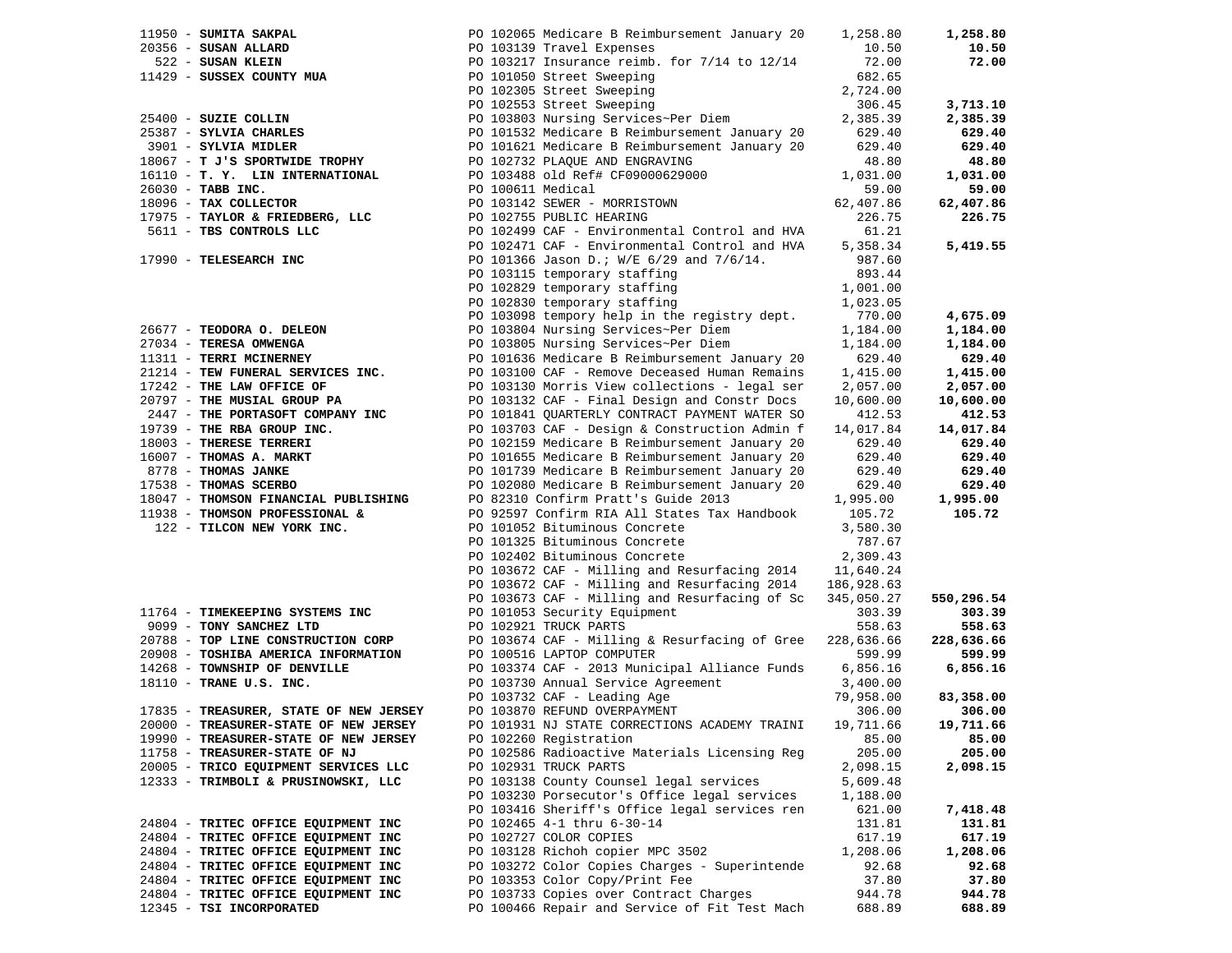| | | | |
|---|---|---|---|
| 11950 - **SUMITA SAKPAL** | PO 102065 Medicare B Reimbursement January 20 | 1,258.80 | **1,258.80** |
| 20356 - **SUSAN ALLARD** | PO 103139 Travel Expenses | 10.50 | **10.50** |
| 522 - **SUSAN KLEIN** | PO 103217 Insurance reimb. for 7/14 to 12/14 | 72.00 | **72.00** |
| 11429 - **SUSSEX COUNTY MUA** | PO 101050 Street Sweeping | 682.65 | |
| | PO 102305 Street Sweeping | 2,724.00 | |
| | PO 102553 Street Sweeping | 306.45 | **3,713.10** |
| 25400 - **SUZIE COLLIN** | PO 103803 Nursing Services~Per Diem | 2,385.39 | **2,385.39** |
| 25387 - **SYLVIA CHARLES** | PO 101532 Medicare B Reimbursement January 20 | 629.40 | **629.40** |
| 3901 - **SYLVIA MIDLER** | PO 101621 Medicare B Reimbursement January 20 | 629.40 | **629.40** |
| 18067 - **T J'S SPORTWIDE TROPHY** | PO 102732 PLAQUE AND ENGRAVING | 48.80 | **48.80** |
| 16110 - **T. Y. LIN INTERNATIONAL** | PO 103488 old Ref# CF09000629000 | 1,031.00 | **1,031.00** |
| 26030 - **TABB INC.** | PO 100611 Medical | 59.00 | **59.00** |
| 18096 - **TAX COLLECTOR** | PO 103142 SEWER - MORRISTOWN | 62,407.86 | **62,407.86** |
| 17975 - **TAYLOR & FRIEDBERG, LLC** | PO 102755 PUBLIC HEARING | 226.75 | **226.75** |
| 5611 - **TBS CONTROLS LLC** | PO 102499 CAF - Environmental Control and HVA | 61.21 | |
| | PO 102471 CAF - Environmental Control and HVA | 5,358.34 | **5,419.55** |
| 17990 - **TELESEARCH INC** | PO 101366 Jason D.; W/E 6/29 and 7/6/14. | 987.60 | |
| | PO 103115 temporary staffing | 893.44 | |
| | PO 102829 temporary staffing | 1,001.00 | |
| | PO 102830 temporary staffing | 1,023.05 | |
| | PO 103098 tempory help in the registry dept. | 770.00 | **4,675.09** |
| 26677 - **TEODORA O. DELEON** | PO 103804 Nursing Services~Per Diem | 1,184.00 | **1,184.00** |
| 27034 - **TERESA OMWENGA** | PO 103805 Nursing Services~Per Diem | 1,184.00 | **1,184.00** |
| 11311 - **TERRI MCINERNEY** | PO 101636 Medicare B Reimbursement January 20 | 629.40 | **629.40** |
| 21214 - **TEW FUNERAL SERVICES INC.** | PO 103100 CAF - Remove Deceased Human Remains | 1,415.00 | **1,415.00** |
| 17242 - **THE LAW OFFICE OF** | PO 103130 Morris View collections - legal ser | 2,057.00 | **2,057.00** |
| 20797 - **THE MUSIAL GROUP PA** | PO 103132 CAF - Final Design and Constr Docs | 10,600.00 | **10,600.00** |
| 2447 - **THE PORTASOFT COMPANY INC** | PO 101841 QUARTERLY CONTRACT PAYMENT WATER SO | 412.53 | **412.53** |
| 19739 - **THE RBA GROUP INC.** | PO 103703 CAF - Design & Construction Admin f | 14,017.84 | **14,017.84** |
| 18003 - **THERESE TERRERI** | PO 102159 Medicare B Reimbursement January 20 | 629.40 | **629.40** |
| 16007 - **THOMAS A. MARKT** | PO 101655 Medicare B Reimbursement January 20 | 629.40 | **629.40** |
| 8778 - **THOMAS JANKE** | PO 101739 Medicare B Reimbursement January 20 | 629.40 | **629.40** |
| 17538 - **THOMAS SCERBO** | PO 102080 Medicare B Reimbursement January 20 | 629.40 | **629.40** |
| 18047 - **THOMSON FINANCIAL PUBLISHING** | PO 82310 Confirm Pratt's Guide 2013 | 1,995.00 | **1,995.00** |
| 11938 - **THOMSON PROFESSIONAL &** | PO 92597 Confirm RIA All States Tax Handbook | 105.72 | **105.72** |
| 122 - **TILCON NEW YORK INC.** | PO 101052 Bituminous Concrete | 3,580.30 | |
| | PO 101325 Bituminous Concrete | 787.67 | |
| | PO 102402 Bituminous Concrete | 2,309.43 | |
| | PO 103672 CAF - Milling and Resurfacing 2014 | 11,640.24 | |
| | PO 103672 CAF - Milling and Resurfacing 2014 | 186,928.63 | |
| | PO 103673 CAF - Milling and Resurfacing of Sc | 345,050.27 | **550,296.54** |
| 11764 - **TIMEKEEPING SYSTEMS INC** | PO 101053 Security Equipment | 303.39 | **303.39** |
| 9099 - **TONY SANCHEZ LTD** | PO 102921 TRUCK PARTS | 558.63 | **558.63** |
| 20788 - **TOP LINE CONSTRUCTION CORP** | PO 103674 CAF - Milling & Resurfacing of Gree | 228,636.66 | **228,636.66** |
| 20908 - **TOSHIBA AMERICA INFORMATION** | PO 100516 LAPTOP COMPUTER | 599.99 | **599.99** |
| 14268 - **TOWNSHIP OF DENVILLE** | PO 103374 CAF - 2013 Municipal Alliance Funds | 6,856.16 | **6,856.16** |
| 18110 - **TRANE U.S. INC.** | PO 103730 Annual Service Agreement | 3,400.00 | |
| | PO 103732 CAF - Leading Age | 79,958.00 | **83,358.00** |
| 17835 - **TREASURER, STATE OF NEW JERSEY** | PO 103870 REFUND OVERPAYMENT | 306.00 | **306.00** |
| 20000 - **TREASURER-STATE OF NEW JERSEY** | PO 101931 NJ STATE CORRECTIONS ACADEMY TRAINI | 19,711.66 | **19,711.66** |
| 19990 - **TREASURER-STATE OF NEW JERSEY** | PO 102260 Registration | 85.00 | **85.00** |
| 11758 - **TREASURER-STATE OF NJ** | PO 102586 Radioactive Materials Licensing Reg | 205.00 | **205.00** |
| 20005 - **TRICO EQUIPMENT SERVICES LLC** | PO 102931 TRUCK PARTS | 2,098.15 | **2,098.15** |
| 12333 - **TRIMBOLI & PRUSINOWSKI, LLC** | PO 103138 County Counsel legal services | 5,609.48 | |
| | PO 103230 Porsecutor's Office legal services | 1,188.00 | |
| | PO 103416 Sheriff's Office legal services ren | 621.00 | **7,418.48** |
| 24804 - **TRITEC OFFICE EQUIPMENT INC** | PO 102465 4-1 thru 6-30-14 | 131.81 | **131.81** |
| 24804 - **TRITEC OFFICE EQUIPMENT INC** | PO 102727 COLOR COPIES | 617.19 | **617.19** |
| 24804 - **TRITEC OFFICE EQUIPMENT INC** | PO 103128 Richoh copier MPC 3502 | 1,208.06 | **1,208.06** |
| 24804 - **TRITEC OFFICE EQUIPMENT INC** | PO 103272 Color Copies Charges - Superintende | 92.68 | **92.68** |
| 24804 - **TRITEC OFFICE EQUIPMENT INC** | PO 103353 Color Copy/Print Fee | 37.80 | **37.80** |
| 24804 - **TRITEC OFFICE EQUIPMENT INC** | PO 103733 Copies over Contract Charges | 944.78 | **944.78** |
| 12345 - **TSI INCORPORATED** | PO 100466 Repair and Service of Fit Test Mach | 688.89 | **688.89** |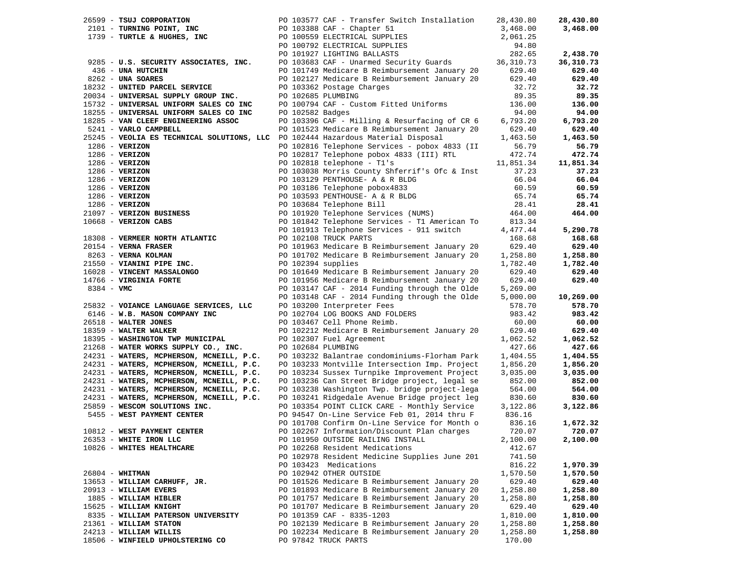| | | | |
|---|---|---|---|
| 26599 - **TSUJ CORPORATION** | PO 103577 CAF - Transfer Switch Installation | 28,430.80 | **28,430.80** |
| 2101 - **TURNING POINT, INC** | PO 103388 CAF - Chapter 51 | 3,468.00 | **3,468.00** |
| 1739 - **TURTLE & HUGHES, INC** | PO 100559 ELECTRICAL SUPPLIES | 2,061.25 | |
| | PO 100792 ELECTRICAL SUPPLIES | 94.80 | |
| | PO 101927 LIGHTING BALLASTS | 282.65 | **2,438.70** |
| 9285 - **U.S. SECURITY ASSOCIATES, INC.** | PO 103683 CAF - Unarmed Security Guards | 36,310.73 | **36,310.73** |
| 436 - **UNA HUTCHIN** | PO 101749 Medicare B Reimbursement January 20 | 629.40 | **629.40** |
| 8262 - **UNA SOARES** | PO 102127 Medicare B Reimbursement January 20 | 629.40 | **629.40** |
| 18232 - **UNITED PARCEL SERVICE** | PO 103362 Postage Charges | 32.72 | **32.72** |
| 20034 - **UNIVERSAL SUPPLY GROUP INC.** | PO 102685 PLUMBING | 89.35 | **89.35** |
| 15732 - **UNIVERSAL UNIFORM SALES CO INC** | PO 100794 CAF - Custom Fitted Uniforms | 136.00 | **136.00** |
| 18255 - **UNIVERSAL UNIFORM SALES CO INC** | PO 102582 Badges | 94.00 | **94.00** |
| 18285 - **VAN CLEEF ENGINEERING ASSOC** | PO 103396 CAF - Milling & Resurfacing of CR 6 | 6,793.20 | **6,793.20** |
| 5241 - **VARLO CAMPBELL** | PO 101523 Medicare B Reimbursement January 20 | 629.40 | **629.40** |
| 25245 - **VEOLIA ES TECHNICAL SOLUTIONS, LLC** | PO 102444 Hazardous Material Disposal | 1,463.50 | **1,463.50** |
| 1286 - **VERIZON** | PO 102816 Telephone Services - pobox 4833 (II | 56.79 | **56.79** |
| 1286 - **VERIZON** | PO 102817 Telephone pobox 4833 (III) RTL | 472.74 | **472.74** |
| 1286 - **VERIZON** | PO 102818 telephone - T1's | 11,851.34 | **11,851.34** |
| 1286 - **VERIZON** | PO 103038 Morris County Shferrif's Ofc & Inst | 37.23 | **37.23** |
| 1286 - **VERIZON** | PO 103129 PENTHOUSE- A & R BLDG | 66.04 | **66.04** |
| 1286 - **VERIZON** | PO 103186 Telephone pobox4833 | 60.59 | **60.59** |
| 1286 - **VERIZON** | PO 103593 PENTHOUSE- A & R BLDG | 65.74 | **65.74** |
| 1286 - **VERIZON** | PO 103684 Telephone Bill | 28.41 | **28.41** |
| 21097 - **VERIZON BUSINESS** | PO 101920 Telephone Services (NUMS) | 464.00 | **464.00** |
| 10668 - **VERIZON CABS** | PO 101842 Telephone Services - T1 American To | 813.34 | |
| | PO 101913 Telephone Services - 911 switch | 4,477.44 | **5,290.78** |
| 18308 - **VERMEER NORTH ATLANTIC** | PO 102108 TRUCK PARTS | 168.68 | **168.68** |
| 20154 - **VERNA FRASER** | PO 101963 Medicare B Reimbursement January 20 | 629.40 | **629.40** |
| 8263 - **VERNA KOLMAN** | PO 101702 Medicare B Reimbursement January 20 | 1,258.80 | **1,258.80** |
| 21550 - **VIANINI PIPE INC.** | PO 102394 supplies | 1,782.40 | **1,782.40** |
| 16028 - **VINCENT MASSALONGO** | PO 101649 Medicare B Reimbursement January 20 | 629.40 | **629.40** |
| 14766 - **VIRGINIA FORTE** | PO 101956 Medicare B Reimbursement January 20 | 629.40 | **629.40** |
| 8384 - **VMC** | PO 103147 CAF - 2014 Funding through the Olde | 5,269.00 | |
| | PO 103148 CAF - 2014 Funding through the Olde | 5,000.00 | **10,269.00** |
| 25832 - **VOIANCE LANGUAGE SERVICES, LLC** | PO 103200 Interpreter Fees | 578.70 | **578.70** |
| 6146 - **W.B. MASON COMPANY INC** | PO 102704 LOG BOOKS AND FOLDERS | 983.42 | **983.42** |
| 26518 - **WALTER JONES** | PO 103467 Cell Phone Reimb. | 60.00 | **60.00** |
| 18359 - **WALTER WALKER** | PO 102212 Medicare B Reimbursement January 20 | 629.40 | **629.40** |
| 18395 - **WASHINGTON TWP MUNICIPAL** | PO 102307 Fuel Agreement | 1,062.52 | **1,062.52** |
| 21268 - **WATER WORKS SUPPLY CO., INC.** | PO 102684 PLUMBING | 427.66 | **427.66** |
| 24231 - **WATERS, MCPHERSON, MCNEILL, P.C.** | PO 103232 Balantrae condominiums-Florham Park | 1,404.55 | **1,404.55** |
| 24231 - **WATERS, MCPHERSON, MCNEILL, P.C.** | PO 103233 Montville Intersection Imp. Project | 1,856.20 | **1,856.20** |
| 24231 - **WATERS, MCPHERSON, MCNEILL, P.C.** | PO 103234 Sussex Turnpike Improvement Project | 3,035.00 | **3,035.00** |
| 24231 - **WATERS, MCPHERSON, MCNEILL, P.C.** | PO 103236 Can Street Bridge project, legal se | 852.00 | **852.00** |
| 24231 - **WATERS, MCPHERSON, MCNEILL, P.C.** | PO 103238 Washington Twp. bridge project-lega | 564.00 | **564.00** |
| 24231 - **WATERS, MCPHERSON, MCNEILL, P.C.** | PO 103241 Ridgedale Avenue Bridge project leg | 830.60 | **830.60** |
| 25859 - **WESCOM SOLUTIONS INC.** | PO 103354 POINT CLICK CARE - Monthly Service | 3,122.86 | **3,122.86** |
| 5455 - **WEST PAYMENT CENTER** | PO 94547 On-Line Service Feb 01, 2014 thru F | 836.16 | |
| | PO 101708 Confirm On-Line Service for Month o | 836.16 | **1,672.32** |
| 10812 - **WEST PAYMENT CENTER** | PO 102267 Information/Discount Plan charges | 720.07 | **720.07** |
| 26353 - **WHITE IRON LLC** | PO 101950 OUTSIDE RAILING INSTALL | 2,100.00 | **2,100.00** |
| 10826 - **WHITES HEALTHCARE** | PO 102268 Resident Medications | 412.67 | |
| | PO 102978 Resident Medicine Supplies June 201 | 741.50 | |
| | PO 103423 Medications | 816.22 | **1,970.39** |
| 26804 - **WHITMAN** | PO 102942 OTHER OUTSIDE | 1,570.50 | **1,570.50** |
| 13653 - **WILLIAM CARHUFF, JR.** | PO 101526 Medicare B Reimbursement January 20 | 629.40 | **629.40** |
| 20913 - **WILLIAM EVERS** | PO 101893 Medicare B Reimbursement January 20 | 1,258.80 | **1,258.80** |
| 1885 - **WILLIAM HIBLER** | PO 101757 Medicare B Reimbursement January 20 | 1,258.80 | **1,258.80** |
| 15625 - **WILLIAM KNIGHT** | PO 101707 Medicare B Reimbursement January 20 | 629.40 | **629.40** |
| 8335 - **WILLIAM PATERSON UNIVERSITY** | PO 101359 CAF - 8335-1203 | 1,810.00 | **1,810.00** |
| 21361 - **WILLIAM STATON** | PO 102139 Medicare B Reimbursement January 20 | 1,258.80 | **1,258.80** |
| 24213 - **WILLIAM WILLIS** | PO 102234 Medicare B Reimbursement January 20 | 1,258.80 | **1,258.80** |
| 18506 - **WINFIELD UPHOLSTERING CO** | PO 97842 TRUCK PARTS | 170.00 | |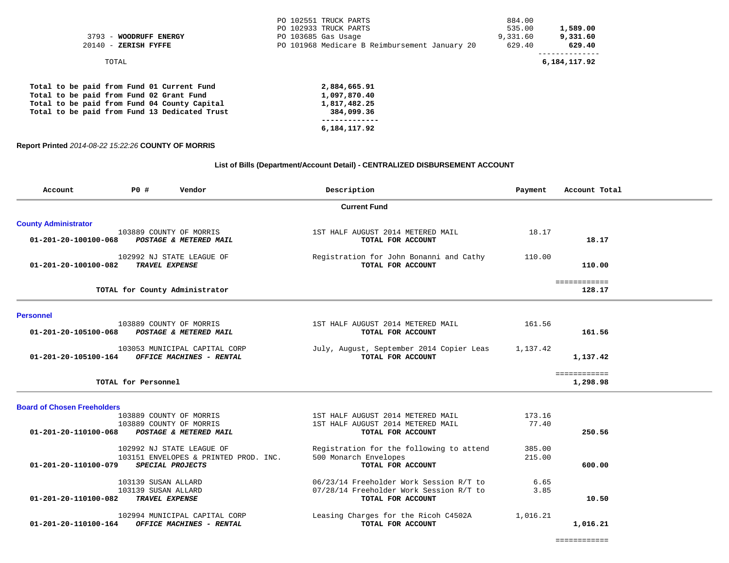| | | | |
|---|---|---|---|
| | PO 102551 TRUCK PARTS | 884.00 | |
| | PO 102933 TRUCK PARTS | 535.00 | **1,589.00** |
| 3793 - **WOODRUFF ENERGY** | PO 103685 Gas Usage | 9,331.60 | **9,331.60** |
| 20140 - **ZERISH FYFFE** | PO 101968 Medicare B Reimbursement January 20 | 629.40 | **629.40** |
| TOTAL | | | **6,184,117.92** |

| | |
|---|---|
| **Total to be paid from Fund 01 Current Fund** | **2,884,665.91** |
| **Total to be paid from Fund 02 Grant Fund** | **1,097,870.40** |
| **Total to be paid from Fund 04 County Capital** | **1,817,482.25** |
| **Total to be paid from Fund 13 Dedicated Trust** | **384,099.36** |
| | **6,184,117.92** |

**Report Printed** *2014-08-22 15:22:26* **COUNTY OF MORRIS**

**List of Bills (Department/Account Detail) - CENTRALIZED DISBURSEMENT ACCOUNT**

| Account | PO # Vendor | Description | Payment | Account Total |
|---|---|---|---|---|
| | | **Current Fund** | | |
| **County Administrator** | | | | |
| | 103889 COUNTY OF MORRIS | 1ST HALF AUGUST 2014 METERED MAIL | 18.17 | |
| **01-201-20-100100-068** | ***POSTAGE & METERED MAIL*** | **TOTAL FOR ACCOUNT** | | **18.17** |
| | 102992 NJ STATE LEAGUE OF | Registration for John Bonanni and Cathy | 110.00 | |
| **01-201-20-100100-082** | ***TRAVEL EXPENSE*** | **TOTAL FOR ACCOUNT** | | **110.00** |
| | **TOTAL for County Administrator** | | | **128.17** |
| **Personnel** | | | | |
| | 103889 COUNTY OF MORRIS | 1ST HALF AUGUST 2014 METERED MAIL | 161.56 | |
| **01-201-20-105100-068** | ***POSTAGE & METERED MAIL*** | **TOTAL FOR ACCOUNT** | | **161.56** |
| | 103053 MUNICIPAL CAPITAL CORP | July, August, September 2014 Copier Leas | 1,137.42 | |
| **01-201-20-105100-164** | ***OFFICE MACHINES - RENTAL*** | **TOTAL FOR ACCOUNT** | | **1,137.42** |
| | **TOTAL for Personnel** | | | **1,298.98** |
| **Board of Chosen Freeholders** | | | | |
| | 103889 COUNTY OF MORRIS | 1ST HALF AUGUST 2014 METERED MAIL | 173.16 | |
| | 103889 COUNTY OF MORRIS | 1ST HALF AUGUST 2014 METERED MAIL | 77.40 | |
| **01-201-20-110100-068** | ***POSTAGE & METERED MAIL*** | **TOTAL FOR ACCOUNT** | | **250.56** |
| | 102992 NJ STATE LEAGUE OF | Registration for the following to attend | 385.00 | |
| | 103151 ENVELOPES & PRINTED PROD. INC. | 500 Monarch Envelopes | 215.00 | |
| **01-201-20-110100-079** | ***SPECIAL PROJECTS*** | **TOTAL FOR ACCOUNT** | | **600.00** |
| | 103139 SUSAN ALLARD | 06/23/14 Freeholder Work Session R/T to | 6.65 | |
| | 103139 SUSAN ALLARD | 07/28/14 Freeholder Work Session R/T to | 3.85 | |
| **01-201-20-110100-082** | ***TRAVEL EXPENSE*** | **TOTAL FOR ACCOUNT** | | **10.50** |
| | 102994 MUNICIPAL CAPITAL CORP | Leasing Charges for the Ricoh C4502A | 1,016.21 | |
| **01-201-20-110100-164** | ***OFFICE MACHINES - RENTAL*** | **TOTAL FOR ACCOUNT** | | **1,016.21** |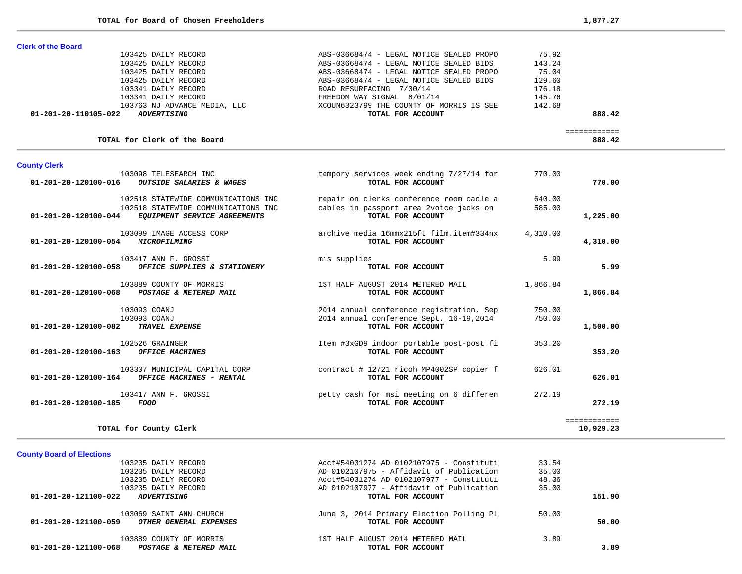**TOTAL for Board of Chosen Freeholders** **1,877.27**

## Clerk of the Board

| Account | Vendor | Description | Amount | Total |
|---|---|---|---|---|
| | 103425 DAILY RECORD | ABS-03668474 - LEGAL NOTICE SEALED PROPO | 75.92 | |
| | 103425 DAILY RECORD | ABS-03668474 - LEGAL NOTICE SEALED BIDS | 143.24 | |
| | 103425 DAILY RECORD | ABS-03668474 - LEGAL NOTICE SEALED PROPO | 75.04 | |
| | 103425 DAILY RECORD | ABS-03668474 - LEGAL NOTICE SEALED BIDS | 129.60 | |
| | 103341 DAILY RECORD | ROAD RESURFACING 7/30/14 | 176.18 | |
| | 103341 DAILY RECORD | FREEDOM WAY SIGNAL 8/01/14 | 145.76 | |
| | 103763 NJ ADVANCE MEDIA, LLC | XCOUN6323799 THE COUNTY OF MORRIS IS SEE | 142.68 | |
| **01-201-20-110105-022** | ***ADVERTISING*** | **TOTAL FOR ACCOUNT** | | **888.42** |

**TOTAL for Clerk of the Board** **888.42**

## County Clerk

| Account | Vendor | Description | Amount | Total |
|---|---|---|---|---|
| | 103098 TELESEARCH INC | tempory services week ending 7/27/14 for | 770.00 | |
| **01-201-20-120100-016** | ***OUTSIDE SALARIES & WAGES*** | **TOTAL FOR ACCOUNT** | | **770.00** |
| | 102518 STATEWIDE COMMUNICATIONS INC | repair on clerks conference room cacle a | 640.00 | |
| | 102518 STATEWIDE COMMUNICATIONS INC | cables in passport area 2voice jacks on | 585.00 | |
| **01-201-20-120100-044** | ***EQUIPMENT SERVICE AGREEMENTS*** | **TOTAL FOR ACCOUNT** | | **1,225.00** |
| | 103099 IMAGE ACCESS CORP | archive media 16mmx215ft film.item#334nx | 4,310.00 | |
| **01-201-20-120100-054** | ***MICROFILMING*** | **TOTAL FOR ACCOUNT** | | **4,310.00** |
| | 103417 ANN F. GROSSI | mis supplies | 5.99 | |
| **01-201-20-120100-058** | ***OFFICE SUPPLIES & STATIONERY*** | **TOTAL FOR ACCOUNT** | | **5.99** |
| | 103889 COUNTY OF MORRIS | 1ST HALF AUGUST 2014 METERED MAIL | 1,866.84 | |
| **01-201-20-120100-068** | ***POSTAGE & METERED MAIL*** | **TOTAL FOR ACCOUNT** | | **1,866.84** |
| | 103093 COANJ | 2014 annual conference registration. Sep | 750.00 | |
| | 103093 COANJ | 2014 annual conference Sept. 16-19,2014 | 750.00 | |
| **01-201-20-120100-082** | ***TRAVEL EXPENSE*** | **TOTAL FOR ACCOUNT** | | **1,500.00** |
| | 102526 GRAINGER | Item #3xGD9 indoor portable post-post fi | 353.20 | |
| **01-201-20-120100-163** | ***OFFICE MACHINES*** | **TOTAL FOR ACCOUNT** | | **353.20** |
| | 103307 MUNICIPAL CAPITAL CORP | contract # 12721 ricoh MP4002SP copier f | 626.01 | |
| **01-201-20-120100-164** | ***OFFICE MACHINES - RENTAL*** | **TOTAL FOR ACCOUNT** | | **626.01** |
| | 103417 ANN F. GROSSI | petty cash for msi meeting on 6 differen | 272.19 | |
| **01-201-20-120100-185** | ***FOOD*** | **TOTAL FOR ACCOUNT** | | **272.19** |

**TOTAL for County Clerk** **10,929.23**

## County Board of Elections

| Account | Vendor | Description | Amount | Total |
|---|---|---|---|---|
| | 103235 DAILY RECORD | Acct#54031274 AD 0102107975 - Constituti | 33.54 | |
| | 103235 DAILY RECORD | AD 0102107975 - Affidavit of Publication | 35.00 | |
| | 103235 DAILY RECORD | Acct#54031274 AD 0102107977 - Constituti | 48.36 | |
| | 103235 DAILY RECORD | AD 0102107977 - Affidavit of Publication | 35.00 | |
| **01-201-20-121100-022** | ***ADVERTISING*** | **TOTAL FOR ACCOUNT** | | **151.90** |
| | 103069 SAINT ANN CHURCH | June 3, 2014 Primary Election Polling Pl | 50.00 | |
| **01-201-20-121100-059** | ***OTHER GENERAL EXPENSES*** | **TOTAL FOR ACCOUNT** | | **50.00** |
| | 103889 COUNTY OF MORRIS | 1ST HALF AUGUST 2014 METERED MAIL | 3.89 | |
| **01-201-20-121100-068** | ***POSTAGE & METERED MAIL*** | **TOTAL FOR ACCOUNT** | | **3.89** |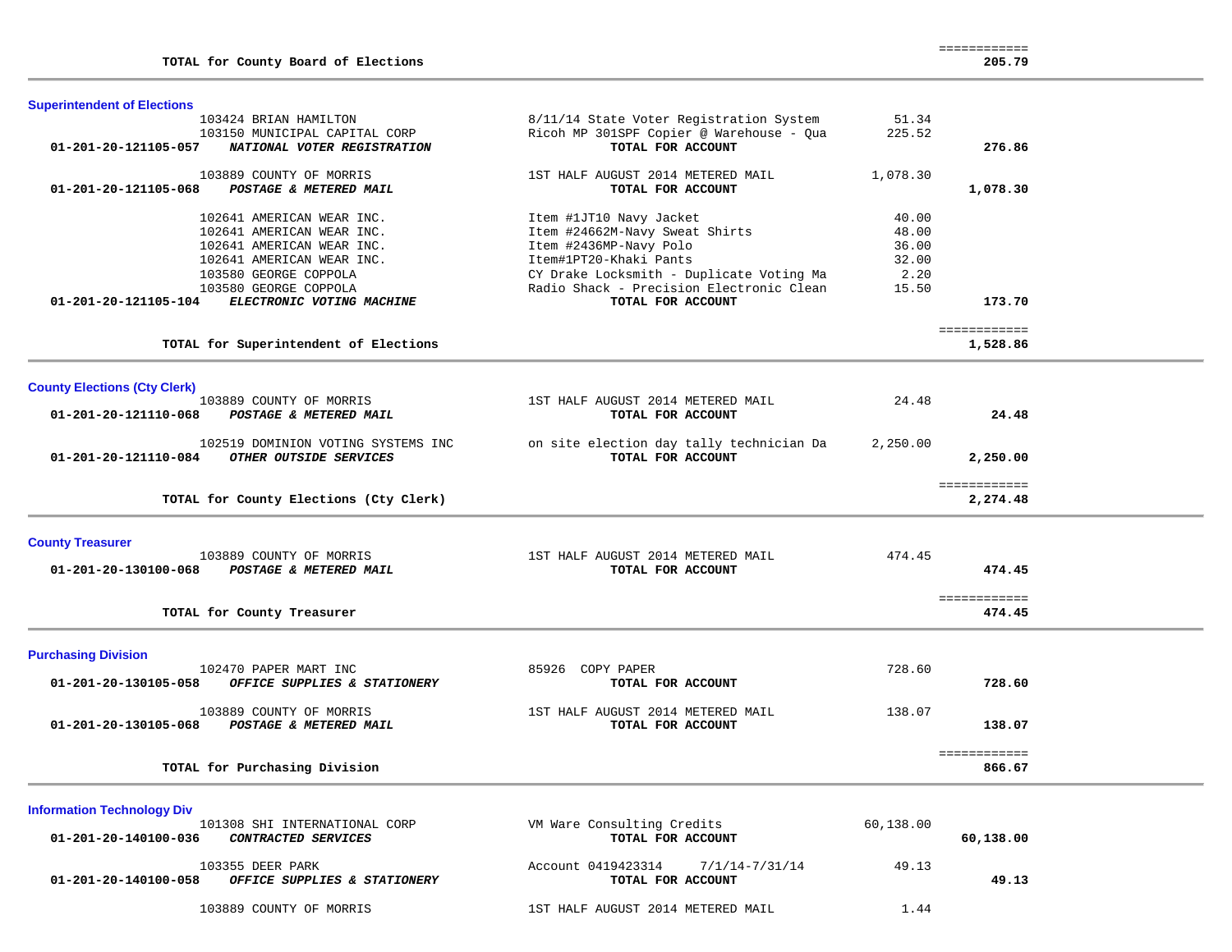| | | | |
|---|---|---|---|
| | | | ============ |
| **TOTAL for County Board of Elections** | | | **205.79** |

## Superintendent of Elections

| Account | Vendor | Description | Amount | Total |
|---|---|---|---|---|
| | 103424 BRIAN HAMILTON | 8/11/14 State Voter Registration System | 51.34 | |
| | 103150 MUNICIPAL CAPITAL CORP | Ricoh MP 301SPF Copier @ Warehouse - Qua | 225.52 | |
| **01-201-20-121105-057** | ***NATIONAL VOTER REGISTRATION*** | **TOTAL FOR ACCOUNT** | | **276.86** |
| | 103889 COUNTY OF MORRIS | 1ST HALF AUGUST 2014 METERED MAIL | 1,078.30 | |
| **01-201-20-121105-068** | ***POSTAGE & METERED MAIL*** | **TOTAL FOR ACCOUNT** | | **1,078.30** |
| | 102641 AMERICAN WEAR INC. | Item #1JT10 Navy Jacket | 40.00 | |
| | 102641 AMERICAN WEAR INC. | Item #24662M-Navy Sweat Shirts | 48.00 | |
| | 102641 AMERICAN WEAR INC. | Item #2436MP-Navy Polo | 36.00 | |
| | 102641 AMERICAN WEAR INC. | Item#1PT20-Khaki Pants | 32.00 | |
| | 103580 GEORGE COPPOLA | CY Drake Locksmith - Duplicate Voting Ma | 2.20 | |
| | 103580 GEORGE COPPOLA | Radio Shack - Precision Electronic Clean | 15.50 | |
| **01-201-20-121105-104** | ***ELECTRONIC VOTING MACHINE*** | **TOTAL FOR ACCOUNT** | | **173.70** |
| | | | | ============ |
| | **TOTAL for Superintendent of Elections** | | | **1,528.86** |

## County Elections (Cty Clerk)

| Account | Vendor | Description | Amount | Total |
|---|---|---|---|---|
| | 103889 COUNTY OF MORRIS | 1ST HALF AUGUST 2014 METERED MAIL | 24.48 | |
| **01-201-20-121110-068** | ***POSTAGE & METERED MAIL*** | **TOTAL FOR ACCOUNT** | | **24.48** |
| | 102519 DOMINION VOTING SYSTEMS INC | on site election day tally technician Da | 2,250.00 | |
| **01-201-20-121110-084** | ***OTHER OUTSIDE SERVICES*** | **TOTAL FOR ACCOUNT** | | **2,250.00** |
| | | | | ============ |
| | **TOTAL for County Elections (Cty Clerk)** | | | **2,274.48** |

## County Treasurer

| Account | Vendor | Description | Amount | Total |
|---|---|---|---|---|
| | 103889 COUNTY OF MORRIS | 1ST HALF AUGUST 2014 METERED MAIL | 474.45 | |
| **01-201-20-130100-068** | ***POSTAGE & METERED MAIL*** | **TOTAL FOR ACCOUNT** | | **474.45** |
| | | | | ============ |
| | **TOTAL for County Treasurer** | | | **474.45** |

## Purchasing Division

| Account | Vendor | Description | Amount | Total |
|---|---|---|---|---|
| | 102470 PAPER MART INC | 85926 COPY PAPER | 728.60 | |
| **01-201-20-130105-058** | ***OFFICE SUPPLIES & STATIONERY*** | **TOTAL FOR ACCOUNT** | | **728.60** |
| | 103889 COUNTY OF MORRIS | 1ST HALF AUGUST 2014 METERED MAIL | 138.07 | |
| **01-201-20-130105-068** | ***POSTAGE & METERED MAIL*** | **TOTAL FOR ACCOUNT** | | **138.07** |
| | | | | ============ |
| | **TOTAL for Purchasing Division** | | | **866.67** |

## Information Technology Div

| Account | Vendor | Description | Amount | Total |
|---|---|---|---|---|
| | 101308 SHI INTERNATIONAL CORP | VM Ware Consulting Credits | 60,138.00 | |
| **01-201-20-140100-036** | ***CONTRACTED SERVICES*** | **TOTAL FOR ACCOUNT** | | **60,138.00** |
| | 103355 DEER PARK | Account 0419423314 7/1/14-7/31/14 | 49.13 | |
| **01-201-20-140100-058** | ***OFFICE SUPPLIES & STATIONERY*** | **TOTAL FOR ACCOUNT** | | **49.13** |
| | 103889 COUNTY OF MORRIS | 1ST HALF AUGUST 2014 METERED MAIL | 1.44 | |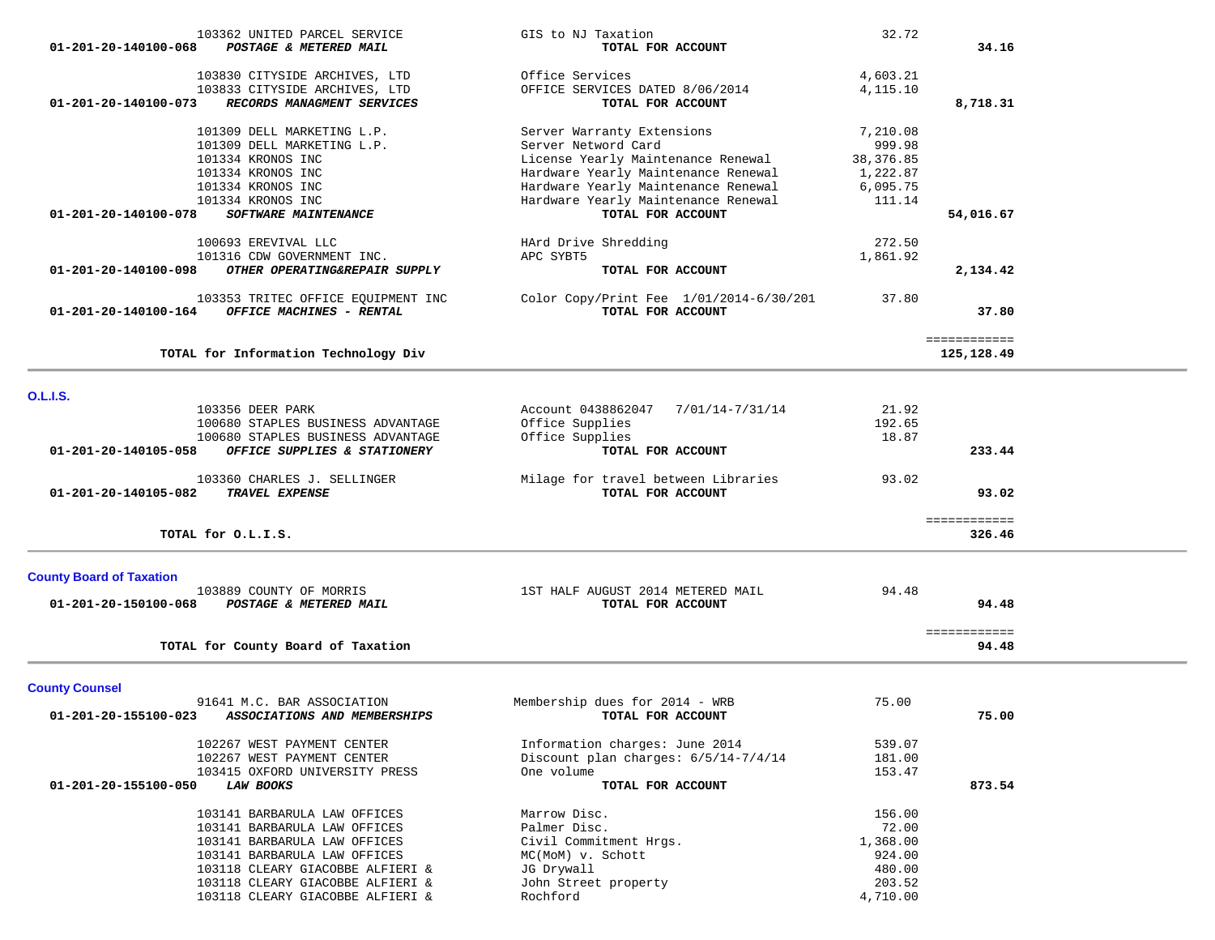| | | | | |
|---|---|---|---|---|
| | 103362 UNITED PARCEL SERVICE | GIS to NJ Taxation | 32.72 | |
| 01-201-20-140100-068 | *POSTAGE & METERED MAIL* | TOTAL FOR ACCOUNT | | 34.16 |
| | 103830 CITYSIDE ARCHIVES, LTD | Office Services | 4,603.21 | |
| | 103833 CITYSIDE ARCHIVES, LTD | OFFICE SERVICES DATED 8/06/2014 | 4,115.10 | |
| 01-201-20-140100-073 | *RECORDS MANAGMENT SERVICES* | TOTAL FOR ACCOUNT | | 8,718.31 |
| | 101309 DELL MARKETING L.P. | Server Warranty Extensions | 7,210.08 | |
| | 101309 DELL MARKETING L.P. | Server Netword Card | 999.98 | |
| | 101334 KRONOS INC | License Yearly Maintenance Renewal | 38,376.85 | |
| | 101334 KRONOS INC | Hardware Yearly Maintenance Renewal | 1,222.87 | |
| | 101334 KRONOS INC | Hardware Yearly Maintenance Renewal | 6,095.75 | |
| | 101334 KRONOS INC | Hardware Yearly Maintenance Renewal | 111.14 | |
| 01-201-20-140100-078 | *SOFTWARE MAINTENANCE* | TOTAL FOR ACCOUNT | | 54,016.67 |
| | 100693 EREVIVAL LLC | HArd Drive Shredding | 272.50 | |
| | 101316 CDW GOVERNMENT INC. | APC SYBT5 | 1,861.92 | |
| 01-201-20-140100-098 | *OTHER OPERATING&REPAIR SUPPLY* | TOTAL FOR ACCOUNT | | 2,134.42 |
| | 103353 TRITEC OFFICE EQUIPMENT INC | Color Copy/Print Fee 1/01/2014-6/30/201 | 37.80 | |
| 01-201-20-140100-164 | *OFFICE MACHINES - RENTAL* | TOTAL FOR ACCOUNT | | 37.80 |
| | | | | ============ |
| | **TOTAL for Information Technology Div** | | | 125,128.49 |

**O.L.I.S.**

| | | | | |
|---|---|---|---|---|
| | 103356 DEER PARK | Account 0438862047 7/01/14-7/31/14 | 21.92 | |
| | 100680 STAPLES BUSINESS ADVANTAGE | Office Supplies | 192.65 | |
| | 100680 STAPLES BUSINESS ADVANTAGE | Office Supplies | 18.87 | |
| 01-201-20-140105-058 | *OFFICE SUPPLIES & STATIONERY* | TOTAL FOR ACCOUNT | | 233.44 |
| | 103360 CHARLES J. SELLINGER | Milage for travel between Libraries | 93.02 | |
| 01-201-20-140105-082 | *TRAVEL EXPENSE* | TOTAL FOR ACCOUNT | | 93.02 |
| | | | | ============ |
| | **TOTAL for O.L.I.S.** | | | 326.46 |

**County Board of Taxation**

| | | | | |
|---|---|---|---|---|
| | 103889 COUNTY OF MORRIS | 1ST HALF AUGUST 2014 METERED MAIL | 94.48 | |
| 01-201-20-150100-068 | *POSTAGE & METERED MAIL* | TOTAL FOR ACCOUNT | | 94.48 |
| | | | | ============ |
| | **TOTAL for County Board of Taxation** | | | 94.48 |

**County Counsel**

| | | | | |
|---|---|---|---|---|
| | 91641 M.C. BAR ASSOCIATION | Membership dues for 2014 - WRB | 75.00 | |
| 01-201-20-155100-023 | *ASSOCIATIONS AND MEMBERSHIPS* | TOTAL FOR ACCOUNT | | 75.00 |
| | 102267 WEST PAYMENT CENTER | Information charges: June 2014 | 539.07 | |
| | 102267 WEST PAYMENT CENTER | Discount plan charges: 6/5/14-7/4/14 | 181.00 | |
| | 103415 OXFORD UNIVERSITY PRESS | One volume | 153.47 | |
| 01-201-20-155100-050 | *LAW BOOKS* | TOTAL FOR ACCOUNT | | 873.54 |
| | 103141 BARBARULA LAW OFFICES | Marrow Disc. | 156.00 | |
| | 103141 BARBARULA LAW OFFICES | Palmer Disc. | 72.00 | |
| | 103141 BARBARULA LAW OFFICES | Civil Commitment Hrgs. | 1,368.00 | |
| | 103141 BARBARULA LAW OFFICES | MC(MoM) v. Schott | 924.00 | |
| | 103118 CLEARY GIACOBBE ALFIERI & | JG Drywall | 480.00 | |
| | 103118 CLEARY GIACOBBE ALFIERI & | John Street property | 203.52 | |
| | 103118 CLEARY GIACOBBE ALFIERI & | Rochford | 4,710.00 | |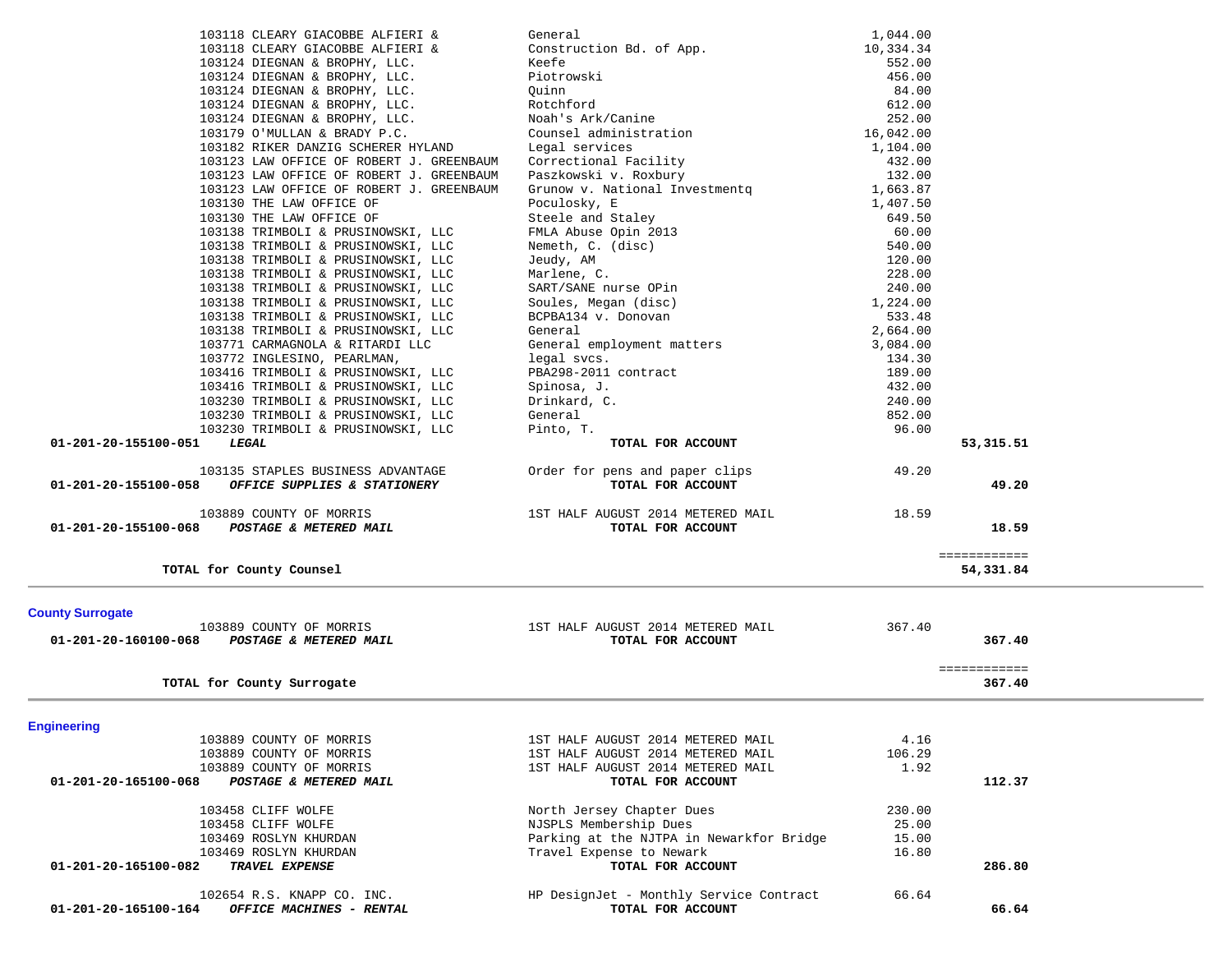| | | | | |
|---|---|---|---|---|
| | 103118 CLEARY GIACOBBE ALFIERI & | General | 1,044.00 | |
| | 103118 CLEARY GIACOBBE ALFIERI & | Construction Bd. of App. | 10,334.34 | |
| | 103124 DIEGNAN & BROPHY, LLC. | Keefe | 552.00 | |
| | 103124 DIEGNAN & BROPHY, LLC. | Piotrowski | 456.00 | |
| | 103124 DIEGNAN & BROPHY, LLC. | Quinn | 84.00 | |
| | 103124 DIEGNAN & BROPHY, LLC. | Rotchford | 612.00 | |
| | 103124 DIEGNAN & BROPHY, LLC. | Noah's Ark/Canine | 252.00 | |
| | 103179 O'MULLAN & BRADY P.C. | Counsel administration | 16,042.00 | |
| | 103182 RIKER DANZIG SCHERER HYLAND | Legal services | 1,104.00 | |
| | 103123 LAW OFFICE OF ROBERT J. GREENBAUM | Correctional Facility | 432.00 | |
| | 103123 LAW OFFICE OF ROBERT J. GREENBAUM | Paszkowski v. Roxbury | 132.00 | |
| | 103123 LAW OFFICE OF ROBERT J. GREENBAUM | Grunow v. National Investmentq | 1,663.87 | |
| | 103130 THE LAW OFFICE OF | Poculosky, E | 1,407.50 | |
| | 103130 THE LAW OFFICE OF | Steele and Staley | 649.50 | |
| | 103138 TRIMBOLI & PRUSINOWSKI, LLC | FMLA Abuse Opin 2013 | 60.00 | |
| | 103138 TRIMBOLI & PRUSINOWSKI, LLC | Nemeth, C. (disc) | 540.00 | |
| | 103138 TRIMBOLI & PRUSINOWSKI, LLC | Jeudy, AM | 120.00 | |
| | 103138 TRIMBOLI & PRUSINOWSKI, LLC | Marlene, C. | 228.00 | |
| | 103138 TRIMBOLI & PRUSINOWSKI, LLC | SART/SANE nurse OPin | 240.00 | |
| | 103138 TRIMBOLI & PRUSINOWSKI, LLC | Soules, Megan (disc) | 1,224.00 | |
| | 103138 TRIMBOLI & PRUSINOWSKI, LLC | BCPBA134 v. Donovan | 533.48 | |
| | 103138 TRIMBOLI & PRUSINOWSKI, LLC | General | 2,664.00 | |
| | 103771 CARMAGNOLA & RITARDI LLC | General employment matters | 3,084.00 | |
| | 103772 INGLESINO, PEARLMAN, | legal svcs. | 134.30 | |
| | 103416 TRIMBOLI & PRUSINOWSKI, LLC | PBA298-2011 contract | 189.00 | |
| | 103416 TRIMBOLI & PRUSINOWSKI, LLC | Spinosa, J. | 432.00 | |
| | 103230 TRIMBOLI & PRUSINOWSKI, LLC | Drinkard, C. | 240.00 | |
| | 103230 TRIMBOLI & PRUSINOWSKI, LLC | General | 852.00 | |
| | 103230 TRIMBOLI & PRUSINOWSKI, LLC | Pinto, T. | 96.00 | |
| **01-201-20-155100-051** | ***LEGAL*** | **TOTAL FOR ACCOUNT** | | **53,315.51** |
| | 103135 STAPLES BUSINESS ADVANTAGE | Order for pens and paper clips | 49.20 | |
| **01-201-20-155100-058** | ***OFFICE SUPPLIES & STATIONERY*** | **TOTAL FOR ACCOUNT** | | **49.20** |
| | 103889 COUNTY OF MORRIS | 1ST HALF AUGUST 2014 METERED MAIL | 18.59 | |
| **01-201-20-155100-068** | ***POSTAGE & METERED MAIL*** | **TOTAL FOR ACCOUNT** | | **18.59** |
| | | | | ============ |
| | **TOTAL for County Counsel** | | | **54,331.84** |

## County Surrogate

| | | | | |
|---|---|---|---|---|
| | 103889 COUNTY OF MORRIS | 1ST HALF AUGUST 2014 METERED MAIL | 367.40 | |
| **01-201-20-160100-068** | ***POSTAGE & METERED MAIL*** | **TOTAL FOR ACCOUNT** | | **367.40** |
| | | | | ============ |
| | **TOTAL for County Surrogate** | | | **367.40** |

## Engineering

| | | | | |
|---|---|---|---|---|
| | 103889 COUNTY OF MORRIS | 1ST HALF AUGUST 2014 METERED MAIL | 4.16 | |
| | 103889 COUNTY OF MORRIS | 1ST HALF AUGUST 2014 METERED MAIL | 106.29 | |
| | 103889 COUNTY OF MORRIS | 1ST HALF AUGUST 2014 METERED MAIL | 1.92 | |
| **01-201-20-165100-068** | ***POSTAGE & METERED MAIL*** | **TOTAL FOR ACCOUNT** | | **112.37** |
| | 103458 CLIFF WOLFE | North Jersey Chapter Dues | 230.00 | |
| | 103458 CLIFF WOLFE | NJSPLS Membership Dues | 25.00 | |
| | 103469 ROSLYN KHURDAN | Parking at the NJTPA in Newarkfor Bridge | 15.00 | |
| | 103469 ROSLYN KHURDAN | Travel Expense to Newark | 16.80 | |
| **01-201-20-165100-082** | ***TRAVEL EXPENSE*** | **TOTAL FOR ACCOUNT** | | **286.80** |
| | 102654 R.S. KNAPP CO. INC. | HP DesignJet - Monthly Service Contract | 66.64 | |
| **01-201-20-165100-164** | ***OFFICE MACHINES - RENTAL*** | **TOTAL FOR ACCOUNT** | | **66.64** |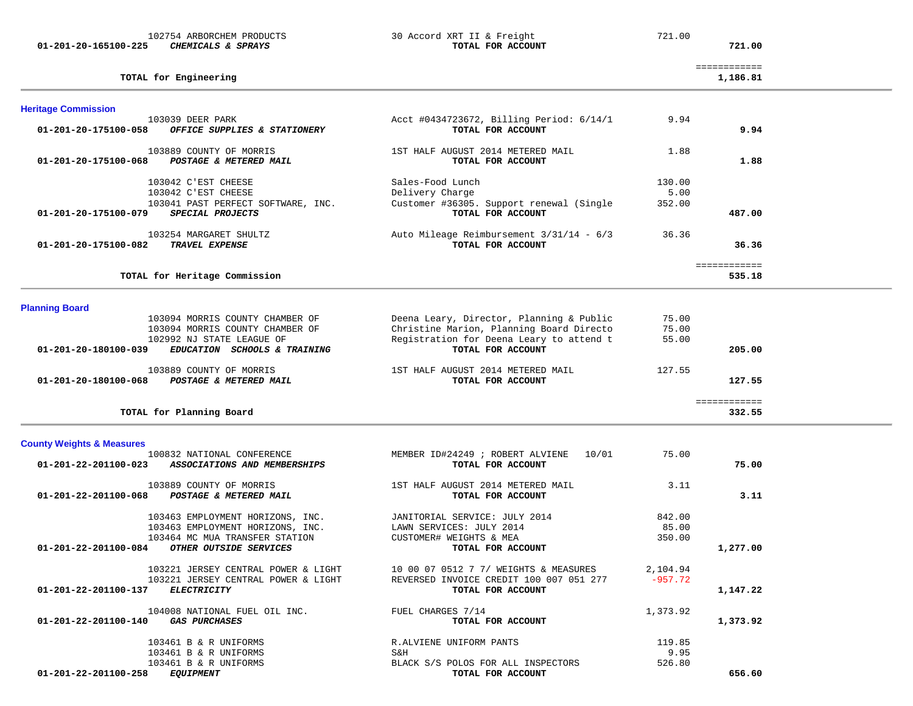| | | | | |
|---|---|---|---|---|
| | 102754 ARBORCHEM PRODUCTS | 30 Accord XRT II & Freight | 721.00 | |
| 01-201-20-165100-225 | ***CHEMICALS & SPRAYS*** | **TOTAL FOR ACCOUNT** | | **721.00** |
| | | | | ============ |
| | **TOTAL for Engineering** | | | **1,186.81** |

## Heritage Commission

| | | | | |
|---|---|---|---|---|
| | 103039 DEER PARK | Acct #0434723672, Billing Period: 6/14/1 | 9.94 | |
| 01-201-20-175100-058 | ***OFFICE SUPPLIES & STATIONERY*** | **TOTAL FOR ACCOUNT** | | **9.94** |
| | 103889 COUNTY OF MORRIS | 1ST HALF AUGUST 2014 METERED MAIL | 1.88 | |
| 01-201-20-175100-068 | ***POSTAGE & METERED MAIL*** | **TOTAL FOR ACCOUNT** | | **1.88** |
| | 103042 C'EST CHEESE | Sales-Food Lunch | 130.00 | |
| | 103042 C'EST CHEESE | Delivery Charge | 5.00 | |
| | 103041 PAST PERFECT SOFTWARE, INC. | Customer #36305. Support renewal (Single | 352.00 | |
| 01-201-20-175100-079 | ***SPECIAL PROJECTS*** | **TOTAL FOR ACCOUNT** | | **487.00** |
| | 103254 MARGARET SHULTZ | Auto Mileage Reimbursement 3/31/14 - 6/3 | 36.36 | |
| 01-201-20-175100-082 | ***TRAVEL EXPENSE*** | **TOTAL FOR ACCOUNT** | | **36.36** |
| | | | | ============ |
| | **TOTAL for Heritage Commission** | | | **535.18** |

## Planning Board

| | | | | |
|---|---|---|---|---|
| | 103094 MORRIS COUNTY CHAMBER OF | Deena Leary, Director, Planning & Public | 75.00 | |
| | 103094 MORRIS COUNTY CHAMBER OF | Christine Marion, Planning Board Directo | 75.00 | |
| | 102992 NJ STATE LEAGUE OF | Registration for Deena Leary to attend t | 55.00 | |
| 01-201-20-180100-039 | ***EDUCATION SCHOOLS & TRAINING*** | **TOTAL FOR ACCOUNT** | | **205.00** |
| | 103889 COUNTY OF MORRIS | 1ST HALF AUGUST 2014 METERED MAIL | 127.55 | |
| 01-201-20-180100-068 | ***POSTAGE & METERED MAIL*** | **TOTAL FOR ACCOUNT** | | **127.55** |
| | | | | ============ |
| | **TOTAL for Planning Board** | | | **332.55** |

## County Weights & Measures

| | | | | |
|---|---|---|---|---|
| | 100832 NATIONAL CONFERENCE | MEMBER ID#24249 ; ROBERT ALVIENE 10/01 | 75.00 | |
| 01-201-22-201100-023 | ***ASSOCIATIONS AND MEMBERSHIPS*** | **TOTAL FOR ACCOUNT** | | **75.00** |
| | 103889 COUNTY OF MORRIS | 1ST HALF AUGUST 2014 METERED MAIL | 3.11 | |
| 01-201-22-201100-068 | ***POSTAGE & METERED MAIL*** | **TOTAL FOR ACCOUNT** | | **3.11** |
| | 103463 EMPLOYMENT HORIZONS, INC. | JANITORIAL SERVICE: JULY 2014 | 842.00 | |
| | 103463 EMPLOYMENT HORIZONS, INC. | LAWN SERVICES: JULY 2014 | 85.00 | |
| | 103464 MC MUA TRANSFER STATION | CUSTOMER# WEIGHTS & MEA | 350.00 | |
| 01-201-22-201100-084 | ***OTHER OUTSIDE SERVICES*** | **TOTAL FOR ACCOUNT** | | **1,277.00** |
| | 103221 JERSEY CENTRAL POWER & LIGHT | 10 00 07 0512 7 7/ WEIGHTS & MEASURES | 2,104.94 | |
| | 103221 JERSEY CENTRAL POWER & LIGHT | REVERSED INVOICE CREDIT 100 007 051 277 | -957.72 | |
| 01-201-22-201100-137 | ***ELECTRICITY*** | **TOTAL FOR ACCOUNT** | | **1,147.22** |
| | 104008 NATIONAL FUEL OIL INC. | FUEL CHARGES 7/14 | 1,373.92 | |
| 01-201-22-201100-140 | ***GAS PURCHASES*** | **TOTAL FOR ACCOUNT** | | **1,373.92** |
| | 103461 B & R UNIFORMS | R.ALVIENE UNIFORM PANTS | 119.85 | |
| | 103461 B & R UNIFORMS | S&H | 9.95 | |
| | 103461 B & R UNIFORMS | BLACK S/S POLOS FOR ALL INSPECTORS | 526.80 | |
| 01-201-22-201100-258 | ***EQUIPMENT*** | **TOTAL FOR ACCOUNT** | | **656.60** |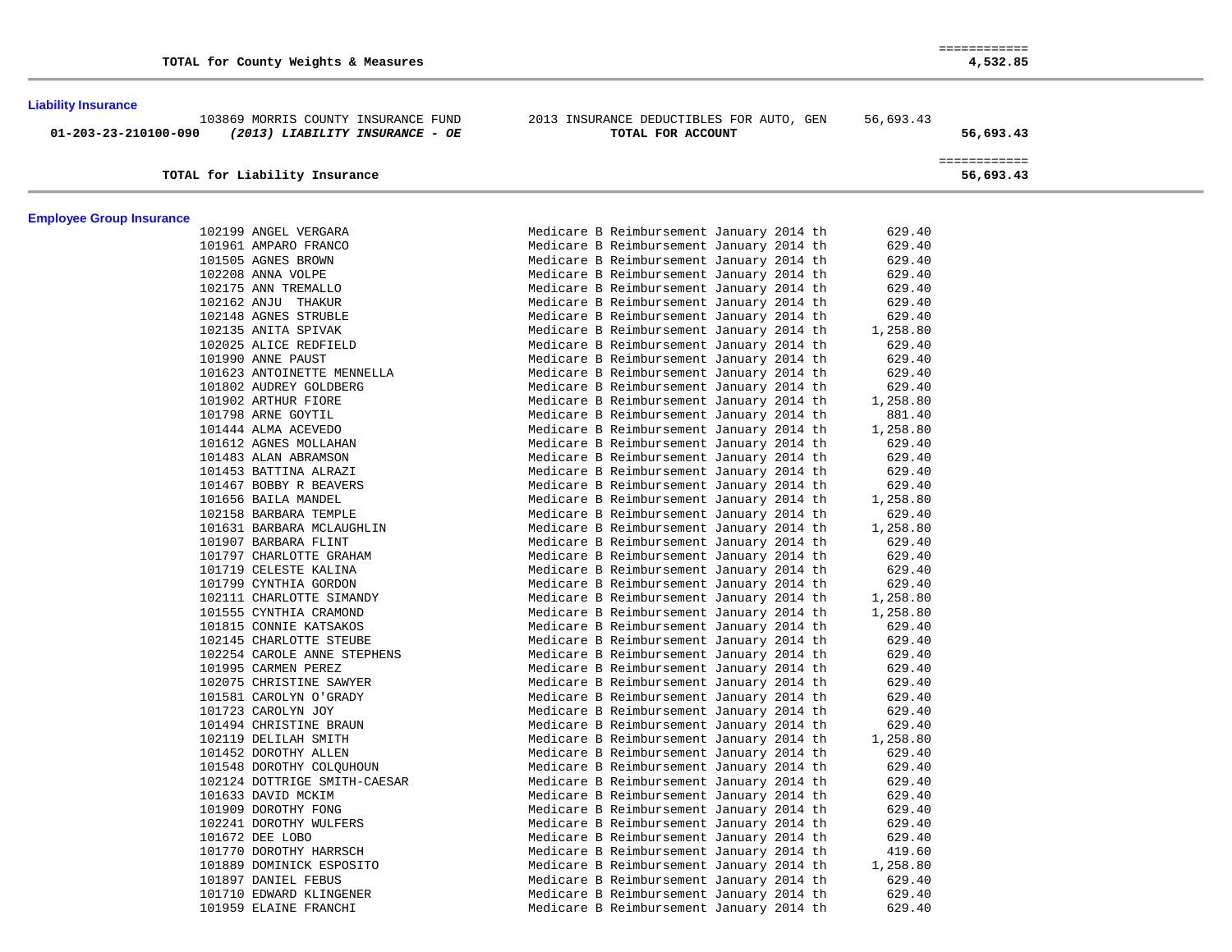**TOTAL for County Weights & Measures** ============ **4,532.85**

---

## Liability Insurance

| Account | Vendor / Description | Description | Amount | Total |
|---|---|---|---|---|
| | 103869 MORRIS COUNTY INSURANCE FUND | 2013 INSURANCE DEDUCTIBLES FOR AUTO, GEN | 56,693.43 | |
| **01-203-23-210100-090** | ***(2013) LIABILITY INSURANCE - OE*** | **TOTAL FOR ACCOUNT** | | **56,693.43** |

**TOTAL for Liability Insurance** ============ **56,693.43**

---

## Employee Group Insurance

| Vendor | Description | Amount |
|---|---|---|
| 102199 ANGEL VERGARA | Medicare B Reimbursement January 2014 th | 629.40 |
| 101961 AMPARO FRANCO | Medicare B Reimbursement January 2014 th | 629.40 |
| 101505 AGNES BROWN | Medicare B Reimbursement January 2014 th | 629.40 |
| 102208 ANNA VOLPE | Medicare B Reimbursement January 2014 th | 629.40 |
| 102175 ANN TREMALLO | Medicare B Reimbursement January 2014 th | 629.40 |
| 102162 ANJU THAKUR | Medicare B Reimbursement January 2014 th | 629.40 |
| 102148 AGNES STRUBLE | Medicare B Reimbursement January 2014 th | 629.40 |
| 102135 ANITA SPIVAK | Medicare B Reimbursement January 2014 th | 1,258.80 |
| 102025 ALICE REDFIELD | Medicare B Reimbursement January 2014 th | 629.40 |
| 101990 ANNE PAUST | Medicare B Reimbursement January 2014 th | 629.40 |
| 101623 ANTOINETTE MENNELLA | Medicare B Reimbursement January 2014 th | 629.40 |
| 101802 AUDREY GOLDBERG | Medicare B Reimbursement January 2014 th | 629.40 |
| 101902 ARTHUR FIORE | Medicare B Reimbursement January 2014 th | 1,258.80 |
| 101798 ARNE GOYTIL | Medicare B Reimbursement January 2014 th | 881.40 |
| 101444 ALMA ACEVEDO | Medicare B Reimbursement January 2014 th | 1,258.80 |
| 101612 AGNES MOLLAHAN | Medicare B Reimbursement January 2014 th | 629.40 |
| 101483 ALAN ABRAMSON | Medicare B Reimbursement January 2014 th | 629.40 |
| 101453 BATTINA ALRAZI | Medicare B Reimbursement January 2014 th | 629.40 |
| 101467 BOBBY R BEAVERS | Medicare B Reimbursement January 2014 th | 629.40 |
| 101656 BAILA MANDEL | Medicare B Reimbursement January 2014 th | 1,258.80 |
| 102158 BARBARA TEMPLE | Medicare B Reimbursement January 2014 th | 629.40 |
| 101631 BARBARA MCLAUGHLIN | Medicare B Reimbursement January 2014 th | 1,258.80 |
| 101907 BARBARA FLINT | Medicare B Reimbursement January 2014 th | 629.40 |
| 101797 CHARLOTTE GRAHAM | Medicare B Reimbursement January 2014 th | 629.40 |
| 101719 CELESTE KALINA | Medicare B Reimbursement January 2014 th | 629.40 |
| 101799 CYNTHIA GORDON | Medicare B Reimbursement January 2014 th | 629.40 |
| 102111 CHARLOTTE SIMANDY | Medicare B Reimbursement January 2014 th | 1,258.80 |
| 101555 CYNTHIA CRAMOND | Medicare B Reimbursement January 2014 th | 1,258.80 |
| 101815 CONNIE KATSAKOS | Medicare B Reimbursement January 2014 th | 629.40 |
| 102145 CHARLOTTE STEUBE | Medicare B Reimbursement January 2014 th | 629.40 |
| 102254 CAROLE ANNE STEPHENS | Medicare B Reimbursement January 2014 th | 629.40 |
| 101995 CARMEN PEREZ | Medicare B Reimbursement January 2014 th | 629.40 |
| 102075 CHRISTINE SAWYER | Medicare B Reimbursement January 2014 th | 629.40 |
| 101581 CAROLYN O'GRADY | Medicare B Reimbursement January 2014 th | 629.40 |
| 101723 CAROLYN JOY | Medicare B Reimbursement January 2014 th | 629.40 |
| 101494 CHRISTINE BRAUN | Medicare B Reimbursement January 2014 th | 629.40 |
| 102119 DELILAH SMITH | Medicare B Reimbursement January 2014 th | 1,258.80 |
| 101452 DOROTHY ALLEN | Medicare B Reimbursement January 2014 th | 629.40 |
| 101548 DOROTHY COLQUHOUN | Medicare B Reimbursement January 2014 th | 629.40 |
| 102124 DOTTRIGE SMITH-CAESAR | Medicare B Reimbursement January 2014 th | 629.40 |
| 101633 DAVID MCKIM | Medicare B Reimbursement January 2014 th | 629.40 |
| 101909 DOROTHY FONG | Medicare B Reimbursement January 2014 th | 629.40 |
| 102241 DOROTHY WULFERS | Medicare B Reimbursement January 2014 th | 629.40 |
| 101672 DEE LOBO | Medicare B Reimbursement January 2014 th | 629.40 |
| 101770 DOROTHY HARRSCH | Medicare B Reimbursement January 2014 th | 419.60 |
| 101889 DOMINICK ESPOSITO | Medicare B Reimbursement January 2014 th | 1,258.80 |
| 101897 DANIEL FEBUS | Medicare B Reimbursement January 2014 th | 629.40 |
| 101710 EDWARD KLINGENER | Medicare B Reimbursement January 2014 th | 629.40 |
| 101959 ELAINE FRANCHI | Medicare B Reimbursement January 2014 th | 629.40 |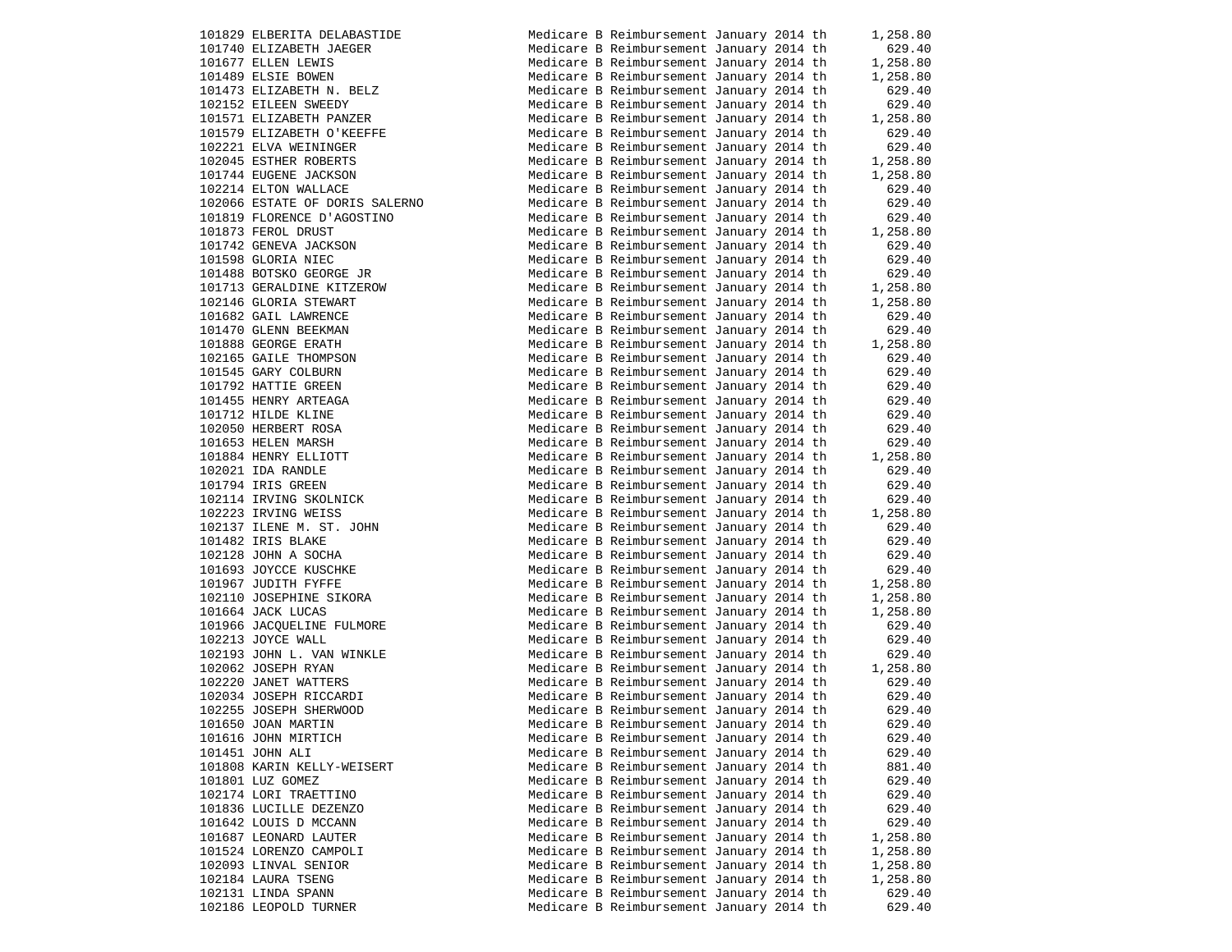| | | | |
|---|---|---|---|
| 101829 | ELBERITA DELABASTIDE | Medicare B Reimbursement January 2014 th | 1,258.80 |
| 101740 | ELIZABETH JAEGER | Medicare B Reimbursement January 2014 th | 629.40 |
| 101677 | ELLEN LEWIS | Medicare B Reimbursement January 2014 th | 1,258.80 |
| 101489 | ELSIE BOWEN | Medicare B Reimbursement January 2014 th | 1,258.80 |
| 101473 | ELIZABETH N. BELZ | Medicare B Reimbursement January 2014 th | 629.40 |
| 102152 | EILEEN SWEEDY | Medicare B Reimbursement January 2014 th | 629.40 |
| 101571 | ELIZABETH PANZER | Medicare B Reimbursement January 2014 th | 1,258.80 |
| 101579 | ELIZABETH O'KEEFFE | Medicare B Reimbursement January 2014 th | 629.40 |
| 102221 | ELVA WEININGER | Medicare B Reimbursement January 2014 th | 629.40 |
| 102045 | ESTHER ROBERTS | Medicare B Reimbursement January 2014 th | 1,258.80 |
| 101744 | EUGENE JACKSON | Medicare B Reimbursement January 2014 th | 1,258.80 |
| 102214 | ELTON WALLACE | Medicare B Reimbursement January 2014 th | 629.40 |
| 102066 | ESTATE OF DORIS SALERNO | Medicare B Reimbursement January 2014 th | 629.40 |
| 101819 | FLORENCE D'AGOSTINO | Medicare B Reimbursement January 2014 th | 629.40 |
| 101873 | FEROL DRUST | Medicare B Reimbursement January 2014 th | 1,258.80 |
| 101742 | GENEVA JACKSON | Medicare B Reimbursement January 2014 th | 629.40 |
| 101598 | GLORIA NIEC | Medicare B Reimbursement January 2014 th | 629.40 |
| 101488 | BOTSKO GEORGE JR | Medicare B Reimbursement January 2014 th | 629.40 |
| 101713 | GERALDINE KITZEROW | Medicare B Reimbursement January 2014 th | 1,258.80 |
| 102146 | GLORIA STEWART | Medicare B Reimbursement January 2014 th | 1,258.80 |
| 101682 | GAIL LAWRENCE | Medicare B Reimbursement January 2014 th | 629.40 |
| 101470 | GLENN BEEKMAN | Medicare B Reimbursement January 2014 th | 629.40 |
| 101888 | GEORGE ERATH | Medicare B Reimbursement January 2014 th | 1,258.80 |
| 102165 | GAILE THOMPSON | Medicare B Reimbursement January 2014 th | 629.40 |
| 101545 | GARY COLBURN | Medicare B Reimbursement January 2014 th | 629.40 |
| 101792 | HATTIE GREEN | Medicare B Reimbursement January 2014 th | 629.40 |
| 101455 | HENRY ARTEAGA | Medicare B Reimbursement January 2014 th | 629.40 |
| 101712 | HILDE KLINE | Medicare B Reimbursement January 2014 th | 629.40 |
| 102050 | HERBERT ROSA | Medicare B Reimbursement January 2014 th | 629.40 |
| 101653 | HELEN MARSH | Medicare B Reimbursement January 2014 th | 629.40 |
| 101884 | HENRY ELLIOTT | Medicare B Reimbursement January 2014 th | 1,258.80 |
| 102021 | IDA RANDLE | Medicare B Reimbursement January 2014 th | 629.40 |
| 101794 | IRIS GREEN | Medicare B Reimbursement January 2014 th | 629.40 |
| 102114 | IRVING SKOLNICK | Medicare B Reimbursement January 2014 th | 629.40 |
| 102223 | IRVING WEISS | Medicare B Reimbursement January 2014 th | 1,258.80 |
| 102137 | ILENE M. ST. JOHN | Medicare B Reimbursement January 2014 th | 629.40 |
| 101482 | IRIS BLAKE | Medicare B Reimbursement January 2014 th | 629.40 |
| 102128 | JOHN A SOCHA | Medicare B Reimbursement January 2014 th | 629.40 |
| 101693 | JOYCCE KUSCHKE | Medicare B Reimbursement January 2014 th | 629.40 |
| 101967 | JUDITH FYFFE | Medicare B Reimbursement January 2014 th | 1,258.80 |
| 102110 | JOSEPHINE SIKORA | Medicare B Reimbursement January 2014 th | 1,258.80 |
| 101664 | JACK LUCAS | Medicare B Reimbursement January 2014 th | 1,258.80 |
| 101966 | JACQUELINE FULMORE | Medicare B Reimbursement January 2014 th | 629.40 |
| 102213 | JOYCE WALL | Medicare B Reimbursement January 2014 th | 629.40 |
| 102193 | JOHN L. VAN WINKLE | Medicare B Reimbursement January 2014 th | 629.40 |
| 102062 | JOSEPH RYAN | Medicare B Reimbursement January 2014 th | 1,258.80 |
| 102220 | JANET WATTERS | Medicare B Reimbursement January 2014 th | 629.40 |
| 102034 | JOSEPH RICCARDI | Medicare B Reimbursement January 2014 th | 629.40 |
| 102255 | JOSEPH SHERWOOD | Medicare B Reimbursement January 2014 th | 629.40 |
| 101650 | JOAN MARTIN | Medicare B Reimbursement January 2014 th | 629.40 |
| 101616 | JOHN MIRTICH | Medicare B Reimbursement January 2014 th | 629.40 |
| 101451 | JOHN ALI | Medicare B Reimbursement January 2014 th | 629.40 |
| 101808 | KARIN KELLY-WEISERT | Medicare B Reimbursement January 2014 th | 881.40 |
| 101801 | LUZ GOMEZ | Medicare B Reimbursement January 2014 th | 629.40 |
| 102174 | LORI TRAETTINO | Medicare B Reimbursement January 2014 th | 629.40 |
| 101836 | LUCILLE DEZENZO | Medicare B Reimbursement January 2014 th | 629.40 |
| 101642 | LOUIS D MCCANN | Medicare B Reimbursement January 2014 th | 629.40 |
| 101687 | LEONARD LAUTER | Medicare B Reimbursement January 2014 th | 1,258.80 |
| 101524 | LORENZO CAMPOLI | Medicare B Reimbursement January 2014 th | 1,258.80 |
| 102093 | LINVAL SENIOR | Medicare B Reimbursement January 2014 th | 1,258.80 |
| 102184 | LAURA TSENG | Medicare B Reimbursement January 2014 th | 1,258.80 |
| 102131 | LINDA SPANN | Medicare B Reimbursement January 2014 th | 629.40 |
| 102186 | LEOPOLD TURNER | Medicare B Reimbursement January 2014 th | 629.40 |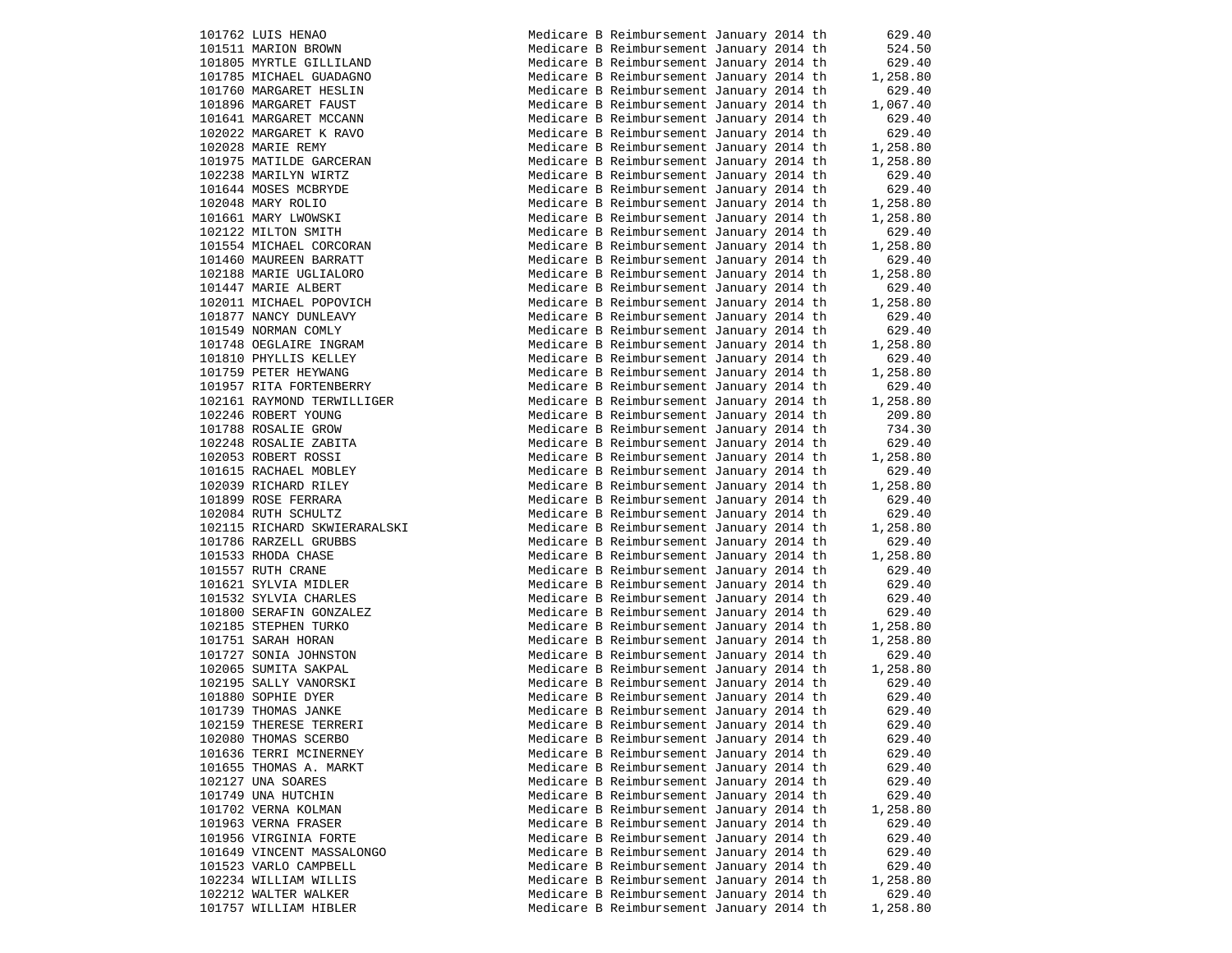| | | | |
|---|---|---|---|
| 101762 | LUIS HENAO | Medicare B Reimbursement January 2014 th | 629.40 |
| 101511 | MARION BROWN | Medicare B Reimbursement January 2014 th | 524.50 |
| 101805 | MYRTLE GILLILAND | Medicare B Reimbursement January 2014 th | 629.40 |
| 101785 | MICHAEL GUADAGNO | Medicare B Reimbursement January 2014 th | 1,258.80 |
| 101760 | MARGARET HESLIN | Medicare B Reimbursement January 2014 th | 629.40 |
| 101896 | MARGARET FAUST | Medicare B Reimbursement January 2014 th | 1,067.40 |
| 101641 | MARGARET MCCANN | Medicare B Reimbursement January 2014 th | 629.40 |
| 102022 | MARGARET K RAVO | Medicare B Reimbursement January 2014 th | 629.40 |
| 102028 | MARIE REMY | Medicare B Reimbursement January 2014 th | 1,258.80 |
| 101975 | MATILDE GARCERAN | Medicare B Reimbursement January 2014 th | 1,258.80 |
| 102238 | MARILYN WIRTZ | Medicare B Reimbursement January 2014 th | 629.40 |
| 101644 | MOSES MCBRYDE | Medicare B Reimbursement January 2014 th | 629.40 |
| 102048 | MARY ROLIO | Medicare B Reimbursement January 2014 th | 1,258.80 |
| 101661 | MARY LWOWSKI | Medicare B Reimbursement January 2014 th | 1,258.80 |
| 102122 | MILTON SMITH | Medicare B Reimbursement January 2014 th | 629.40 |
| 101554 | MICHAEL CORCORAN | Medicare B Reimbursement January 2014 th | 1,258.80 |
| 101460 | MAUREEN BARRATT | Medicare B Reimbursement January 2014 th | 629.40 |
| 102188 | MARIE UGLIALORO | Medicare B Reimbursement January 2014 th | 1,258.80 |
| 101447 | MARIE ALBERT | Medicare B Reimbursement January 2014 th | 629.40 |
| 102011 | MICHAEL POPOVICH | Medicare B Reimbursement January 2014 th | 1,258.80 |
| 101877 | NANCY DUNLEAVY | Medicare B Reimbursement January 2014 th | 629.40 |
| 101549 | NORMAN COMLY | Medicare B Reimbursement January 2014 th | 629.40 |
| 101748 | OEGLAIRE INGRAM | Medicare B Reimbursement January 2014 th | 1,258.80 |
| 101810 | PHYLLIS KELLEY | Medicare B Reimbursement January 2014 th | 629.40 |
| 101759 | PETER HEYWANG | Medicare B Reimbursement January 2014 th | 1,258.80 |
| 101957 | RITA FORTENBERRY | Medicare B Reimbursement January 2014 th | 629.40 |
| 102161 | RAYMOND TERWILLIGER | Medicare B Reimbursement January 2014 th | 1,258.80 |
| 102246 | ROBERT YOUNG | Medicare B Reimbursement January 2014 th | 209.80 |
| 101788 | ROSALIE GROW | Medicare B Reimbursement January 2014 th | 734.30 |
| 102248 | ROSALIE ZABITA | Medicare B Reimbursement January 2014 th | 629.40 |
| 102053 | ROBERT ROSSI | Medicare B Reimbursement January 2014 th | 1,258.80 |
| 101615 | RACHAEL MOBLEY | Medicare B Reimbursement January 2014 th | 629.40 |
| 102039 | RICHARD RILEY | Medicare B Reimbursement January 2014 th | 1,258.80 |
| 101899 | ROSE FERRARA | Medicare B Reimbursement January 2014 th | 629.40 |
| 102084 | RUTH SCHULTZ | Medicare B Reimbursement January 2014 th | 629.40 |
| 102115 | RICHARD SKWIERARALSKI | Medicare B Reimbursement January 2014 th | 1,258.80 |
| 101786 | RARZELL GRUBBS | Medicare B Reimbursement January 2014 th | 629.40 |
| 101533 | RHODA CHASE | Medicare B Reimbursement January 2014 th | 1,258.80 |
| 101557 | RUTH CRANE | Medicare B Reimbursement January 2014 th | 629.40 |
| 101621 | SYLVIA MIDLER | Medicare B Reimbursement January 2014 th | 629.40 |
| 101532 | SYLVIA CHARLES | Medicare B Reimbursement January 2014 th | 629.40 |
| 101800 | SERAFIN GONZALEZ | Medicare B Reimbursement January 2014 th | 629.40 |
| 102185 | STEPHEN TURKO | Medicare B Reimbursement January 2014 th | 1,258.80 |
| 101751 | SARAH HORAN | Medicare B Reimbursement January 2014 th | 1,258.80 |
| 101727 | SONIA JOHNSTON | Medicare B Reimbursement January 2014 th | 629.40 |
| 102065 | SUMITA SAKPAL | Medicare B Reimbursement January 2014 th | 1,258.80 |
| 102195 | SALLY VANORSKI | Medicare B Reimbursement January 2014 th | 629.40 |
| 101880 | SOPHIE DYER | Medicare B Reimbursement January 2014 th | 629.40 |
| 101739 | THOMAS JANKE | Medicare B Reimbursement January 2014 th | 629.40 |
| 102159 | THERESE TERRERI | Medicare B Reimbursement January 2014 th | 629.40 |
| 102080 | THOMAS SCERBO | Medicare B Reimbursement January 2014 th | 629.40 |
| 101636 | TERRI MCINERNEY | Medicare B Reimbursement January 2014 th | 629.40 |
| 101655 | THOMAS A. MARKT | Medicare B Reimbursement January 2014 th | 629.40 |
| 102127 | UNA SOARES | Medicare B Reimbursement January 2014 th | 629.40 |
| 101749 | UNA HUTCHIN | Medicare B Reimbursement January 2014 th | 629.40 |
| 101702 | VERNA KOLMAN | Medicare B Reimbursement January 2014 th | 1,258.80 |
| 101963 | VERNA FRASER | Medicare B Reimbursement January 2014 th | 629.40 |
| 101956 | VIRGINIA FORTE | Medicare B Reimbursement January 2014 th | 629.40 |
| 101649 | VINCENT MASSALONGO | Medicare B Reimbursement January 2014 th | 629.40 |
| 101523 | VARLO CAMPBELL | Medicare B Reimbursement January 2014 th | 629.40 |
| 102234 | WILLIAM WILLIS | Medicare B Reimbursement January 2014 th | 1,258.80 |
| 102212 | WALTER WALKER | Medicare B Reimbursement January 2014 th | 629.40 |
| 101757 | WILLIAM HIBLER | Medicare B Reimbursement January 2014 th | 1,258.80 |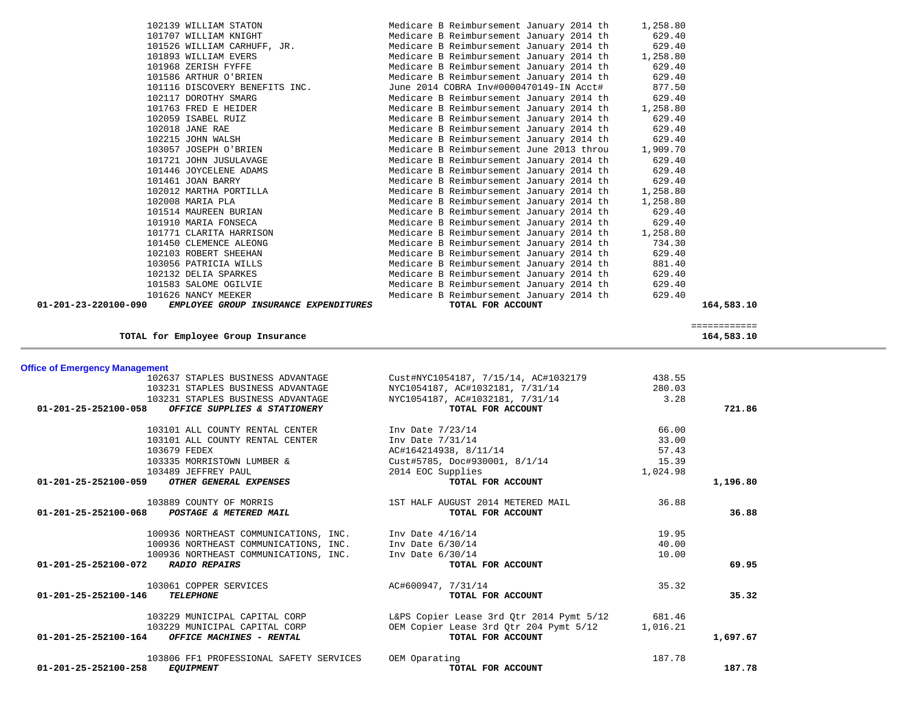| | | | | |
|---|---|---|---|---|
| | 102139 WILLIAM STATON | Medicare B Reimbursement January 2014 th | 1,258.80 | |
| | 101707 WILLIAM KNIGHT | Medicare B Reimbursement January 2014 th | 629.40 | |
| | 101526 WILLIAM CARHUFF, JR. | Medicare B Reimbursement January 2014 th | 629.40 | |
| | 101893 WILLIAM EVERS | Medicare B Reimbursement January 2014 th | 1,258.80 | |
| | 101968 ZERISH FYFFE | Medicare B Reimbursement January 2014 th | 629.40 | |
| | 101586 ARTHUR O'BRIEN | Medicare B Reimbursement January 2014 th | 629.40 | |
| | 101116 DISCOVERY BENEFITS INC. | June 2014 COBRA Inv#0000470149-IN Acct# | 877.50 | |
| | 102117 DOROTHY SMARG | Medicare B Reimbursement January 2014 th | 629.40 | |
| | 101763 FRED E HEIDER | Medicare B Reimbursement January 2014 th | 1,258.80 | |
| | 102059 ISABEL RUIZ | Medicare B Reimbursement January 2014 th | 629.40 | |
| | 102018 JANE RAE | Medicare B Reimbursement January 2014 th | 629.40 | |
| | 102215 JOHN WALSH | Medicare B Reimbursement January 2014 th | 629.40 | |
| | 103057 JOSEPH O'BRIEN | Medicare B Reimbursement June 2013 throu | 1,909.70 | |
| | 101721 JOHN JUSULAVAGE | Medicare B Reimbursement January 2014 th | 629.40 | |
| | 101446 JOYCELENE ADAMS | Medicare B Reimbursement January 2014 th | 629.40 | |
| | 101461 JOAN BARRY | Medicare B Reimbursement January 2014 th | 629.40 | |
| | 102012 MARTHA PORTILLA | Medicare B Reimbursement January 2014 th | 1,258.80 | |
| | 102008 MARIA PLA | Medicare B Reimbursement January 2014 th | 1,258.80 | |
| | 101514 MAUREEN BURIAN | Medicare B Reimbursement January 2014 th | 629.40 | |
| | 101910 MARIA FONSECA | Medicare B Reimbursement January 2014 th | 629.40 | |
| | 101771 CLARITA HARRISON | Medicare B Reimbursement January 2014 th | 1,258.80 | |
| | 101450 CLEMENCE ALEONG | Medicare B Reimbursement January 2014 th | 734.30 | |
| | 102103 ROBERT SHEEHAN | Medicare B Reimbursement January 2014 th | 629.40 | |
| | 103056 PATRICIA WILLS | Medicare B Reimbursement January 2014 th | 881.40 | |
| | 102132 DELIA SPARKES | Medicare B Reimbursement January 2014 th | 629.40 | |
| | 101583 SALOME OGILVIE | Medicare B Reimbursement January 2014 th | 629.40 | |
| | 101626 NANCY MEEKER | Medicare B Reimbursement January 2014 th | 629.40 | |
| **01-201-23-220100-090** | ***EMPLOYEE GROUP INSURANCE EXPENDITURES*** | **TOTAL FOR ACCOUNT** | | **164,583.10** |
| | | | | ============ |
| | **TOTAL for Employee Group Insurance** | | | **164,583.10** |

**Office of Emergency Management**

| | | | | |
|---|---|---|---|---|
| | 102637 STAPLES BUSINESS ADVANTAGE | Cust#NYC1054187, 7/15/14, AC#1032179 | 438.55 | |
| | 103231 STAPLES BUSINESS ADVANTAGE | NYC1054187, AC#1032181, 7/31/14 | 280.03 | |
| | 103231 STAPLES BUSINESS ADVANTAGE | NYC1054187, AC#1032181, 7/31/14 | 3.28 | |
| **01-201-25-252100-058** | ***OFFICE SUPPLIES & STATIONERY*** | **TOTAL FOR ACCOUNT** | | **721.86** |
| | 103101 ALL COUNTY RENTAL CENTER | Inv Date 7/23/14 | 66.00 | |
| | 103101 ALL COUNTY RENTAL CENTER | Inv Date 7/31/14 | 33.00 | |
| | 103679 FEDEX | AC#164214938, 8/11/14 | 57.43 | |
| | 103335 MORRISTOWN LUMBER & | Cust#5785, Doc#930001, 8/1/14 | 15.39 | |
| | 103489 JEFFREY PAUL | 2014 EOC Supplies | 1,024.98 | |
| **01-201-25-252100-059** | ***OTHER GENERAL EXPENSES*** | **TOTAL FOR ACCOUNT** | | **1,196.80** |
| | 103889 COUNTY OF MORRIS | 1ST HALF AUGUST 2014 METERED MAIL | 36.88 | |
| **01-201-25-252100-068** | ***POSTAGE & METERED MAIL*** | **TOTAL FOR ACCOUNT** | | **36.88** |
| | 100936 NORTHEAST COMMUNICATIONS, INC. | Inv Date 4/16/14 | 19.95 | |
| | 100936 NORTHEAST COMMUNICATIONS, INC. | Inv Date 6/30/14 | 40.00 | |
| | 100936 NORTHEAST COMMUNICATIONS, INC. | Inv Date 6/30/14 | 10.00 | |
| **01-201-25-252100-072** | ***RADIO REPAIRS*** | **TOTAL FOR ACCOUNT** | | **69.95** |
| | 103061 COPPER SERVICES | AC#600947, 7/31/14 | 35.32 | |
| **01-201-25-252100-146** | ***TELEPHONE*** | **TOTAL FOR ACCOUNT** | | **35.32** |
| | 103229 MUNICIPAL CAPITAL CORP | L&PS Copier Lease 3rd Qtr 2014 Pymt 5/12 | 681.46 | |
| | 103229 MUNICIPAL CAPITAL CORP | OEM Copier Lease 3rd Qtr 204 Pymt 5/12 | 1,016.21 | |
| **01-201-25-252100-164** | ***OFFICE MACHINES - RENTAL*** | **TOTAL FOR ACCOUNT** | | **1,697.67** |
| | 103806 FF1 PROFESSIONAL SAFETY SERVICES | OEM Oparating | 187.78 | |
| **01-201-25-252100-258** | ***EQUIPMENT*** | **TOTAL FOR ACCOUNT** | | **187.78** |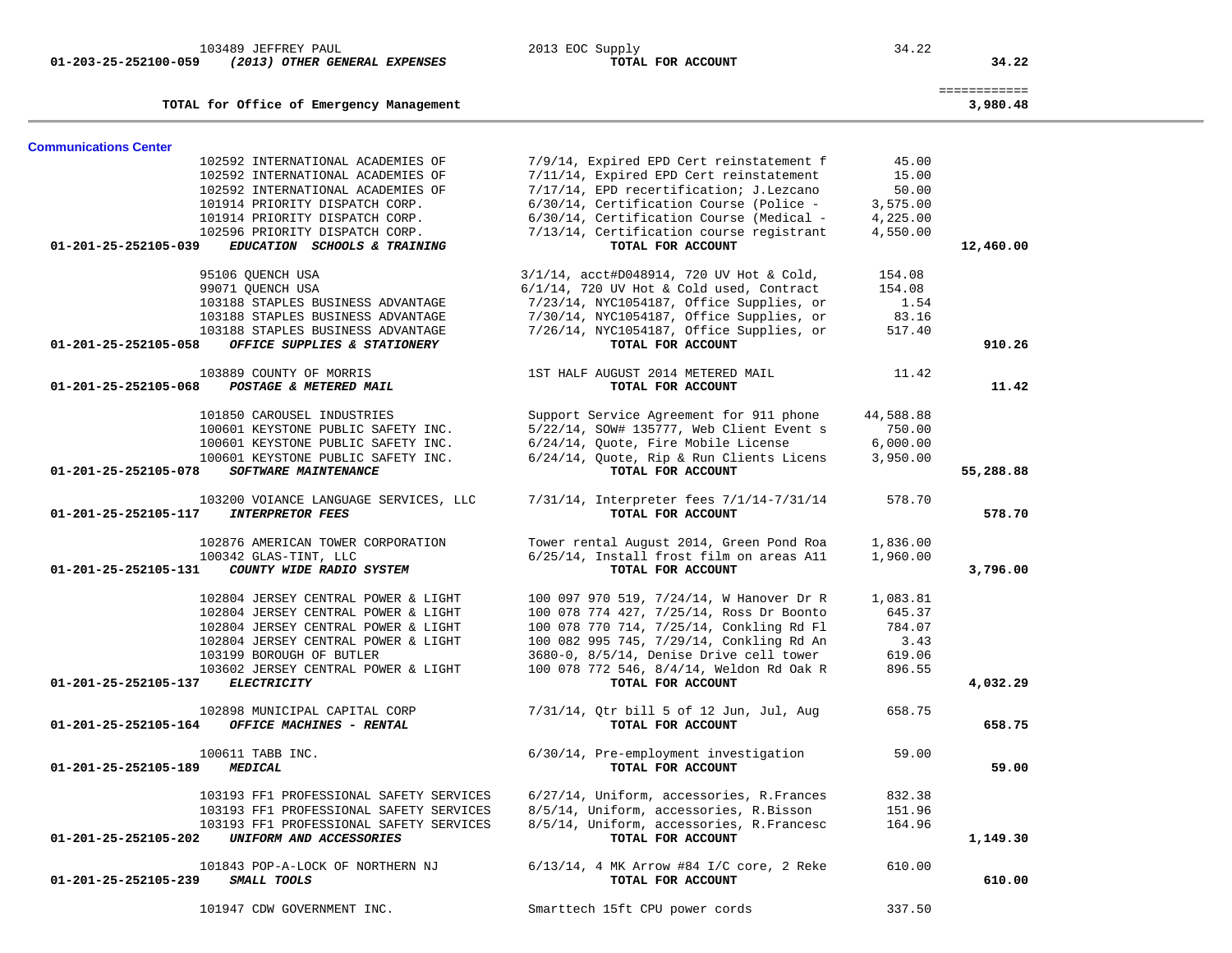| | | | | |
|---|---|---|---|---|
| | 103489 JEFFREY PAUL | 2013 EOC Supply | 34.22 | |
| **01-203-25-252100-059** | ***(2013) OTHER GENERAL EXPENSES*** | **TOTAL FOR ACCOUNT** | | **34.22** |

| | |
|---|---|
| | ============ |
| **TOTAL for Office of Emergency Management** | **3,980.48** |

## Communications Center

| | | | | |
|---|---|---|---|---|
| | 102592 INTERNATIONAL ACADEMIES OF | 7/9/14, Expired EPD Cert reinstatement f | 45.00 | |
| | 102592 INTERNATIONAL ACADEMIES OF | 7/11/14, Expired EPD Cert reinstatement | 15.00 | |
| | 102592 INTERNATIONAL ACADEMIES OF | 7/17/14, EPD recertification; J.Lezcano | 50.00 | |
| | 101914 PRIORITY DISPATCH CORP. | 6/30/14, Certification Course (Police - | 3,575.00 | |
| | 101914 PRIORITY DISPATCH CORP. | 6/30/14, Certification Course (Medical - | 4,225.00 | |
| | 102596 PRIORITY DISPATCH CORP. | 7/13/14, Certification course registrant | 4,550.00 | |
| **01-201-25-252105-039** | ***EDUCATION SCHOOLS & TRAINING*** | **TOTAL FOR ACCOUNT** | | **12,460.00** |
| | 95106 QUENCH USA | 3/1/14, acct#D048914, 720 UV Hot & Cold, | 154.08 | |
| | 99071 QUENCH USA | 6/1/14, 720 UV Hot & Cold used, Contract | 154.08 | |
| | 103188 STAPLES BUSINESS ADVANTAGE | 7/23/14, NYC1054187, Office Supplies, or | 1.54 | |
| | 103188 STAPLES BUSINESS ADVANTAGE | 7/30/14, NYC1054187, Office Supplies, or | 83.16 | |
| | 103188 STAPLES BUSINESS ADVANTAGE | 7/26/14, NYC1054187, Office Supplies, or | 517.40 | |
| **01-201-25-252105-058** | ***OFFICE SUPPLIES & STATIONERY*** | **TOTAL FOR ACCOUNT** | | **910.26** |
| | 103889 COUNTY OF MORRIS | 1ST HALF AUGUST 2014 METERED MAIL | 11.42 | |
| **01-201-25-252105-068** | ***POSTAGE & METERED MAIL*** | **TOTAL FOR ACCOUNT** | | **11.42** |
| | 101850 CAROUSEL INDUSTRIES | Support Service Agreement for 911 phone | 44,588.88 | |
| | 100601 KEYSTONE PUBLIC SAFETY INC. | 5/22/14, SOW# 135777, Web Client Event s | 750.00 | |
| | 100601 KEYSTONE PUBLIC SAFETY INC. | 6/24/14, Quote, Fire Mobile License | 6,000.00 | |
| | 100601 KEYSTONE PUBLIC SAFETY INC. | 6/24/14, Quote, Rip & Run Clients Licens | 3,950.00 | |
| **01-201-25-252105-078** | ***SOFTWARE MAINTENANCE*** | **TOTAL FOR ACCOUNT** | | **55,288.88** |
| | 103200 VOIANCE LANGUAGE SERVICES, LLC | 7/31/14, Interpreter fees 7/1/14-7/31/14 | 578.70 | |
| **01-201-25-252105-117** | ***INTERPRETOR FEES*** | **TOTAL FOR ACCOUNT** | | **578.70** |
| | 102876 AMERICAN TOWER CORPORATION | Tower rental August 2014, Green Pond Roa | 1,836.00 | |
| | 100342 GLAS-TINT, LLC | 6/25/14, Install frost film on areas A11 | 1,960.00 | |
| **01-201-25-252105-131** | ***COUNTY WIDE RADIO SYSTEM*** | **TOTAL FOR ACCOUNT** | | **3,796.00** |
| | 102804 JERSEY CENTRAL POWER & LIGHT | 100 097 970 519, 7/24/14, W Hanover Dr R | 1,083.81 | |
| | 102804 JERSEY CENTRAL POWER & LIGHT | 100 078 774 427, 7/25/14, Ross Dr Boonto | 645.37 | |
| | 102804 JERSEY CENTRAL POWER & LIGHT | 100 078 770 714, 7/25/14, Conkling Rd Fl | 784.07 | |
| | 102804 JERSEY CENTRAL POWER & LIGHT | 100 082 995 745, 7/29/14, Conkling Rd An | 3.43 | |
| | 103199 BOROUGH OF BUTLER | 3680-0, 8/5/14, Denise Drive cell tower | 619.06 | |
| | 103602 JERSEY CENTRAL POWER & LIGHT | 100 078 772 546, 8/4/14, Weldon Rd Oak R | 896.55 | |
| **01-201-25-252105-137** | ***ELECTRICITY*** | **TOTAL FOR ACCOUNT** | | **4,032.29** |
| | 102898 MUNICIPAL CAPITAL CORP | 7/31/14, Qtr bill 5 of 12 Jun, Jul, Aug | 658.75 | |
| **01-201-25-252105-164** | ***OFFICE MACHINES - RENTAL*** | **TOTAL FOR ACCOUNT** | | **658.75** |
| | 100611 TABB INC. | 6/30/14, Pre-employment investigation | 59.00 | |
| **01-201-25-252105-189** | ***MEDICAL*** | **TOTAL FOR ACCOUNT** | | **59.00** |
| | 103193 FF1 PROFESSIONAL SAFETY SERVICES | 6/27/14, Uniform, accessories, R.Frances | 832.38 | |
| | 103193 FF1 PROFESSIONAL SAFETY SERVICES | 8/5/14, Uniform, accessories, R.Bisson | 151.96 | |
| | 103193 FF1 PROFESSIONAL SAFETY SERVICES | 8/5/14, Uniform, accessories, R.Francesc | 164.96 | |
| **01-201-25-252105-202** | ***UNIFORM AND ACCESSORIES*** | **TOTAL FOR ACCOUNT** | | **1,149.30** |
| | 101843 POP-A-LOCK OF NORTHERN NJ | 6/13/14, 4 MK Arrow #84 I/C core, 2 Reke | 610.00 | |
| **01-201-25-252105-239** | ***SMALL TOOLS*** | **TOTAL FOR ACCOUNT** | | **610.00** |
| | 101947 CDW GOVERNMENT INC. | Smarttech 15ft CPU power cords | 337.50 | |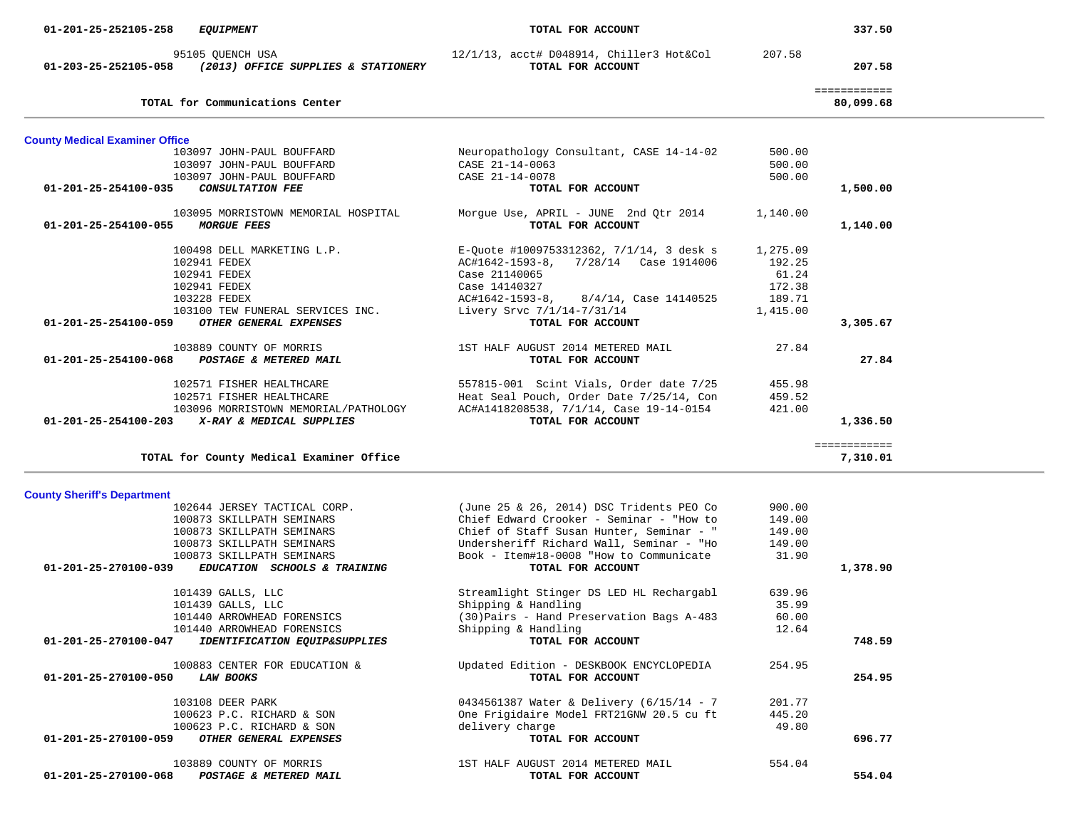| | | | | |
|---|---|---|---|---|
| 01-201-25-252105-258 | ***EQUIPMENT*** | **TOTAL FOR ACCOUNT** | | **337.50** |
| | 95105 QUENCH USA | 12/1/13, acct# D048914, Chiller3 Hot&Col | 207.58 | |
| **01-203-25-252105-058** | ***(2013) OFFICE SUPPLIES & STATIONERY*** | **TOTAL FOR ACCOUNT** | | **207.58** |
| | | | | ============ |
| | **TOTAL for Communications Center** | | | **80,099.68** |

## County Medical Examiner Office

| | | | | |
|---|---|---|---|---|
| | 103097 JOHN-PAUL BOUFFARD | Neuropathology Consultant, CASE 14-14-02 | 500.00 | |
| | 103097 JOHN-PAUL BOUFFARD | CASE 21-14-0063 | 500.00 | |
| | 103097 JOHN-PAUL BOUFFARD | CASE 21-14-0078 | 500.00 | |
| **01-201-25-254100-035** | ***CONSULTATION FEE*** | **TOTAL FOR ACCOUNT** | | **1,500.00** |
| | 103095 MORRISTOWN MEMORIAL HOSPITAL | Morgue Use, APRIL - JUNE 2nd Qtr 2014 | 1,140.00 | |
| **01-201-25-254100-055** | ***MORGUE FEES*** | **TOTAL FOR ACCOUNT** | | **1,140.00** |
| | 100498 DELL MARKETING L.P. | E-Quote #1009753312362, 7/1/14, 3 desk s | 1,275.09 | |
| | 102941 FEDEX | AC#1642-1593-8, 7/28/14 Case 1914006 | 192.25 | |
| | 102941 FEDEX | Case 21140065 | 61.24 | |
| | 102941 FEDEX | Case 14140327 | 172.38 | |
| | 103228 FEDEX | AC#1642-1593-8, 8/4/14, Case 14140525 | 189.71 | |
| | 103100 TEW FUNERAL SERVICES INC. | Livery Srvc 7/1/14-7/31/14 | 1,415.00 | |
| **01-201-25-254100-059** | ***OTHER GENERAL EXPENSES*** | **TOTAL FOR ACCOUNT** | | **3,305.67** |
| | 103889 COUNTY OF MORRIS | 1ST HALF AUGUST 2014 METERED MAIL | 27.84 | |
| **01-201-25-254100-068** | ***POSTAGE & METERED MAIL*** | **TOTAL FOR ACCOUNT** | | **27.84** |
| | 102571 FISHER HEALTHCARE | 557815-001 Scint Vials, Order date 7/25 | 455.98 | |
| | 102571 FISHER HEALTHCARE | Heat Seal Pouch, Order Date 7/25/14, Con | 459.52 | |
| | 103096 MORRISTOWN MEMORIAL/PATHOLOGY | AC#A1418208538, 7/1/14, Case 19-14-0154 | 421.00 | |
| **01-201-25-254100-203** | ***X-RAY & MEDICAL SUPPLIES*** | **TOTAL FOR ACCOUNT** | | **1,336.50** |
| | | | | ============ |
| | **TOTAL for County Medical Examiner Office** | | | **7,310.01** |

## County Sheriff's Department

| | | | | |
|---|---|---|---|---|
| | 102644 JERSEY TACTICAL CORP. | (June 25 & 26, 2014) DSC Tridents PEO Co | 900.00 | |
| | 100873 SKILLPATH SEMINARS | Chief Edward Crooker - Seminar - "How to | 149.00 | |
| | 100873 SKILLPATH SEMINARS | Chief of Staff Susan Hunter, Seminar - " | 149.00 | |
| | 100873 SKILLPATH SEMINARS | Undersheriff Richard Wall, Seminar - "Ho | 149.00 | |
| | 100873 SKILLPATH SEMINARS | Book - Item#18-0008 "How to Communicate | 31.90 | |
| **01-201-25-270100-039** | ***EDUCATION SCHOOLS & TRAINING*** | **TOTAL FOR ACCOUNT** | | **1,378.90** |
| | 101439 GALLS, LLC | Streamlight Stinger DS LED HL Rechargabl | 639.96 | |
| | 101439 GALLS, LLC | Shipping & Handling | 35.99 | |
| | 101440 ARROWHEAD FORENSICS | (30)Pairs - Hand Preservation Bags A-483 | 60.00 | |
| | 101440 ARROWHEAD FORENSICS | Shipping & Handling | 12.64 | |
| **01-201-25-270100-047** | ***IDENTIFICATION EQUIP&SUPPLIES*** | **TOTAL FOR ACCOUNT** | | **748.59** |
| | 100883 CENTER FOR EDUCATION & | Updated Edition - DESKBOOK ENCYCLOPEDIA | 254.95 | |
| **01-201-25-270100-050** | ***LAW BOOKS*** | **TOTAL FOR ACCOUNT** | | **254.95** |
| | 103108 DEER PARK | 0434561387 Water & Delivery (6/15/14 - 7 | 201.77 | |
| | 100623 P.C. RICHARD & SON | One Frigidaire Model FRT21GNW 20.5 cu ft | 445.20 | |
| | 100623 P.C. RICHARD & SON | delivery charge | 49.80 | |
| **01-201-25-270100-059** | ***OTHER GENERAL EXPENSES*** | **TOTAL FOR ACCOUNT** | | **696.77** |
| | 103889 COUNTY OF MORRIS | 1ST HALF AUGUST 2014 METERED MAIL | 554.04 | |
| **01-201-25-270100-068** | ***POSTAGE & METERED MAIL*** | **TOTAL FOR ACCOUNT** | | **554.04** |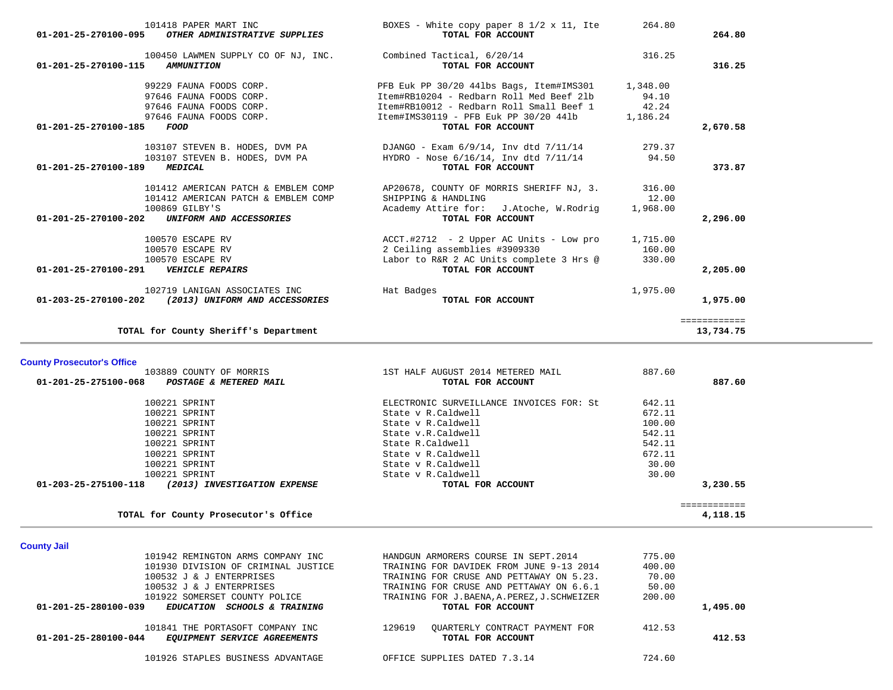| | | | | |
|---|---|---|---|---|
| | 101418 PAPER MART INC | BOXES - White copy paper 8 1/2 x 11, Ite | 264.80 | |
| 01-201-25-270100-095 | ***OTHER ADMINISTRATIVE SUPPLIES*** | **TOTAL FOR ACCOUNT** | | **264.80** |
| | 100450 LAWMEN SUPPLY CO OF NJ, INC. | Combined Tactical, 6/20/14 | 316.25 | |
| 01-201-25-270100-115 | ***AMMUNITION*** | **TOTAL FOR ACCOUNT** | | **316.25** |
| | 99229 FAUNA FOODS CORP. | PFB Euk PP 30/20 44lbs Bags, Item#IMS301 | 1,348.00 | |
| | 97646 FAUNA FOODS CORP. | Item#RB10204 - Redbarn Roll Med Beef 2lb | 94.10 | |
| | 97646 FAUNA FOODS CORP. | Item#RB10012 - Redbarn Roll Small Beef 1 | 42.24 | |
| | 97646 FAUNA FOODS CORP. | Item#IMS30119 - PFB Euk PP 30/20 44lb | 1,186.24 | |
| 01-201-25-270100-185 | ***FOOD*** | **TOTAL FOR ACCOUNT** | | **2,670.58** |
| | 103107 STEVEN B. HODES, DVM PA | DJANGO - Exam 6/9/14, Inv dtd 7/11/14 | 279.37 | |
| | 103107 STEVEN B. HODES, DVM PA | HYDRO - Nose 6/16/14, Inv dtd 7/11/14 | 94.50 | |
| 01-201-25-270100-189 | ***MEDICAL*** | **TOTAL FOR ACCOUNT** | | **373.87** |
| | 101412 AMERICAN PATCH & EMBLEM COMP | AP20678, COUNTY OF MORRIS SHERIFF NJ, 3. | 316.00 | |
| | 101412 AMERICAN PATCH & EMBLEM COMP | SHIPPING & HANDLING | 12.00 | |
| | 100869 GILBY'S | Academy Attire for: J.Atoche, W.Rodrig | 1,968.00 | |
| 01-201-25-270100-202 | ***UNIFORM AND ACCESSORIES*** | **TOTAL FOR ACCOUNT** | | **2,296.00** |
| | 100570 ESCAPE RV | ACCT.#2712 - 2 Upper AC Units - Low pro | 1,715.00 | |
| | 100570 ESCAPE RV | 2 Ceiling assemblies #3909330 | 160.00 | |
| | 100570 ESCAPE RV | Labor to R&R 2 AC Units complete 3 Hrs @ | 330.00 | |
| 01-201-25-270100-291 | ***VEHICLE REPAIRS*** | **TOTAL FOR ACCOUNT** | | **2,205.00** |
| | 102719 LANIGAN ASSOCIATES INC | Hat Badges | 1,975.00 | |
| 01-203-25-270100-202 | ***(2013) UNIFORM AND ACCESSORIES*** | **TOTAL FOR ACCOUNT** | | **1,975.00** |
| | | | | ============ |
| | **TOTAL for County Sheriff's Department** | | | **13,734.75** |

### County Prosecutor's Office

| | | | | |
|---|---|---|---|---|
| | 103889 COUNTY OF MORRIS | 1ST HALF AUGUST 2014 METERED MAIL | 887.60 | |
| 01-201-25-275100-068 | ***POSTAGE & METERED MAIL*** | **TOTAL FOR ACCOUNT** | | **887.60** |
| | 100221 SPRINT | ELECTRONIC SURVEILLANCE INVOICES FOR: St | 642.11 | |
| | 100221 SPRINT | State v R.Caldwell | 672.11 | |
| | 100221 SPRINT | State v R.Caldwell | 100.00 | |
| | 100221 SPRINT | State v.R.Caldwell | 542.11 | |
| | 100221 SPRINT | State R.Caldwell | 542.11 | |
| | 100221 SPRINT | State v R.Caldwell | 672.11 | |
| | 100221 SPRINT | State v R.Caldwell | 30.00 | |
| | 100221 SPRINT | State v R.Caldwell | 30.00 | |
| 01-203-25-275100-118 | ***(2013) INVESTIGATION EXPENSE*** | **TOTAL FOR ACCOUNT** | | **3,230.55** |
| | | | | ============ |
| | **TOTAL for County Prosecutor's Office** | | | **4,118.15** |

### County Jail

| | | | | |
|---|---|---|---|---|
| | 101942 REMINGTON ARMS COMPANY INC | HANDGUN ARMORERS COURSE IN SEPT.2014 | 775.00 | |
| | 101930 DIVISION OF CRIMINAL JUSTICE | TRAINING FOR DAVIDEK FROM JUNE 9-13 2014 | 400.00 | |
| | 100532 J & J ENTERPRISES | TRAINING FOR CRUSE AND PETTAWAY ON 5.23. | 70.00 | |
| | 100532 J & J ENTERPRISES | TRAINING FOR CRUSE AND PETTAWAY ON 6.6.1 | 50.00 | |
| | 101922 SOMERSET COUNTY POLICE | TRAINING FOR J.BAENA,A.PEREZ,J.SCHWEIZER | 200.00 | |
| 01-201-25-280100-039 | ***EDUCATION SCHOOLS & TRAINING*** | **TOTAL FOR ACCOUNT** | | **1,495.00** |
| | 101841 THE PORTASOFT COMPANY INC | 129619 QUARTERLY CONTRACT PAYMENT FOR | 412.53 | |
| 01-201-25-280100-044 | ***EQUIPMENT SERVICE AGREEMENTS*** | **TOTAL FOR ACCOUNT** | | **412.53** |
| | 101926 STAPLES BUSINESS ADVANTAGE | OFFICE SUPPLIES DATED 7.3.14 | 724.60 | |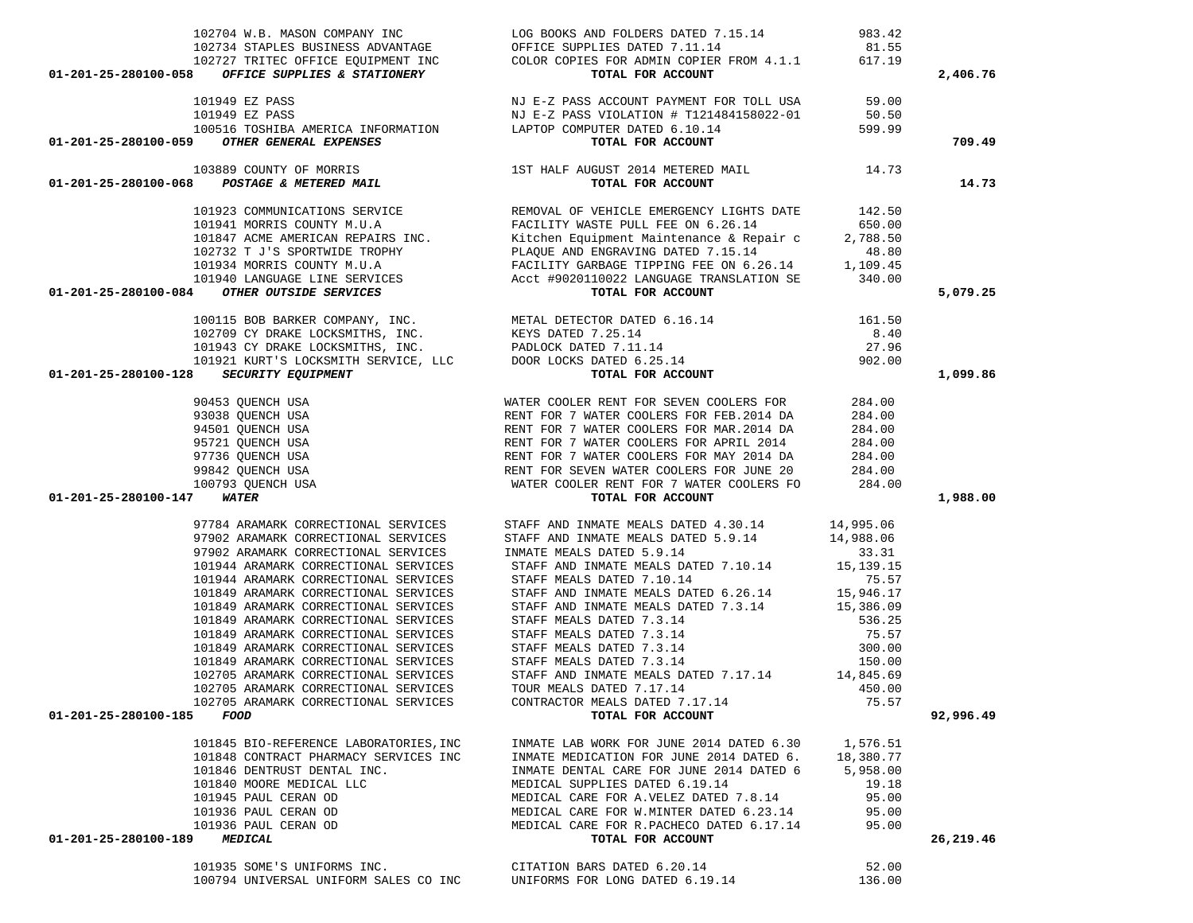| | | | | |
|---|---|---|---|---|
| | 102704 W.B. MASON COMPANY INC | LOG BOOKS AND FOLDERS DATED 7.15.14 | 983.42 | |
| | 102734 STAPLES BUSINESS ADVANTAGE | OFFICE SUPPLIES DATED 7.11.14 | 81.55 | |
| | 102727 TRITEC OFFICE EQUIPMENT INC | COLOR COPIES FOR ADMIN COPIER FROM 4.1.1 | 617.19 | |
| **01-201-25-280100-058** | ***OFFICE SUPPLIES & STATIONERY*** | **TOTAL FOR ACCOUNT** | | **2,406.76** |
| | 101949 EZ PASS | NJ E-Z PASS ACCOUNT PAYMENT FOR TOLL USA | 59.00 | |
| | 101949 EZ PASS | NJ E-Z PASS VIOLATION # T121484158022-01 | 50.50 | |
| | 100516 TOSHIBA AMERICA INFORMATION | LAPTOP COMPUTER DATED 6.10.14 | 599.99 | |
| **01-201-25-280100-059** | ***OTHER GENERAL EXPENSES*** | **TOTAL FOR ACCOUNT** | | **709.49** |
| | 103889 COUNTY OF MORRIS | 1ST HALF AUGUST 2014 METERED MAIL | 14.73 | |
| **01-201-25-280100-068** | ***POSTAGE & METERED MAIL*** | **TOTAL FOR ACCOUNT** | | **14.73** |
| | 101923 COMMUNICATIONS SERVICE | REMOVAL OF VEHICLE EMERGENCY LIGHTS DATE | 142.50 | |
| | 101941 MORRIS COUNTY M.U.A | FACILITY WASTE PULL FEE ON 6.26.14 | 650.00 | |
| | 101847 ACME AMERICAN REPAIRS INC. | Kitchen Equipment Maintenance & Repair c | 2,788.50 | |
| | 102732 T J'S SPORTWIDE TROPHY | PLAQUE AND ENGRAVING DATED 7.15.14 | 48.80 | |
| | 101934 MORRIS COUNTY M.U.A | FACILITY GARBAGE TIPPING FEE ON 6.26.14 | 1,109.45 | |
| | 101940 LANGUAGE LINE SERVICES | Acct #9020110022 LANGUAGE TRANSLATION SE | 340.00 | |
| **01-201-25-280100-084** | ***OTHER OUTSIDE SERVICES*** | **TOTAL FOR ACCOUNT** | | **5,079.25** |
| | 100115 BOB BARKER COMPANY, INC. | METAL DETECTOR DATED 6.16.14 | 161.50 | |
| | 102709 CY DRAKE LOCKSMITHS, INC. | KEYS DATED 7.25.14 | 8.40 | |
| | 101943 CY DRAKE LOCKSMITHS, INC. | PADLOCK DATED 7.11.14 | 27.96 | |
| | 101921 KURT'S LOCKSMITH SERVICE, LLC | DOOR LOCKS DATED 6.25.14 | 902.00 | |
| **01-201-25-280100-128** | ***SECURITY EQUIPMENT*** | **TOTAL FOR ACCOUNT** | | **1,099.86** |
| | 90453 QUENCH USA | WATER COOLER RENT FOR SEVEN COOLERS FOR | 284.00 | |
| | 93038 QUENCH USA | RENT FOR 7 WATER COOLERS FOR FEB.2014 DA | 284.00 | |
| | 94501 QUENCH USA | RENT FOR 7 WATER COOLERS FOR MAR.2014 DA | 284.00 | |
| | 95721 QUENCH USA | RENT FOR 7 WATER COOLERS FOR APRIL 2014 | 284.00 | |
| | 97736 QUENCH USA | RENT FOR 7 WATER COOLERS FOR MAY 2014 DA | 284.00 | |
| | 99842 QUENCH USA | RENT FOR SEVEN WATER COOLERS FOR JUNE 20 | 284.00 | |
| | 100793 QUENCH USA | WATER COOLER RENT FOR 7 WATER COOLERS FO | 284.00 | |
| **01-201-25-280100-147** | ***WATER*** | **TOTAL FOR ACCOUNT** | | **1,988.00** |
| | 97784 ARAMARK CORRECTIONAL SERVICES | STAFF AND INMATE MEALS DATED 4.30.14 | 14,995.06 | |
| | 97902 ARAMARK CORRECTIONAL SERVICES | STAFF AND INMATE MEALS DATED 5.9.14 | 14,988.06 | |
| | 97902 ARAMARK CORRECTIONAL SERVICES | INMATE MEALS DATED 5.9.14 | 33.31 | |
| | 101944 ARAMARK CORRECTIONAL SERVICES | STAFF AND INMATE MEALS DATED 7.10.14 | 15,139.15 | |
| | 101944 ARAMARK CORRECTIONAL SERVICES | STAFF MEALS DATED 7.10.14 | 75.57 | |
| | 101849 ARAMARK CORRECTIONAL SERVICES | STAFF AND INMATE MEALS DATED 6.26.14 | 15,946.17 | |
| | 101849 ARAMARK CORRECTIONAL SERVICES | STAFF AND INMATE MEALS DATED 7.3.14 | 15,386.09 | |
| | 101849 ARAMARK CORRECTIONAL SERVICES | STAFF MEALS DATED 7.3.14 | 536.25 | |
| | 101849 ARAMARK CORRECTIONAL SERVICES | STAFF MEALS DATED 7.3.14 | 75.57 | |
| | 101849 ARAMARK CORRECTIONAL SERVICES | STAFF MEALS DATED 7.3.14 | 300.00 | |
| | 101849 ARAMARK CORRECTIONAL SERVICES | STAFF MEALS DATED 7.3.14 | 150.00 | |
| | 102705 ARAMARK CORRECTIONAL SERVICES | STAFF AND INMATE MEALS DATED 7.17.14 | 14,845.69 | |
| | 102705 ARAMARK CORRECTIONAL SERVICES | TOUR MEALS DATED 7.17.14 | 450.00 | |
| | 102705 ARAMARK CORRECTIONAL SERVICES | CONTRACTOR MEALS DATED 7.17.14 | 75.57 | |
| **01-201-25-280100-185** | ***FOOD*** | **TOTAL FOR ACCOUNT** | | **92,996.49** |
| | 101845 BIO-REFERENCE LABORATORIES,INC | INMATE LAB WORK FOR JUNE 2014 DATED 6.30 | 1,576.51 | |
| | 101848 CONTRACT PHARMACY SERVICES INC | INMATE MEDICATION FOR JUNE 2014 DATED 6. | 18,380.77 | |
| | 101846 DENTRUST DENTAL INC. | INMATE DENTAL CARE FOR JUNE 2014 DATED 6 | 5,958.00 | |
| | 101840 MOORE MEDICAL LLC | MEDICAL SUPPLIES DATED 6.19.14 | 19.18 | |
| | 101945 PAUL CERAN OD | MEDICAL CARE FOR A.VELEZ DATED 7.8.14 | 95.00 | |
| | 101936 PAUL CERAN OD | MEDICAL CARE FOR W.MINTER DATED 6.23.14 | 95.00 | |
| | 101936 PAUL CERAN OD | MEDICAL CARE FOR R.PACHECO DATED 6.17.14 | 95.00 | |
| **01-201-25-280100-189** | ***MEDICAL*** | **TOTAL FOR ACCOUNT** | | **26,219.46** |
| | 101935 SOME'S UNIFORMS INC. | CITATION BARS DATED 6.20.14 | 52.00 | |
| | 100794 UNIVERSAL UNIFORM SALES CO INC | UNIFORMS FOR LONG DATED 6.19.14 | 136.00 | |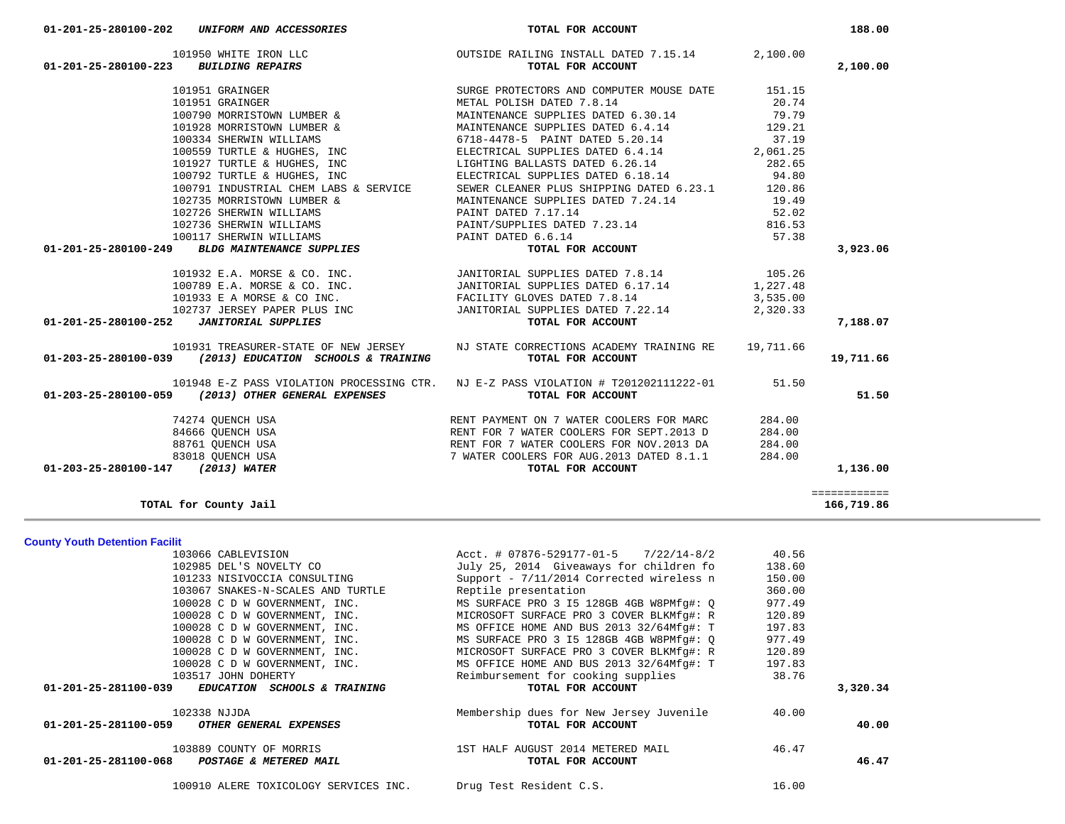| | | | | |
|---|---|---|---|---|
| 01-201-25-280100-202 | *UNIFORM AND ACCESSORIES* | **TOTAL FOR ACCOUNT** | | **188.00** |
| | 101950 WHITE IRON LLC | OUTSIDE RAILING INSTALL DATED 7.15.14 | 2,100.00 | |
| 01-201-25-280100-223 | *BUILDING REPAIRS* | **TOTAL FOR ACCOUNT** | | **2,100.00** |
| | 101951 GRAINGER | SURGE PROTECTORS AND COMPUTER MOUSE DATE | 151.15 | |
| | 101951 GRAINGER | METAL POLISH DATED 7.8.14 | 20.74 | |
| | 100790 MORRISTOWN LUMBER & | MAINTENANCE SUPPLIES DATED 6.30.14 | 79.79 | |
| | 101928 MORRISTOWN LUMBER & | MAINTENANCE SUPPLIES DATED 6.4.14 | 129.21 | |
| | 100334 SHERWIN WILLIAMS | 6718-4478-5 PAINT DATED 5.20.14 | 37.19 | |
| | 100559 TURTLE & HUGHES, INC | ELECTRICAL SUPPLIES DATED 6.4.14 | 2,061.25 | |
| | 101927 TURTLE & HUGHES, INC | LIGHTING BALLASTS DATED 6.26.14 | 282.65 | |
| | 100792 TURTLE & HUGHES, INC | ELECTRICAL SUPPLIES DATED 6.18.14 | 94.80 | |
| | 100791 INDUSTRIAL CHEM LABS & SERVICE | SEWER CLEANER PLUS SHIPPING DATED 6.23.1 | 120.86 | |
| | 102735 MORRISTOWN LUMBER & | MAINTENANCE SUPPLIES DATED 7.24.14 | 19.49 | |
| | 102726 SHERWIN WILLIAMS | PAINT DATED 7.17.14 | 52.02 | |
| | 102736 SHERWIN WILLIAMS | PAINT/SUPPLIES DATED 7.23.14 | 816.53 | |
| | 100117 SHERWIN WILLIAMS | PAINT DATED 6.6.14 | 57.38 | |
| 01-201-25-280100-249 | *BLDG MAINTENANCE SUPPLIES* | **TOTAL FOR ACCOUNT** | | **3,923.06** |
| | 101932 E.A. MORSE & CO. INC. | JANITORIAL SUPPLIES DATED 7.8.14 | 105.26 | |
| | 100789 E.A. MORSE & CO. INC. | JANITORIAL SUPPLIES DATED 6.17.14 | 1,227.48 | |
| | 101933 E A MORSE & CO INC. | FACILITY GLOVES DATED 7.8.14 | 3,535.00 | |
| | 102737 JERSEY PAPER PLUS INC | JANITORIAL SUPPLIES DATED 7.22.14 | 2,320.33 | |
| 01-201-25-280100-252 | *JANITORIAL SUPPLIES* | **TOTAL FOR ACCOUNT** | | **7,188.07** |
| | 101931 TREASURER-STATE OF NEW JERSEY | NJ STATE CORRECTIONS ACADEMY TRAINING RE | 19,711.66 | |
| 01-203-25-280100-039 | *(2013) EDUCATION SCHOOLS & TRAINING* | **TOTAL FOR ACCOUNT** | | **19,711.66** |
| | 101948 E-Z PASS VIOLATION PROCESSING CTR. | NJ E-Z PASS VIOLATION # T201202111222-01 | 51.50 | |
| 01-203-25-280100-059 | *(2013) OTHER GENERAL EXPENSES* | **TOTAL FOR ACCOUNT** | | **51.50** |
| | 74274 QUENCH USA | RENT PAYMENT ON 7 WATER COOLERS FOR MARC | 284.00 | |
| | 84666 QUENCH USA | RENT FOR 7 WATER COOLERS FOR SEPT.2013 D | 284.00 | |
| | 88761 QUENCH USA | RENT FOR 7 WATER COOLERS FOR NOV.2013 DA | 284.00 | |
| | 83018 QUENCH USA | 7 WATER COOLERS FOR AUG.2013 DATED 8.1.1 | 284.00 | |
| 01-203-25-280100-147 | *(2013) WATER* | **TOTAL FOR ACCOUNT** | | **1,136.00** |
| | **TOTAL for County Jail** | | | **166,719.86** |

**County Youth Detention Facilit**

| | | | | |
|---|---|---|---|---|
| | 103066 CABLEVISION | Acct. # 07876-529177-01-5 7/22/14-8/2 | 40.56 | |
| | 102985 DEL'S NOVELTY CO | July 25, 2014 Giveaways for children fo | 138.60 | |
| | 101233 NISIVOCCIA CONSULTING | Support - 7/11/2014 Corrected wireless n | 150.00 | |
| | 103067 SNAKES-N-SCALES AND TURTLE | Reptile presentation | 360.00 | |
| | 100028 C D W GOVERNMENT, INC. | MS SURFACE PRO 3 I5 128GB 4GB W8PMfg#: Q | 977.49 | |
| | 100028 C D W GOVERNMENT, INC. | MICROSOFT SURFACE PRO 3 COVER BLKMfg#: R | 120.89 | |
| | 100028 C D W GOVERNMENT, INC. | MS OFFICE HOME AND BUS 2013 32/64Mfg#: T | 197.83 | |
| | 100028 C D W GOVERNMENT, INC. | MS SURFACE PRO 3 I5 128GB 4GB W8PMfg#: Q | 977.49 | |
| | 100028 C D W GOVERNMENT, INC. | MICROSOFT SURFACE PRO 3 COVER BLKMfg#: R | 120.89 | |
| | 100028 C D W GOVERNMENT, INC. | MS OFFICE HOME AND BUS 2013 32/64Mfg#: T | 197.83 | |
| | 103517 JOHN DOHERTY | Reimbursement for cooking supplies | 38.76 | |
| 01-201-25-281100-039 | *EDUCATION SCHOOLS & TRAINING* | **TOTAL FOR ACCOUNT** | | **3,320.34** |
| | 102338 NJJDA | Membership dues for New Jersey Juvenile | 40.00 | |
| 01-201-25-281100-059 | *OTHER GENERAL EXPENSES* | **TOTAL FOR ACCOUNT** | | **40.00** |
| | 103889 COUNTY OF MORRIS | 1ST HALF AUGUST 2014 METERED MAIL | 46.47 | |
| 01-201-25-281100-068 | *POSTAGE & METERED MAIL* | **TOTAL FOR ACCOUNT** | | **46.47** |
| | 100910 ALERE TOXICOLOGY SERVICES INC. | Drug Test Resident C.S. | 16.00 | |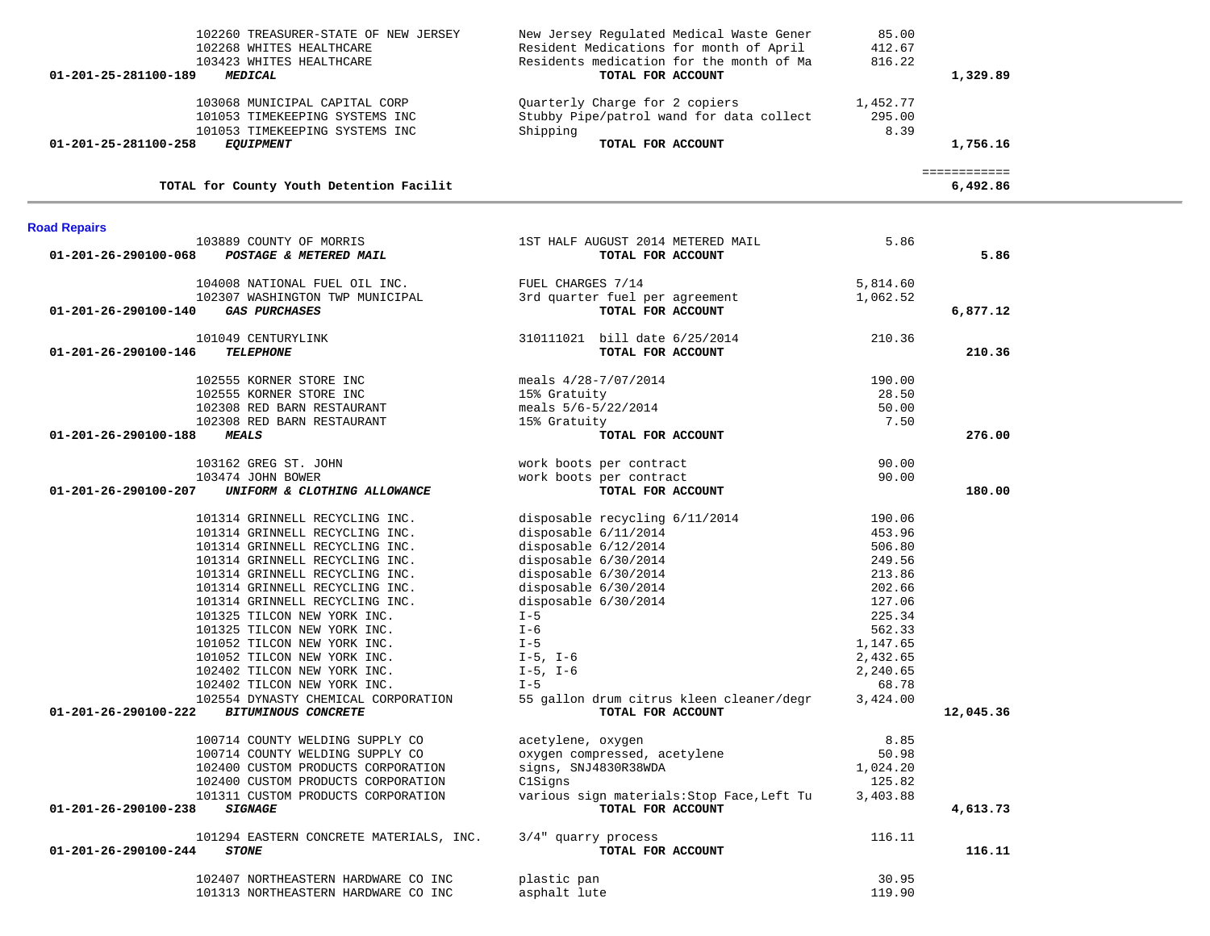| | | | | |
|---|---|---|---|---|
| | 102260 TREASURER-STATE OF NEW JERSEY | New Jersey Regulated Medical Waste Gener | 85.00 | |
| | 102268 WHITES HEALTHCARE | Resident Medications for month of April | 412.67 | |
| | 103423 WHITES HEALTHCARE | Residents medication for the month of Ma | 816.22 | |
| 01-201-25-281100-189 | ***MEDICAL*** | **TOTAL FOR ACCOUNT** | | **1,329.89** |
| | 103068 MUNICIPAL CAPITAL CORP | Quarterly Charge for 2 copiers | 1,452.77 | |
| | 101053 TIMEKEEPING SYSTEMS INC | Stubby Pipe/patrol wand for data collect | 295.00 | |
| | 101053 TIMEKEEPING SYSTEMS INC | Shipping | 8.39 | |
| 01-201-25-281100-258 | ***EQUIPMENT*** | **TOTAL FOR ACCOUNT** | | **1,756.16** |
| | | | | ============ |
| **TOTAL for County Youth Detention Facilit** | | | | **6,492.86** |

## Road Repairs

| | | | | |
|---|---|---|---|---|
| | 103889 COUNTY OF MORRIS | 1ST HALF AUGUST 2014 METERED MAIL | 5.86 | |
| 01-201-26-290100-068 | ***POSTAGE & METERED MAIL*** | **TOTAL FOR ACCOUNT** | | **5.86** |
| | 104008 NATIONAL FUEL OIL INC. | FUEL CHARGES 7/14 | 5,814.60 | |
| | 102307 WASHINGTON TWP MUNICIPAL | 3rd quarter fuel per agreement | 1,062.52 | |
| 01-201-26-290100-140 | ***GAS PURCHASES*** | **TOTAL FOR ACCOUNT** | | **6,877.12** |
| | 101049 CENTURYLINK | 310111021 bill date 6/25/2014 | 210.36 | |
| 01-201-26-290100-146 | ***TELEPHONE*** | **TOTAL FOR ACCOUNT** | | **210.36** |
| | 102555 KORNER STORE INC | meals 4/28-7/07/2014 | 190.00 | |
| | 102555 KORNER STORE INC | 15% Gratuity | 28.50 | |
| | 102308 RED BARN RESTAURANT | meals 5/6-5/22/2014 | 50.00 | |
| | 102308 RED BARN RESTAURANT | 15% Gratuity | 7.50 | |
| 01-201-26-290100-188 | ***MEALS*** | **TOTAL FOR ACCOUNT** | | **276.00** |
| | 103162 GREG ST. JOHN | work boots per contract | 90.00 | |
| | 103474 JOHN BOWER | work boots per contract | 90.00 | |
| 01-201-26-290100-207 | ***UNIFORM & CLOTHING ALLOWANCE*** | **TOTAL FOR ACCOUNT** | | **180.00** |
| | 101314 GRINNELL RECYCLING INC. | disposable recycling 6/11/2014 | 190.06 | |
| | 101314 GRINNELL RECYCLING INC. | disposable 6/11/2014 | 453.96 | |
| | 101314 GRINNELL RECYCLING INC. | disposable 6/12/2014 | 506.80 | |
| | 101314 GRINNELL RECYCLING INC. | disposable 6/30/2014 | 249.56 | |
| | 101314 GRINNELL RECYCLING INC. | disposable 6/30/2014 | 213.86 | |
| | 101314 GRINNELL RECYCLING INC. | disposable 6/30/2014 | 202.66 | |
| | 101314 GRINNELL RECYCLING INC. | disposable 6/30/2014 | 127.06 | |
| | 101325 TILCON NEW YORK INC. | I-5 | 225.34 | |
| | 101325 TILCON NEW YORK INC. | I-6 | 562.33 | |
| | 101052 TILCON NEW YORK INC. | I-5 | 1,147.65 | |
| | 101052 TILCON NEW YORK INC. | I-5, I-6 | 2,432.65 | |
| | 102402 TILCON NEW YORK INC. | I-5, I-6 | 2,240.65 | |
| | 102402 TILCON NEW YORK INC. | I-5 | 68.78 | |
| | 102554 DYNASTY CHEMICAL CORPORATION | 55 gallon drum citrus kleen cleaner/degr | 3,424.00 | |
| 01-201-26-290100-222 | ***BITUMINOUS CONCRETE*** | **TOTAL FOR ACCOUNT** | | **12,045.36** |
| | 100714 COUNTY WELDING SUPPLY CO | acetylene, oxygen | 8.85 | |
| | 100714 COUNTY WELDING SUPPLY CO | oxygen compressed, acetylene | 50.98 | |
| | 102400 CUSTOM PRODUCTS CORPORATION | signs, SNJ4830R38WDA | 1,024.20 | |
| | 102400 CUSTOM PRODUCTS CORPORATION | C1Signs | 125.82 | |
| | 101311 CUSTOM PRODUCTS CORPORATION | various sign materials:Stop Face,Left Tu | 3,403.88 | |
| 01-201-26-290100-238 | ***SIGNAGE*** | **TOTAL FOR ACCOUNT** | | **4,613.73** |
| | 101294 EASTERN CONCRETE MATERIALS, INC. | 3/4" quarry process | 116.11 | |
| 01-201-26-290100-244 | ***STONE*** | **TOTAL FOR ACCOUNT** | | **116.11** |
| | 102407 NORTHEASTERN HARDWARE CO INC | plastic pan | 30.95 | |
| | 101313 NORTHEASTERN HARDWARE CO INC | asphalt lute | 119.90 | |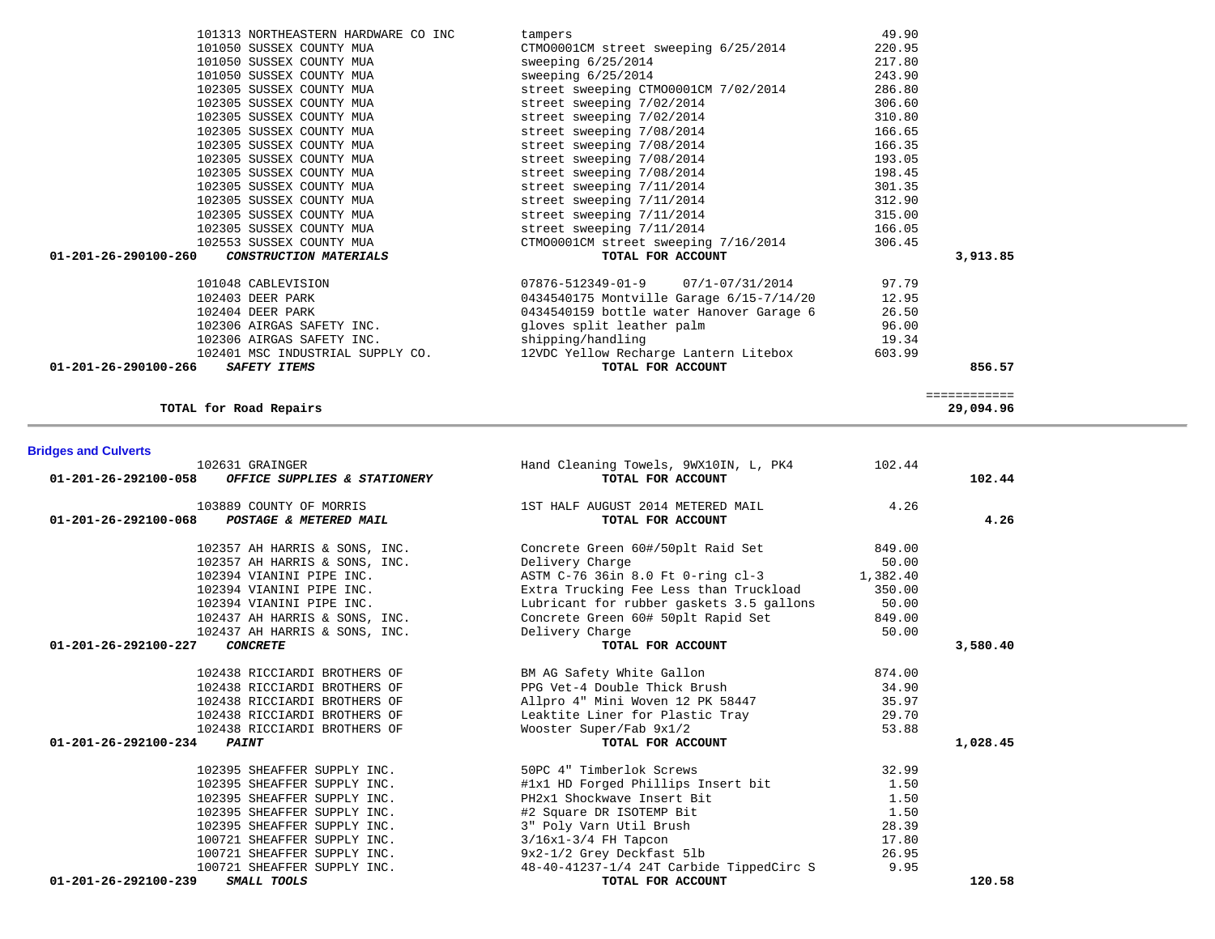| | | | | |
|---|---|---|---|---|
| | 101313 NORTHEASTERN HARDWARE CO INC | tampers | 49.90 | |
| | 101050 SUSSEX COUNTY MUA | CTMO0001CM street sweeping 6/25/2014 | 220.95 | |
| | 101050 SUSSEX COUNTY MUA | sweeping 6/25/2014 | 217.80 | |
| | 101050 SUSSEX COUNTY MUA | sweeping 6/25/2014 | 243.90 | |
| | 102305 SUSSEX COUNTY MUA | street sweeping CTMO0001CM 7/02/2014 | 286.80 | |
| | 102305 SUSSEX COUNTY MUA | street sweeping 7/02/2014 | 306.60 | |
| | 102305 SUSSEX COUNTY MUA | street sweeping 7/02/2014 | 310.80 | |
| | 102305 SUSSEX COUNTY MUA | street sweeping 7/08/2014 | 166.65 | |
| | 102305 SUSSEX COUNTY MUA | street sweeping 7/08/2014 | 166.35 | |
| | 102305 SUSSEX COUNTY MUA | street sweeping 7/08/2014 | 193.05 | |
| | 102305 SUSSEX COUNTY MUA | street sweeping 7/08/2014 | 198.45 | |
| | 102305 SUSSEX COUNTY MUA | street sweeping 7/11/2014 | 301.35 | |
| | 102305 SUSSEX COUNTY MUA | street sweeping 7/11/2014 | 312.90 | |
| | 102305 SUSSEX COUNTY MUA | street sweeping 7/11/2014 | 315.00 | |
| | 102305 SUSSEX COUNTY MUA | street sweeping 7/11/2014 | 166.05 | |
| | 102553 SUSSEX COUNTY MUA | CTMO0001CM street sweeping 7/16/2014 | 306.45 | |
| 01-201-26-290100-260 | ***CONSTRUCTION MATERIALS*** | **TOTAL FOR ACCOUNT** | | **3,913.85** |
| | 101048 CABLEVISION | 07876-512349-01-9 07/1-07/31/2014 | 97.79 | |
| | 102403 DEER PARK | 0434540175 Montville Garage 6/15-7/14/20 | 12.95 | |
| | 102404 DEER PARK | 0434540159 bottle water Hanover Garage 6 | 26.50 | |
| | 102306 AIRGAS SAFETY INC. | gloves split leather palm | 96.00 | |
| | 102306 AIRGAS SAFETY INC. | shipping/handling | 19.34 | |
| | 102401 MSC INDUSTRIAL SUPPLY CO. | 12VDC Yellow Recharge Lantern Litebox | 603.99 | |
| 01-201-26-290100-266 | ***SAFETY ITEMS*** | **TOTAL FOR ACCOUNT** | | **856.57** |
| | | | | ============ |
| | **TOTAL for Road Repairs** | | | **29,094.96** |

## Bridges and Culverts

| | | | | |
|---|---|---|---|---|
| | 102631 GRAINGER | Hand Cleaning Towels, 9WX10IN, L, PK4 | 102.44 | |
| 01-201-26-292100-058 | ***OFFICE SUPPLIES & STATIONERY*** | **TOTAL FOR ACCOUNT** | | **102.44** |
| | 103889 COUNTY OF MORRIS | 1ST HALF AUGUST 2014 METERED MAIL | 4.26 | |
| 01-201-26-292100-068 | ***POSTAGE & METERED MAIL*** | **TOTAL FOR ACCOUNT** | | **4.26** |
| | 102357 AH HARRIS & SONS, INC. | Concrete Green 60#/50plt Raid Set | 849.00 | |
| | 102357 AH HARRIS & SONS, INC. | Delivery Charge | 50.00 | |
| | 102394 VIANINI PIPE INC. | ASTM C-76 36in 8.0 Ft 0-ring cl-3 | 1,382.40 | |
| | 102394 VIANINI PIPE INC. | Extra Trucking Fee Less than Truckload | 350.00 | |
| | 102394 VIANINI PIPE INC. | Lubricant for rubber gaskets 3.5 gallons | 50.00 | |
| | 102437 AH HARRIS & SONS, INC. | Concrete Green 60# 50plt Rapid Set | 849.00 | |
| | 102437 AH HARRIS & SONS, INC. | Delivery Charge | 50.00 | |
| 01-201-26-292100-227 | ***CONCRETE*** | **TOTAL FOR ACCOUNT** | | **3,580.40** |
| | 102438 RICCIARDI BROTHERS OF | BM AG Safety White Gallon | 874.00 | |
| | 102438 RICCIARDI BROTHERS OF | PPG Vet-4 Double Thick Brush | 34.90 | |
| | 102438 RICCIARDI BROTHERS OF | Allpro 4" Mini Woven 12 PK 58447 | 35.97 | |
| | 102438 RICCIARDI BROTHERS OF | Leaktite Liner for Plastic Tray | 29.70 | |
| | 102438 RICCIARDI BROTHERS OF | Wooster Super/Fab 9x1/2 | 53.88 | |
| 01-201-26-292100-234 | ***PAINT*** | **TOTAL FOR ACCOUNT** | | **1,028.45** |
| | 102395 SHEAFFER SUPPLY INC. | 50PC 4" Timberlok Screws | 32.99 | |
| | 102395 SHEAFFER SUPPLY INC. | #1x1 HD Forged Phillips Insert bit | 1.50 | |
| | 102395 SHEAFFER SUPPLY INC. | PH2x1 Shockwave Insert Bit | 1.50 | |
| | 102395 SHEAFFER SUPPLY INC. | #2 Square DR ISOTEMP Bit | 1.50 | |
| | 102395 SHEAFFER SUPPLY INC. | 3" Poly Varn Util Brush | 28.39 | |
| | 100721 SHEAFFER SUPPLY INC. | 3/16x1-3/4 FH Tapcon | 17.80 | |
| | 100721 SHEAFFER SUPPLY INC. | 9x2-1/2 Grey Deckfast 5lb | 26.95 | |
| | 100721 SHEAFFER SUPPLY INC. | 48-40-41237-1/4 24T Carbide TippedCirc S | 9.95 | |
| 01-201-26-292100-239 | ***SMALL TOOLS*** | **TOTAL FOR ACCOUNT** | | **120.58** |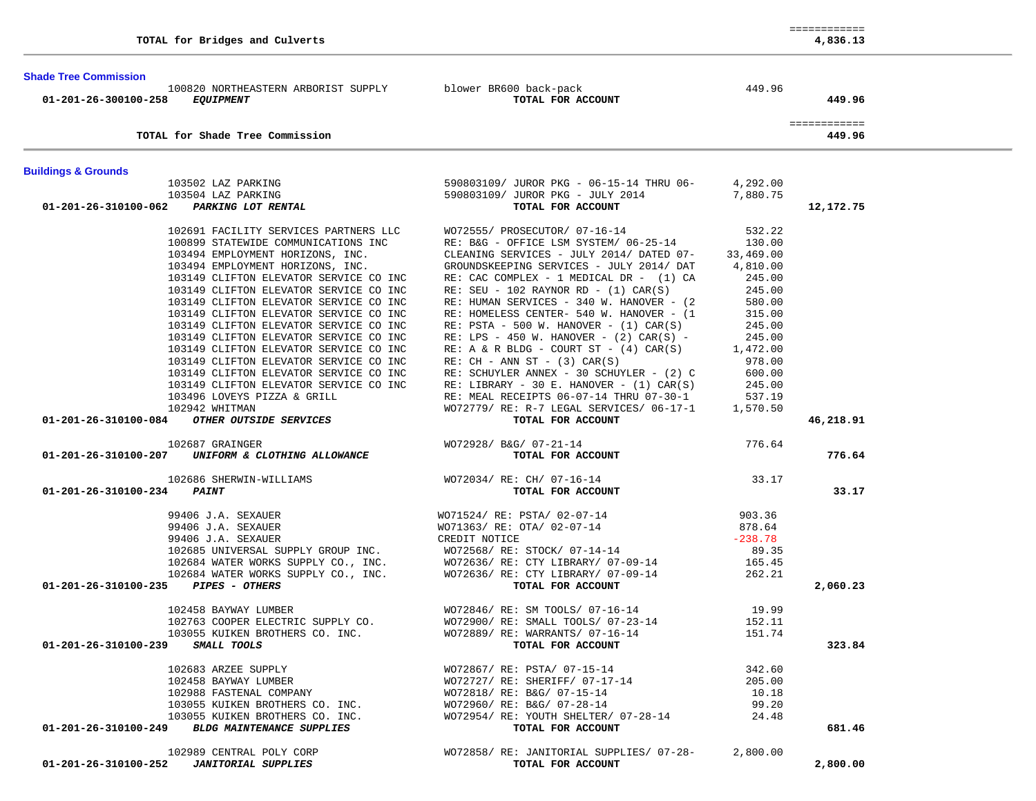| | | | | |
|---|---|---|---|---|
| | TOTAL for Bridges and Culverts | | | 4,836.13 |

## Shade Tree Commission

| | | | | |
|---|---|---|---|---|
| | 100820 NORTHEASTERN ARBORIST SUPPLY | blower BR600 back-pack | 449.96 | |
| 01-201-26-300100-258 | ***EQUIPMENT*** | TOTAL FOR ACCOUNT | | 449.96 |
| | TOTAL for Shade Tree Commission | | | 449.96 |

## Buildings & Grounds

| | | | | |
|---|---|---|---|---|
| | 103502 LAZ PARKING | 590803109/ JUROR PKG - 06-15-14 THRU 06- | 4,292.00 | |
| | 103504 LAZ PARKING | 590803109/ JUROR PKG - JULY 2014 | 7,880.75 | |
| 01-201-26-310100-062 | ***PARKING LOT RENTAL*** | TOTAL FOR ACCOUNT | | 12,172.75 |
| | 102691 FACILITY SERVICES PARTNERS LLC | WO72555/ PROSECUTOR/ 07-16-14 | 532.22 | |
| | 100899 STATEWIDE COMMUNICATIONS INC | RE: B&G - OFFICE LSM SYSTEM/ 06-25-14 | 130.00 | |
| | 103494 EMPLOYMENT HORIZONS, INC. | CLEANING SERVICES - JULY 2014/ DATED 07- | 33,469.00 | |
| | 103494 EMPLOYMENT HORIZONS, INC. | GROUNDSKEEPING SERVICES - JULY 2014/ DAT | 4,810.00 | |
| | 103149 CLIFTON ELEVATOR SERVICE CO INC | RE: CAC COMPLEX - 1 MEDICAL DR - (1) CA | 245.00 | |
| | 103149 CLIFTON ELEVATOR SERVICE CO INC | RE: SEU - 102 RAYNOR RD - (1) CAR(S) | 245.00 | |
| | 103149 CLIFTON ELEVATOR SERVICE CO INC | RE: HUMAN SERVICES - 340 W. HANOVER - (2 | 580.00 | |
| | 103149 CLIFTON ELEVATOR SERVICE CO INC | RE: HOMELESS CENTER- 540 W. HANOVER - (1 | 315.00 | |
| | 103149 CLIFTON ELEVATOR SERVICE CO INC | RE: PSTA - 500 W. HANOVER - (1) CAR(S) | 245.00 | |
| | 103149 CLIFTON ELEVATOR SERVICE CO INC | RE: LPS - 450 W. HANOVER - (2) CAR(S) - | 245.00 | |
| | 103149 CLIFTON ELEVATOR SERVICE CO INC | RE: A & R BLDG - COURT ST - (4) CAR(S) | 1,472.00 | |
| | 103149 CLIFTON ELEVATOR SERVICE CO INC | RE: CH - ANN ST - (3) CAR(S) | 978.00 | |
| | 103149 CLIFTON ELEVATOR SERVICE CO INC | RE: SCHUYLER ANNEX - 30 SCHUYLER - (2) C | 600.00 | |
| | 103149 CLIFTON ELEVATOR SERVICE CO INC | RE: LIBRARY - 30 E. HANOVER - (1) CAR(S) | 245.00 | |
| | 103496 LOVEYS PIZZA & GRILL | RE: MEAL RECEIPTS 06-07-14 THRU 07-30-1 | 537.19 | |
| | 102942 WHITMAN | WO72779/ RE: R-7 LEGAL SERVICES/ 06-17-1 | 1,570.50 | |
| 01-201-26-310100-084 | ***OTHER OUTSIDE SERVICES*** | TOTAL FOR ACCOUNT | | 46,218.91 |
| | 102687 GRAINGER | WO72928/ B&G/ 07-21-14 | 776.64 | |
| 01-201-26-310100-207 | ***UNIFORM & CLOTHING ALLOWANCE*** | TOTAL FOR ACCOUNT | | 776.64 |
| | 102686 SHERWIN-WILLIAMS | WO72034/ RE: CH/ 07-16-14 | 33.17 | |
| 01-201-26-310100-234 | ***PAINT*** | TOTAL FOR ACCOUNT | | 33.17 |
| | 99406 J.A. SEXAUER | WO71524/ RE: PSTA/ 02-07-14 | 903.36 | |
| | 99406 J.A. SEXAUER | WO71363/ RE: OTA/ 02-07-14 | 878.64 | |
| | 99406 J.A. SEXAUER | CREDIT NOTICE | -238.78 | |
| | 102685 UNIVERSAL SUPPLY GROUP INC. | WO72568/ RE: STOCK/ 07-14-14 | 89.35 | |
| | 102684 WATER WORKS SUPPLY CO., INC. | WO72636/ RE: CTY LIBRARY/ 07-09-14 | 165.45 | |
| | 102684 WATER WORKS SUPPLY CO., INC. | WO72636/ RE: CTY LIBRARY/ 07-09-14 | 262.21 | |
| 01-201-26-310100-235 | ***PIPES - OTHERS*** | TOTAL FOR ACCOUNT | | 2,060.23 |
| | 102458 BAYWAY LUMBER | WO72846/ RE: SM TOOLS/ 07-16-14 | 19.99 | |
| | 102763 COOPER ELECTRIC SUPPLY CO. | WO72900/ RE: SMALL TOOLS/ 07-23-14 | 152.11 | |
| | 103055 KUIKEN BROTHERS CO. INC. | WO72889/ RE: WARRANTS/ 07-16-14 | 151.74 | |
| 01-201-26-310100-239 | ***SMALL TOOLS*** | TOTAL FOR ACCOUNT | | 323.84 |
| | 102683 ARZEE SUPPLY | WO72867/ RE: PSTA/ 07-15-14 | 342.60 | |
| | 102458 BAYWAY LUMBER | WO72727/ RE: SHERIFF/ 07-17-14 | 205.00 | |
| | 102988 FASTENAL COMPANY | WO72818/ RE: B&G/ 07-15-14 | 10.18 | |
| | 103055 KUIKEN BROTHERS CO. INC. | WO72960/ RE: B&G/ 07-28-14 | 99.20 | |
| | 103055 KUIKEN BROTHERS CO. INC. | WO72954/ RE: YOUTH SHELTER/ 07-28-14 | 24.48 | |
| 01-201-26-310100-249 | ***BLDG MAINTENANCE SUPPLIES*** | TOTAL FOR ACCOUNT | | 681.46 |
| | 102989 CENTRAL POLY CORP | WO72858/ RE: JANITORIAL SUPPLIES/ 07-28- | 2,800.00 | |
| 01-201-26-310100-252 | ***JANITORIAL SUPPLIES*** | TOTAL FOR ACCOUNT | | 2,800.00 |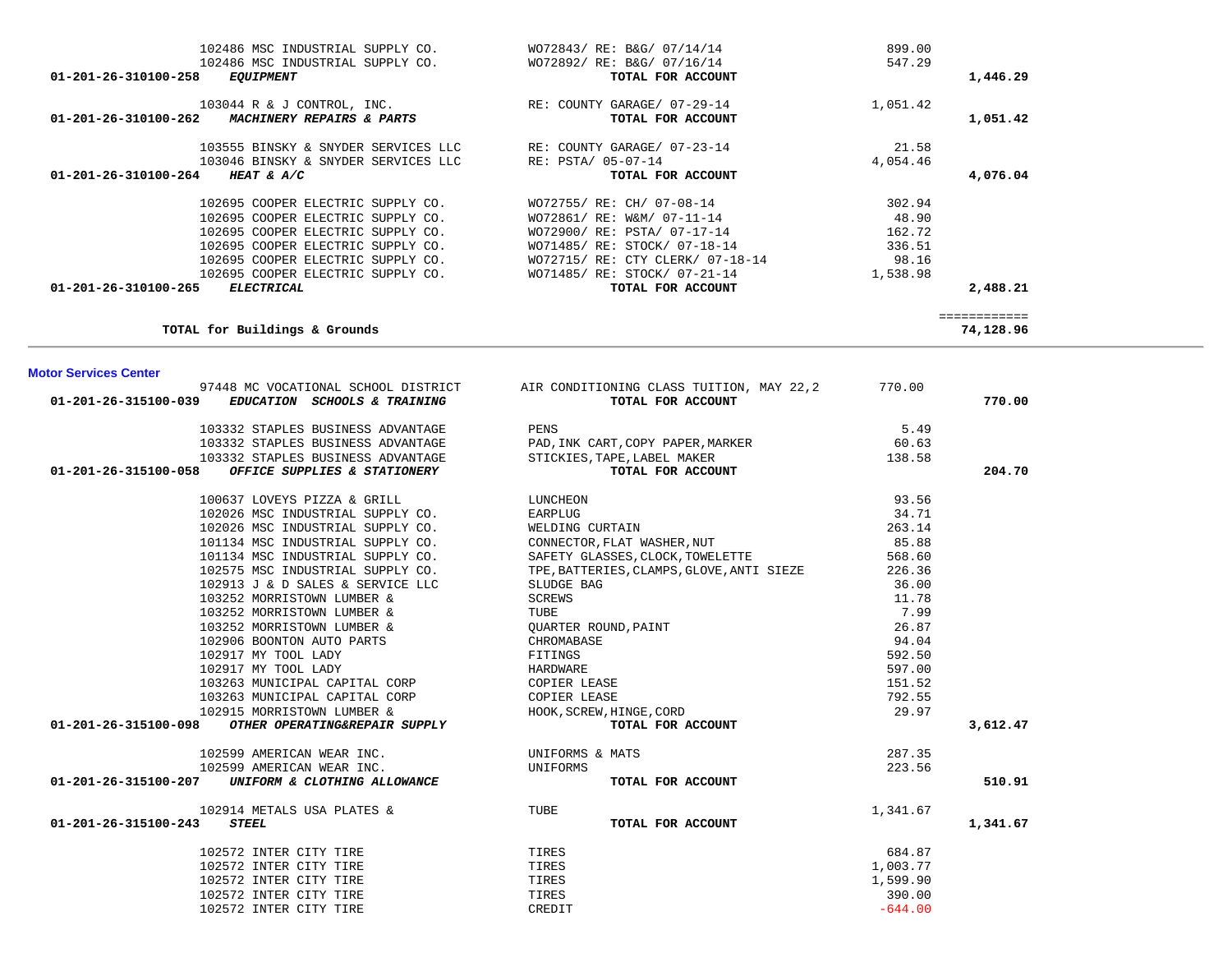| | | | | |
|---|---|---|---|---|
| | 102486 MSC INDUSTRIAL SUPPLY CO. | WO72843/ RE: B&G/ 07/14/14 | 899.00 | |
| | 102486 MSC INDUSTRIAL SUPPLY CO. | WO72892/ RE: B&G/ 07/16/14 | 547.29 | |
| 01-201-26-310100-258 | ***EQUIPMENT*** | **TOTAL FOR ACCOUNT** | | **1,446.29** |
| | 103044 R & J CONTROL, INC. | RE: COUNTY GARAGE/ 07-29-14 | 1,051.42 | |
| 01-201-26-310100-262 | ***MACHINERY REPAIRS & PARTS*** | **TOTAL FOR ACCOUNT** | | **1,051.42** |
| | 103555 BINSKY & SNYDER SERVICES LLC | RE: COUNTY GARAGE/ 07-23-14 | 21.58 | |
| | 103046 BINSKY & SNYDER SERVICES LLC | RE: PSTA/ 05-07-14 | 4,054.46 | |
| 01-201-26-310100-264 | ***HEAT & A/C*** | **TOTAL FOR ACCOUNT** | | **4,076.04** |
| | 102695 COOPER ELECTRIC SUPPLY CO. | WO72755/ RE: CH/ 07-08-14 | 302.94 | |
| | 102695 COOPER ELECTRIC SUPPLY CO. | WO72861/ RE: W&M/ 07-11-14 | 48.90 | |
| | 102695 COOPER ELECTRIC SUPPLY CO. | WO72900/ RE: PSTA/ 07-17-14 | 162.72 | |
| | 102695 COOPER ELECTRIC SUPPLY CO. | WO71485/ RE: STOCK/ 07-18-14 | 336.51 | |
| | 102695 COOPER ELECTRIC SUPPLY CO. | WO72715/ RE: CTY CLERK/ 07-18-14 | 98.16 | |
| | 102695 COOPER ELECTRIC SUPPLY CO. | WO71485/ RE: STOCK/ 07-21-14 | 1,538.98 | |
| 01-201-26-310100-265 | ***ELECTRICAL*** | **TOTAL FOR ACCOUNT** | | **2,488.21** |
| | **TOTAL for Buildings & Grounds** | | | ============ **74,128.96** |

**Motor Services Center**

| | | | | |
|---|---|---|---|---|
| | 97448 MC VOCATIONAL SCHOOL DISTRICT | AIR CONDITIONING CLASS TUITION, MAY 22,2 | 770.00 | |
| 01-201-26-315100-039 | ***EDUCATION SCHOOLS & TRAINING*** | **TOTAL FOR ACCOUNT** | | **770.00** |
| | 103332 STAPLES BUSINESS ADVANTAGE | PENS | 5.49 | |
| | 103332 STAPLES BUSINESS ADVANTAGE | PAD, INK CART, COPY PAPER, MARKER | 60.63 | |
| | 103332 STAPLES BUSINESS ADVANTAGE | STICKIES, TAPE, LABEL MAKER | 138.58 | |
| 01-201-26-315100-058 | ***OFFICE SUPPLIES & STATIONERY*** | **TOTAL FOR ACCOUNT** | | **204.70** |
| | 100637 LOVEYS PIZZA & GRILL | LUNCHEON | 93.56 | |
| | 102026 MSC INDUSTRIAL SUPPLY CO. | EARPLUG | 34.71 | |
| | 102026 MSC INDUSTRIAL SUPPLY CO. | WELDING CURTAIN | 263.14 | |
| | 101134 MSC INDUSTRIAL SUPPLY CO. | CONNECTOR, FLAT WASHER, NUT | 85.88 | |
| | 101134 MSC INDUSTRIAL SUPPLY CO. | SAFETY GLASSES, CLOCK, TOWELETTE | 568.60 | |
| | 102575 MSC INDUSTRIAL SUPPLY CO. | TPE, BATTERIES, CLAMPS, GLOVE, ANTI SIEZE | 226.36 | |
| | 102913 J & D SALES & SERVICE LLC | SLUDGE BAG | 36.00 | |
| | 103252 MORRISTOWN LUMBER & | SCREWS | 11.78 | |
| | 103252 MORRISTOWN LUMBER & | TUBE | 7.99 | |
| | 103252 MORRISTOWN LUMBER & | QUARTER ROUND, PAINT | 26.87 | |
| | 102906 BOONTON AUTO PARTS | CHROMABASE | 94.04 | |
| | 102917 MY TOOL LADY | FITINGS | 592.50 | |
| | 102917 MY TOOL LADY | HARDWARE | 597.00 | |
| | 103263 MUNICIPAL CAPITAL CORP | COPIER LEASE | 151.52 | |
| | 103263 MUNICIPAL CAPITAL CORP | COPIER LEASE | 792.55 | |
| | 102915 MORRISTOWN LUMBER & | HOOK, SCREW, HINGE, CORD | 29.97 | |
| 01-201-26-315100-098 | ***OTHER OPERATING&REPAIR SUPPLY*** | **TOTAL FOR ACCOUNT** | | **3,612.47** |
| | 102599 AMERICAN WEAR INC. | UNIFORMS & MATS | 287.35 | |
| | 102599 AMERICAN WEAR INC. | UNIFORMS | 223.56 | |
| 01-201-26-315100-207 | ***UNIFORM & CLOTHING ALLOWANCE*** | **TOTAL FOR ACCOUNT** | | **510.91** |
| | 102914 METALS USA PLATES & | TUBE | 1,341.67 | |
| 01-201-26-315100-243 | ***STEEL*** | **TOTAL FOR ACCOUNT** | | **1,341.67** |
| | 102572 INTER CITY TIRE | TIRES | 684.87 | |
| | 102572 INTER CITY TIRE | TIRES | 1,003.77 | |
| | 102572 INTER CITY TIRE | TIRES | 1,599.90 | |
| | 102572 INTER CITY TIRE | TIRES | 390.00 | |
| | 102572 INTER CITY TIRE | CREDIT | -644.00 | |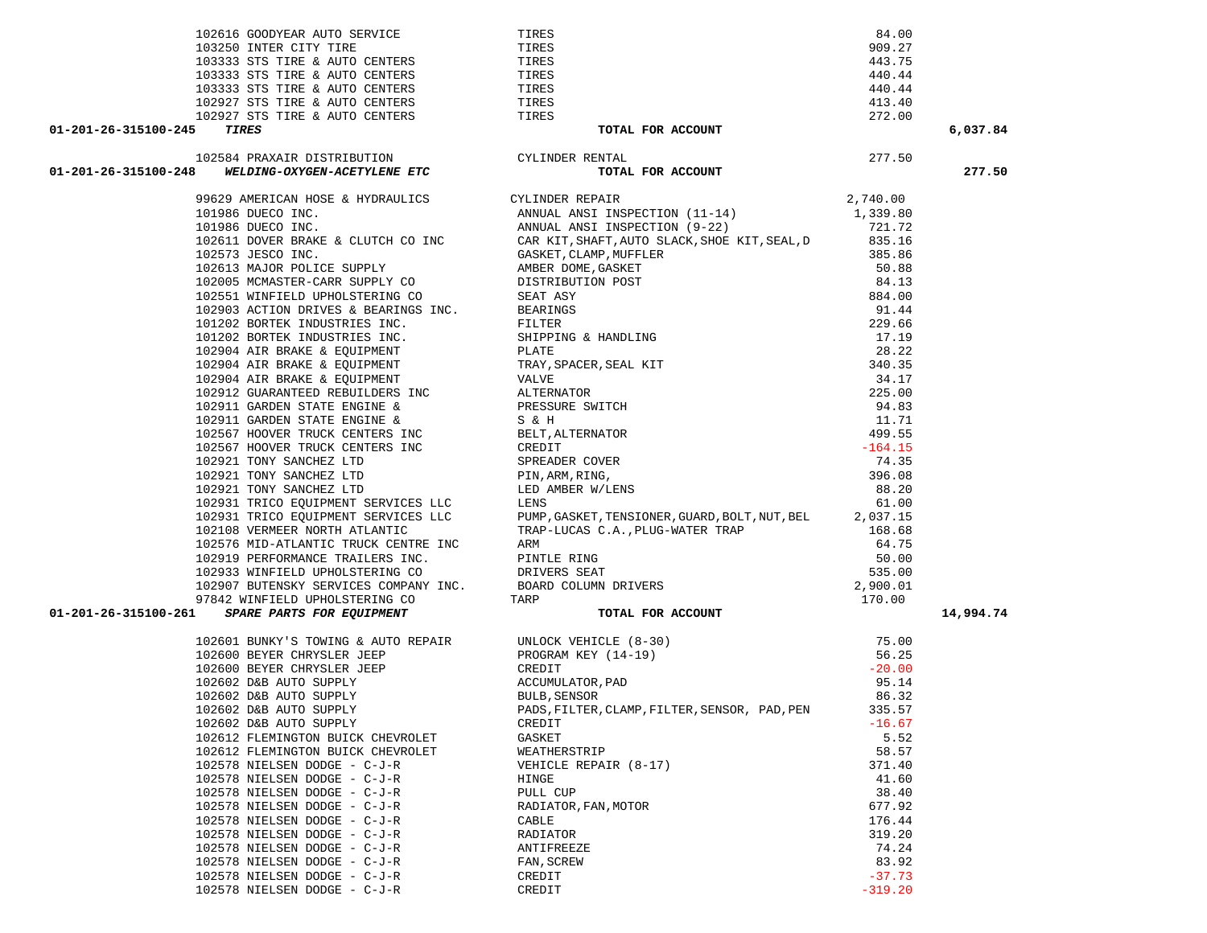| | | | | |
|---|---|---|---|---|
| | 102616 GOODYEAR AUTO SERVICE | TIRES | 84.00 | |
| | 103250 INTER CITY TIRE | TIRES | 909.27 | |
| | 103333 STS TIRE & AUTO CENTERS | TIRES | 443.75 | |
| | 103333 STS TIRE & AUTO CENTERS | TIRES | 440.44 | |
| | 103333 STS TIRE & AUTO CENTERS | TIRES | 440.44 | |
| | 102927 STS TIRE & AUTO CENTERS | TIRES | 413.40 | |
| | 102927 STS TIRE & AUTO CENTERS | TIRES | 272.00 | |
| **01-201-26-315100-245** | ***TIRES*** | **TOTAL FOR ACCOUNT** | | **6,037.84** |
| | 102584 PRAXAIR DISTRIBUTION | CYLINDER RENTAL | 277.50 | |
| **01-201-26-315100-248** | ***WELDING-OXYGEN-ACETYLENE ETC*** | **TOTAL FOR ACCOUNT** | | **277.50** |
| | 99629 AMERICAN HOSE & HYDRAULICS | CYLINDER REPAIR | 2,740.00 | |
| | 101986 DUECO INC. | ANNUAL ANSI INSPECTION (11-14) | 1,339.80 | |
| | 101986 DUECO INC. | ANNUAL ANSI INSPECTION (9-22) | 721.72 | |
| | 102611 DOVER BRAKE & CLUTCH CO INC | CAR KIT,SHAFT,AUTO SLACK,SHOE KIT,SEAL,D | 835.16 | |
| | 102573 JESCO INC. | GASKET,CLAMP,MUFFLER | 385.86 | |
| | 102613 MAJOR POLICE SUPPLY | AMBER DOME,GASKET | 50.88 | |
| | 102005 MCMASTER-CARR SUPPLY CO | DISTRIBUTION POST | 84.13 | |
| | 102551 WINFIELD UPHOLSTERING CO | SEAT ASY | 884.00 | |
| | 102903 ACTION DRIVES & BEARINGS INC. | BEARINGS | 91.44 | |
| | 101202 BORTEK INDUSTRIES INC. | FILTER | 229.66 | |
| | 101202 BORTEK INDUSTRIES INC. | SHIPPING & HANDLING | 17.19 | |
| | 102904 AIR BRAKE & EQUIPMENT | PLATE | 28.22 | |
| | 102904 AIR BRAKE & EQUIPMENT | TRAY,SPACER,SEAL KIT | 340.35 | |
| | 102904 AIR BRAKE & EQUIPMENT | VALVE | 34.17 | |
| | 102912 GUARANTEED REBUILDERS INC | ALTERNATOR | 225.00 | |
| | 102911 GARDEN STATE ENGINE & | PRESSURE SWITCH | 94.83 | |
| | 102911 GARDEN STATE ENGINE & | S & H | 11.71 | |
| | 102567 HOOVER TRUCK CENTERS INC | BELT,ALTERNATOR | 499.55 | |
| | 102567 HOOVER TRUCK CENTERS INC | CREDIT | -164.15 | |
| | 102921 TONY SANCHEZ LTD | SPREADER COVER | 74.35 | |
| | 102921 TONY SANCHEZ LTD | PIN,ARM,RING, | 396.08 | |
| | 102921 TONY SANCHEZ LTD | LED AMBER W/LENS | 88.20 | |
| | 102931 TRICO EQUIPMENT SERVICES LLC | LENS | 61.00 | |
| | 102931 TRICO EQUIPMENT SERVICES LLC | PUMP,GASKET,TENSIONER,GUARD,BOLT,NUT,BEL | 2,037.15 | |
| | 102108 VERMEER NORTH ATLANTIC | TRAP-LUCAS C.A.,PLUG-WATER TRAP | 168.68 | |
| | 102576 MID-ATLANTIC TRUCK CENTRE INC | ARM | 64.75 | |
| | 102919 PERFORMANCE TRAILERS INC. | PINTLE RING | 50.00 | |
| | 102933 WINFIELD UPHOLSTERING CO | DRIVERS SEAT | 535.00 | |
| | 102907 BUTENSKY SERVICES COMPANY INC. | BOARD COLUMN DRIVERS | 2,900.01 | |
| | 97842 WINFIELD UPHOLSTERING CO | TARP | 170.00 | |
| **01-201-26-315100-261** | ***SPARE PARTS FOR EQUIPMENT*** | **TOTAL FOR ACCOUNT** | | **14,994.74** |
| | 102601 BUNKY'S TOWING & AUTO REPAIR | UNLOCK VEHICLE (8-30) | 75.00 | |
| | 102600 BEYER CHRYSLER JEEP | PROGRAM KEY (14-19) | 56.25 | |
| | 102600 BEYER CHRYSLER JEEP | CREDIT | -20.00 | |
| | 102602 D&B AUTO SUPPLY | ACCUMULATOR,PAD | 95.14 | |
| | 102602 D&B AUTO SUPPLY | BULB,SENSOR | 86.32 | |
| | 102602 D&B AUTO SUPPLY | PADS,FILTER,CLAMP,FILTER,SENSOR, PAD,PEN | 335.57 | |
| | 102602 D&B AUTO SUPPLY | CREDIT | -16.67 | |
| | 102612 FLEMINGTON BUICK CHEVROLET | GASKET | 5.52 | |
| | 102612 FLEMINGTON BUICK CHEVROLET | WEATHERSTRIP | 58.57 | |
| | 102578 NIELSEN DODGE - C-J-R | VEHICLE REPAIR (8-17) | 371.40 | |
| | 102578 NIELSEN DODGE - C-J-R | HINGE | 41.60 | |
| | 102578 NIELSEN DODGE - C-J-R | PULL CUP | 38.40 | |
| | 102578 NIELSEN DODGE - C-J-R | RADIATOR,FAN,MOTOR | 677.92 | |
| | 102578 NIELSEN DODGE - C-J-R | CABLE | 176.44 | |
| | 102578 NIELSEN DODGE - C-J-R | RADIATOR | 319.20 | |
| | 102578 NIELSEN DODGE - C-J-R | ANTIFREEZE | 74.24 | |
| | 102578 NIELSEN DODGE - C-J-R | FAN,SCREW | 83.92 | |
| | 102578 NIELSEN DODGE - C-J-R | CREDIT | -37.73 | |
| | 102578 NIELSEN DODGE - C-J-R | CREDIT | -319.20 | |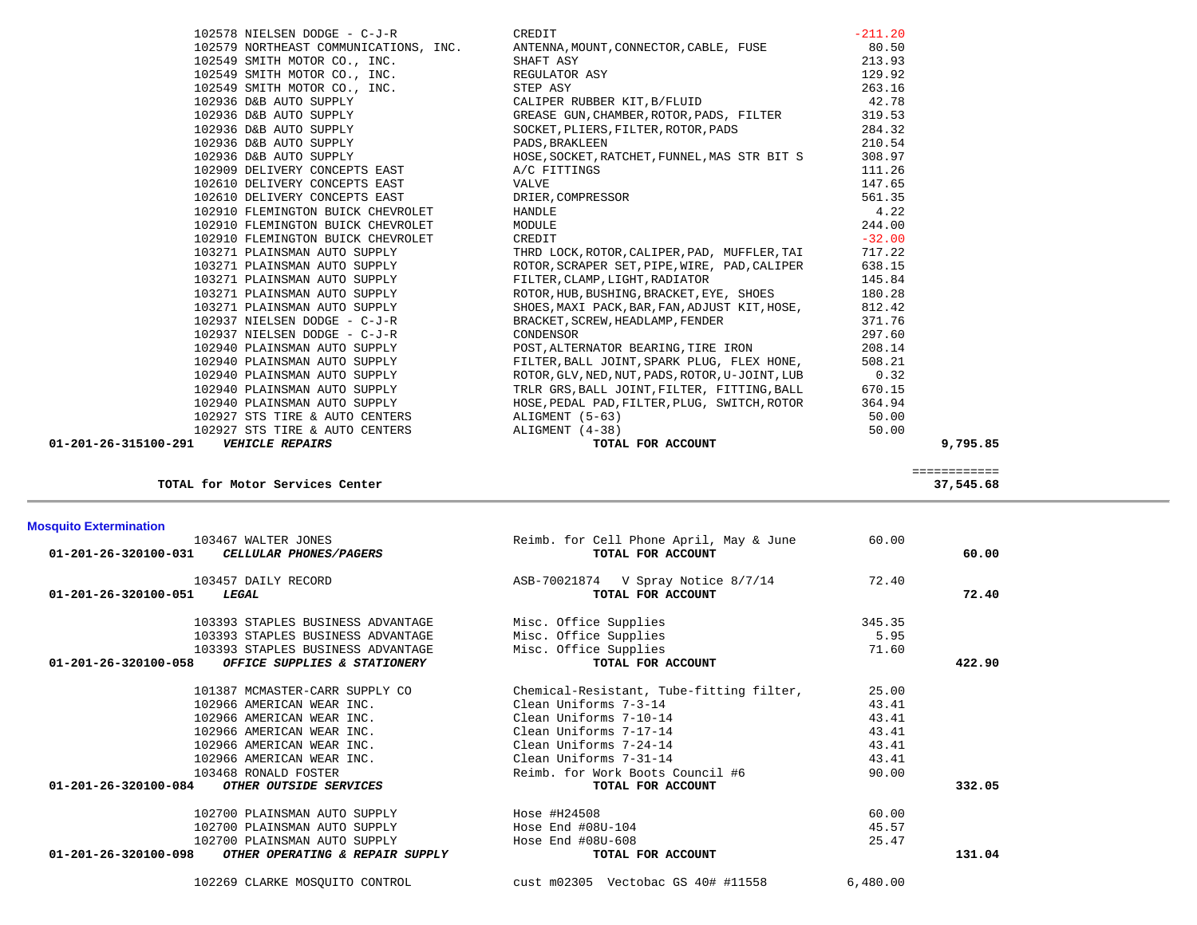| | | | | |
|---|---|---|---|---|
| | 102578 NIELSEN DODGE - C-J-R | CREDIT | -211.20 | |
| | 102579 NORTHEAST COMMUNICATIONS, INC. | ANTENNA,MOUNT,CONNECTOR,CABLE, FUSE | 80.50 | |
| | 102549 SMITH MOTOR CO., INC. | SHAFT ASY | 213.93 | |
| | 102549 SMITH MOTOR CO., INC. | REGULATOR ASY | 129.92 | |
| | 102549 SMITH MOTOR CO., INC. | STEP ASY | 263.16 | |
| | 102936 D&B AUTO SUPPLY | CALIPER RUBBER KIT,B/FLUID | 42.78 | |
| | 102936 D&B AUTO SUPPLY | GREASE GUN,CHAMBER,ROTOR,PADS, FILTER | 319.53 | |
| | 102936 D&B AUTO SUPPLY | SOCKET,PLIERS,FILTER,ROTOR,PADS | 284.32 | |
| | 102936 D&B AUTO SUPPLY | PADS,BRAKLEEN | 210.54 | |
| | 102936 D&B AUTO SUPPLY | HOSE,SOCKET,RATCHET,FUNNEL,MAS STR BIT S | 308.97 | |
| | 102909 DELIVERY CONCEPTS EAST | A/C FITTINGS | 111.26 | |
| | 102610 DELIVERY CONCEPTS EAST | VALVE | 147.65 | |
| | 102610 DELIVERY CONCEPTS EAST | DRIER,COMPRESSOR | 561.35 | |
| | 102910 FLEMINGTON BUICK CHEVROLET | HANDLE | 4.22 | |
| | 102910 FLEMINGTON BUICK CHEVROLET | MODULE | 244.00 | |
| | 102910 FLEMINGTON BUICK CHEVROLET | CREDIT | -32.00 | |
| | 103271 PLAINSMAN AUTO SUPPLY | THRD LOCK,ROTOR,CALIPER,PAD, MUFFLER,TAI | 717.22 | |
| | 103271 PLAINSMAN AUTO SUPPLY | ROTOR,SCRAPER SET,PIPE,WIRE, PAD,CALIPER | 638.15 | |
| | 103271 PLAINSMAN AUTO SUPPLY | FILTER,CLAMP,LIGHT,RADIATOR | 145.84 | |
| | 103271 PLAINSMAN AUTO SUPPLY | ROTOR,HUB,BUSHING,BRACKET,EYE, SHOES | 180.28 | |
| | 103271 PLAINSMAN AUTO SUPPLY | SHOES,MAXI PACK,BAR,FAN,ADJUST KIT,HOSE, | 812.42 | |
| | 102937 NIELSEN DODGE - C-J-R | BRACKET,SCREW,HEADLAMP,FENDER | 371.76 | |
| | 102937 NIELSEN DODGE - C-J-R | CONDENSOR | 297.60 | |
| | 102940 PLAINSMAN AUTO SUPPLY | POST,ALTERNATOR BEARING,TIRE IRON | 208.14 | |
| | 102940 PLAINSMAN AUTO SUPPLY | FILTER,BALL JOINT,SPARK PLUG, FLEX HONE, | 508.21 | |
| | 102940 PLAINSMAN AUTO SUPPLY | ROTOR,GLV,NED,NUT,PADS,ROTOR,U-JOINT,LUB | 0.32 | |
| | 102940 PLAINSMAN AUTO SUPPLY | TRLR GRS,BALL JOINT,FILTER, FITTING,BALL | 670.15 | |
| | 102940 PLAINSMAN AUTO SUPPLY | HOSE,PEDAL PAD,FILTER,PLUG, SWITCH,ROTOR | 364.94 | |
| | 102927 STS TIRE & AUTO CENTERS | ALIGMENT (5-63) | 50.00 | |
| | 102927 STS TIRE & AUTO CENTERS | ALIGMENT (4-38) | 50.00 | |
| **01-201-26-315100-291** | ***VEHICLE REPAIRS*** | **TOTAL FOR ACCOUNT** | | **9,795.85** |

============

**TOTAL for Motor Services Center** **37,545.68**

**Mosquito Extermination**

| | | | | |
|---|---|---|---|---|
| | 103467 WALTER JONES | Reimb. for Cell Phone April, May & June | 60.00 | |
| **01-201-26-320100-031** | ***CELLULAR PHONES/PAGERS*** | **TOTAL FOR ACCOUNT** | | **60.00** |
| | 103457 DAILY RECORD | ASB-70021874 V Spray Notice 8/7/14 | 72.40 | |
| **01-201-26-320100-051** | ***LEGAL*** | **TOTAL FOR ACCOUNT** | | **72.40** |
| | 103393 STAPLES BUSINESS ADVANTAGE | Misc. Office Supplies | 345.35 | |
| | 103393 STAPLES BUSINESS ADVANTAGE | Misc. Office Supplies | 5.95 | |
| | 103393 STAPLES BUSINESS ADVANTAGE | Misc. Office Supplies | 71.60 | |
| **01-201-26-320100-058** | ***OFFICE SUPPLIES & STATIONERY*** | **TOTAL FOR ACCOUNT** | | **422.90** |
| | 101387 MCMASTER-CARR SUPPLY CO | Chemical-Resistant, Tube-fitting filter, | 25.00 | |
| | 102966 AMERICAN WEAR INC. | Clean Uniforms 7-3-14 | 43.41 | |
| | 102966 AMERICAN WEAR INC. | Clean Uniforms 7-10-14 | 43.41 | |
| | 102966 AMERICAN WEAR INC. | Clean Uniforms 7-17-14 | 43.41 | |
| | 102966 AMERICAN WEAR INC. | Clean Uniforms 7-24-14 | 43.41 | |
| | 102966 AMERICAN WEAR INC. | Clean Uniforms 7-31-14 | 43.41 | |
| | 103468 RONALD FOSTER | Reimb. for Work Boots Council #6 | 90.00 | |
| **01-201-26-320100-084** | ***OTHER OUTSIDE SERVICES*** | **TOTAL FOR ACCOUNT** | | **332.05** |
| | 102700 PLAINSMAN AUTO SUPPLY | Hose #H24508 | 60.00 | |
| | 102700 PLAINSMAN AUTO SUPPLY | Hose End #08U-104 | 45.57 | |
| | 102700 PLAINSMAN AUTO SUPPLY | Hose End #08U-608 | 25.47 | |
| **01-201-26-320100-098** | ***OTHER OPERATING & REPAIR SUPPLY*** | **TOTAL FOR ACCOUNT** | | **131.04** |
| | 102269 CLARKE MOSQUITO CONTROL | cust m02305 Vectobac GS 40# #11558 | 6,480.00 | |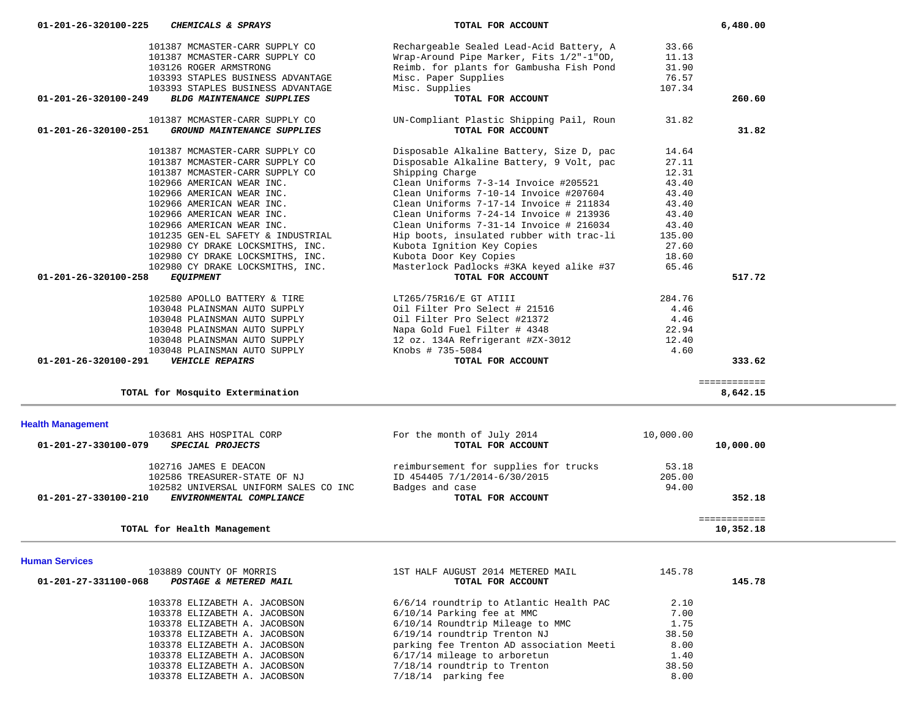| | | | | |
|---|---|---|---|---|
| 01-201-26-320100-225 | *CHEMICALS & SPRAYS* | **TOTAL FOR ACCOUNT** | | 6,480.00 |
| | 101387 MCMASTER-CARR SUPPLY CO | Rechargeable Sealed Lead-Acid Battery, A | 33.66 | |
| | 101387 MCMASTER-CARR SUPPLY CO | Wrap-Around Pipe Marker, Fits 1/2"-1"OD, | 11.13 | |
| | 103126 ROGER ARMSTRONG | Reimb. for plants for Gambusha Fish Pond | 31.90 | |
| | 103393 STAPLES BUSINESS ADVANTAGE | Misc. Paper Supplies | 76.57 | |
| | 103393 STAPLES BUSINESS ADVANTAGE | Misc. Supplies | 107.34 | |
| 01-201-26-320100-249 | *BLDG MAINTENANCE SUPPLIES* | **TOTAL FOR ACCOUNT** | | 260.60 |
| | 101387 MCMASTER-CARR SUPPLY CO | UN-Compliant Plastic Shipping Pail, Roun | 31.82 | |
| 01-201-26-320100-251 | *GROUND MAINTENANCE SUPPLIES* | **TOTAL FOR ACCOUNT** | | 31.82 |
| | 101387 MCMASTER-CARR SUPPLY CO | Disposable Alkaline Battery, Size D, pac | 14.64 | |
| | 101387 MCMASTER-CARR SUPPLY CO | Disposable Alkaline Battery, 9 Volt, pac | 27.11 | |
| | 101387 MCMASTER-CARR SUPPLY CO | Shipping Charge | 12.31 | |
| | 102966 AMERICAN WEAR INC. | Clean Uniforms 7-3-14 Invoice #205521 | 43.40 | |
| | 102966 AMERICAN WEAR INC. | Clean Uniforms 7-10-14 Invoice #207604 | 43.40 | |
| | 102966 AMERICAN WEAR INC. | Clean Uniforms 7-17-14 Invoice # 211834 | 43.40 | |
| | 102966 AMERICAN WEAR INC. | Clean Uniforms 7-24-14 Invoice # 213936 | 43.40 | |
| | 102966 AMERICAN WEAR INC. | Clean Uniforms 7-31-14 Invoice # 216034 | 43.40 | |
| | 101235 GEN-EL SAFETY & INDUSTRIAL | Hip boots, insulated rubber with trac-li | 135.00 | |
| | 102980 CY DRAKE LOCKSMITHS, INC. | Kubota Ignition Key Copies | 27.60 | |
| | 102980 CY DRAKE LOCKSMITHS, INC. | Kubota Door Key Copies | 18.60 | |
| | 102980 CY DRAKE LOCKSMITHS, INC. | Masterlock Padlocks #3KA keyed alike #37 | 65.46 | |
| 01-201-26-320100-258 | *EQUIPMENT* | **TOTAL FOR ACCOUNT** | | 517.72 |
| | 102580 APOLLO BATTERY & TIRE | LT265/75R16/E GT ATIII | 284.76 | |
| | 103048 PLAINSMAN AUTO SUPPLY | Oil Filter Pro Select # 21516 | 4.46 | |
| | 103048 PLAINSMAN AUTO SUPPLY | Oil Filter Pro Select #21372 | 4.46 | |
| | 103048 PLAINSMAN AUTO SUPPLY | Napa Gold Fuel Filter # 4348 | 22.94 | |
| | 103048 PLAINSMAN AUTO SUPPLY | 12 oz. 134A Refrigerant #ZX-3012 | 12.40 | |
| | 103048 PLAINSMAN AUTO SUPPLY | Knobs # 735-5084 | 4.60 | |
| 01-201-26-320100-291 | *VEHICLE REPAIRS* | **TOTAL FOR ACCOUNT** | | 333.62 |
| | | | | ============ |
| | **TOTAL for Mosquito Extermination** | | | 8,642.15 |

## Health Management

| | | | | |
|---|---|---|---|---|
| | 103681 AHS HOSPITAL CORP | For the month of July 2014 | 10,000.00 | |
| 01-201-27-330100-079 | *SPECIAL PROJECTS* | **TOTAL FOR ACCOUNT** | | 10,000.00 |
| | 102716 JAMES E DEACON | reimbursement for supplies for trucks | 53.18 | |
| | 102586 TREASURER-STATE OF NJ | ID 454405 7/1/2014-6/30/2015 | 205.00 | |
| | 102582 UNIVERSAL UNIFORM SALES CO INC | Badges and case | 94.00 | |
| 01-201-27-330100-210 | *ENVIRONMENTAL COMPLIANCE* | **TOTAL FOR ACCOUNT** | | 352.18 |
| | | | | ============ |
| | **TOTAL for Health Management** | | | 10,352.18 |

## Human Services

| | | | | |
|---|---|---|---|---|
| | 103889 COUNTY OF MORRIS | 1ST HALF AUGUST 2014 METERED MAIL | 145.78 | |
| 01-201-27-331100-068 | *POSTAGE & METERED MAIL* | **TOTAL FOR ACCOUNT** | | 145.78 |
| | 103378 ELIZABETH A. JACOBSON | 6/6/14 roundtrip to Atlantic Health PAC | 2.10 | |
| | 103378 ELIZABETH A. JACOBSON | 6/10/14 Parking fee at MMC | 7.00 | |
| | 103378 ELIZABETH A. JACOBSON | 6/10/14 Roundtrip Mileage to MMC | 1.75 | |
| | 103378 ELIZABETH A. JACOBSON | 6/19/14 roundtrip Trenton NJ | 38.50 | |
| | 103378 ELIZABETH A. JACOBSON | parking fee Trenton AD association Meeti | 8.00 | |
| | 103378 ELIZABETH A. JACOBSON | 6/17/14 mileage to arboretun | 1.40 | |
| | 103378 ELIZABETH A. JACOBSON | 7/18/14 roundtrip to Trenton | 38.50 | |
| | 103378 ELIZABETH A. JACOBSON | 7/18/14 parking fee | 8.00 | |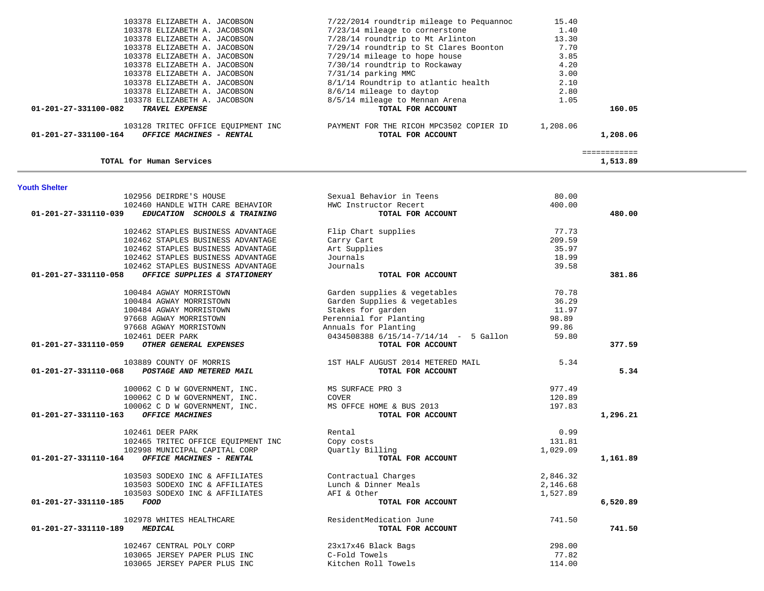| | | | | |
|---|---|---|---|---|
| | 103378 ELIZABETH A. JACOBSON | 7/22/2014 roundtrip mileage to Pequannoc | 15.40 | |
| | 103378 ELIZABETH A. JACOBSON | 7/23/14 mileage to cornerstone | 1.40 | |
| | 103378 ELIZABETH A. JACOBSON | 7/28/14 roundtrip to Mt Arlinton | 13.30 | |
| | 103378 ELIZABETH A. JACOBSON | 7/29/14 roundtrip to St Clares Boonton | 7.70 | |
| | 103378 ELIZABETH A. JACOBSON | 7/29/14 mileage to hope house | 3.85 | |
| | 103378 ELIZABETH A. JACOBSON | 7/30/14 roundtrip to Rockaway | 4.20 | |
| | 103378 ELIZABETH A. JACOBSON | 7/31/14 parking MMC | 3.00 | |
| | 103378 ELIZABETH A. JACOBSON | 8/1/14 Roundtrip to atlantic health | 2.10 | |
| | 103378 ELIZABETH A. JACOBSON | 8/6/14 mileage to daytop | 2.80 | |
| | 103378 ELIZABETH A. JACOBSON | 8/5/14 mileage to Mennan Arena | 1.05 | |
| **01-201-27-331100-082** | ***TRAVEL EXPENSE*** | **TOTAL FOR ACCOUNT** | | **160.05** |
| | 103128 TRITEC OFFICE EQUIPMENT INC | PAYMENT FOR THE RICOH MPC3502 COPIER ID | 1,208.06 | |
| **01-201-27-331100-164** | ***OFFICE MACHINES - RENTAL*** | **TOTAL FOR ACCOUNT** | | **1,208.06** |
| | | | | ============ |
| **TOTAL for Human Services** | | | | **1,513.89** |

**Youth Shelter**

| | | | | |
|---|---|---|---|---|
| | 102956 DEIRDRE'S HOUSE | Sexual Behavior in Teens | 80.00 | |
| | 102460 HANDLE WITH CARE BEHAVIOR | HWC Instructor Recert | 400.00 | |
| **01-201-27-331110-039** | ***EDUCATION SCHOOLS & TRAINING*** | **TOTAL FOR ACCOUNT** | | **480.00** |
| | 102462 STAPLES BUSINESS ADVANTAGE | Flip Chart supplies | 77.73 | |
| | 102462 STAPLES BUSINESS ADVANTAGE | Carry Cart | 209.59 | |
| | 102462 STAPLES BUSINESS ADVANTAGE | Art Supplies | 35.97 | |
| | 102462 STAPLES BUSINESS ADVANTAGE | Journals | 18.99 | |
| | 102462 STAPLES BUSINESS ADVANTAGE | Journals | 39.58 | |
| **01-201-27-331110-058** | ***OFFICE SUPPLIES & STATIONERY*** | **TOTAL FOR ACCOUNT** | | **381.86** |
| | 100484 AGWAY MORRISTOWN | Garden supplies & vegetables | 70.78 | |
| | 100484 AGWAY MORRISTOWN | Garden Supplies & vegetables | 36.29 | |
| | 100484 AGWAY MORRISTOWN | Stakes for garden | 11.97 | |
| | 97668 AGWAY MORRISTOWN | Perennial for Planting | 98.89 | |
| | 97668 AGWAY MORRISTOWN | Annuals for Planting | 99.86 | |
| | 102461 DEER PARK | 0434508388 6/15/14-7/14/14 - 5 Gallon | 59.80 | |
| **01-201-27-331110-059** | ***OTHER GENERAL EXPENSES*** | **TOTAL FOR ACCOUNT** | | **377.59** |
| | 103889 COUNTY OF MORRIS | 1ST HALF AUGUST 2014 METERED MAIL | 5.34 | |
| **01-201-27-331110-068** | ***POSTAGE AND METERED MAIL*** | **TOTAL FOR ACCOUNT** | | **5.34** |
| | 100062 C D W GOVERNMENT, INC. | MS SURFACE PRO 3 | 977.49 | |
| | 100062 C D W GOVERNMENT, INC. | COVER | 120.89 | |
| | 100062 C D W GOVERNMENT, INC. | MS OFFCE HOME & BUS 2013 | 197.83 | |
| **01-201-27-331110-163** | ***OFFICE MACHINES*** | **TOTAL FOR ACCOUNT** | | **1,296.21** |
| | 102461 DEER PARK | Rental | 0.99 | |
| | 102465 TRITEC OFFICE EQUIPMENT INC | Copy costs | 131.81 | |
| | 102998 MUNICIPAL CAPITAL CORP | Quartly Billing | 1,029.09 | |
| **01-201-27-331110-164** | ***OFFICE MACHINES - RENTAL*** | **TOTAL FOR ACCOUNT** | | **1,161.89** |
| | 103503 SODEXO INC & AFFILIATES | Contractual Charges | 2,846.32 | |
| | 103503 SODEXO INC & AFFILIATES | Lunch & Dinner Meals | 2,146.68 | |
| | 103503 SODEXO INC & AFFILIATES | AFI & Other | 1,527.89 | |
| **01-201-27-331110-185** | ***FOOD*** | **TOTAL FOR ACCOUNT** | | **6,520.89** |
| | 102978 WHITES HEALTHCARE | ResidentMedication June | 741.50 | |
| **01-201-27-331110-189** | ***MEDICAL*** | **TOTAL FOR ACCOUNT** | | **741.50** |
| | 102467 CENTRAL POLY CORP | 23x17x46 Black Bags | 298.00 | |
| | 103065 JERSEY PAPER PLUS INC | C-Fold Towels | 77.82 | |
| | 103065 JERSEY PAPER PLUS INC | Kitchen Roll Towels | 114.00 | |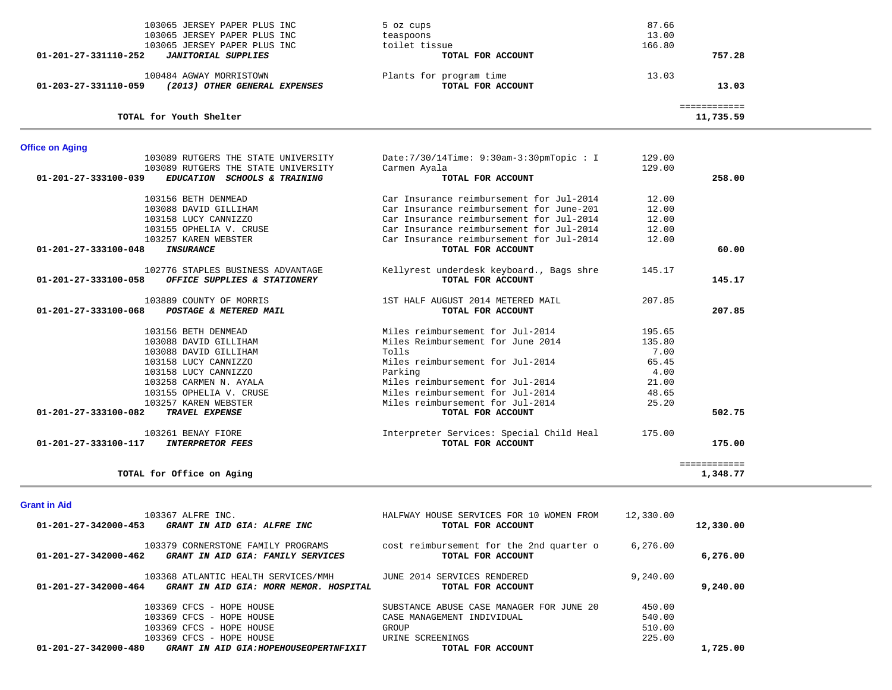| | | | | |
|---|---|---|---|---|
| | 103065 JERSEY PAPER PLUS INC | 5 oz cups | 87.66 | |
| | 103065 JERSEY PAPER PLUS INC | teaspoons | 13.00 | |
| | 103065 JERSEY PAPER PLUS INC | toilet tissue | 166.80 | |
| **01-201-27-331110-252** | ***JANITORIAL SUPPLIES*** | **TOTAL FOR ACCOUNT** | | **757.28** |
| | 100484 AGWAY MORRISTOWN | Plants for program time | 13.03 | |
| **01-203-27-331110-059** | ***(2013) OTHER GENERAL EXPENSES*** | **TOTAL FOR ACCOUNT** | | **13.03** |
| | | | | ============ |
| | **TOTAL for Youth Shelter** | | | **11,735.59** |

## Office on Aging

| | | | | |
|---|---|---|---|---|
| | 103089 RUTGERS THE STATE UNIVERSITY | Date:7/30/14Time: 9:30am-3:30pmTopic : I | 129.00 | |
| | 103089 RUTGERS THE STATE UNIVERSITY | Carmen Ayala | 129.00 | |
| **01-201-27-333100-039** | ***EDUCATION SCHOOLS & TRAINING*** | **TOTAL FOR ACCOUNT** | | **258.00** |
| | 103156 BETH DENMEAD | Car Insurance reimbursement for Jul-2014 | 12.00 | |
| | 103088 DAVID GILLIHAM | Car Insurance reimbursement for June-201 | 12.00 | |
| | 103158 LUCY CANNIZZO | Car Insurance reimbursement for Jul-2014 | 12.00 | |
| | 103155 OPHELIA V. CRUSE | Car Insurance reimbursement for Jul-2014 | 12.00 | |
| | 103257 KAREN WEBSTER | Car Insurance reimbursement for Jul-2014 | 12.00 | |
| **01-201-27-333100-048** | ***INSURANCE*** | **TOTAL FOR ACCOUNT** | | **60.00** |
| | 102776 STAPLES BUSINESS ADVANTAGE | Kellyrest underdesk keyboard., Bags shre | 145.17 | |
| **01-201-27-333100-058** | ***OFFICE SUPPLIES & STATIONERY*** | **TOTAL FOR ACCOUNT** | | **145.17** |
| | 103889 COUNTY OF MORRIS | 1ST HALF AUGUST 2014 METERED MAIL | 207.85 | |
| **01-201-27-333100-068** | ***POSTAGE & METERED MAIL*** | **TOTAL FOR ACCOUNT** | | **207.85** |
| | 103156 BETH DENMEAD | Miles reimbursement for Jul-2014 | 195.65 | |
| | 103088 DAVID GILLIHAM | Miles Reimbursement for June 2014 | 135.80 | |
| | 103088 DAVID GILLIHAM | Tolls | 7.00 | |
| | 103158 LUCY CANNIZZO | Miles reimbursement for Jul-2014 | 65.45 | |
| | 103158 LUCY CANNIZZO | Parking | 4.00 | |
| | 103258 CARMEN N. AYALA | Miles reimbursement for Jul-2014 | 21.00 | |
| | 103155 OPHELIA V. CRUSE | Miles reimbursement for Jul-2014 | 48.65 | |
| | 103257 KAREN WEBSTER | Miles reimbursement for Jul-2014 | 25.20 | |
| **01-201-27-333100-082** | ***TRAVEL EXPENSE*** | **TOTAL FOR ACCOUNT** | | **502.75** |
| | 103261 BENAY FIORE | Interpreter Services: Special Child Heal | 175.00 | |
| **01-201-27-333100-117** | ***INTERPRETOR FEES*** | **TOTAL FOR ACCOUNT** | | **175.00** |
| | | | | ============ |
| | **TOTAL for Office on Aging** | | | **1,348.77** |

## Grant in Aid

| | | | | |
|---|---|---|---|---|
| | 103367 ALFRE INC. | HALFWAY HOUSE SERVICES FOR 10 WOMEN FROM | 12,330.00 | |
| **01-201-27-342000-453** | ***GRANT IN AID GIA: ALFRE INC*** | **TOTAL FOR ACCOUNT** | | **12,330.00** |
| | 103379 CORNERSTONE FAMILY PROGRAMS | cost reimbursement for the 2nd quarter o | 6,276.00 | |
| **01-201-27-342000-462** | ***GRANT IN AID GIA: FAMILY SERVICES*** | **TOTAL FOR ACCOUNT** | | **6,276.00** |
| | 103368 ATLANTIC HEALTH SERVICES/MMH | JUNE 2014 SERVICES RENDERED | 9,240.00 | |
| **01-201-27-342000-464** | ***GRANT IN AID GIA: MORR MEMOR. HOSPITAL*** | **TOTAL FOR ACCOUNT** | | **9,240.00** |
| | 103369 CFCS - HOPE HOUSE | SUBSTANCE ABUSE CASE MANAGER FOR JUNE 20 | 450.00 | |
| | 103369 CFCS - HOPE HOUSE | CASE MANAGEMENT INDIVIDUAL | 540.00 | |
| | 103369 CFCS - HOPE HOUSE | GROUP | 510.00 | |
| | 103369 CFCS - HOPE HOUSE | URINE SCREENINGS | 225.00 | |
| **01-201-27-342000-480** | ***GRANT IN AID GIA:HOPEHOUSEOPERTNFIXIT*** | **TOTAL FOR ACCOUNT** | | **1,725.00** |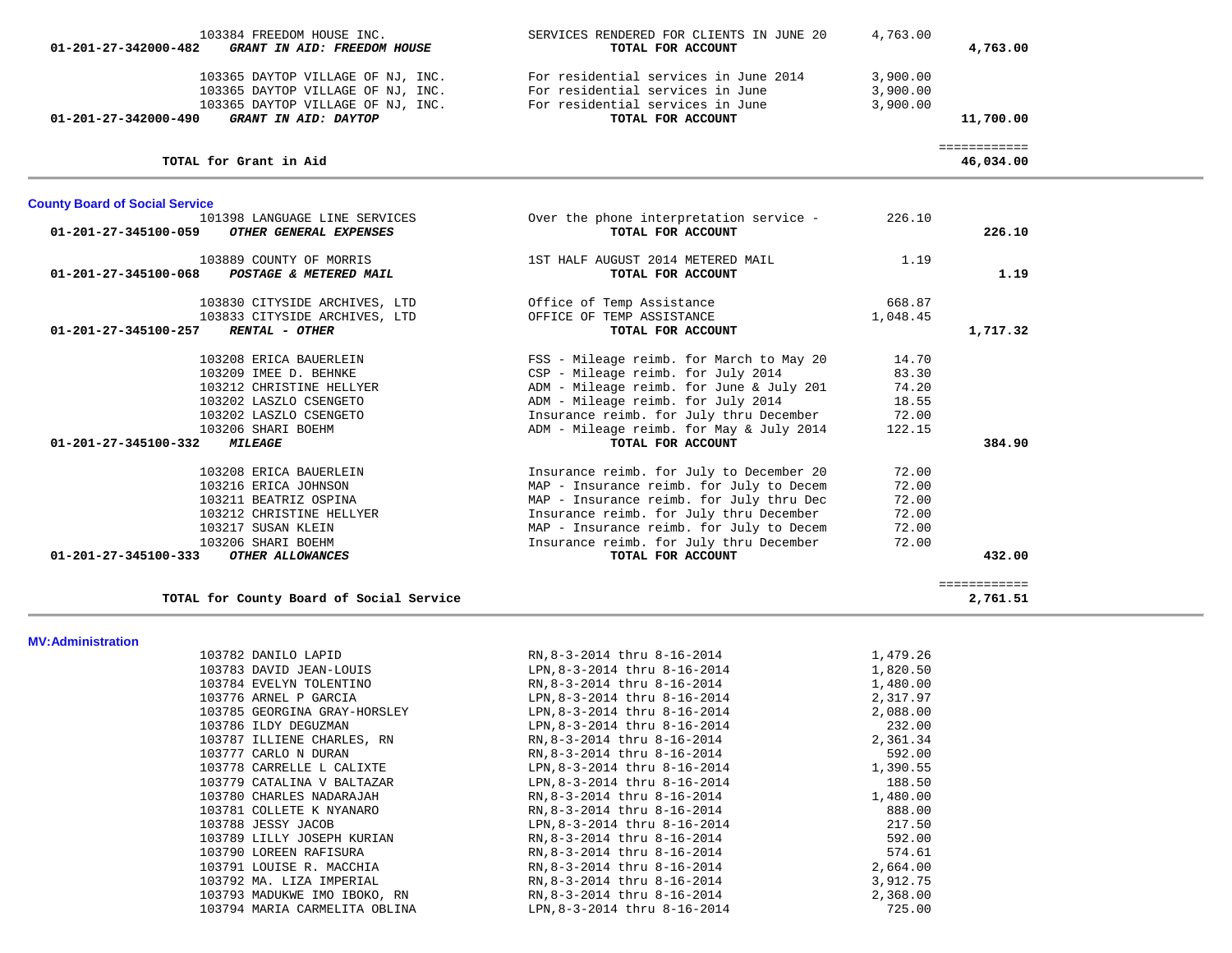| | | | | |
|---|---|---|---|---|
| | 103384 FREEDOM HOUSE INC. | SERVICES RENDERED FOR CLIENTS IN JUNE 20 | 4,763.00 | |
| 01-201-27-342000-482 | ***GRANT IN AID: FREEDOM HOUSE*** | **TOTAL FOR ACCOUNT** | | **4,763.00** |
| | 103365 DAYTOP VILLAGE OF NJ, INC. | For residential services in June 2014 | 3,900.00 | |
| | 103365 DAYTOP VILLAGE OF NJ, INC. | For residential services in June | 3,900.00 | |
| | 103365 DAYTOP VILLAGE OF NJ, INC. | For residential services in June | 3,900.00 | |
| 01-201-27-342000-490 | ***GRANT IN AID: DAYTOP*** | **TOTAL FOR ACCOUNT** | | **11,700.00** |
| | | | | ============ |
| | **TOTAL for Grant in Aid** | | | **46,034.00** |

**County Board of Social Service**

| | | | | |
|---|---|---|---|---|
| | 101398 LANGUAGE LINE SERVICES | Over the phone interpretation service - | 226.10 | |
| 01-201-27-345100-059 | ***OTHER GENERAL EXPENSES*** | **TOTAL FOR ACCOUNT** | | **226.10** |
| | 103889 COUNTY OF MORRIS | 1ST HALF AUGUST 2014 METERED MAIL | 1.19 | |
| 01-201-27-345100-068 | ***POSTAGE & METERED MAIL*** | **TOTAL FOR ACCOUNT** | | **1.19** |
| | 103830 CITYSIDE ARCHIVES, LTD | Office of Temp Assistance | 668.87 | |
| | 103833 CITYSIDE ARCHIVES, LTD | OFFICE OF TEMP ASSISTANCE | 1,048.45 | |
| 01-201-27-345100-257 | ***RENTAL - OTHER*** | **TOTAL FOR ACCOUNT** | | **1,717.32** |
| | 103208 ERICA BAUERLEIN | FSS - Mileage reimb. for March to May 20 | 14.70 | |
| | 103209 IMEE D. BEHNKE | CSP - Mileage reimb. for July 2014 | 83.30 | |
| | 103212 CHRISTINE HELLYER | ADM - Mileage reimb. for June & July 201 | 74.20 | |
| | 103202 LASZLO CSENGETO | ADM - Mileage reimb. for July 2014 | 18.55 | |
| | 103202 LASZLO CSENGETO | Insurance reimb. for July thru December | 72.00 | |
| | 103206 SHARI BOEHM | ADM - Mileage reimb. for May & July 2014 | 122.15 | |
| 01-201-27-345100-332 | ***MILEAGE*** | **TOTAL FOR ACCOUNT** | | **384.90** |
| | 103208 ERICA BAUERLEIN | Insurance reimb. for July to December 20 | 72.00 | |
| | 103216 ERICA JOHNSON | MAP - Insurance reimb. for July to Decem | 72.00 | |
| | 103211 BEATRIZ OSPINA | MAP - Insurance reimb. for July thru Dec | 72.00 | |
| | 103212 CHRISTINE HELLYER | Insurance reimb. for July thru December | 72.00 | |
| | 103217 SUSAN KLEIN | MAP - Insurance reimb. for July to Decem | 72.00 | |
| | 103206 SHARI BOEHM | Insurance reimb. for July thru December | 72.00 | |
| 01-201-27-345100-333 | ***OTHER ALLOWANCES*** | **TOTAL FOR ACCOUNT** | | **432.00** |
| | | | | ============ |
| | **TOTAL for County Board of Social Service** | | | **2,761.51** |

**MV:Administration**

| | | | | |
|---|---|---|---|---|
| | 103782 DANILO LAPID | RN,8-3-2014 thru 8-16-2014 | 1,479.26 | |
| | 103783 DAVID JEAN-LOUIS | LPN,8-3-2014 thru 8-16-2014 | 1,820.50 | |
| | 103784 EVELYN TOLENTINO | RN,8-3-2014 thru 8-16-2014 | 1,480.00 | |
| | 103776 ARNEL P GARCIA | LPN,8-3-2014 thru 8-16-2014 | 2,317.97 | |
| | 103785 GEORGINA GRAY-HORSLEY | LPN,8-3-2014 thru 8-16-2014 | 2,088.00 | |
| | 103786 ILDY DEGUZMAN | LPN,8-3-2014 thru 8-16-2014 | 232.00 | |
| | 103787 ILLIENE CHARLES, RN | RN,8-3-2014 thru 8-16-2014 | 2,361.34 | |
| | 103777 CARLO N DURAN | RN,8-3-2014 thru 8-16-2014 | 592.00 | |
| | 103778 CARRELLE L CALIXTE | LPN,8-3-2014 thru 8-16-2014 | 1,390.55 | |
| | 103779 CATALINA V BALTAZAR | LPN,8-3-2014 thru 8-16-2014 | 188.50 | |
| | 103780 CHARLES NADARAJAH | RN,8-3-2014 thru 8-16-2014 | 1,480.00 | |
| | 103781 COLLETE K NYANARO | RN,8-3-2014 thru 8-16-2014 | 888.00 | |
| | 103788 JESSY JACOB | LPN,8-3-2014 thru 8-16-2014 | 217.50 | |
| | 103789 LILLY JOSEPH KURIAN | RN,8-3-2014 thru 8-16-2014 | 592.00 | |
| | 103790 LOREEN RAFISURA | RN,8-3-2014 thru 8-16-2014 | 574.61 | |
| | 103791 LOUISE R. MACCHIA | RN,8-3-2014 thru 8-16-2014 | 2,664.00 | |
| | 103792 MA. LIZA IMPERIAL | RN,8-3-2014 thru 8-16-2014 | 3,912.75 | |
| | 103793 MADUKWE IMO IBOKO, RN | RN,8-3-2014 thru 8-16-2014 | 2,368.00 | |
| | 103794 MARIA CARMELITA OBLINA | LPN,8-3-2014 thru 8-16-2014 | 725.00 | |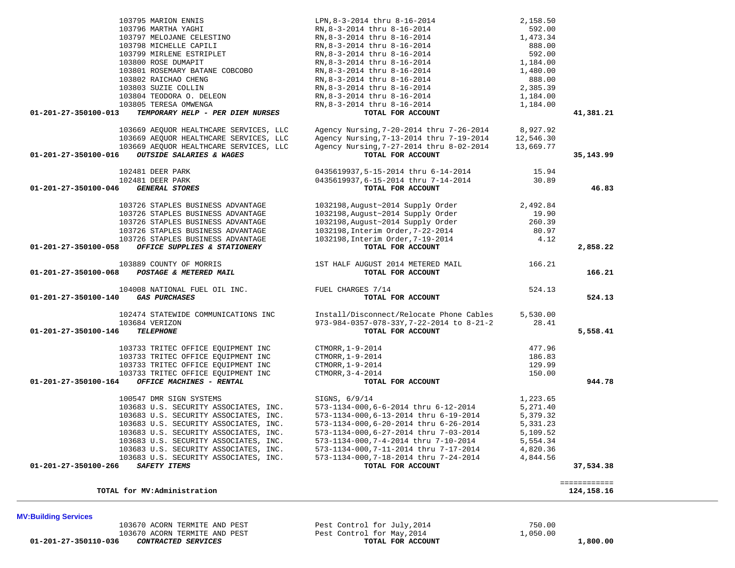| Account | Vendor | Description | Amount | Total |
|---|---|---|---|---|
| | 103795 MARION ENNIS | LPN,8-3-2014 thru 8-16-2014 | 2,158.50 | |
| | 103796 MARTHA YAGHI | RN,8-3-2014 thru 8-16-2014 | 592.00 | |
| | 103797 MELOJANE CELESTINO | RN,8-3-2014 thru 8-16-2014 | 1,473.34 | |
| | 103798 MICHELLE CAPILI | RN,8-3-2014 thru 8-16-2014 | 888.00 | |
| | 103799 MIRLENE ESTRIPLET | RN,8-3-2014 thru 8-16-2014 | 592.00 | |
| | 103800 ROSE DUMAPIT | RN,8-3-2014 thru 8-16-2014 | 1,184.00 | |
| | 103801 ROSEMARY BATANE COBCOBO | RN,8-3-2014 thru 8-16-2014 | 1,480.00 | |
| | 103802 RAICHAO CHENG | RN,8-3-2014 thru 8-16-2014 | 888.00 | |
| | 103803 SUZIE COLLIN | RN,8-3-2014 thru 8-16-2014 | 2,385.39 | |
| | 103804 TEODORA O. DELEON | RN,8-3-2014 thru 8-16-2014 | 1,184.00 | |
| | 103805 TERESA OMWENGA | RN,8-3-2014 thru 8-16-2014 | 1,184.00 | |
| **01-201-27-350100-013** | ***TEMPORARY HELP - PER DIEM NURSES*** | **TOTAL FOR ACCOUNT** | | **41,381.21** |
| | 103669 AEQUOR HEALTHCARE SERVICES, LLC | Agency Nursing,7-20-2014 thru 7-26-2014 | 8,927.92 | |
| | 103669 AEQUOR HEALTHCARE SERVICES, LLC | Agency Nursing,7-13-2014 thru 7-19-2014 | 12,546.30 | |
| | 103669 AEQUOR HEALTHCARE SERVICES, LLC | Agency Nursing,7-27-2014 thru 8-02-2014 | 13,669.77 | |
| **01-201-27-350100-016** | ***OUTSIDE SALARIES & WAGES*** | **TOTAL FOR ACCOUNT** | | **35,143.99** |
| | 102481 DEER PARK | 0435619937,5-15-2014 thru 6-14-2014 | 15.94 | |
| | 102481 DEER PARK | 0435619937,6-15-2014 thru 7-14-2014 | 30.89 | |
| **01-201-27-350100-046** | ***GENERAL STORES*** | **TOTAL FOR ACCOUNT** | | **46.83** |
| | 103726 STAPLES BUSINESS ADVANTAGE | 1032198,August~2014 Supply Order | 2,492.84 | |
| | 103726 STAPLES BUSINESS ADVANTAGE | 1032198,August~2014 Supply Order | 19.90 | |
| | 103726 STAPLES BUSINESS ADVANTAGE | 1032198,August~2014 Supply Order | 260.39 | |
| | 103726 STAPLES BUSINESS ADVANTAGE | 1032198,Interim Order,7-22-2014 | 80.97 | |
| | 103726 STAPLES BUSINESS ADVANTAGE | 1032198,Interim Order,7-19-2014 | 4.12 | |
| **01-201-27-350100-058** | ***OFFICE SUPPLIES & STATIONERY*** | **TOTAL FOR ACCOUNT** | | **2,858.22** |
| | 103889 COUNTY OF MORRIS | 1ST HALF AUGUST 2014 METERED MAIL | 166.21 | |
| **01-201-27-350100-068** | ***POSTAGE & METERED MAIL*** | **TOTAL FOR ACCOUNT** | | **166.21** |
| | 104008 NATIONAL FUEL OIL INC. | FUEL CHARGES 7/14 | 524.13 | |
| **01-201-27-350100-140** | ***GAS PURCHASES*** | **TOTAL FOR ACCOUNT** | | **524.13** |
| | 102474 STATEWIDE COMMUNICATIONS INC | Install/Disconnect/Relocate Phone Cables | 5,530.00 | |
| | 103684 VERIZON | 973-984-0357-078-33Y,7-22-2014 to 8-21-2 | 28.41 | |
| **01-201-27-350100-146** | ***TELEPHONE*** | **TOTAL FOR ACCOUNT** | | **5,558.41** |
| | 103733 TRITEC OFFICE EQUIPMENT INC | CTMORR,1-9-2014 | 477.96 | |
| | 103733 TRITEC OFFICE EQUIPMENT INC | CTMORR,1-9-2014 | 186.83 | |
| | 103733 TRITEC OFFICE EQUIPMENT INC | CTMORR,1-9-2014 | 129.99 | |
| | 103733 TRITEC OFFICE EQUIPMENT INC | CTMORR,3-4-2014 | 150.00 | |
| **01-201-27-350100-164** | ***OFFICE MACHINES - RENTAL*** | **TOTAL FOR ACCOUNT** | | **944.78** |
| | 100547 DMR SIGN SYSTEMS | SIGNS, 6/9/14 | 1,223.65 | |
| | 103683 U.S. SECURITY ASSOCIATES, INC. | 573-1134-000,6-6-2014 thru 6-12-2014 | 5,271.40 | |
| | 103683 U.S. SECURITY ASSOCIATES, INC. | 573-1134-000,6-13-2014 thru 6-19-2014 | 5,379.32 | |
| | 103683 U.S. SECURITY ASSOCIATES, INC. | 573-1134-000,6-20-2014 thru 6-26-2014 | 5,331.23 | |
| | 103683 U.S. SECURITY ASSOCIATES, INC. | 573-1134-000,6-27-2014 thru 7-03-2014 | 5,109.52 | |
| | 103683 U.S. SECURITY ASSOCIATES, INC. | 573-1134-000,7-4-2014 thru 7-10-2014 | 5,554.34 | |
| | 103683 U.S. SECURITY ASSOCIATES, INC. | 573-1134-000,7-11-2014 thru 7-17-2014 | 4,820.36 | |
| | 103683 U.S. SECURITY ASSOCIATES, INC. | 573-1134-000,7-18-2014 thru 7-24-2014 | 4,844.56 | |
| **01-201-27-350100-266** | ***SAFETY ITEMS*** | **TOTAL FOR ACCOUNT** | | **37,534.38** |
| | | | | ============ |
| | **TOTAL for MV:Administration** | | | **124,158.16** |

**MV:Building Services**

| Account | Vendor | Description | Amount | Total |
|---|---|---|---|---|
| | 103670 ACORN TERMITE AND PEST | Pest Control for July,2014 | 750.00 | |
| | 103670 ACORN TERMITE AND PEST | Pest Control for May,2014 | 1,050.00 | |
| **01-201-27-350110-036** | ***CONTRACTED SERVICES*** | **TOTAL FOR ACCOUNT** | | **1,800.00** |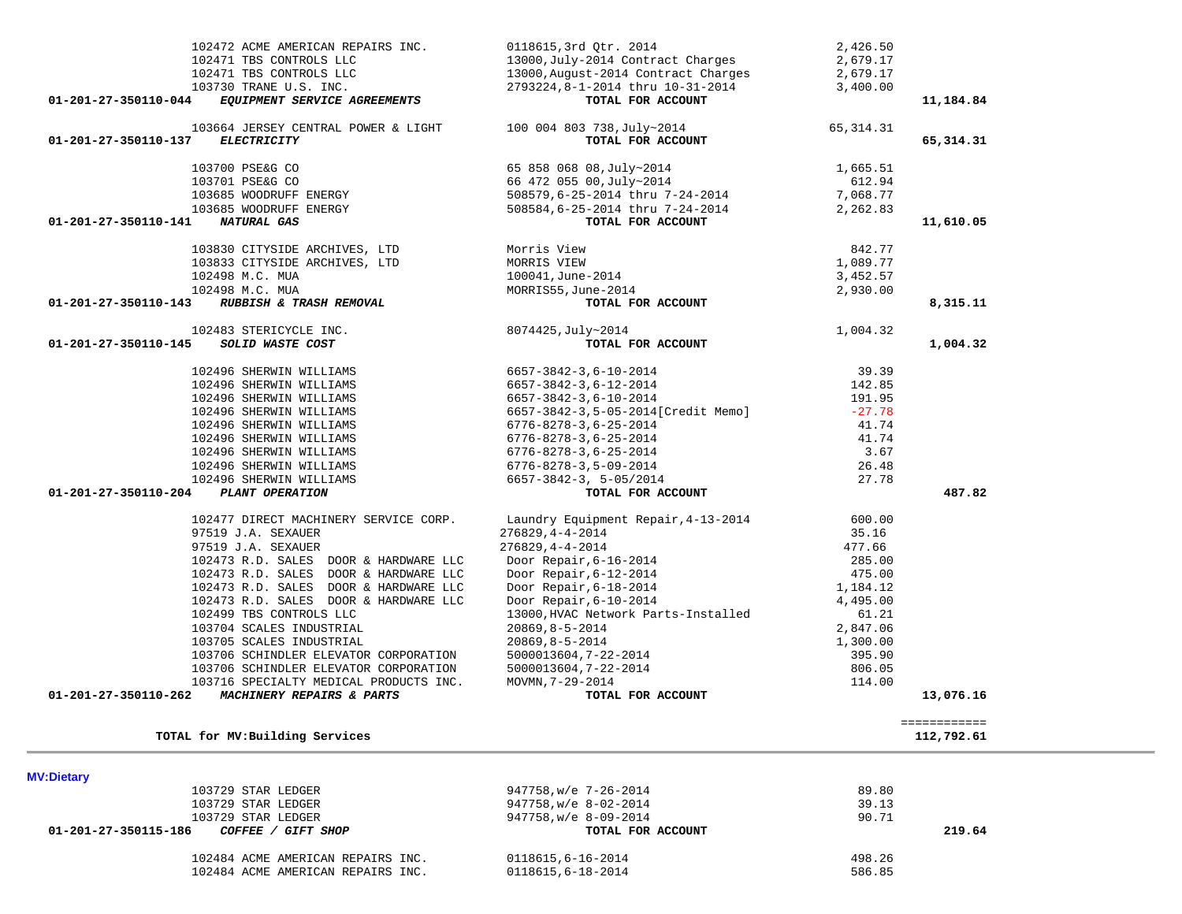| | | | | |
|---|---|---|---|---|
| | 102472 ACME AMERICAN REPAIRS INC. | 0118615,3rd Qtr. 2014 | 2,426.50 | |
| | 102471 TBS CONTROLS LLC | 13000,July-2014 Contract Charges | 2,679.17 | |
| | 102471 TBS CONTROLS LLC | 13000,August-2014 Contract Charges | 2,679.17 | |
| | 103730 TRANE U.S. INC. | 2793224,8-1-2014 thru 10-31-2014 | 3,400.00 | |
| **01-201-27-350110-044** | ***EQUIPMENT SERVICE AGREEMENTS*** | **TOTAL FOR ACCOUNT** | | **11,184.84** |
| | 103664 JERSEY CENTRAL POWER & LIGHT | 100 004 803 738,July~2014 | 65,314.31 | |
| **01-201-27-350110-137** | ***ELECTRICITY*** | **TOTAL FOR ACCOUNT** | | **65,314.31** |
| | 103700 PSE&G CO | 65 858 068 08,July~2014 | 1,665.51 | |
| | 103701 PSE&G CO | 66 472 055 00,July~2014 | 612.94 | |
| | 103685 WOODRUFF ENERGY | 508579,6-25-2014 thru 7-24-2014 | 7,068.77 | |
| | 103685 WOODRUFF ENERGY | 508584,6-25-2014 thru 7-24-2014 | 2,262.83 | |
| **01-201-27-350110-141** | ***NATURAL GAS*** | **TOTAL FOR ACCOUNT** | | **11,610.05** |
| | 103830 CITYSIDE ARCHIVES, LTD | Morris View | 842.77 | |
| | 103833 CITYSIDE ARCHIVES, LTD | MORRIS VIEW | 1,089.77 | |
| | 102498 M.C. MUA | 100041,June-2014 | 3,452.57 | |
| | 102498 M.C. MUA | MORRIS55,June-2014 | 2,930.00 | |
| **01-201-27-350110-143** | ***RUBBISH & TRASH REMOVAL*** | **TOTAL FOR ACCOUNT** | | **8,315.11** |
| | 102483 STERICYCLE INC. | 8074425,July~2014 | 1,004.32 | |
| **01-201-27-350110-145** | ***SOLID WASTE COST*** | **TOTAL FOR ACCOUNT** | | **1,004.32** |
| | 102496 SHERWIN WILLIAMS | 6657-3842-3,6-10-2014 | 39.39 | |
| | 102496 SHERWIN WILLIAMS | 6657-3842-3,6-12-2014 | 142.85 | |
| | 102496 SHERWIN WILLIAMS | 6657-3842-3,6-10-2014 | 191.95 | |
| | 102496 SHERWIN WILLIAMS | 6657-3842-3,5-05-2014[Credit Memo] | -27.78 | |
| | 102496 SHERWIN WILLIAMS | 6776-8278-3,6-25-2014 | 41.74 | |
| | 102496 SHERWIN WILLIAMS | 6776-8278-3,6-25-2014 | 41.74 | |
| | 102496 SHERWIN WILLIAMS | 6776-8278-3,6-25-2014 | 3.67 | |
| | 102496 SHERWIN WILLIAMS | 6776-8278-3,5-09-2014 | 26.48 | |
| | 102496 SHERWIN WILLIAMS | 6657-3842-3, 5-05/2014 | 27.78 | |
| **01-201-27-350110-204** | ***PLANT OPERATION*** | **TOTAL FOR ACCOUNT** | | **487.82** |
| | 102477 DIRECT MACHINERY SERVICE CORP. | Laundry Equipment Repair,4-13-2014 | 600.00 | |
| | 97519 J.A. SEXAUER | 276829,4-4-2014 | 35.16 | |
| | 97519 J.A. SEXAUER | 276829,4-4-2014 | 477.66 | |
| | 102473 R.D. SALES DOOR & HARDWARE LLC | Door Repair,6-16-2014 | 285.00 | |
| | 102473 R.D. SALES DOOR & HARDWARE LLC | Door Repair,6-12-2014 | 475.00 | |
| | 102473 R.D. SALES DOOR & HARDWARE LLC | Door Repair,6-18-2014 | 1,184.12 | |
| | 102473 R.D. SALES DOOR & HARDWARE LLC | Door Repair,6-10-2014 | 4,495.00 | |
| | 102499 TBS CONTROLS LLC | 13000,HVAC Network Parts-Installed | 61.21 | |
| | 103704 SCALES INDUSTRIAL | 20869,8-5-2014 | 2,847.06 | |
| | 103705 SCALES INDUSTRIAL | 20869,8-5-2014 | 1,300.00 | |
| | 103706 SCHINDLER ELEVATOR CORPORATION | 5000013604,7-22-2014 | 395.90 | |
| | 103706 SCHINDLER ELEVATOR CORPORATION | 5000013604,7-22-2014 | 806.05 | |
| | 103716 SPECIALTY MEDICAL PRODUCTS INC. | MOVMN,7-29-2014 | 114.00 | |
| **01-201-27-350110-262** | ***MACHINERY REPAIRS & PARTS*** | **TOTAL FOR ACCOUNT** | | **13,076.16** |
| | | | | ============ |
| | **TOTAL for MV:Building Services** | | | **112,792.61** |

**MV:Dietary**

| | | | | |
|---|---|---|---|---|
| | 103729 STAR LEDGER | 947758,w/e 7-26-2014 | 89.80 | |
| | 103729 STAR LEDGER | 947758,w/e 8-02-2014 | 39.13 | |
| | 103729 STAR LEDGER | 947758,w/e 8-09-2014 | 90.71 | |
| **01-201-27-350115-186** | ***COFFEE / GIFT SHOP*** | **TOTAL FOR ACCOUNT** | | **219.64** |
| | 102484 ACME AMERICAN REPAIRS INC. | 0118615,6-16-2014 | 498.26 | |
| | 102484 ACME AMERICAN REPAIRS INC. | 0118615,6-18-2014 | 586.85 | |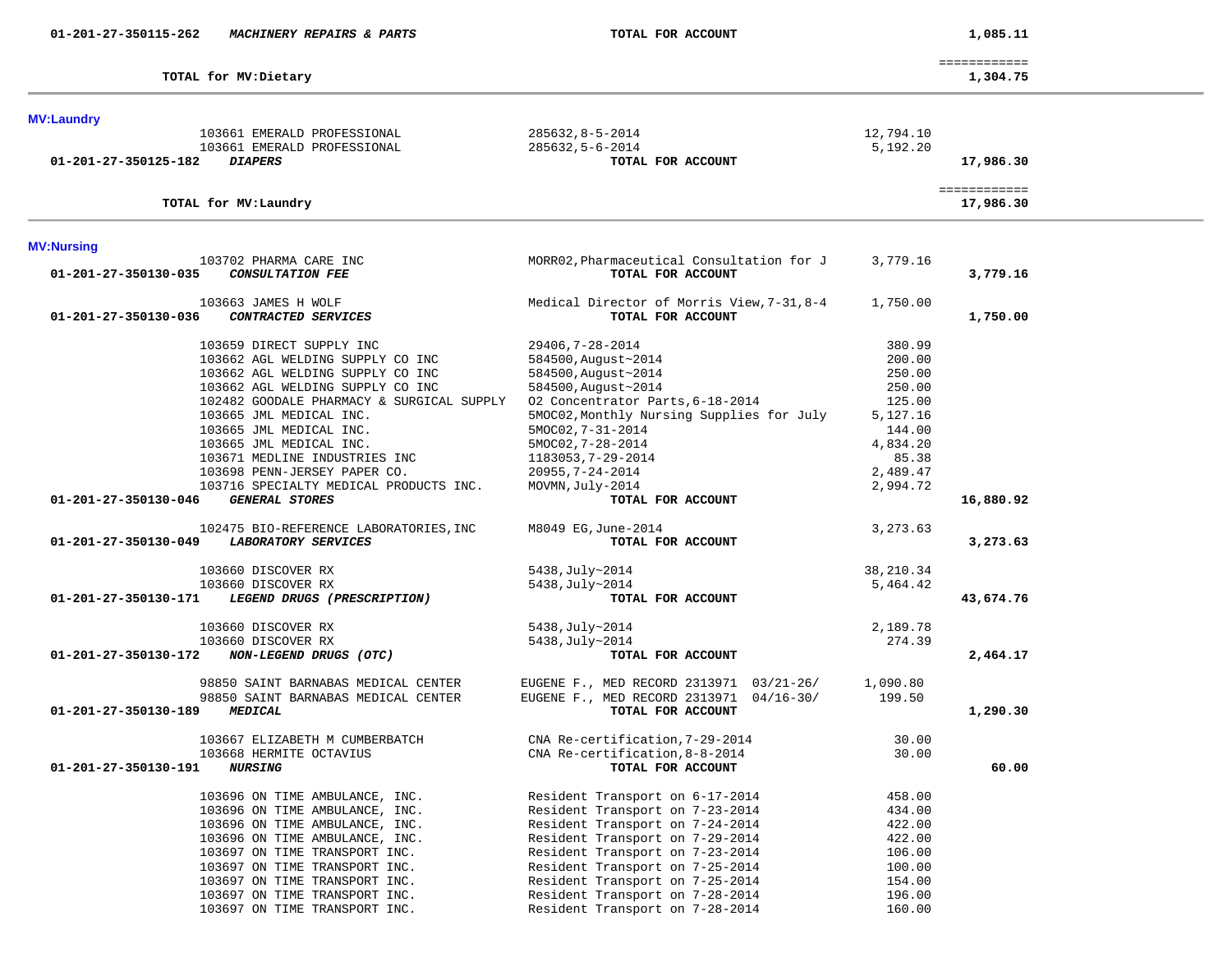| | | | | |
|---|---|---|---|---|
| 01-201-27-350115-262 ***MACHINERY REPAIRS & PARTS*** | | **TOTAL FOR ACCOUNT** | | **1,085.11** |
| | | | | ============ |
| **TOTAL for MV:Dietary** | | | | **1,304.75** |

**MV:Laundry**

| | | | | |
|---|---|---|---|---|
| | 103661 EMERALD PROFESSIONAL | 285632,8-5-2014 | 12,794.10 | |
| | 103661 EMERALD PROFESSIONAL | 285632,5-6-2014 | 5,192.20 | |
| 01-201-27-350125-182 ***DIAPERS*** | | **TOTAL FOR ACCOUNT** | | **17,986.30** |
| | | | | ============ |
| **TOTAL for MV:Laundry** | | | | **17,986.30** |

**MV:Nursing**

| | | | | |
|---|---|---|---|---|
| | 103702 PHARMA CARE INC | MORR02,Pharmaceutical Consultation for J | 3,779.16 | |
| 01-201-27-350130-035 ***CONSULTATION FEE*** | | **TOTAL FOR ACCOUNT** | | **3,779.16** |
| | 103663 JAMES H WOLF | Medical Director of Morris View,7-31,8-4 | 1,750.00 | |
| 01-201-27-350130-036 ***CONTRACTED SERVICES*** | | **TOTAL FOR ACCOUNT** | | **1,750.00** |
| | 103659 DIRECT SUPPLY INC | 29406,7-28-2014 | 380.99 | |
| | 103662 AGL WELDING SUPPLY CO INC | 584500,August~2014 | 200.00 | |
| | 103662 AGL WELDING SUPPLY CO INC | 584500,August~2014 | 250.00 | |
| | 103662 AGL WELDING SUPPLY CO INC | 584500,August~2014 | 250.00 | |
| | 102482 GOODALE PHARMACY & SURGICAL SUPPLY | O2 Concentrator Parts,6-18-2014 | 125.00 | |
| | 103665 JML MEDICAL INC. | 5MOC02,Monthly Nursing Supplies for July | 5,127.16 | |
| | 103665 JML MEDICAL INC. | 5MOC02,7-31-2014 | 144.00 | |
| | 103665 JML MEDICAL INC. | 5MOC02,7-28-2014 | 4,834.20 | |
| | 103671 MEDLINE INDUSTRIES INC | 1183053,7-29-2014 | 85.38 | |
| | 103698 PENN-JERSEY PAPER CO. | 20955,7-24-2014 | 2,489.47 | |
| | 103716 SPECIALTY MEDICAL PRODUCTS INC. | MOVMN,July-2014 | 2,994.72 | |
| 01-201-27-350130-046 ***GENERAL STORES*** | | **TOTAL FOR ACCOUNT** | | **16,880.92** |
| | 102475 BIO-REFERENCE LABORATORIES,INC | M8049 EG,June-2014 | 3,273.63 | |
| 01-201-27-350130-049 ***LABORATORY SERVICES*** | | **TOTAL FOR ACCOUNT** | | **3,273.63** |
| | 103660 DISCOVER RX | 5438,July~2014 | 38,210.34 | |
| | 103660 DISCOVER RX | 5438,July~2014 | 5,464.42 | |
| 01-201-27-350130-171 ***LEGEND DRUGS (PRESCRIPTION)*** | | **TOTAL FOR ACCOUNT** | | **43,674.76** |
| | 103660 DISCOVER RX | 5438,July~2014 | 2,189.78 | |
| | 103660 DISCOVER RX | 5438,July~2014 | 274.39 | |
| 01-201-27-350130-172 ***NON-LEGEND DRUGS (OTC)*** | | **TOTAL FOR ACCOUNT** | | **2,464.17** |
| | 98850 SAINT BARNABAS MEDICAL CENTER | EUGENE F., MED RECORD 2313971 03/21-26/ | 1,090.80 | |
| | 98850 SAINT BARNABAS MEDICAL CENTER | EUGENE F., MED RECORD 2313971 04/16-30/ | 199.50 | |
| 01-201-27-350130-189 ***MEDICAL*** | | **TOTAL FOR ACCOUNT** | | **1,290.30** |
| | 103667 ELIZABETH M CUMBERBATCH | CNA Re-certification,7-29-2014 | 30.00 | |
| | 103668 HERMITE OCTAVIUS | CNA Re-certification,8-8-2014 | 30.00 | |
| 01-201-27-350130-191 ***NURSING*** | | **TOTAL FOR ACCOUNT** | | **60.00** |
| | 103696 ON TIME AMBULANCE, INC. | Resident Transport on 6-17-2014 | 458.00 | |
| | 103696 ON TIME AMBULANCE, INC. | Resident Transport on 7-23-2014 | 434.00 | |
| | 103696 ON TIME AMBULANCE, INC. | Resident Transport on 7-24-2014 | 422.00 | |
| | 103696 ON TIME AMBULANCE, INC. | Resident Transport on 7-29-2014 | 422.00 | |
| | 103697 ON TIME TRANSPORT INC. | Resident Transport on 7-23-2014 | 106.00 | |
| | 103697 ON TIME TRANSPORT INC. | Resident Transport on 7-25-2014 | 100.00 | |
| | 103697 ON TIME TRANSPORT INC. | Resident Transport on 7-25-2014 | 154.00 | |
| | 103697 ON TIME TRANSPORT INC. | Resident Transport on 7-28-2014 | 196.00 | |
| | 103697 ON TIME TRANSPORT INC. | Resident Transport on 7-28-2014 | 160.00 | |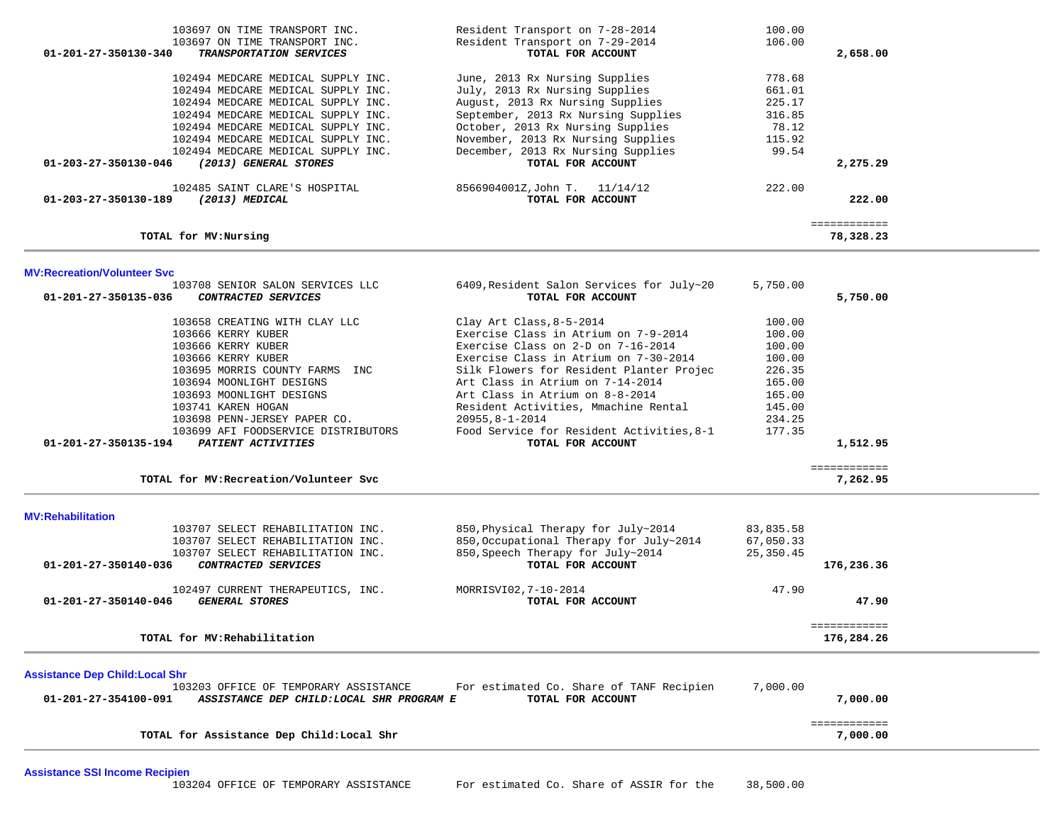| | | | |
|---|---|---|---|
| 103697 ON TIME TRANSPORT INC. | Resident Transport on 7-28-2014 | 100.00 | |
| 103697 ON TIME TRANSPORT INC. | Resident Transport on 7-29-2014 | 106.00 | |
| 01-201-27-350130-340 *TRANSPORTATION SERVICES* | TOTAL FOR ACCOUNT | | 2,658.00 |
| 102494 MEDCARE MEDICAL SUPPLY INC. | June, 2013 Rx Nursing Supplies | 778.68 | |
| 102494 MEDCARE MEDICAL SUPPLY INC. | July, 2013 Rx Nursing Supplies | 661.01 | |
| 102494 MEDCARE MEDICAL SUPPLY INC. | August, 2013 Rx Nursing Supplies | 225.17 | |
| 102494 MEDCARE MEDICAL SUPPLY INC. | September, 2013 Rx Nursing Supplies | 316.85 | |
| 102494 MEDCARE MEDICAL SUPPLY INC. | October, 2013 Rx Nursing Supplies | 78.12 | |
| 102494 MEDCARE MEDICAL SUPPLY INC. | November, 2013 Rx Nursing Supplies | 115.92 | |
| 102494 MEDCARE MEDICAL SUPPLY INC. | December, 2013 Rx Nursing Supplies | 99.54 | |
| 01-203-27-350130-046 *(2013) GENERAL STORES* | TOTAL FOR ACCOUNT | | 2,275.29 |
| 102485 SAINT CLARE'S HOSPITAL | 8566904001Z,John T. 11/14/12 | 222.00 | |
| 01-203-27-350130-189 *(2013) MEDICAL* | TOTAL FOR ACCOUNT | | 222.00 |
| **TOTAL for MV:Nursing** | | | 78,328.23 |

## MV:Recreation/Volunteer Svc

| | | | |
|---|---|---|---|
| 103708 SENIOR SALON SERVICES LLC | 6409,Resident Salon Services for July~20 | 5,750.00 | |
| 01-201-27-350135-036 *CONTRACTED SERVICES* | TOTAL FOR ACCOUNT | | 5,750.00 |
| 103658 CREATING WITH CLAY LLC | Clay Art Class,8-5-2014 | 100.00 | |
| 103666 KERRY KUBER | Exercise Class in Atrium on 7-9-2014 | 100.00 | |
| 103666 KERRY KUBER | Exercise Class on 2-D on 7-16-2014 | 100.00 | |
| 103666 KERRY KUBER | Exercise Class in Atrium on 7-30-2014 | 100.00 | |
| 103695 MORRIS COUNTY FARMS INC | Silk Flowers for Resident Planter Projec | 226.35 | |
| 103694 MOONLIGHT DESIGNS | Art Class in Atrium on 7-14-2014 | 165.00 | |
| 103693 MOONLIGHT DESIGNS | Art Class in Atrium on 8-8-2014 | 165.00 | |
| 103741 KAREN HOGAN | Resident Activities, Mmachine Rental | 145.00 | |
| 103698 PENN-JERSEY PAPER CO. | 20955,8-1-2014 | 234.25 | |
| 103699 AFI FOODSERVICE DISTRIBUTORS | Food Service for Resident Activities,8-1 | 177.35 | |
| 01-201-27-350135-194 *PATIENT ACTIVITIES* | TOTAL FOR ACCOUNT | | 1,512.95 |
| **TOTAL for MV:Recreation/Volunteer Svc** | | | 7,262.95 |

## MV:Rehabilitation

| | | | |
|---|---|---|---|
| 103707 SELECT REHABILITATION INC. | 850,Physical Therapy for July~2014 | 83,835.58 | |
| 103707 SELECT REHABILITATION INC. | 850,Occupational Therapy for July~2014 | 67,050.33 | |
| 103707 SELECT REHABILITATION INC. | 850,Speech Therapy for July~2014 | 25,350.45 | |
| 01-201-27-350140-036 *CONTRACTED SERVICES* | TOTAL FOR ACCOUNT | | 176,236.36 |
| 102497 CURRENT THERAPEUTICS, INC. | MORRISVI02,7-10-2014 | 47.90 | |
| 01-201-27-350140-046 *GENERAL STORES* | TOTAL FOR ACCOUNT | | 47.90 |
| **TOTAL for MV:Rehabilitation** | | | 176,284.26 |

## Assistance Dep Child:Local Shr

| | | | |
|---|---|---|---|
| 103203 OFFICE OF TEMPORARY ASSISTANCE | For estimated Co. Share of TANF Recipien | 7,000.00 | |
| 01-201-27-354100-091 *ASSISTANCE DEP CHILD:LOCAL SHR PROGRAM E* | TOTAL FOR ACCOUNT | | 7,000.00 |
| **TOTAL for Assistance Dep Child:Local Shr** | | | 7,000.00 |

## Assistance SSI Income Recipien

| | | | |
|---|---|---|---|
| 103204 OFFICE OF TEMPORARY ASSISTANCE | For estimated Co. Share of ASSIR for the | 38,500.00 | |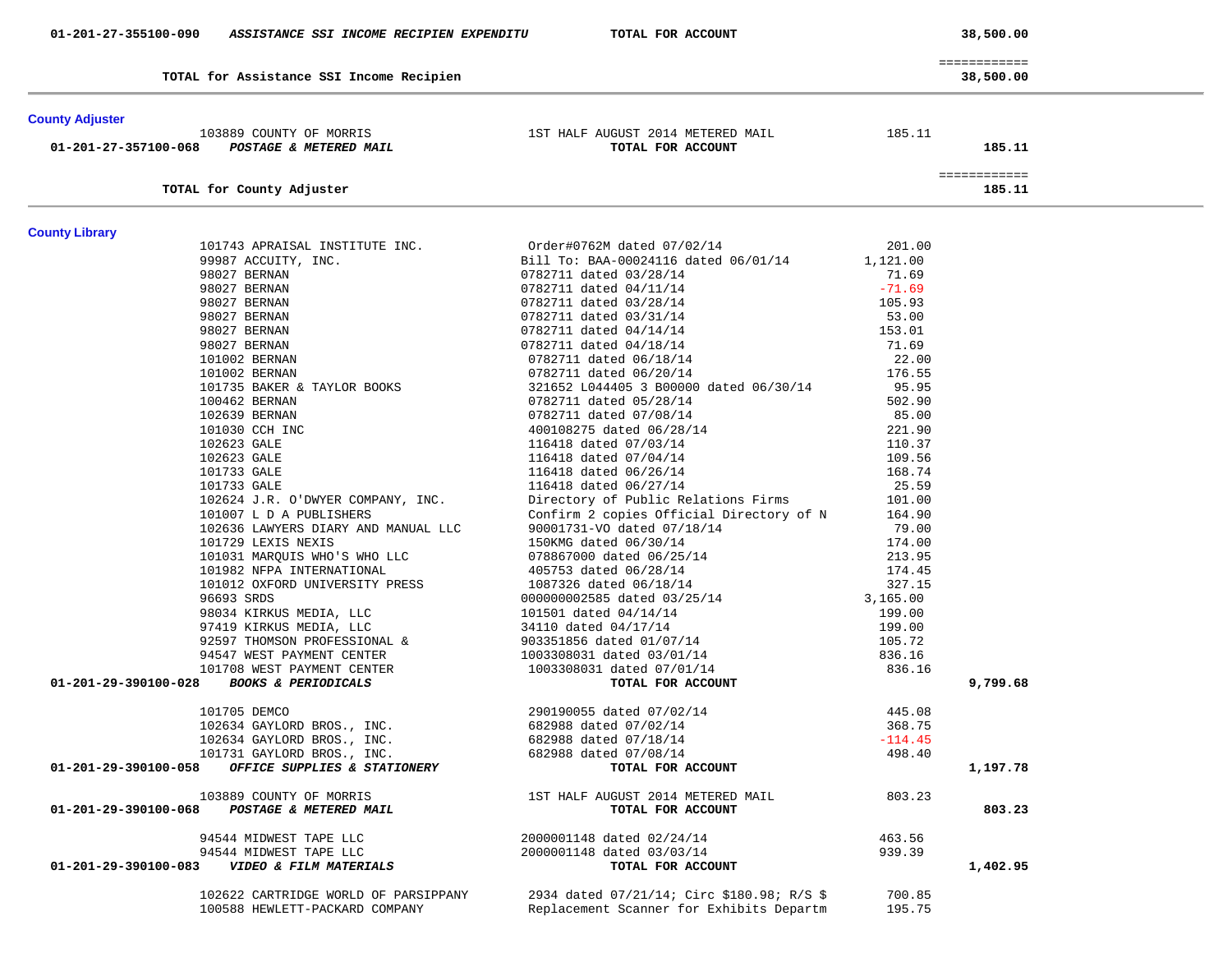| | | | | |
|---|---|---|---|---|
| 01-201-27-355100-090 | *ASSISTANCE SSI INCOME RECIPIEN EXPENDITU* | **TOTAL FOR ACCOUNT** | | **38,500.00** |
| | | | | ============ |
| | **TOTAL for Assistance SSI Income Recipien** | | | **38,500.00** |

## County Adjuster

| | | | | |
|---|---|---|---|---|
| | 103889 COUNTY OF MORRIS | 1ST HALF AUGUST 2014 METERED MAIL | 185.11 | |
| 01-201-27-357100-068 | *POSTAGE & METERED MAIL* | **TOTAL FOR ACCOUNT** | | **185.11** |
| | | | | ============ |
| | **TOTAL for County Adjuster** | | | **185.11** |

## County Library

| | | | | |
|---|---|---|---|---|
| | 101743 APRAISAL INSTITUTE INC. | Order#0762M dated 07/02/14 | 201.00 | |
| | 99987 ACCUITY, INC. | Bill To: BAA-00024116 dated 06/01/14 | 1,121.00 | |
| | 98027 BERNAN | 0782711 dated 03/28/14 | 71.69 | |
| | 98027 BERNAN | 0782711 dated 04/11/14 | -71.69 | |
| | 98027 BERNAN | 0782711 dated 03/28/14 | 105.93 | |
| | 98027 BERNAN | 0782711 dated 03/31/14 | 53.00 | |
| | 98027 BERNAN | 0782711 dated 04/14/14 | 153.01 | |
| | 98027 BERNAN | 0782711 dated 04/18/14 | 71.69 | |
| | 101002 BERNAN | 0782711 dated 06/18/14 | 22.00 | |
| | 101002 BERNAN | 0782711 dated 06/20/14 | 176.55 | |
| | 101735 BAKER & TAYLOR BOOKS | 321652 L044405 3 B00000 dated 06/30/14 | 95.95 | |
| | 100462 BERNAN | 0782711 dated 05/28/14 | 502.90 | |
| | 102639 BERNAN | 0782711 dated 07/08/14 | 85.00 | |
| | 101030 CCH INC | 400108275 dated 06/28/14 | 221.90 | |
| | 102623 GALE | 116418 dated 07/03/14 | 110.37 | |
| | 102623 GALE | 116418 dated 07/04/14 | 109.56 | |
| | 101733 GALE | 116418 dated 06/26/14 | 168.74 | |
| | 101733 GALE | 116418 dated 06/27/14 | 25.59 | |
| | 102624 J.R. O'DWYER COMPANY, INC. | Directory of Public Relations Firms | 101.00 | |
| | 101007 L D A PUBLISHERS | Confirm 2 copies Official Directory of N | 164.90 | |
| | 102636 LAWYERS DIARY AND MANUAL LLC | 90001731-VO dated 07/18/14 | 79.00 | |
| | 101729 LEXIS NEXIS | 150KMG dated 06/30/14 | 174.00 | |
| | 101031 MARQUIS WHO'S WHO LLC | 078867000 dated 06/25/14 | 213.95 | |
| | 101982 NFPA INTERNATIONAL | 405753 dated 06/28/14 | 174.45 | |
| | 101012 OXFORD UNIVERSITY PRESS | 1087326 dated 06/18/14 | 327.15 | |
| | 96693 SRDS | 000000002585 dated 03/25/14 | 3,165.00 | |
| | 98034 KIRKUS MEDIA, LLC | 101501 dated 04/14/14 | 199.00 | |
| | 97419 KIRKUS MEDIA, LLC | 34110 dated 04/17/14 | 199.00 | |
| | 92597 THOMSON PROFESSIONAL & | 903351856 dated 01/07/14 | 105.72 | |
| | 94547 WEST PAYMENT CENTER | 1003308031 dated 03/01/14 | 836.16 | |
| | 101708 WEST PAYMENT CENTER | 1003308031 dated 07/01/14 | 836.16 | |
| 01-201-29-390100-028 | *BOOKS & PERIODICALS* | **TOTAL FOR ACCOUNT** | | **9,799.68** |
| | 101705 DEMCO | 290190055 dated 07/02/14 | 445.08 | |
| | 102634 GAYLORD BROS., INC. | 682988 dated 07/02/14 | 368.75 | |
| | 102634 GAYLORD BROS., INC. | 682988 dated 07/18/14 | -114.45 | |
| | 101731 GAYLORD BROS., INC. | 682988 dated 07/08/14 | 498.40 | |
| 01-201-29-390100-058 | *OFFICE SUPPLIES & STATIONERY* | **TOTAL FOR ACCOUNT** | | **1,197.78** |
| | 103889 COUNTY OF MORRIS | 1ST HALF AUGUST 2014 METERED MAIL | 803.23 | |
| 01-201-29-390100-068 | *POSTAGE & METERED MAIL* | **TOTAL FOR ACCOUNT** | | **803.23** |
| | 94544 MIDWEST TAPE LLC | 2000001148 dated 02/24/14 | 463.56 | |
| | 94544 MIDWEST TAPE LLC | 2000001148 dated 03/03/14 | 939.39 | |
| 01-201-29-390100-083 | *VIDEO & FILM MATERIALS* | **TOTAL FOR ACCOUNT** | | **1,402.95** |
| | 102622 CARTRIDGE WORLD OF PARSIPPANY | 2934 dated 07/21/14; Circ $180.98; R/S $ | 700.85 | |
| | 100588 HEWLETT-PACKARD COMPANY | Replacement Scanner for Exhibits Departm | 195.75 | |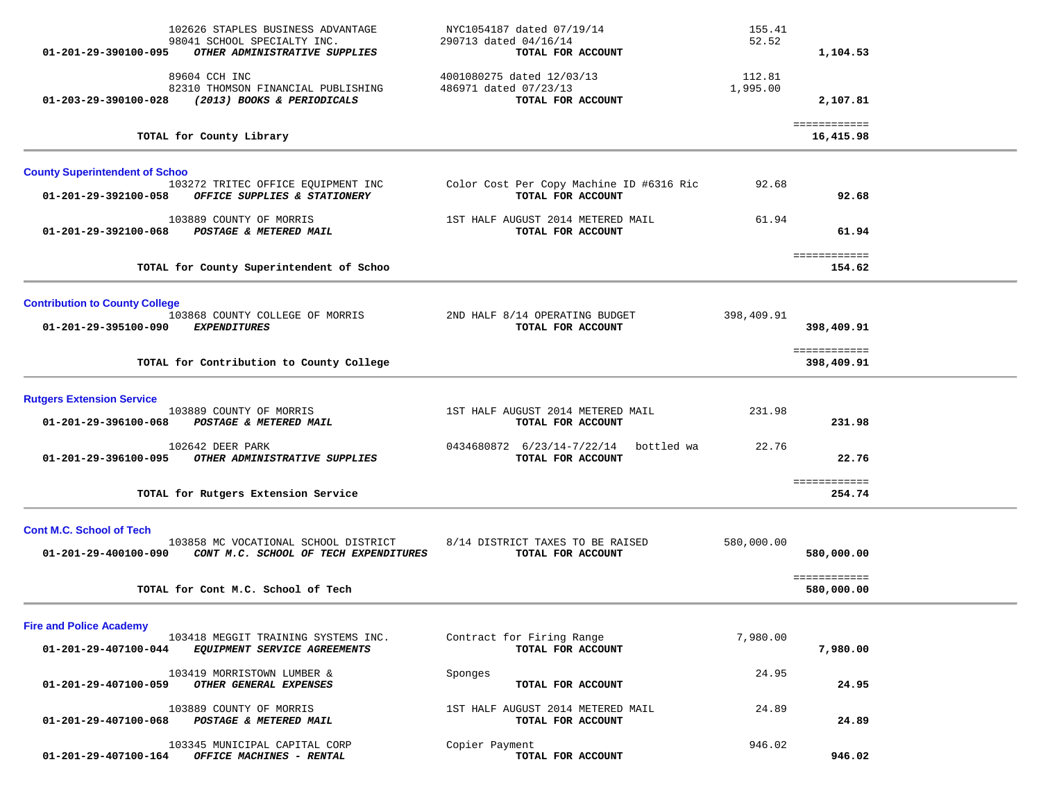| | | | |
|---|---|---|---|
| 102626 STAPLES BUSINESS ADVANTAGE | NYC1054187 dated 07/19/14 | 155.41 | |
| 98041 SCHOOL SPECIALTY INC. | 290713 dated 04/16/14 | 52.52 | |
| 01-201-29-390100-095 ***OTHER ADMINISTRATIVE SUPPLIES*** | **TOTAL FOR ACCOUNT** | | **1,104.53** |
| 89604 CCH INC | 4001080275 dated 12/03/13 | 112.81 | |
| 82310 THOMSON FINANCIAL PUBLISHING | 486971 dated 07/23/13 | 1,995.00 | |
| 01-203-29-390100-028 ***(2013) BOOKS & PERIODICALS*** | **TOTAL FOR ACCOUNT** | | **2,107.81** |
| **TOTAL for County Library** | | | **16,415.98** |

## County Superintendent of Schoo

| | | | |
|---|---|---|---|
| 103272 TRITEC OFFICE EQUIPMENT INC | Color Cost Per Copy Machine ID #6316 Ric | 92.68 | |
| 01-201-29-392100-058 ***OFFICE SUPPLIES & STATIONERY*** | **TOTAL FOR ACCOUNT** | | **92.68** |
| 103889 COUNTY OF MORRIS | 1ST HALF AUGUST 2014 METERED MAIL | 61.94 | |
| 01-201-29-392100-068 ***POSTAGE & METERED MAIL*** | **TOTAL FOR ACCOUNT** | | **61.94** |
| **TOTAL for County Superintendent of Schoo** | | | **154.62** |

## Contribution to County College

| | | | |
|---|---|---|---|
| 103868 COUNTY COLLEGE OF MORRIS | 2ND HALF 8/14 OPERATING BUDGET | 398,409.91 | |
| 01-201-29-395100-090 ***EXPENDITURES*** | **TOTAL FOR ACCOUNT** | | **398,409.91** |
| **TOTAL for Contribution to County College** | | | **398,409.91** |

## Rutgers Extension Service

| | | | |
|---|---|---|---|
| 103889 COUNTY OF MORRIS | 1ST HALF AUGUST 2014 METERED MAIL | 231.98 | |
| 01-201-29-396100-068 ***POSTAGE & METERED MAIL*** | **TOTAL FOR ACCOUNT** | | **231.98** |
| 102642 DEER PARK | 0434680872 6/23/14-7/22/14 bottled wa | 22.76 | |
| 01-201-29-396100-095 ***OTHER ADMINISTRATIVE SUPPLIES*** | **TOTAL FOR ACCOUNT** | | **22.76** |
| **TOTAL for Rutgers Extension Service** | | | **254.74** |

## Cont M.C. School of Tech

| | | | |
|---|---|---|---|
| 103858 MC VOCATIONAL SCHOOL DISTRICT | 8/14 DISTRICT TAXES TO BE RAISED | 580,000.00 | |
| 01-201-29-400100-090 ***CONT M.C. SCHOOL OF TECH EXPENDITURES*** | **TOTAL FOR ACCOUNT** | | **580,000.00** |
| **TOTAL for Cont M.C. School of Tech** | | | **580,000.00** |

## Fire and Police Academy

| | | | |
|---|---|---|---|
| 103418 MEGGIT TRAINING SYSTEMS INC. | Contract for Firing Range | 7,980.00 | |
| 01-201-29-407100-044 ***EQUIPMENT SERVICE AGREEMENTS*** | **TOTAL FOR ACCOUNT** | | **7,980.00** |
| 103419 MORRISTOWN LUMBER & | Sponges | 24.95 | |
| 01-201-29-407100-059 ***OTHER GENERAL EXPENSES*** | **TOTAL FOR ACCOUNT** | | **24.95** |
| 103889 COUNTY OF MORRIS | 1ST HALF AUGUST 2014 METERED MAIL | 24.89 | |
| 01-201-29-407100-068 ***POSTAGE & METERED MAIL*** | **TOTAL FOR ACCOUNT** | | **24.89** |
| 103345 MUNICIPAL CAPITAL CORP | Copier Payment | 946.02 | |
| 01-201-29-407100-164 ***OFFICE MACHINES - RENTAL*** | **TOTAL FOR ACCOUNT** | | **946.02** |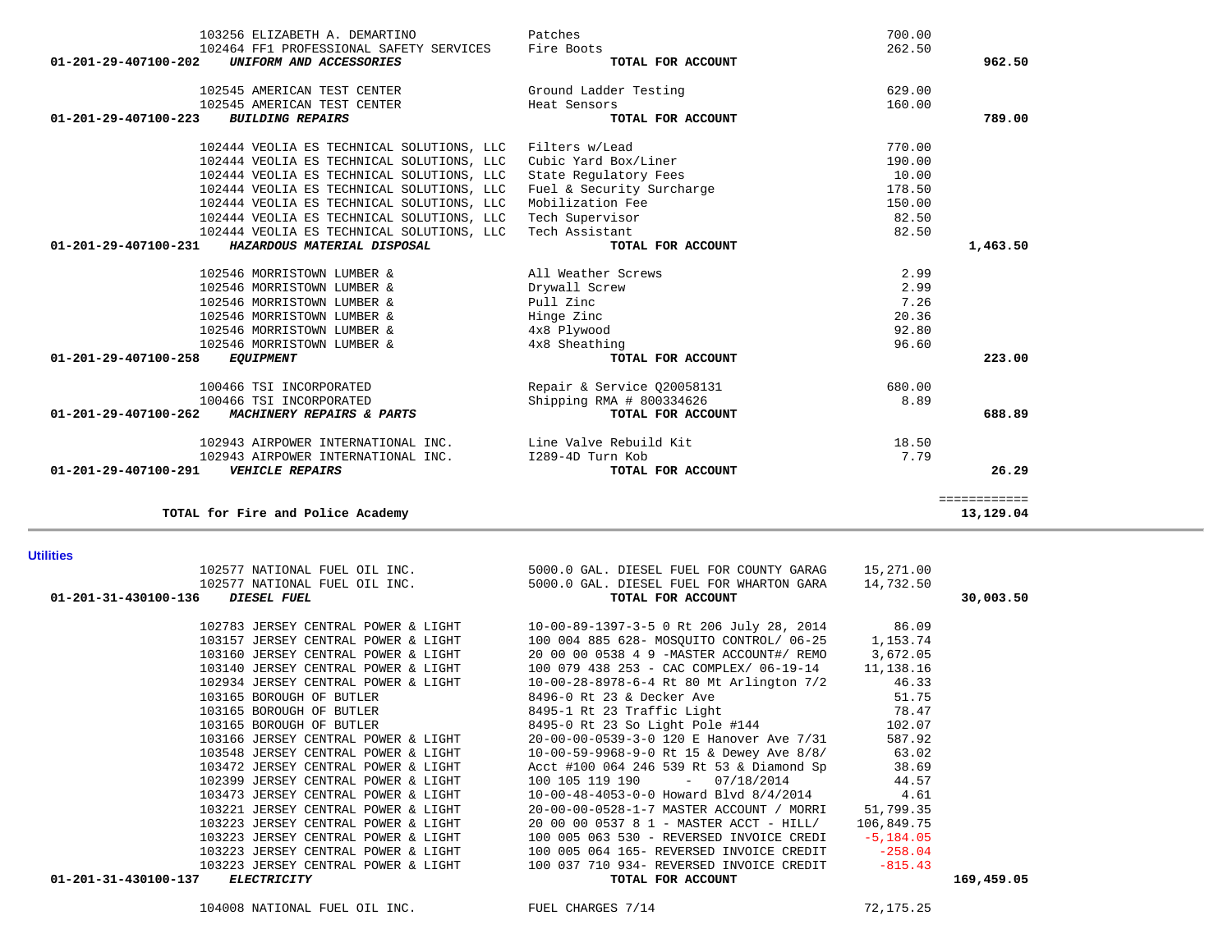| | | | | |
|---|---|---|---|---|
| | 103256 ELIZABETH A. DEMARTINO | Patches | 700.00 | |
| | 102464 FF1 PROFESSIONAL SAFETY SERVICES | Fire Boots | 262.50 | |
| **01-201-29-407100-202** | ***UNIFORM AND ACCESSORIES*** | **TOTAL FOR ACCOUNT** | | **962.50** |
| | 102545 AMERICAN TEST CENTER | Ground Ladder Testing | 629.00 | |
| | 102545 AMERICAN TEST CENTER | Heat Sensors | 160.00 | |
| **01-201-29-407100-223** | ***BUILDING REPAIRS*** | **TOTAL FOR ACCOUNT** | | **789.00** |
| | 102444 VEOLIA ES TECHNICAL SOLUTIONS, LLC | Filters w/Lead | 770.00 | |
| | 102444 VEOLIA ES TECHNICAL SOLUTIONS, LLC | Cubic Yard Box/Liner | 190.00 | |
| | 102444 VEOLIA ES TECHNICAL SOLUTIONS, LLC | State Regulatory Fees | 10.00 | |
| | 102444 VEOLIA ES TECHNICAL SOLUTIONS, LLC | Fuel & Security Surcharge | 178.50 | |
| | 102444 VEOLIA ES TECHNICAL SOLUTIONS, LLC | Mobilization Fee | 150.00 | |
| | 102444 VEOLIA ES TECHNICAL SOLUTIONS, LLC | Tech Supervisor | 82.50 | |
| | 102444 VEOLIA ES TECHNICAL SOLUTIONS, LLC | Tech Assistant | 82.50 | |
| **01-201-29-407100-231** | ***HAZARDOUS MATERIAL DISPOSAL*** | **TOTAL FOR ACCOUNT** | | **1,463.50** |
| | 102546 MORRISTOWN LUMBER & | All Weather Screws | 2.99 | |
| | 102546 MORRISTOWN LUMBER & | Drywall Screw | 2.99 | |
| | 102546 MORRISTOWN LUMBER & | Pull Zinc | 7.26 | |
| | 102546 MORRISTOWN LUMBER & | Hinge Zinc | 20.36 | |
| | 102546 MORRISTOWN LUMBER & | 4x8 Plywood | 92.80 | |
| | 102546 MORRISTOWN LUMBER & | 4x8 Sheathing | 96.60 | |
| **01-201-29-407100-258** | ***EQUIPMENT*** | **TOTAL FOR ACCOUNT** | | **223.00** |
| | 100466 TSI INCORPORATED | Repair & Service Q20058131 | 680.00 | |
| | 100466 TSI INCORPORATED | Shipping RMA # 800334626 | 8.89 | |
| **01-201-29-407100-262** | ***MACHINERY REPAIRS & PARTS*** | **TOTAL FOR ACCOUNT** | | **688.89** |
| | 102943 AIRPOWER INTERNATIONAL INC. | Line Valve Rebuild Kit | 18.50 | |
| | 102943 AIRPOWER INTERNATIONAL INC. | I289-4D Turn Kob | 7.79 | |
| **01-201-29-407100-291** | ***VEHICLE REPAIRS*** | **TOTAL FOR ACCOUNT** | | **26.29** |
| | | | | ============ |
| | **TOTAL for Fire and Police Academy** | | | **13,129.04** |

**Utilities**

| | | | | |
|---|---|---|---|---|
| | 102577 NATIONAL FUEL OIL INC. | 5000.0 GAL. DIESEL FUEL FOR COUNTY GARAG | 15,271.00 | |
| | 102577 NATIONAL FUEL OIL INC. | 5000.0 GAL. DIESEL FUEL FOR WHARTON GARA | 14,732.50 | |
| **01-201-31-430100-136** | ***DIESEL FUEL*** | **TOTAL FOR ACCOUNT** | | **30,003.50** |
| | 102783 JERSEY CENTRAL POWER & LIGHT | 10-00-89-1397-3-5 0 Rt 206 July 28, 2014 | 86.09 | |
| | 103157 JERSEY CENTRAL POWER & LIGHT | 100 004 885 628- MOSQUITO CONTROL/ 06-25 | 1,153.74 | |
| | 103160 JERSEY CENTRAL POWER & LIGHT | 20 00 00 0538 4 9 -MASTER ACCOUNT#/ REMO | 3,672.05 | |
| | 103140 JERSEY CENTRAL POWER & LIGHT | 100 079 438 253 - CAC COMPLEX/ 06-19-14 | 11,138.16 | |
| | 102934 JERSEY CENTRAL POWER & LIGHT | 10-00-28-8978-6-4 Rt 80 Mt Arlington 7/2 | 46.33 | |
| | 103165 BOROUGH OF BUTLER | 8496-0 Rt 23 & Decker Ave | 51.75 | |
| | 103165 BOROUGH OF BUTLER | 8495-1 Rt 23 Traffic Light | 78.47 | |
| | 103165 BOROUGH OF BUTLER | 8495-0 Rt 23 So Light Pole #144 | 102.07 | |
| | 103166 JERSEY CENTRAL POWER & LIGHT | 20-00-00-0539-3-0 120 E Hanover Ave 7/31 | 587.92 | |
| | 103548 JERSEY CENTRAL POWER & LIGHT | 10-00-59-9968-9-0 Rt 15 & Dewey Ave 8/8/ | 63.02 | |
| | 103472 JERSEY CENTRAL POWER & LIGHT | Acct #100 064 246 539 Rt 53 & Diamond Sp | 38.69 | |
| | 102399 JERSEY CENTRAL POWER & LIGHT | 100 105 119 190 - 07/18/2014 | 44.57 | |
| | 103473 JERSEY CENTRAL POWER & LIGHT | 10-00-48-4053-0-0 Howard Blvd 8/4/2014 | 4.61 | |
| | 103221 JERSEY CENTRAL POWER & LIGHT | 20-00-00-0528-1-7 MASTER ACCOUNT / MORRI | 51,799.35 | |
| | 103223 JERSEY CENTRAL POWER & LIGHT | 20 00 00 0537 8 1 - MASTER ACCT - HILL/ | 106,849.75 | |
| | 103223 JERSEY CENTRAL POWER & LIGHT | 100 005 063 530 - REVERSED INVOICE CREDI | -5,184.05 | |
| | 103223 JERSEY CENTRAL POWER & LIGHT | 100 005 064 165- REVERSED INVOICE CREDIT | -258.04 | |
| | 103223 JERSEY CENTRAL POWER & LIGHT | 100 037 710 934- REVERSED INVOICE CREDIT | -815.43 | |
| **01-201-31-430100-137** | ***ELECTRICITY*** | **TOTAL FOR ACCOUNT** | | **169,459.05** |
| | 104008 NATIONAL FUEL OIL INC. | FUEL CHARGES 7/14 | 72,175.25 | |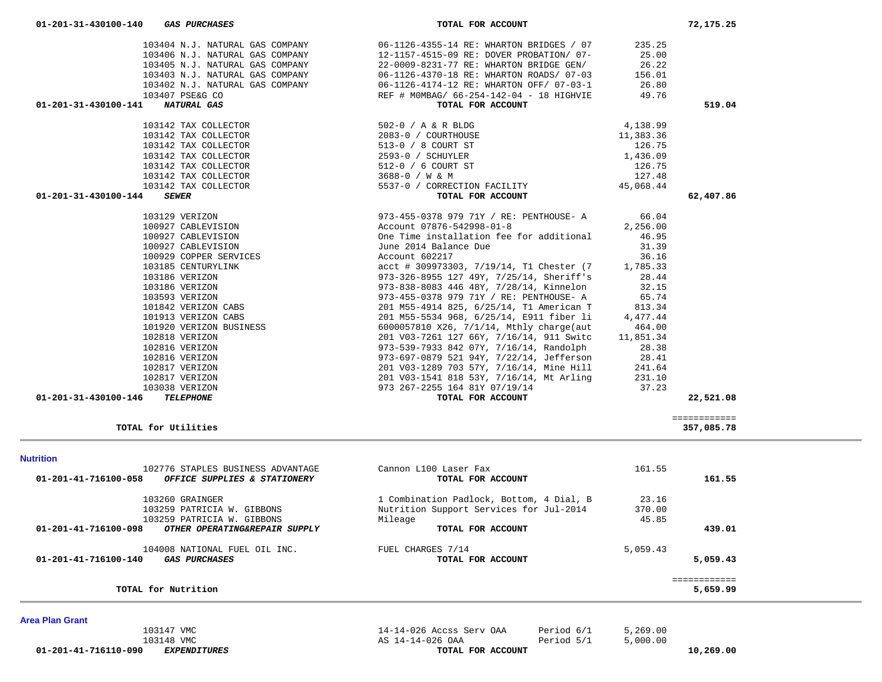| Account | Vendor | Description | Amount | Total |
|---|---|---|---|---|
| 01-201-31-430100-140 ***GAS PURCHASES*** | | **TOTAL FOR ACCOUNT** | | **72,175.25** |
| | 103404 N.J. NATURAL GAS COMPANY | 06-1126-4355-14 RE: WHARTON BRIDGES / 07 | 235.25 | |
| | 103406 N.J. NATURAL GAS COMPANY | 12-1157-4515-09 RE: DOVER PROBATION/ 07- | 25.00 | |
| | 103405 N.J. NATURAL GAS COMPANY | 22-0009-8231-77 RE: WHARTON BRIDGE GEN/ | 26.22 | |
| | 103403 N.J. NATURAL GAS COMPANY | 06-1126-4370-18 RE: WHARTON ROADS/ 07-03 | 156.01 | |
| | 103402 N.J. NATURAL GAS COMPANY | 06-1126-4174-12 RE: WHARTON OFF/ 07-03-1 | 26.80 | |
| | 103407 PSE&G CO | REF # M0MBAG/ 66-254-142-04 - 18 HIGHVIE | 49.76 | |
| 01-201-31-430100-141 ***NATURAL GAS*** | | **TOTAL FOR ACCOUNT** | | **519.04** |
| | 103142 TAX COLLECTOR | 502-0 / A & R BLDG | 4,138.99 | |
| | 103142 TAX COLLECTOR | 2083-0 / COURTHOUSE | 11,383.36 | |
| | 103142 TAX COLLECTOR | 513-0 / 8 COURT ST | 126.75 | |
| | 103142 TAX COLLECTOR | 2593-0 / SCHUYLER | 1,436.09 | |
| | 103142 TAX COLLECTOR | 512-0 / 6 COURT ST | 126.75 | |
| | 103142 TAX COLLECTOR | 3688-0 / W & M | 127.48 | |
| | 103142 TAX COLLECTOR | 5537-0 / CORRECTION FACILITY | 45,068.44 | |
| 01-201-31-430100-144 ***SEWER*** | | **TOTAL FOR ACCOUNT** | | **62,407.86** |
| | 103129 VERIZON | 973-455-0378 979 71Y / RE: PENTHOUSE- A | 66.04 | |
| | 100927 CABLEVISION | Account 07876-542998-01-8 | 2,256.00 | |
| | 100927 CABLEVISION | One Time installation fee for additional | 46.95 | |
| | 100927 CABLEVISION | June 2014 Balance Due | 31.39 | |
| | 100929 COPPER SERVICES | Account 602217 | 36.16 | |
| | 103185 CENTURYLINK | acct # 309973303, 7/19/14, T1 Chester (7 | 1,785.33 | |
| | 103186 VERIZON | 973-326-8955 127 49Y, 7/25/14, Sheriff's | 28.44 | |
| | 103186 VERIZON | 973-838-8083 446 48Y, 7/28/14, Kinnelon | 32.15 | |
| | 103593 VERIZON | 973-455-0378 979 71Y / RE: PENTHOUSE- A | 65.74 | |
| | 101842 VERIZON CABS | 201 M55-4914 825, 6/25/14, T1 American T | 813.34 | |
| | 101913 VERIZON CABS | 201 M55-5534 968, 6/25/14, E911 fiber li | 4,477.44 | |
| | 101920 VERIZON BUSINESS | 6000057810 X26, 7/1/14, Mthly charge(aut | 464.00 | |
| | 102818 VERIZON | 201 V03-7261 127 66Y, 7/16/14, 911 Switc | 11,851.34 | |
| | 102816 VERIZON | 973-539-7933 842 07Y, 7/16/14, Randolph | 28.38 | |
| | 102816 VERIZON | 973-697-0879 521 94Y, 7/22/14, Jefferson | 28.41 | |
| | 102817 VERIZON | 201 V03-1289 703 57Y, 7/16/14, Mine Hill | 241.64 | |
| | 102817 VERIZON | 201 V03-1541 818 53Y, 7/16/14, Mt Arling | 231.10 | |
| | 103038 VERIZON | 973 267-2255 164 81Y 07/19/14 | 37.23 | |
| 01-201-31-430100-146 ***TELEPHONE*** | | **TOTAL FOR ACCOUNT** | | **22,521.08** |
| | **TOTAL for Utilities** | | | **357,085.78** |

**Nutrition**

| Account | Vendor | Description | Amount | Total |
|---|---|---|---|---|
| | 102776 STAPLES BUSINESS ADVANTAGE | Cannon L100 Laser Fax | 161.55 | |
| 01-201-41-716100-058 ***OFFICE SUPPLIES & STATIONERY*** | | **TOTAL FOR ACCOUNT** | | **161.55** |
| | 103260 GRAINGER | 1 Combination Padlock, Bottom, 4 Dial, B | 23.16 | |
| | 103259 PATRICIA W. GIBBONS | Nutrition Support Services for Jul-2014 | 370.00 | |
| | 103259 PATRICIA W. GIBBONS | Mileage | 45.85 | |
| 01-201-41-716100-098 ***OTHER OPERATING&REPAIR SUPPLY*** | | **TOTAL FOR ACCOUNT** | | **439.01** |
| | 104008 NATIONAL FUEL OIL INC. | FUEL CHARGES 7/14 | 5,059.43 | |
| 01-201-41-716100-140 ***GAS PURCHASES*** | | **TOTAL FOR ACCOUNT** | | **5,059.43** |
| | **TOTAL for Nutrition** | | | **5,659.99** |

**Area Plan Grant**

| Account | Vendor | Description | Amount | Total |
|---|---|---|---|---|
| | 103147 VMC | 14-14-026 Accss Serv OAA Period 6/1 | 5,269.00 | |
| | 103148 VMC | AS 14-14-026 OAA Period 5/1 | 5,000.00 | |
| 01-201-41-716110-090 ***EXPENDITURES*** | | **TOTAL FOR ACCOUNT** | | **10,269.00** |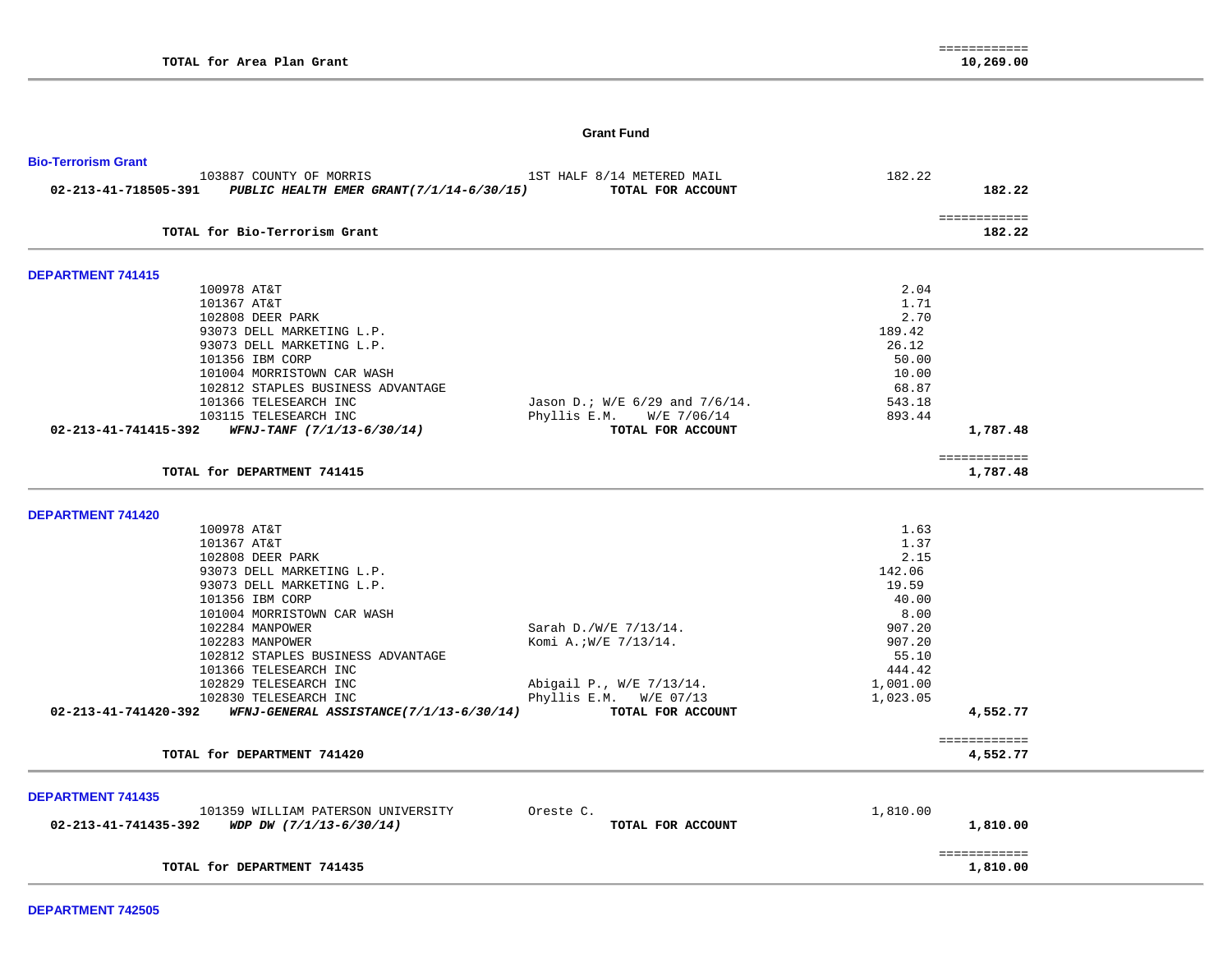| | | | |
|---|---|---|---|
| **TOTAL for Area Plan Grant** | | | ============ **10,269.00** |

**Grant Fund**

## Bio-Terrorism Grant

| Account / Vendor | Description | Amount | Total |
|---|---|---|---|
| 103887 COUNTY OF MORRIS | 1ST HALF 8/14 METERED MAIL | 182.22 | |
| **02-213-41-718505-391** ***PUBLIC HEALTH EMER GRANT(7/1/14-6/30/15)*** | **TOTAL FOR ACCOUNT** | | **182.22** |
| **TOTAL for Bio-Terrorism Grant** | | | ============ **182.22** |

## DEPARTMENT 741415

| Account / Vendor | Description | Amount | Total |
|---|---|---|---|
| 100978 AT&T | | 2.04 | |
| 101367 AT&T | | 1.71 | |
| 102808 DEER PARK | | 2.70 | |
| 93073 DELL MARKETING L.P. | | 189.42 | |
| 93073 DELL MARKETING L.P. | | 26.12 | |
| 101356 IBM CORP | | 50.00 | |
| 101004 MORRISTOWN CAR WASH | | 10.00 | |
| 102812 STAPLES BUSINESS ADVANTAGE | | 68.87 | |
| 101366 TELESEARCH INC | Jason D.; W/E 6/29 and 7/6/14. | 543.18 | |
| 103115 TELESEARCH INC | Phyllis E.M. W/E 7/06/14 | 893.44 | |
| **02-213-41-741415-392** ***WFNJ-TANF (7/1/13-6/30/14)*** | **TOTAL FOR ACCOUNT** | | **1,787.48** |
| **TOTAL for DEPARTMENT 741415** | | | ============ **1,787.48** |

## DEPARTMENT 741420

| Account / Vendor | Description | Amount | Total |
|---|---|---|---|
| 100978 AT&T | | 1.63 | |
| 101367 AT&T | | 1.37 | |
| 102808 DEER PARK | | 2.15 | |
| 93073 DELL MARKETING L.P. | | 142.06 | |
| 93073 DELL MARKETING L.P. | | 19.59 | |
| 101356 IBM CORP | | 40.00 | |
| 101004 MORRISTOWN CAR WASH | | 8.00 | |
| 102284 MANPOWER | Sarah D./W/E 7/13/14. | 907.20 | |
| 102283 MANPOWER | Komi A.;W/E 7/13/14. | 907.20 | |
| 102812 STAPLES BUSINESS ADVANTAGE | | 55.10 | |
| 101366 TELESEARCH INC | | 444.42 | |
| 102829 TELESEARCH INC | Abigail P., W/E 7/13/14. | 1,001.00 | |
| 102830 TELESEARCH INC | Phyllis E.M. W/E 07/13 | 1,023.05 | |
| **02-213-41-741420-392** ***WFNJ-GENERAL ASSISTANCE(7/1/13-6/30/14)*** | **TOTAL FOR ACCOUNT** | | **4,552.77** |
| **TOTAL for DEPARTMENT 741420** | | | ============ **4,552.77** |

## DEPARTMENT 741435

| Account / Vendor | Description | Amount | Total |
|---|---|---|---|
| 101359 WILLIAM PATERSON UNIVERSITY | Oreste C. | 1,810.00 | |
| **02-213-41-741435-392** ***WDP DW (7/1/13-6/30/14)*** | **TOTAL FOR ACCOUNT** | | **1,810.00** |
| **TOTAL for DEPARTMENT 741435** | | | ============ **1,810.00** |

## DEPARTMENT 742505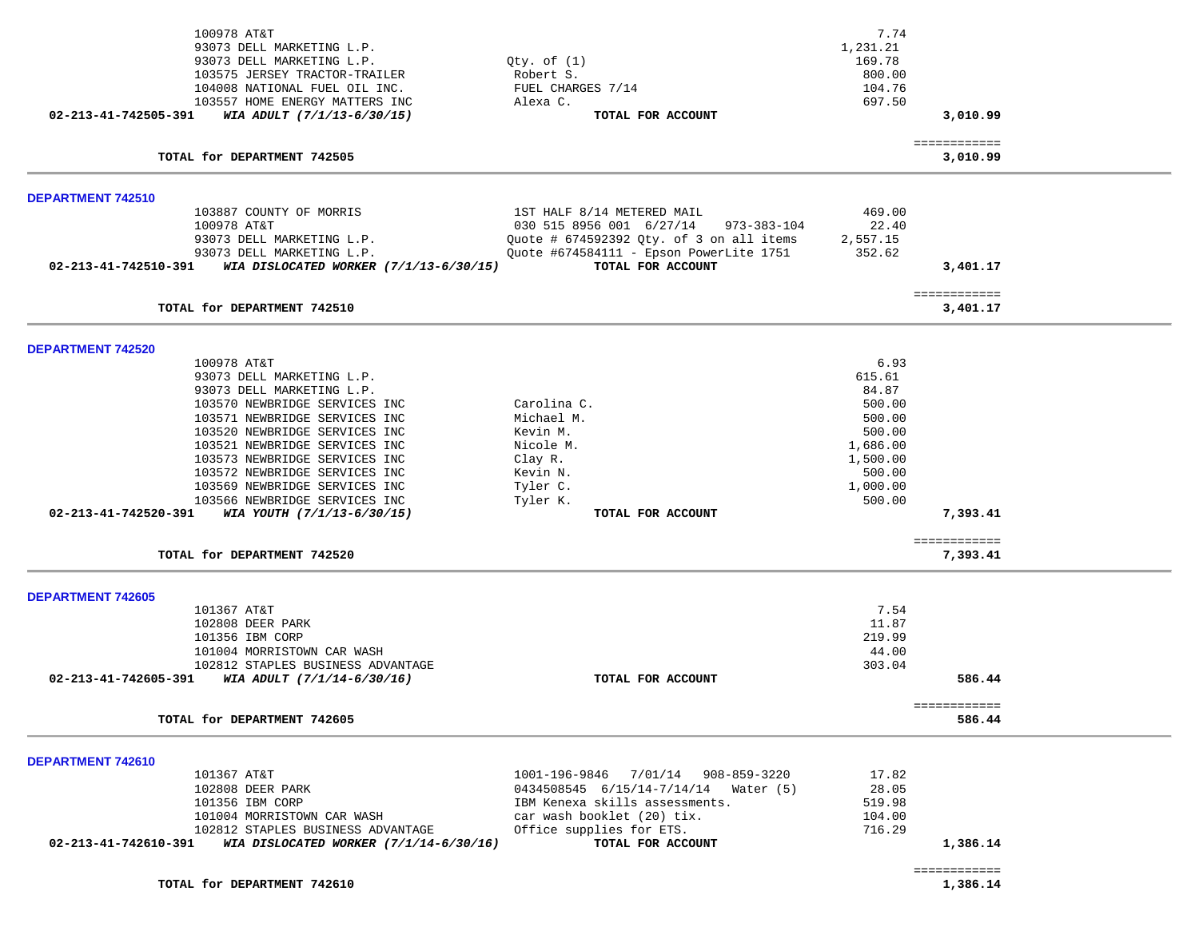| Vendor | Description | Amount | Total |
|---|---|---|---|
| 100978 AT&T | | 7.74 | |
| 93073 DELL MARKETING L.P. | | 1,231.21 | |
| 93073 DELL MARKETING L.P. | Qty. of (1) | 169.78 | |
| 103575 JERSEY TRACTOR-TRAILER | Robert S. | 800.00 | |
| 104008 NATIONAL FUEL OIL INC. | FUEL CHARGES 7/14 | 104.76 | |
| 103557 HOME ENERGY MATTERS INC | Alexa C. | 697.50 | |
| **02-213-41-742505-391** ***WIA ADULT (7/1/13-6/30/15)*** | **TOTAL FOR ACCOUNT** | | **3,010.99** |
| | | | ============ |
| **TOTAL for DEPARTMENT 742505** | | | **3,010.99** |

**DEPARTMENT 742510**

| Vendor | Description | Amount | Total |
|---|---|---|---|
| 103887 COUNTY OF MORRIS | 1ST HALF 8/14 METERED MAIL | 469.00 | |
| 100978 AT&T | 030 515 8956 001 6/27/14 973-383-104 | 22.40 | |
| 93073 DELL MARKETING L.P. | Quote # 674592392 Qty. of 3 on all items | 2,557.15 | |
| 93073 DELL MARKETING L.P. | Quote #674584111 - Epson PowerLite 1751 | 352.62 | |
| **02-213-41-742510-391** ***WIA DISLOCATED WORKER (7/1/13-6/30/15)*** | **TOTAL FOR ACCOUNT** | | **3,401.17** |
| | | | ============ |
| **TOTAL for DEPARTMENT 742510** | | | **3,401.17** |

**DEPARTMENT 742520**

| Vendor | Description | Amount | Total |
|---|---|---|---|
| 100978 AT&T | | 6.93 | |
| 93073 DELL MARKETING L.P. | | 615.61 | |
| 93073 DELL MARKETING L.P. | | 84.87 | |
| 103570 NEWBRIDGE SERVICES INC | Carolina C. | 500.00 | |
| 103571 NEWBRIDGE SERVICES INC | Michael M. | 500.00 | |
| 103520 NEWBRIDGE SERVICES INC | Kevin M. | 500.00 | |
| 103521 NEWBRIDGE SERVICES INC | Nicole M. | 1,686.00 | |
| 103573 NEWBRIDGE SERVICES INC | Clay R. | 1,500.00 | |
| 103572 NEWBRIDGE SERVICES INC | Kevin N. | 500.00 | |
| 103569 NEWBRIDGE SERVICES INC | Tyler C. | 1,000.00 | |
| 103566 NEWBRIDGE SERVICES INC | Tyler K. | 500.00 | |
| **02-213-41-742520-391** ***WIA YOUTH (7/1/13-6/30/15)*** | **TOTAL FOR ACCOUNT** | | **7,393.41** |
| | | | ============ |
| **TOTAL for DEPARTMENT 742520** | | | **7,393.41** |

**DEPARTMENT 742605**

| Vendor | Description | Amount | Total |
|---|---|---|---|
| 101367 AT&T | | 7.54 | |
| 102808 DEER PARK | | 11.87 | |
| 101356 IBM CORP | | 219.99 | |
| 101004 MORRISTOWN CAR WASH | | 44.00 | |
| 102812 STAPLES BUSINESS ADVANTAGE | | 303.04 | |
| **02-213-41-742605-391** ***WIA ADULT (7/1/14-6/30/16)*** | **TOTAL FOR ACCOUNT** | | **586.44** |
| | | | ============ |
| **TOTAL for DEPARTMENT 742605** | | | **586.44** |

**DEPARTMENT 742610**

| Vendor | Description | Amount | Total |
|---|---|---|---|
| 101367 AT&T | 1001-196-9846 7/01/14 908-859-3220 | 17.82 | |
| 102808 DEER PARK | 0434508545 6/15/14-7/14/14 Water (5) | 28.05 | |
| 101356 IBM CORP | IBM Kenexa skills assessments. | 519.98 | |
| 101004 MORRISTOWN CAR WASH | car wash booklet (20) tix. | 104.00 | |
| 102812 STAPLES BUSINESS ADVANTAGE | Office supplies for ETS. | 716.29 | |
| **02-213-41-742610-391** ***WIA DISLOCATED WORKER (7/1/14-6/30/16)*** | **TOTAL FOR ACCOUNT** | | **1,386.14** |
| | | | ============ |
| **TOTAL for DEPARTMENT 742610** | | | **1,386.14** |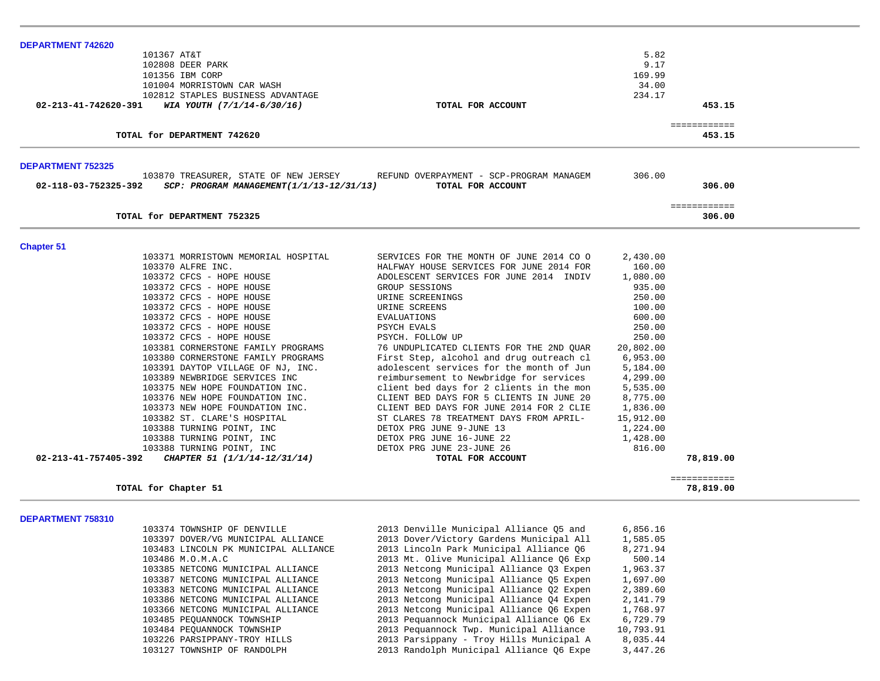**DEPARTMENT 742620**

| | | | | |
|---|---|---|---|---|
| | 101367 AT&T | | 5.82 | |
| | 102808 DEER PARK | | 9.17 | |
| | 101356 IBM CORP | | 169.99 | |
| | 101004 MORRISTOWN CAR WASH | | 34.00 | |
| | 102812 STAPLES BUSINESS ADVANTAGE | | 234.17 | |
| 02-213-41-742620-391 | ***WIA YOUTH (7/1/14-6/30/16)*** | **TOTAL FOR ACCOUNT** | | **453.15** |

| | |
|---|---|
| **TOTAL for DEPARTMENT 742620** | ============ **453.15** |

**DEPARTMENT 752325**

| | | | | |
|---|---|---|---|---|
| | 103870 TREASURER, STATE OF NEW JERSEY | REFUND OVERPAYMENT - SCP-PROGRAM MANAGEM | 306.00 | |
| 02-118-03-752325-392 | ***SCP: PROGRAM MANAGEMENT(1/1/13-12/31/13)*** | **TOTAL FOR ACCOUNT** | | **306.00** |

| | |
|---|---|
| **TOTAL for DEPARTMENT 752325** | ============ **306.00** |

**Chapter 51**

| | | | | |
|---|---|---|---|---|
| | 103371 MORRISTOWN MEMORIAL HOSPITAL | SERVICES FOR THE MONTH OF JUNE 2014 CO O | 2,430.00 | |
| | 103370 ALFRE INC. | HALFWAY HOUSE SERVICES FOR JUNE 2014 FOR | 160.00 | |
| | 103372 CFCS - HOPE HOUSE | ADOLESCENT SERVICES FOR JUNE 2014 INDIV | 1,080.00 | |
| | 103372 CFCS - HOPE HOUSE | GROUP SESSIONS | 935.00 | |
| | 103372 CFCS - HOPE HOUSE | URINE SCREENINGS | 250.00 | |
| | 103372 CFCS - HOPE HOUSE | URINE SCREENS | 100.00 | |
| | 103372 CFCS - HOPE HOUSE | EVALUATIONS | 600.00 | |
| | 103372 CFCS - HOPE HOUSE | PSYCH EVALS | 250.00 | |
| | 103372 CFCS - HOPE HOUSE | PSYCH. FOLLOW UP | 250.00 | |
| | 103381 CORNERSTONE FAMILY PROGRAMS | 76 UNDUPLICATED CLIENTS FOR THE 2ND QUAR | 20,802.00 | |
| | 103380 CORNERSTONE FAMILY PROGRAMS | First Step, alcohol and drug outreach cl | 6,953.00 | |
| | 103391 DAYTOP VILLAGE OF NJ, INC. | adolescent services for the month of Jun | 5,184.00 | |
| | 103389 NEWBRIDGE SERVICES INC | reimbursement to Newbridge for services | 4,299.00 | |
| | 103375 NEW HOPE FOUNDATION INC. | client bed days for 2 clients in the mon | 5,535.00 | |
| | 103376 NEW HOPE FOUNDATION INC. | CLIENT BED DAYS FOR 5 CLIENTS IN JUNE 20 | 8,775.00 | |
| | 103373 NEW HOPE FOUNDATION INC. | CLIENT BED DAYS FOR JUNE 2014 FOR 2 CLIE | 1,836.00 | |
| | 103382 ST. CLARE'S HOSPITAL | ST CLARES 78 TREATMENT DAYS FROM APRIL- | 15,912.00 | |
| | 103388 TURNING POINT, INC | DETOX PRG JUNE 9-JUNE 13 | 1,224.00 | |
| | 103388 TURNING POINT, INC | DETOX PRG JUNE 16-JUNE 22 | 1,428.00 | |
| | 103388 TURNING POINT, INC | DETOX PRG JUNE 23-JUNE 26 | 816.00 | |
| 02-213-41-757405-392 | ***CHAPTER 51 (1/1/14-12/31/14)*** | **TOTAL FOR ACCOUNT** | | **78,819.00** |

| | |
|---|---|
| **TOTAL for Chapter 51** | ============ **78,819.00** |

**DEPARTMENT 758310**

| | | | |
|---|---|---|---|
| | 103374 TOWNSHIP OF DENVILLE | 2013 Denville Municipal Alliance Q5 and | 6,856.16 |
| | 103397 DOVER/VG MUNICIPAL ALLIANCE | 2013 Dover/Victory Gardens Municipal All | 1,585.05 |
| | 103483 LINCOLN PK MUNICIPAL ALLIANCE | 2013 Lincoln Park Municipal Alliance Q6 | 8,271.94 |
| | 103486 M.O.M.A.C | 2013 Mt. Olive Municipal Alliance Q6 Exp | 500.14 |
| | 103385 NETCONG MUNICIPAL ALLIANCE | 2013 Netcong Municipal Alliance Q3 Expen | 1,963.37 |
| | 103387 NETCONG MUNICIPAL ALLIANCE | 2013 Netcong Municipal Alliance Q5 Expen | 1,697.00 |
| | 103383 NETCONG MUNICIPAL ALLIANCE | 2013 Netcong Municipal Alliance Q2 Expen | 2,389.60 |
| | 103386 NETCONG MUNICIPAL ALLIANCE | 2013 Netcong Municipal Alliance Q4 Expen | 2,141.79 |
| | 103366 NETCONG MUNICIPAL ALLIANCE | 2013 Netcong Municipal Alliance Q6 Expen | 1,768.97 |
| | 103485 PEQUANNOCK TOWNSHIP | 2013 Pequannock Municipal Alliance Q6 Ex | 6,729.79 |
| | 103484 PEQUANNOCK TOWNSHIP | 2013 Pequannock Twp. Municipal Alliance | 10,793.91 |
| | 103226 PARSIPPANY-TROY HILLS | 2013 Parsippany - Troy Hills Municipal A | 8,035.44 |
| | 103127 TOWNSHIP OF RANDOLPH | 2013 Randolph Municipal Alliance Q6 Expe | 3,447.26 |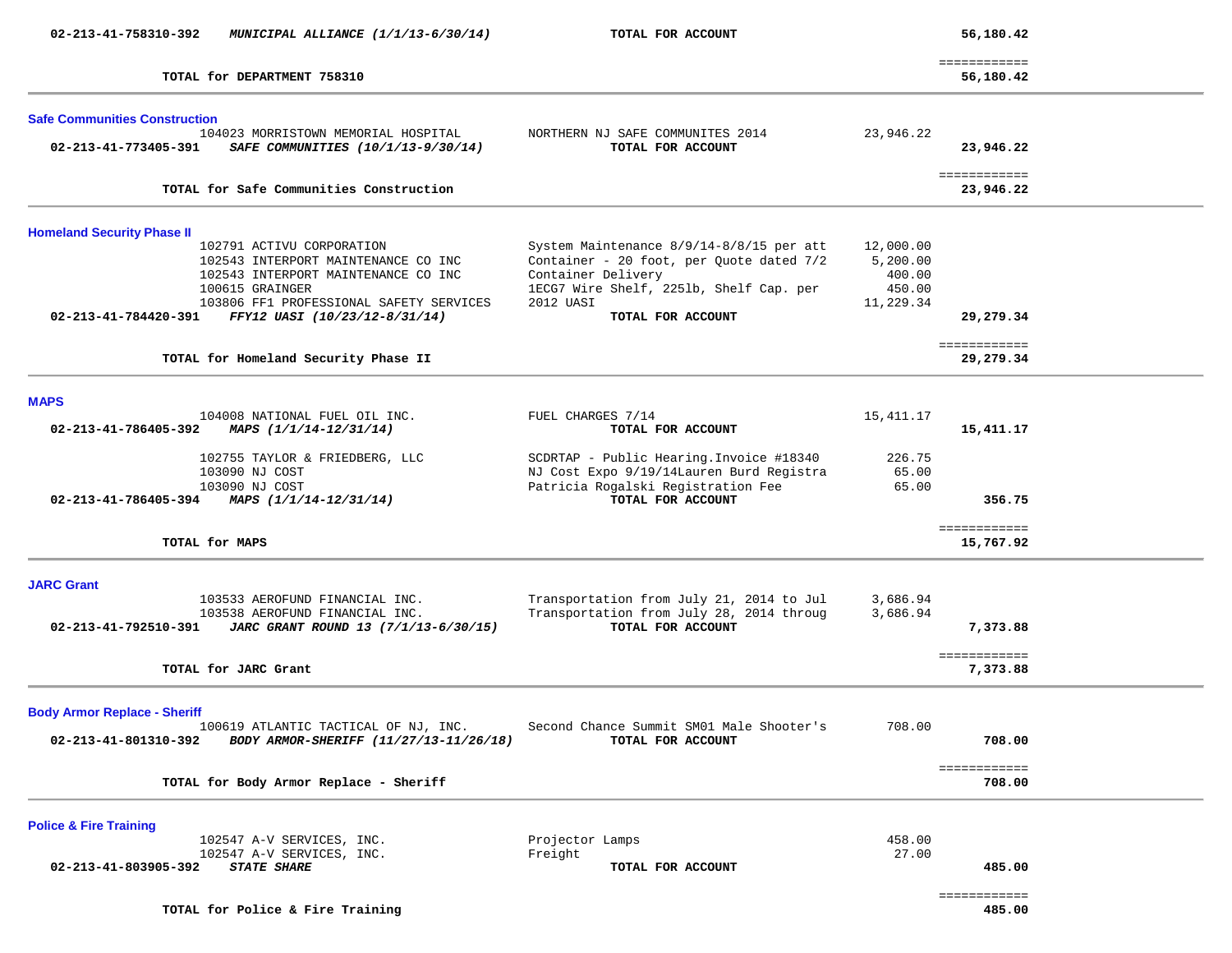| | | | | |
|---|---|---|---|---|
| 02-213-41-758310-392 | *MUNICIPAL ALLIANCE (1/1/13-6/30/14)* | **TOTAL FOR ACCOUNT** | | **56,180.42** |
| | **TOTAL for DEPARTMENT 758310** | | | ============ **56,180.42** |

## Safe Communities Construction

| | | | | |
|---|---|---|---|---|
| | 104023 MORRISTOWN MEMORIAL HOSPITAL | NORTHERN NJ SAFE COMMUNITES 2014 | 23,946.22 | |
| **02-213-41-773405-391** | ***SAFE COMMUNITIES (10/1/13-9/30/14)*** | **TOTAL FOR ACCOUNT** | | **23,946.22** |
| | **TOTAL for Safe Communities Construction** | | | ============ **23,946.22** |

## Homeland Security Phase II

| | | | | |
|---|---|---|---|---|
| | 102791 ACTIVU CORPORATION | System Maintenance 8/9/14-8/8/15 per att | 12,000.00 | |
| | 102543 INTERPORT MAINTENANCE CO INC | Container - 20 foot, per Quote dated 7/2 | 5,200.00 | |
| | 102543 INTERPORT MAINTENANCE CO INC | Container Delivery | 400.00 | |
| | 100615 GRAINGER | 1ECG7 Wire Shelf, 225lb, Shelf Cap. per | 450.00 | |
| | 103806 FF1 PROFESSIONAL SAFETY SERVICES | 2012 UASI | 11,229.34 | |
| **02-213-41-784420-391** | ***FFY12 UASI (10/23/12-8/31/14)*** | **TOTAL FOR ACCOUNT** | | **29,279.34** |
| | **TOTAL for Homeland Security Phase II** | | | ============ **29,279.34** |

## MAPS

| | | | | |
|---|---|---|---|---|
| | 104008 NATIONAL FUEL OIL INC. | FUEL CHARGES 7/14 | 15,411.17 | |
| **02-213-41-786405-392** | ***MAPS (1/1/14-12/31/14)*** | **TOTAL FOR ACCOUNT** | | **15,411.17** |
| | 102755 TAYLOR & FRIEDBERG, LLC | SCDRTAP - Public Hearing.Invoice #18340 | 226.75 | |
| | 103090 NJ COST | NJ Cost Expo 9/19/14Lauren Burd Registra | 65.00 | |
| | 103090 NJ COST | Patricia Rogalski Registration Fee | 65.00 | |
| **02-213-41-786405-394** | ***MAPS (1/1/14-12/31/14)*** | **TOTAL FOR ACCOUNT** | | **356.75** |
| | **TOTAL for MAPS** | | | ============ **15,767.92** |

## JARC Grant

| | | | | |
|---|---|---|---|---|
| | 103533 AEROFUND FINANCIAL INC. | Transportation from July 21, 2014 to Jul | 3,686.94 | |
| | 103538 AEROFUND FINANCIAL INC. | Transportation from July 28, 2014 throug | 3,686.94 | |
| **02-213-41-792510-391** | ***JARC GRANT ROUND 13 (7/1/13-6/30/15)*** | **TOTAL FOR ACCOUNT** | | **7,373.88** |
| | **TOTAL for JARC Grant** | | | ============ **7,373.88** |

## Body Armor Replace - Sheriff

| | | | | |
|---|---|---|---|---|
| | 100619 ATLANTIC TACTICAL OF NJ, INC. | Second Chance Summit SM01 Male Shooter's | 708.00 | |
| **02-213-41-801310-392** | ***BODY ARMOR-SHERIFF (11/27/13-11/26/18)*** | **TOTAL FOR ACCOUNT** | | **708.00** |
| | **TOTAL for Body Armor Replace - Sheriff** | | | ============ **708.00** |

## Police & Fire Training

| | | | | |
|---|---|---|---|---|
| | 102547 A-V SERVICES, INC. | Projector Lamps | 458.00 | |
| | 102547 A-V SERVICES, INC. | Freight | 27.00 | |
| **02-213-41-803905-392** | ***STATE SHARE*** | **TOTAL FOR ACCOUNT** | | **485.00** |
| | **TOTAL for Police & Fire Training** | | | ============ **485.00** |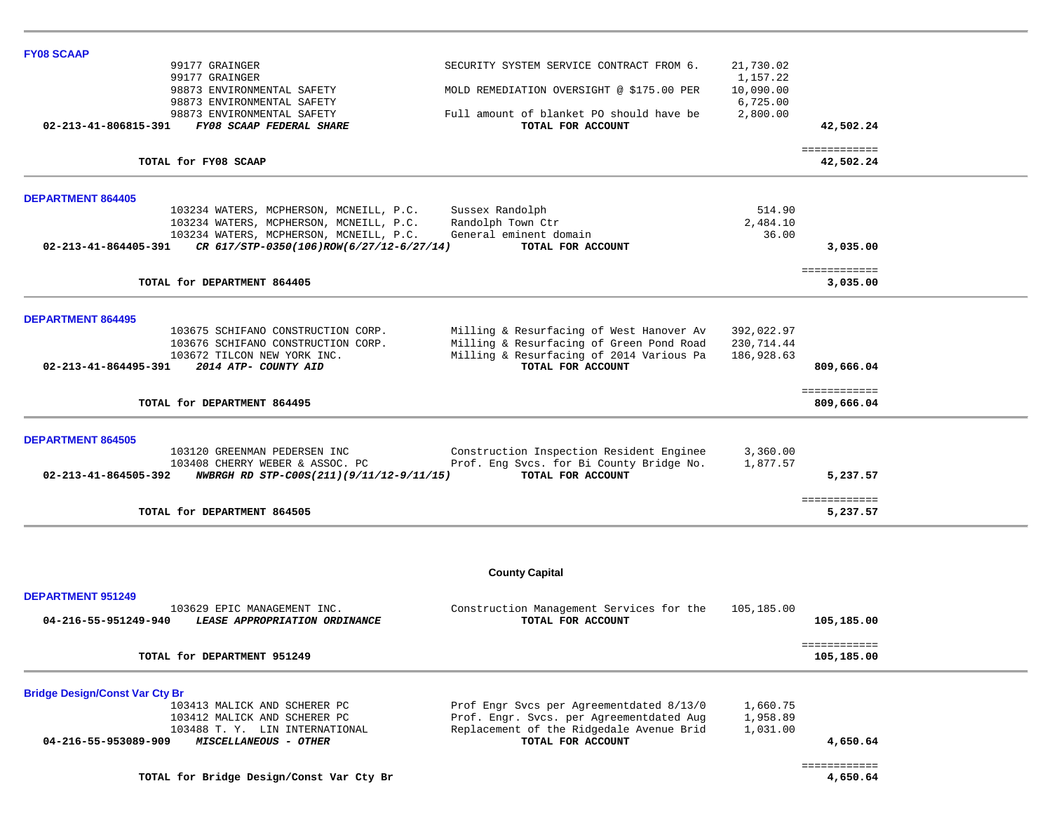**FY08 SCAAP**

| | | | | |
|---|---|---|---|---|
| | 99177 GRAINGER | SECURITY SYSTEM SERVICE CONTRACT FROM 6. | 21,730.02 | |
| | 99177 GRAINGER | | 1,157.22 | |
| | 98873 ENVIRONMENTAL SAFETY | MOLD REMEDIATION OVERSIGHT @ $175.00 PER | 10,090.00 | |
| | 98873 ENVIRONMENTAL SAFETY | | 6,725.00 | |
| | 98873 ENVIRONMENTAL SAFETY | Full amount of blanket PO should have be | 2,800.00 | |
| **02-213-41-806815-391** | ***FY08 SCAAP FEDERAL SHARE*** | **TOTAL FOR ACCOUNT** | | **42,502.24** |
| | | | | ============ |
| | **TOTAL for FY08 SCAAP** | | | **42,502.24** |

**DEPARTMENT 864405**

| | | | | |
|---|---|---|---|---|
| | 103234 WATERS, MCPHERSON, MCNEILL, P.C. | Sussex Randolph | 514.90 | |
| | 103234 WATERS, MCPHERSON, MCNEILL, P.C. | Randolph Town Ctr | 2,484.10 | |
| | 103234 WATERS, MCPHERSON, MCNEILL, P.C. | General eminent domain | 36.00 | |
| **02-213-41-864405-391** | ***CR 617/STP-0350(106)ROW(6/27/12-6/27/14)*** | **TOTAL FOR ACCOUNT** | | **3,035.00** |
| | | | | ============ |
| | **TOTAL for DEPARTMENT 864405** | | | **3,035.00** |

**DEPARTMENT 864495**

| | | | | |
|---|---|---|---|---|
| | 103675 SCHIFANO CONSTRUCTION CORP. | Milling & Resurfacing of West Hanover Av | 392,022.97 | |
| | 103676 SCHIFANO CONSTRUCTION CORP. | Milling & Resurfacing of Green Pond Road | 230,714.44 | |
| | 103672 TILCON NEW YORK INC. | Milling & Resurfacing of 2014 Various Pa | 186,928.63 | |
| **02-213-41-864495-391** | ***2014 ATP- COUNTY AID*** | **TOTAL FOR ACCOUNT** | | **809,666.04** |
| | | | | ============ |
| | **TOTAL for DEPARTMENT 864495** | | | **809,666.04** |

**DEPARTMENT 864505**

| | | | | |
|---|---|---|---|---|
| | 103120 GREENMAN PEDERSEN INC | Construction Inspection Resident Enginee | 3,360.00 | |
| | 103408 CHERRY WEBER & ASSOC. PC | Prof. Eng Svcs. for Bi County Bridge No. | 1,877.57 | |
| **02-213-41-864505-392** | ***NWBRGH RD STP-C00S(211)(9/11/12-9/11/15)*** | **TOTAL FOR ACCOUNT** | | **5,237.57** |
| | | | | ============ |
| | **TOTAL for DEPARTMENT 864505** | | | **5,237.57** |

**County Capital**

**DEPARTMENT 951249**

| | | | | |
|---|---|---|---|---|
| | 103629 EPIC MANAGEMENT INC. | Construction Management Services for the | 105,185.00 | |
| **04-216-55-951249-940** | ***LEASE APPROPRIATION ORDINANCE*** | **TOTAL FOR ACCOUNT** | | **105,185.00** |
| | | | | ============ |
| | **TOTAL for DEPARTMENT 951249** | | | **105,185.00** |

**Bridge Design/Const Var Cty Br**

| | | | | |
|---|---|---|---|---|
| | 103413 MALICK AND SCHERER PC | Prof Engr Svcs per Agreementdated 8/13/0 | 1,660.75 | |
| | 103412 MALICK AND SCHERER PC | Prof. Engr. Svcs. per Agreementdated Aug | 1,958.89 | |
| | 103488 T. Y. LIN INTERNATIONAL | Replacement of the Ridgedale Avenue Brid | 1,031.00 | |
| **04-216-55-953089-909** | ***MISCELLANEOUS - OTHER*** | **TOTAL FOR ACCOUNT** | | **4,650.64** |
| | | | | ============ |
| | **TOTAL for Bridge Design/Const Var Cty Br** | | | **4,650.64** |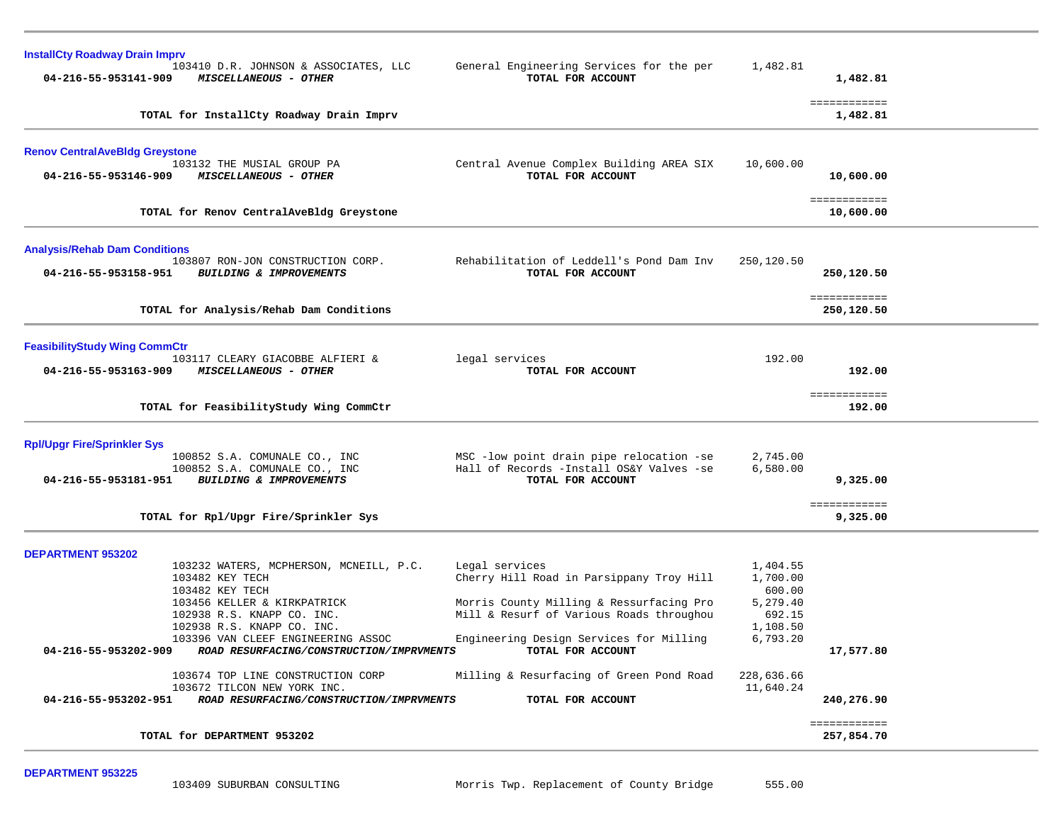### InstallCty Roadway Drain Imprv

| | | | | |
|---|---|---|---|---|
| | 103410 D.R. JOHNSON & ASSOCIATES, LLC | General Engineering Services for the per | 1,482.81 | |
| **04-216-55-953141-909** | ***MISCELLANEOUS - OTHER*** | **TOTAL FOR ACCOUNT** | | **1,482.81** |
| | | | | ============ |
| | **TOTAL for InstallCty Roadway Drain Imprv** | | | **1,482.81** |

### Renov CentralAveBldg Greystone

| | | | | |
|---|---|---|---|---|
| | 103132 THE MUSIAL GROUP PA | Central Avenue Complex Building AREA SIX | 10,600.00 | |
| **04-216-55-953146-909** | ***MISCELLANEOUS - OTHER*** | **TOTAL FOR ACCOUNT** | | **10,600.00** |
| | | | | ============ |
| | **TOTAL for Renov CentralAveBldg Greystone** | | | **10,600.00** |

### Analysis/Rehab Dam Conditions

| | | | | |
|---|---|---|---|---|
| | 103807 RON-JON CONSTRUCTION CORP. | Rehabilitation of Leddell's Pond Dam Inv | 250,120.50 | |
| **04-216-55-953158-951** | ***BUILDING & IMPROVEMENTS*** | **TOTAL FOR ACCOUNT** | | **250,120.50** |
| | | | | ============ |
| | **TOTAL for Analysis/Rehab Dam Conditions** | | | **250,120.50** |

### FeasibilityStudy Wing CommCtr

| | | | | |
|---|---|---|---|---|
| | 103117 CLEARY GIACOBBE ALFIERI & | legal services | 192.00 | |
| **04-216-55-953163-909** | ***MISCELLANEOUS - OTHER*** | **TOTAL FOR ACCOUNT** | | **192.00** |
| | | | | ============ |
| | **TOTAL for FeasibilityStudy Wing CommCtr** | | | **192.00** |

### Rpl/Upgr Fire/Sprinkler Sys

| | | | | |
|---|---|---|---|---|
| | 100852 S.A. COMUNALE CO., INC | MSC -low point drain pipe relocation -se | 2,745.00 | |
| | 100852 S.A. COMUNALE CO., INC | Hall of Records -Install OS&Y Valves -se | 6,580.00 | |
| **04-216-55-953181-951** | ***BUILDING & IMPROVEMENTS*** | **TOTAL FOR ACCOUNT** | | **9,325.00** |
| | | | | ============ |
| | **TOTAL for Rpl/Upgr Fire/Sprinkler Sys** | | | **9,325.00** |

### DEPARTMENT 953202

| | | | | |
|---|---|---|---|---|
| | 103232 WATERS, MCPHERSON, MCNEILL, P.C. | Legal services | 1,404.55 | |
| | 103482 KEY TECH | Cherry Hill Road in Parsippany Troy Hill | 1,700.00 | |
| | 103482 KEY TECH | | 600.00 | |
| | 103456 KELLER & KIRKPATRICK | Morris County Milling & Ressurfacing Pro | 5,279.40 | |
| | 102938 R.S. KNAPP CO. INC. | Mill & Resurf of Various Roads throughou | 692.15 | |
| | 102938 R.S. KNAPP CO. INC. | | 1,108.50 | |
| | 103396 VAN CLEEF ENGINEERING ASSOC | Engineering Design Services for Milling | 6,793.20 | |
| **04-216-55-953202-909** | ***ROAD RESURFACING/CONSTRUCTION/IMPRVMENTS*** | **TOTAL FOR ACCOUNT** | | **17,577.80** |
| | 103674 TOP LINE CONSTRUCTION CORP | Milling & Resurfacing of Green Pond Road | 228,636.66 | |
| | 103672 TILCON NEW YORK INC. | | 11,640.24 | |
| **04-216-55-953202-951** | ***ROAD RESURFACING/CONSTRUCTION/IMPRVMENTS*** | **TOTAL FOR ACCOUNT** | | **240,276.90** |
| | | | | ============ |
| | **TOTAL for DEPARTMENT 953202** | | | **257,854.70** |

### DEPARTMENT 953225

| | | | | |
|---|---|---|---|---|
| | 103409 SUBURBAN CONSULTING | Morris Twp. Replacement of County Bridge | 555.00 | |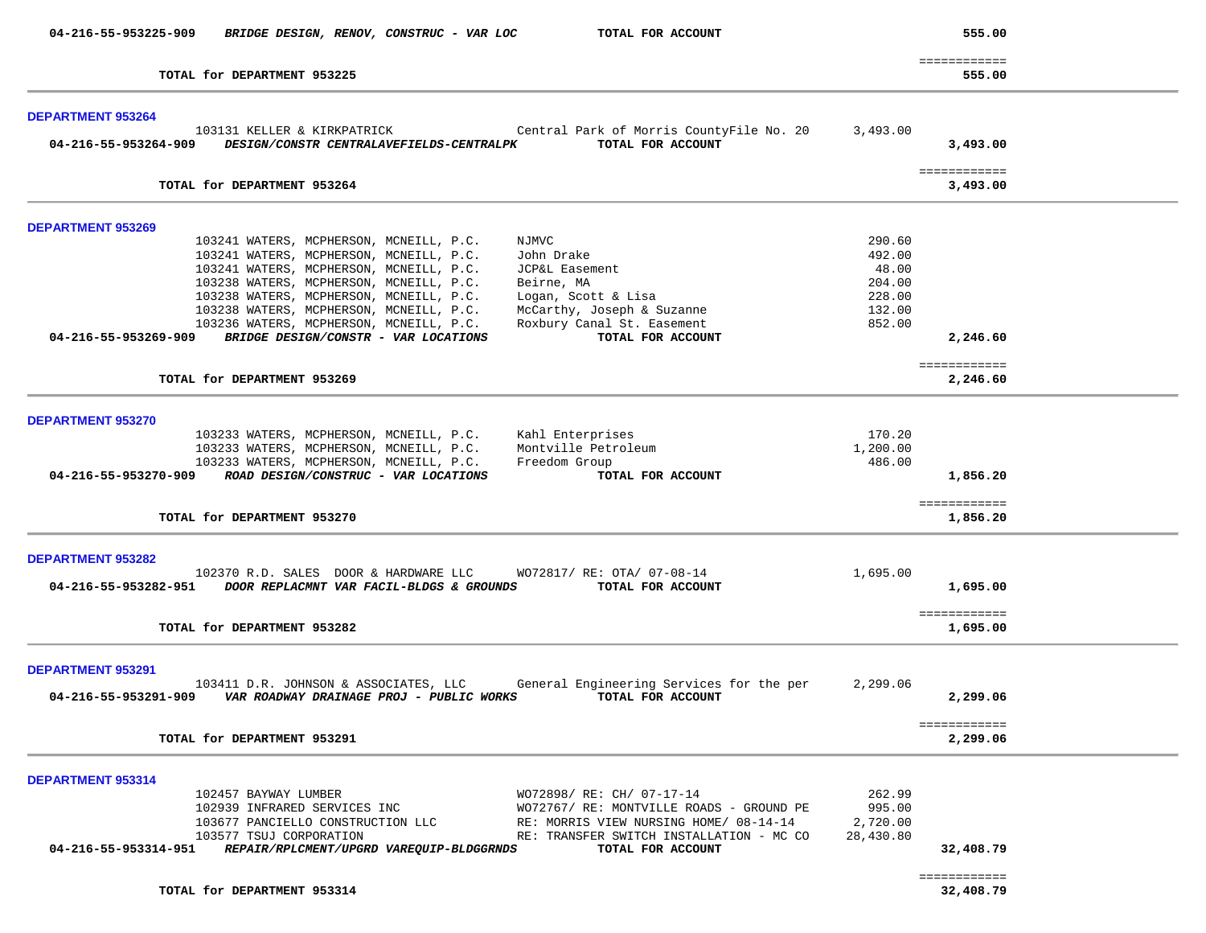**04-216-55-953225-909** ***BRIDGE DESIGN, RENOV, CONSTRUC - VAR LOC*** **TOTAL FOR ACCOUNT** **555.00**

============

**TOTAL for DEPARTMENT 953225** **555.00**

---

**DEPARTMENT 953264**

| | | | | |
|---|---|---|---|---|
| 103131 KELLER & KIRKPATRICK | Central Park of Morris CountyFile No. 20 | 3,493.00 | | |
| **04-216-55-953264-909** | ***DESIGN/CONSTR CENTRALAVEFIELDS-CENTRALPK*** | **TOTAL FOR ACCOUNT** | | **3,493.00** |

============

**TOTAL for DEPARTMENT 953264** **3,493.00**

---

**DEPARTMENT 953269**

| | | | |
|---|---|---|---|
| 103241 WATERS, MCPHERSON, MCNEILL, P.C. | NJMVC | 290.60 | |
| 103241 WATERS, MCPHERSON, MCNEILL, P.C. | John Drake | 492.00 | |
| 103241 WATERS, MCPHERSON, MCNEILL, P.C. | JCP&L Easement | 48.00 | |
| 103238 WATERS, MCPHERSON, MCNEILL, P.C. | Beirne, MA | 204.00 | |
| 103238 WATERS, MCPHERSON, MCNEILL, P.C. | Logan, Scott & Lisa | 228.00 | |
| 103238 WATERS, MCPHERSON, MCNEILL, P.C. | McCarthy, Joseph & Suzanne | 132.00 | |
| 103236 WATERS, MCPHERSON, MCNEILL, P.C. | Roxbury Canal St. Easement | 852.00 | |
| **04-216-55-953269-909** ***BRIDGE DESIGN/CONSTR - VAR LOCATIONS*** | **TOTAL FOR ACCOUNT** | | **2,246.60** |

============

**TOTAL for DEPARTMENT 953269** **2,246.60**

---

**DEPARTMENT 953270**

| | | | |
|---|---|---|---|
| 103233 WATERS, MCPHERSON, MCNEILL, P.C. | Kahl Enterprises | 170.20 | |
| 103233 WATERS, MCPHERSON, MCNEILL, P.C. | Montville Petroleum | 1,200.00 | |
| 103233 WATERS, MCPHERSON, MCNEILL, P.C. | Freedom Group | 486.00 | |
| **04-216-55-953270-909** ***ROAD DESIGN/CONSTRUC - VAR LOCATIONS*** | **TOTAL FOR ACCOUNT** | | **1,856.20** |

============

**TOTAL for DEPARTMENT 953270** **1,856.20**

---

**DEPARTMENT 953282**

| | | | |
|---|---|---|---|
| 102370 R.D. SALES DOOR & HARDWARE LLC | WO72817/ RE: OTA/ 07-08-14 | 1,695.00 | |
| **04-216-55-953282-951** ***DOOR REPLACMNT VAR FACIL-BLDGS & GROUNDS*** | **TOTAL FOR ACCOUNT** | | **1,695.00** |

============

**TOTAL for DEPARTMENT 953282** **1,695.00**

---

**DEPARTMENT 953291**

| | | | |
|---|---|---|---|
| 103411 D.R. JOHNSON & ASSOCIATES, LLC | General Engineering Services for the per | 2,299.06 | |
| **04-216-55-953291-909** ***VAR ROADWAY DRAINAGE PROJ - PUBLIC WORKS*** | **TOTAL FOR ACCOUNT** | | **2,299.06** |

============

**TOTAL for DEPARTMENT 953291** **2,299.06**

---

**DEPARTMENT 953314**

| | | | |
|---|---|---|---|
| 102457 BAYWAY LUMBER | WO72898/ RE: CH/ 07-17-14 | 262.99 | |
| 102939 INFRARED SERVICES INC | WO72767/ RE: MONTVILLE ROADS - GROUND PE | 995.00 | |
| 103677 PANCIELLO CONSTRUCTION LLC | RE: MORRIS VIEW NURSING HOME/ 08-14-14 | 2,720.00 | |
| 103577 TSUJ CORPORATION | RE: TRANSFER SWITCH INSTALLATION - MC CO | 28,430.80 | |
| **04-216-55-953314-951** ***REPAIR/RPLCMENT/UPGRD VAREQUIP-BLDGGRNDS*** | **TOTAL FOR ACCOUNT** | | **32,408.79** |

============

**TOTAL for DEPARTMENT 953314** **32,408.79**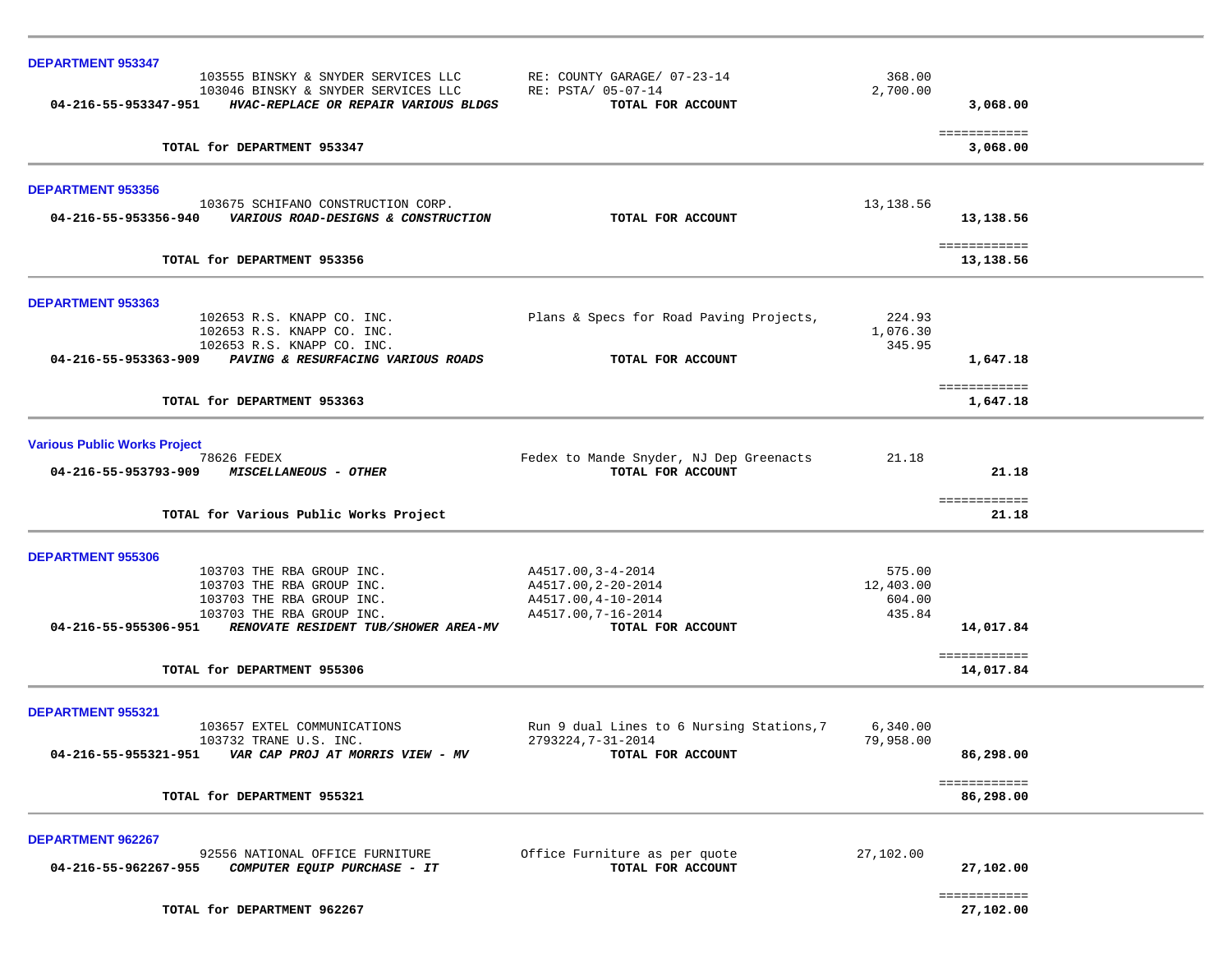**DEPARTMENT 953347**

| | | | | |
|---|---|---|---|---|
| | 103555 BINSKY & SNYDER SERVICES LLC | RE: COUNTY GARAGE/ 07-23-14 | 368.00 | |
| | 103046 BINSKY & SNYDER SERVICES LLC | RE: PSTA/ 05-07-14 | 2,700.00 | |
| **04-216-55-953347-951** | ***HVAC-REPLACE OR REPAIR VARIOUS BLDGS*** | **TOTAL FOR ACCOUNT** | | **3,068.00** |

**TOTAL for DEPARTMENT 953347** ============ **3,068.00**

**DEPARTMENT 953356**

| | | | | |
|---|---|---|---|---|
| | 103675 SCHIFANO CONSTRUCTION CORP. | | 13,138.56 | |
| **04-216-55-953356-940** | ***VARIOUS ROAD-DESIGNS & CONSTRUCTION*** | **TOTAL FOR ACCOUNT** | | **13,138.56** |

**TOTAL for DEPARTMENT 953356** ============ **13,138.56**

**DEPARTMENT 953363**

| | | | | |
|---|---|---|---|---|
| | 102653 R.S. KNAPP CO. INC. | Plans & Specs for Road Paving Projects, | 224.93 | |
| | 102653 R.S. KNAPP CO. INC. | | 1,076.30 | |
| | 102653 R.S. KNAPP CO. INC. | | 345.95 | |
| **04-216-55-953363-909** | ***PAVING & RESURFACING VARIOUS ROADS*** | **TOTAL FOR ACCOUNT** | | **1,647.18** |

**TOTAL for DEPARTMENT 953363** ============ **1,647.18**

**Various Public Works Project**

| | | | | |
|---|---|---|---|---|
| | 78626 FEDEX | Fedex to Mande Snyder, NJ Dep Greenacts | 21.18 | |
| **04-216-55-953793-909** | ***MISCELLANEOUS - OTHER*** | **TOTAL FOR ACCOUNT** | | **21.18** |

**TOTAL for Various Public Works Project** ============ **21.18**

**DEPARTMENT 955306**

| | | | | |
|---|---|---|---|---|
| | 103703 THE RBA GROUP INC. | A4517.00,3-4-2014 | 575.00 | |
| | 103703 THE RBA GROUP INC. | A4517.00,2-20-2014 | 12,403.00 | |
| | 103703 THE RBA GROUP INC. | A4517.00,4-10-2014 | 604.00 | |
| | 103703 THE RBA GROUP INC. | A4517.00,7-16-2014 | 435.84 | |
| **04-216-55-955306-951** | ***RENOVATE RESIDENT TUB/SHOWER AREA-MV*** | **TOTAL FOR ACCOUNT** | | **14,017.84** |

**TOTAL for DEPARTMENT 955306** ============ **14,017.84**

**DEPARTMENT 955321**

| | | | | |
|---|---|---|---|---|
| | 103657 EXTEL COMMUNICATIONS | Run 9 dual Lines to 6 Nursing Stations,7 | 6,340.00 | |
| | 103732 TRANE U.S. INC. | 2793224,7-31-2014 | 79,958.00 | |
| **04-216-55-955321-951** | ***VAR CAP PROJ AT MORRIS VIEW - MV*** | **TOTAL FOR ACCOUNT** | | **86,298.00** |

**TOTAL for DEPARTMENT 955321** ============ **86,298.00**

**DEPARTMENT 962267**

| | | | | |
|---|---|---|---|---|
| | 92556 NATIONAL OFFICE FURNITURE | Office Furniture as per quote | 27,102.00 | |
| **04-216-55-962267-955** | ***COMPUTER EQUIP PURCHASE - IT*** | **TOTAL FOR ACCOUNT** | | **27,102.00** |

**TOTAL for DEPARTMENT 962267** ============ **27,102.00**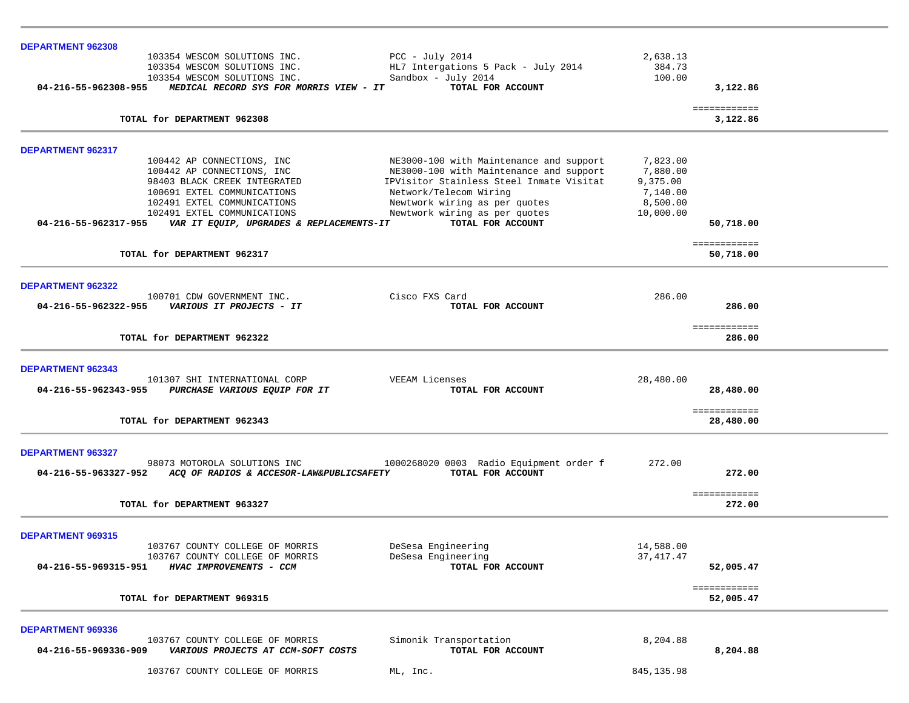**DEPARTMENT 962308**

| | | | | |
|---|---|---|---|---|
| | 103354 WESCOM SOLUTIONS INC. | PCC - July 2014 | 2,638.13 | |
| | 103354 WESCOM SOLUTIONS INC. | HL7 Intergations 5 Pack - July 2014 | 384.73 | |
| | 103354 WESCOM SOLUTIONS INC. | Sandbox - July 2014 | 100.00 | |
| **04-216-55-962308-955** | ***MEDICAL RECORD SYS FOR MORRIS VIEW - IT*** | **TOTAL FOR ACCOUNT** | | **3,122.86** |
| | | | | ============ |
| | **TOTAL for DEPARTMENT 962308** | | | **3,122.86** |

**DEPARTMENT 962317**

| | | | | |
|---|---|---|---|---|
| | 100442 AP CONNECTIONS, INC | NE3000-100 with Maintenance and support | 7,823.00 | |
| | 100442 AP CONNECTIONS, INC | NE3000-100 with Maintenance and support | 7,880.00 | |
| | 98403 BLACK CREEK INTEGRATED | IPVisitor Stainless Steel Inmate Visitat | 9,375.00 | |
| | 100691 EXTEL COMMUNICATIONS | Network/Telecom Wiring | 7,140.00 | |
| | 102491 EXTEL COMMUNICATIONS | Newtwork wiring as per quotes | 8,500.00 | |
| | 102491 EXTEL COMMUNICATIONS | Newtwork wiring as per quotes | 10,000.00 | |
| **04-216-55-962317-955** | ***VAR IT EQUIP, UPGRADES & REPLACEMENTS-IT*** | **TOTAL FOR ACCOUNT** | | **50,718.00** |
| | | | | ============ |
| | **TOTAL for DEPARTMENT 962317** | | | **50,718.00** |

**DEPARTMENT 962322**

| | | | | |
|---|---|---|---|---|
| | 100701 CDW GOVERNMENT INC. | Cisco FXS Card | 286.00 | |
| **04-216-55-962322-955** | ***VARIOUS IT PROJECTS - IT*** | **TOTAL FOR ACCOUNT** | | **286.00** |
| | | | | ============ |
| | **TOTAL for DEPARTMENT 962322** | | | **286.00** |

**DEPARTMENT 962343**

| | | | | |
|---|---|---|---|---|
| | 101307 SHI INTERNATIONAL CORP | VEEAM Licenses | 28,480.00 | |
| **04-216-55-962343-955** | ***PURCHASE VARIOUS EQUIP FOR IT*** | **TOTAL FOR ACCOUNT** | | **28,480.00** |
| | | | | ============ |
| | **TOTAL for DEPARTMENT 962343** | | | **28,480.00** |

**DEPARTMENT 963327**

| | | | | |
|---|---|---|---|---|
| | 98073 MOTOROLA SOLUTIONS INC | 1000268020 0003 Radio Equipment order f | 272.00 | |
| **04-216-55-963327-952** | ***ACQ OF RADIOS & ACCESOR-LAW&PUBLICSAFETY*** | **TOTAL FOR ACCOUNT** | | **272.00** |
| | | | | ============ |
| | **TOTAL for DEPARTMENT 963327** | | | **272.00** |

**DEPARTMENT 969315**

| | | | | |
|---|---|---|---|---|
| | 103767 COUNTY COLLEGE OF MORRIS | DeSesa Engineering | 14,588.00 | |
| | 103767 COUNTY COLLEGE OF MORRIS | DeSesa Engineering | 37,417.47 | |
| **04-216-55-969315-951** | ***HVAC IMPROVEMENTS - CCM*** | **TOTAL FOR ACCOUNT** | | **52,005.47** |
| | | | | ============ |
| | **TOTAL for DEPARTMENT 969315** | | | **52,005.47** |

**DEPARTMENT 969336**

| | | | | |
|---|---|---|---|---|
| | 103767 COUNTY COLLEGE OF MORRIS | Simonik Transportation | 8,204.88 | |
| **04-216-55-969336-909** | ***VARIOUS PROJECTS AT CCM-SOFT COSTS*** | **TOTAL FOR ACCOUNT** | | **8,204.88** |
| | 103767 COUNTY COLLEGE OF MORRIS | ML, Inc. | 845,135.98 | |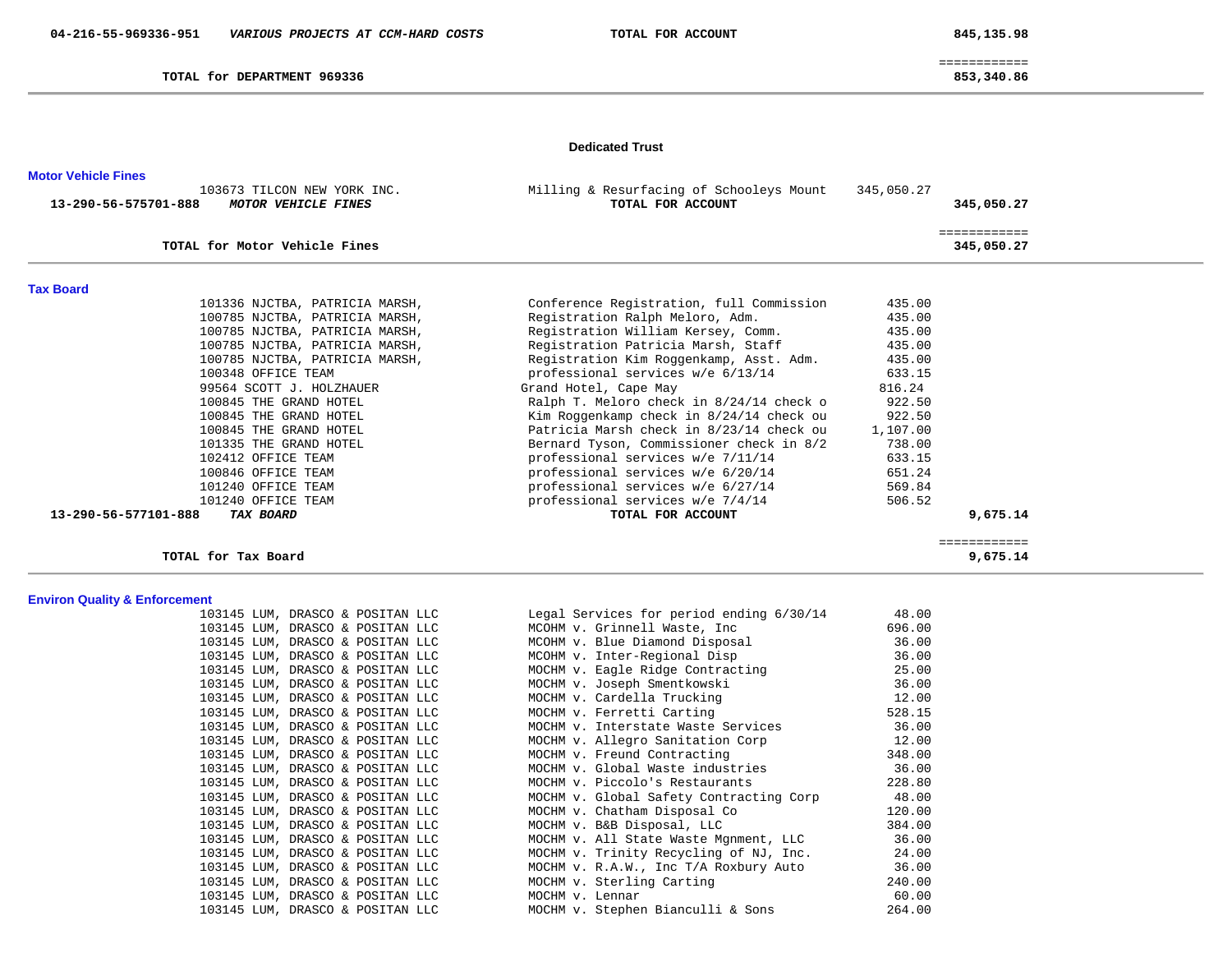| | | | | |
|---|---|---|---|---|
| 04-216-55-969336-951 | *VARIOUS PROJECTS AT CCM-HARD COSTS* | **TOTAL FOR ACCOUNT** | | **845,135.98** |
| | | | | ============ |
| | **TOTAL for DEPARTMENT 969336** | | | **853,340.86** |

## Dedicated Trust

### Motor Vehicle Fines

| | | | | |
|---|---|---|---|---|
| | 103673 TILCON NEW YORK INC. | Milling & Resurfacing of Schooleys Mount | 345,050.27 | |
| **13-290-56-575701-888** | ***MOTOR VEHICLE FINES*** | **TOTAL FOR ACCOUNT** | | **345,050.27** |
| | | | | ============ |
| | **TOTAL for Motor Vehicle Fines** | | | **345,050.27** |

### Tax Board

| | | | | |
|---|---|---|---|---|
| | 101336 NJCTBA, PATRICIA MARSH, | Conference Registration, full Commission | 435.00 | |
| | 100785 NJCTBA, PATRICIA MARSH, | Registration Ralph Meloro, Adm. | 435.00 | |
| | 100785 NJCTBA, PATRICIA MARSH, | Registration William Kersey, Comm. | 435.00 | |
| | 100785 NJCTBA, PATRICIA MARSH, | Registration Patricia Marsh, Staff | 435.00 | |
| | 100785 NJCTBA, PATRICIA MARSH, | Registration Kim Roggenkamp, Asst. Adm. | 435.00 | |
| | 100348 OFFICE TEAM | professional services w/e 6/13/14 | 633.15 | |
| | 99564 SCOTT J. HOLZHAUER | Grand Hotel, Cape May | 816.24 | |
| | 100845 THE GRAND HOTEL | Ralph T. Meloro check in 8/24/14 check o | 922.50 | |
| | 100845 THE GRAND HOTEL | Kim Roggenkamp check in 8/24/14 check ou | 922.50 | |
| | 100845 THE GRAND HOTEL | Patricia Marsh check in 8/23/14 check ou | 1,107.00 | |
| | 101335 THE GRAND HOTEL | Bernard Tyson, Commissioner check in 8/2 | 738.00 | |
| | 102412 OFFICE TEAM | professional services w/e 7/11/14 | 633.15 | |
| | 100846 OFFICE TEAM | professional services w/e 6/20/14 | 651.24 | |
| | 101240 OFFICE TEAM | professional services w/e 6/27/14 | 569.84 | |
| | 101240 OFFICE TEAM | professional services w/e 7/4/14 | 506.52 | |
| **13-290-56-577101-888** | ***TAX BOARD*** | **TOTAL FOR ACCOUNT** | | **9,675.14** |
| | | | | ============ |
| | **TOTAL for Tax Board** | | | **9,675.14** |

### Environ Quality & Enforcement

| | | | | |
|---|---|---|---|---|
| | 103145 LUM, DRASCO & POSITAN LLC | Legal Services for period ending 6/30/14 | 48.00 | |
| | 103145 LUM, DRASCO & POSITAN LLC | MCOHM v. Grinnell Waste, Inc | 696.00 | |
| | 103145 LUM, DRASCO & POSITAN LLC | MCOHM v. Blue Diamond Disposal | 36.00 | |
| | 103145 LUM, DRASCO & POSITAN LLC | MCOHM v. Inter-Regional Disp | 36.00 | |
| | 103145 LUM, DRASCO & POSITAN LLC | MOCHM v. Eagle Ridge Contracting | 25.00 | |
| | 103145 LUM, DRASCO & POSITAN LLC | MOCHM v. Joseph Smentkowski | 36.00 | |
| | 103145 LUM, DRASCO & POSITAN LLC | MOCHM v. Cardella Trucking | 12.00 | |
| | 103145 LUM, DRASCO & POSITAN LLC | MOCHM v. Ferretti Carting | 528.15 | |
| | 103145 LUM, DRASCO & POSITAN LLC | MOCHM v. Interstate Waste Services | 36.00 | |
| | 103145 LUM, DRASCO & POSITAN LLC | MOCHM v. Allegro Sanitation Corp | 12.00 | |
| | 103145 LUM, DRASCO & POSITAN LLC | MOCHM v. Freund Contracting | 348.00 | |
| | 103145 LUM, DRASCO & POSITAN LLC | MOCHM v. Global Waste industries | 36.00 | |
| | 103145 LUM, DRASCO & POSITAN LLC | MOCHM v. Piccolo's Restaurants | 228.80 | |
| | 103145 LUM, DRASCO & POSITAN LLC | MOCHM v. Global Safety Contracting Corp | 48.00 | |
| | 103145 LUM, DRASCO & POSITAN LLC | MOCHM v. Chatham Disposal Co | 120.00 | |
| | 103145 LUM, DRASCO & POSITAN LLC | MOCHM v. B&B Disposal, LLC | 384.00 | |
| | 103145 LUM, DRASCO & POSITAN LLC | MOCHM v. All State Waste Mgnment, LLC | 36.00 | |
| | 103145 LUM, DRASCO & POSITAN LLC | MOCHM v. Trinity Recycling of NJ, Inc. | 24.00 | |
| | 103145 LUM, DRASCO & POSITAN LLC | MOCHM v. R.A.W., Inc T/A Roxbury Auto | 36.00 | |
| | 103145 LUM, DRASCO & POSITAN LLC | MOCHM v. Sterling Carting | 240.00 | |
| | 103145 LUM, DRASCO & POSITAN LLC | MOCHM v. Lennar | 60.00 | |
| | 103145 LUM, DRASCO & POSITAN LLC | MOCHM v. Stephen Biancullli & Sons | 264.00 | |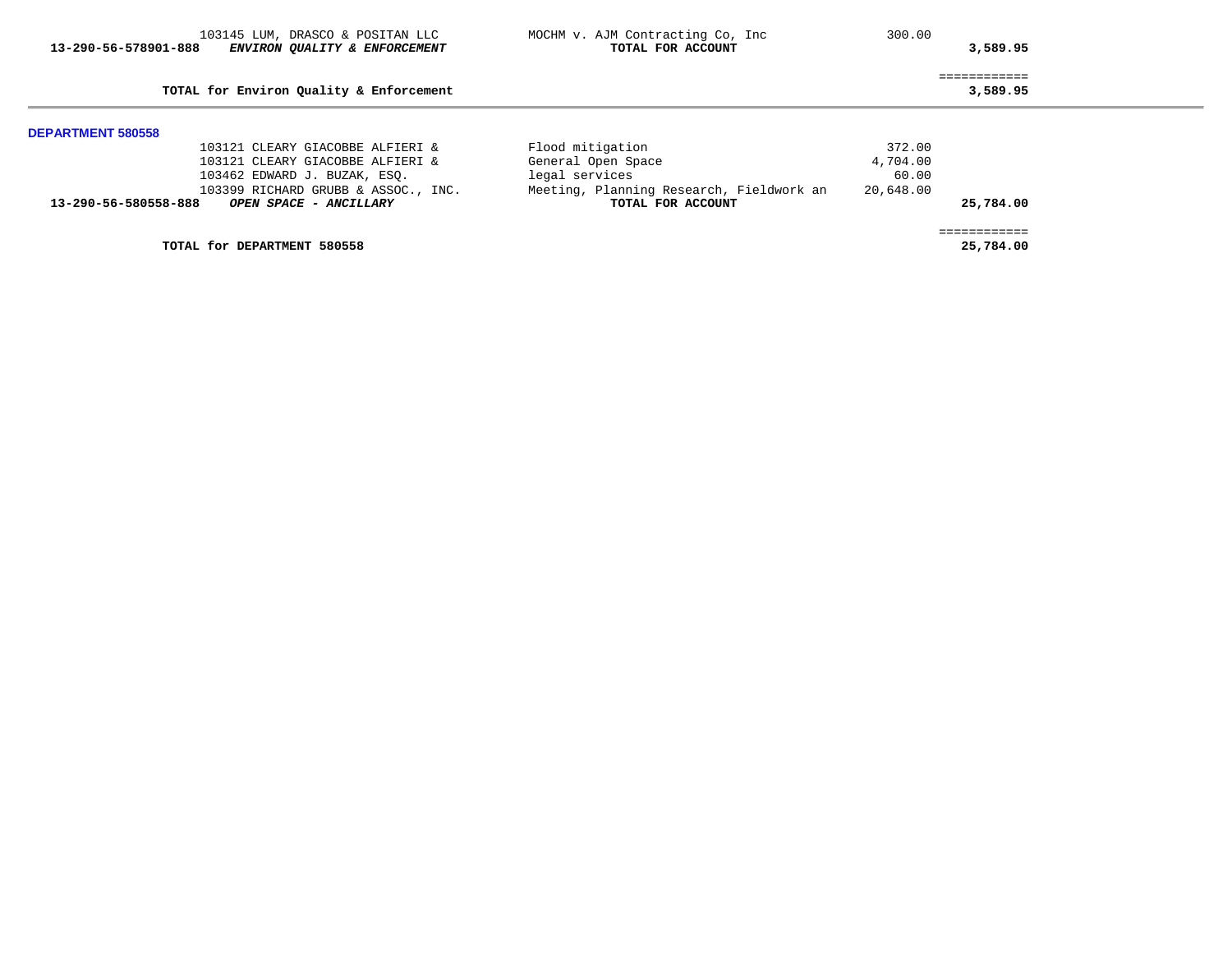| | | | | |
|---|---|---|---|---|
| | 103145 LUM, DRASCO & POSITAN LLC | MOCHM v. AJM Contracting Co, Inc | 300.00 | |
| **13-290-56-578901-888** | ***ENVIRON QUALITY & ENFORCEMENT*** | **TOTAL FOR ACCOUNT** | | **3,589.95** |

| | |
|---|---|
| | ============ |
| **TOTAL for Environ Quality & Enforcement** | **3,589.95** |

## DEPARTMENT 580558

| | | | | |
|---|---|---|---|---|
| | 103121 CLEARY GIACOBBE ALFIERI & | Flood mitigation | 372.00 | |
| | 103121 CLEARY GIACOBBE ALFIERI & | General Open Space | 4,704.00 | |
| | 103462 EDWARD J. BUZAK, ESQ. | legal services | 60.00 | |
| | 103399 RICHARD GRUBB & ASSOC., INC. | Meeting, Planning Research, Fieldwork an | 20,648.00 | |
| **13-290-56-580558-888** | ***OPEN SPACE - ANCILLARY*** | **TOTAL FOR ACCOUNT** | | **25,784.00** |

| | |
|---|---|
| | ============ |
| **TOTAL for DEPARTMENT 580558** | **25,784.00** |